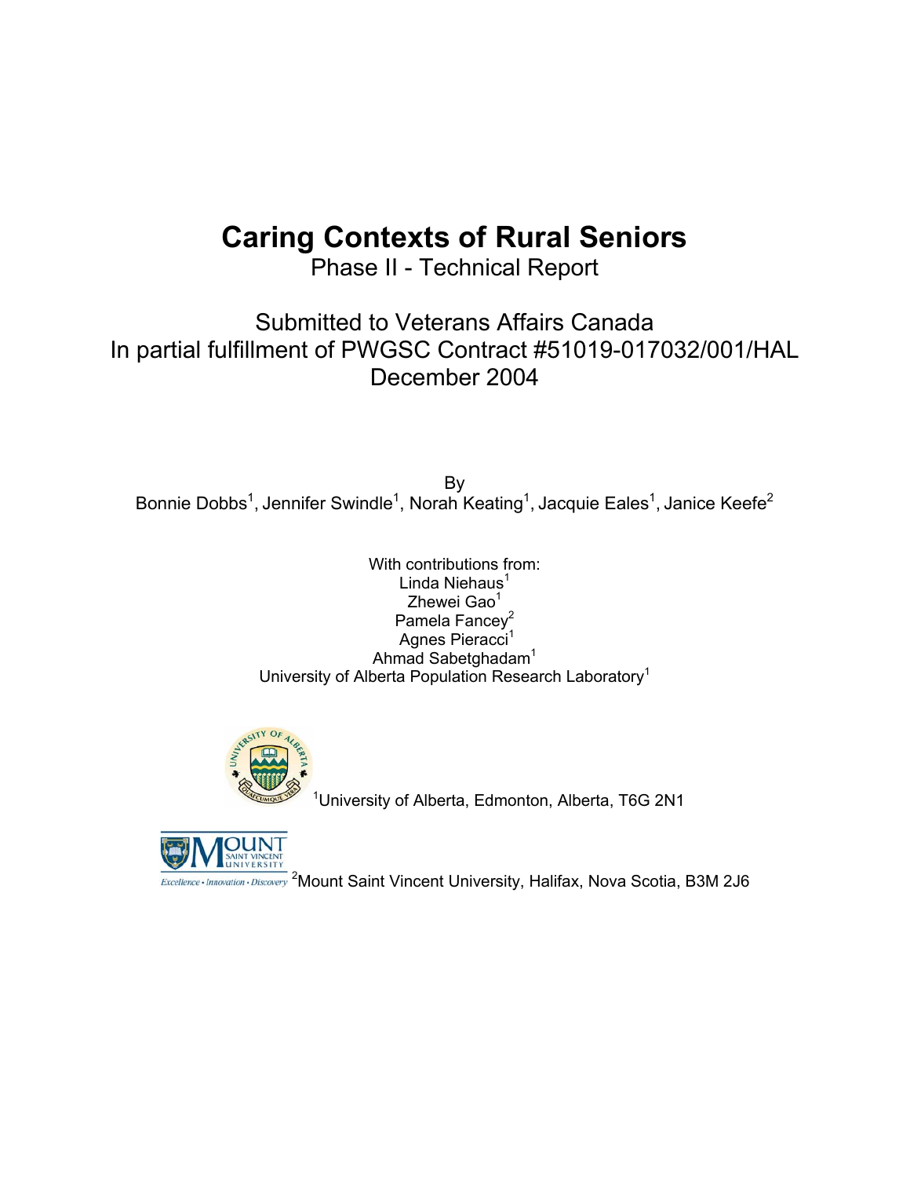# Caring Contexts of Rural Seniors

Phase II - Technical Report

Submitted to Veterans Affairs Canada
In partial fulfillment of PWGSC Contract #51019-017032/001/HAL
December 2004

By
Bonnie Dobbs[1], Jennifer Swindle[1], Norah Keating[1], Jacquie Eales[1], Janice Keefe[2]

With contributions from:
Linda Niehaus[1]
Zhewei Gao[1]
Pamela Fancey[2]
Agnes Pieracci[1]
Ahmad Sabetghadam[1]
University of Alberta Population Research Laboratory[1]

[1]University of Alberta, Edmonton, Alberta, T6G 2N1

[2]Mount Saint Vincent University, Halifax, Nova Scotia, B3M 2J6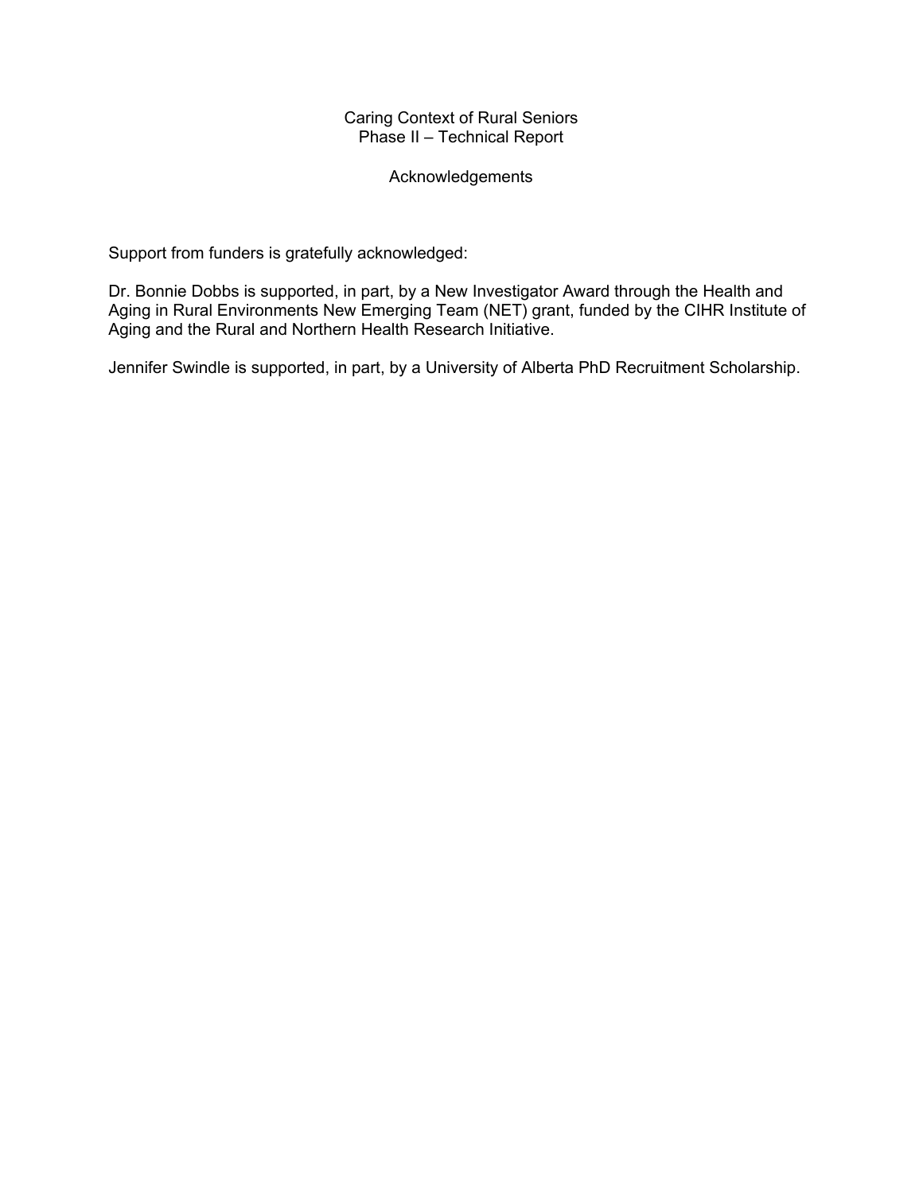# Caring Context of Rural Seniors
## Phase II – Technical Report

## Acknowledgements

Support from funders is gratefully acknowledged:

Dr. Bonnie Dobbs is supported, in part, by a New Investigator Award through the Health and Aging in Rural Environments New Emerging Team (NET) grant, funded by the CIHR Institute of Aging and the Rural and Northern Health Research Initiative.

Jennifer Swindle is supported, in part, by a University of Alberta PhD Recruitment Scholarship.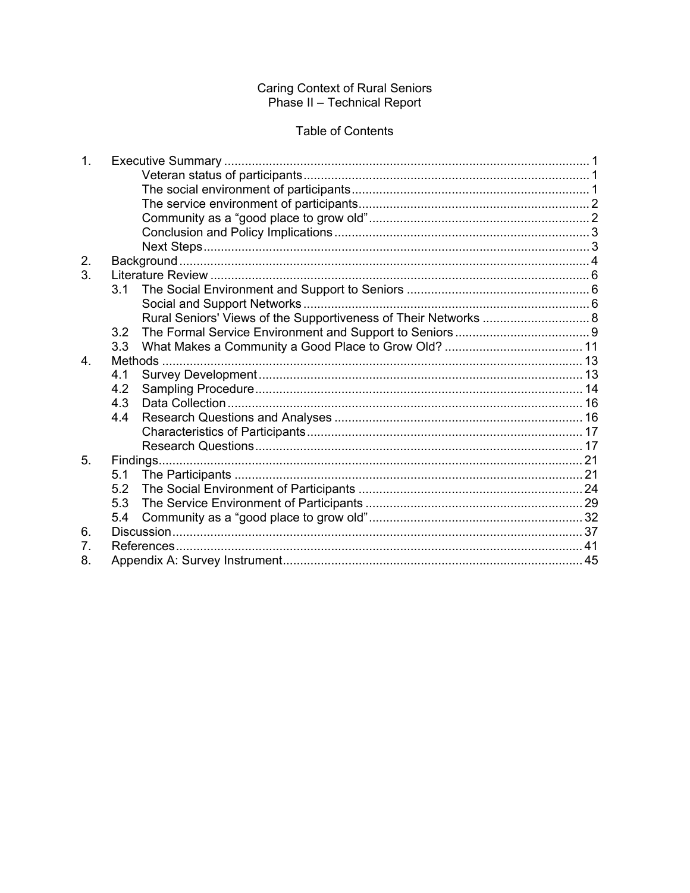Caring Context of Rural Seniors
Phase II – Technical Report

Table of Contents

| | | | |
|---|---|---|---|
| 1. | Executive Summary | | 1 |
| | | Veteran status of participants | 1 |
| | | The social environment of participants | 1 |
| | | The service environment of participants | 2 |
| | | Community as a “good place to grow old” | 2 |
| | | Conclusion and Policy Implications | 3 |
| | | Next Steps | 3 |
| 2. | Background | | 4 |
| 3. | Literature Review | | 6 |
| | 3.1 | The Social Environment and Support to Seniors | 6 |
| | | Social and Support Networks | 6 |
| | | Rural Seniors' Views of the Supportiveness of Their Networks | 8 |
| | 3.2 | The Formal Service Environment and Support to Seniors | 9 |
| | 3.3 | What Makes a Community a Good Place to Grow Old? | 11 |
| 4. | Methods | | 13 |
| | 4.1 | Survey Development | 13 |
| | 4.2 | Sampling Procedure | 14 |
| | 4.3 | Data Collection | 16 |
| | 4.4 | Research Questions and Analyses | 16 |
| | | Characteristics of Participants | 17 |
| | | Research Questions | 17 |
| 5. | Findings | | 21 |
| | 5.1 | The Participants | 21 |
| | 5.2 | The Social Environment of Participants | 24 |
| | 5.3 | The Service Environment of Participants | 29 |
| | 5.4 | Community as a “good place to grow old” | 32 |
| 6. | Discussion | | 37 |
| 7. | References | | 41 |
| 8. | Appendix A: Survey Instrument | | 45 |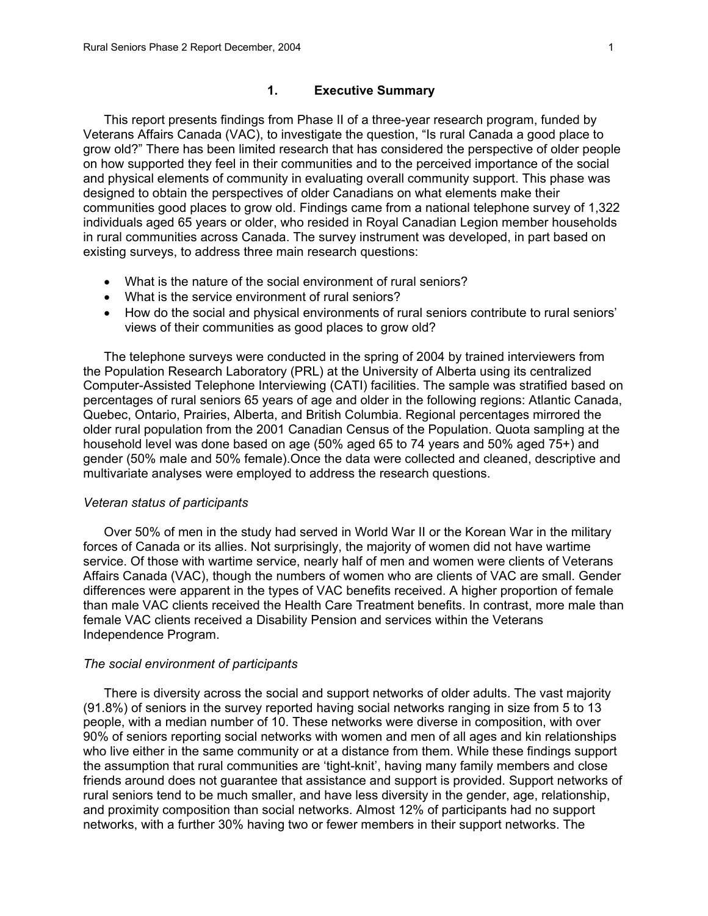# 1. Executive Summary

This report presents findings from Phase II of a three-year research program, funded by Veterans Affairs Canada (VAC), to investigate the question, "Is rural Canada a good place to grow old?" There has been limited research that has considered the perspective of older people on how supported they feel in their communities and to the perceived importance of the social and physical elements of community in evaluating overall community support. This phase was designed to obtain the perspectives of older Canadians on what elements make their communities good places to grow old. Findings came from a national telephone survey of 1,322 individuals aged 65 years or older, who resided in Royal Canadian Legion member households in rural communities across Canada. The survey instrument was developed, in part based on existing surveys, to address three main research questions:

- What is the nature of the social environment of rural seniors?
- What is the service environment of rural seniors?
- How do the social and physical environments of rural seniors contribute to rural seniors' views of their communities as good places to grow old?

The telephone surveys were conducted in the spring of 2004 by trained interviewers from the Population Research Laboratory (PRL) at the University of Alberta using its centralized Computer-Assisted Telephone Interviewing (CATI) facilities. The sample was stratified based on percentages of rural seniors 65 years of age and older in the following regions: Atlantic Canada, Quebec, Ontario, Prairies, Alberta, and British Columbia. Regional percentages mirrored the older rural population from the 2001 Canadian Census of the Population. Quota sampling at the household level was done based on age (50% aged 65 to 74 years and 50% aged 75+) and gender (50% male and 50% female).Once the data were collected and cleaned, descriptive and multivariate analyses were employed to address the research questions.

*Veteran status of participants*

Over 50% of men in the study had served in World War II or the Korean War in the military forces of Canada or its allies. Not surprisingly, the majority of women did not have wartime service. Of those with wartime service, nearly half of men and women were clients of Veterans Affairs Canada (VAC), though the numbers of women who are clients of VAC are small. Gender differences were apparent in the types of VAC benefits received. A higher proportion of female than male VAC clients received the Health Care Treatment benefits. In contrast, more male than female VAC clients received a Disability Pension and services within the Veterans Independence Program.

*The social environment of participants*

There is diversity across the social and support networks of older adults. The vast majority (91.8%) of seniors in the survey reported having social networks ranging in size from 5 to 13 people, with a median number of 10. These networks were diverse in composition, with over 90% of seniors reporting social networks with women and men of all ages and kin relationships who live either in the same community or at a distance from them. While these findings support the assumption that rural communities are 'tight-knit', having many family members and close friends around does not guarantee that assistance and support is provided. Support networks of rural seniors tend to be much smaller, and have less diversity in the gender, age, relationship, and proximity composition than social networks. Almost 12% of participants had no support networks, with a further 30% having two or fewer members in their support networks. The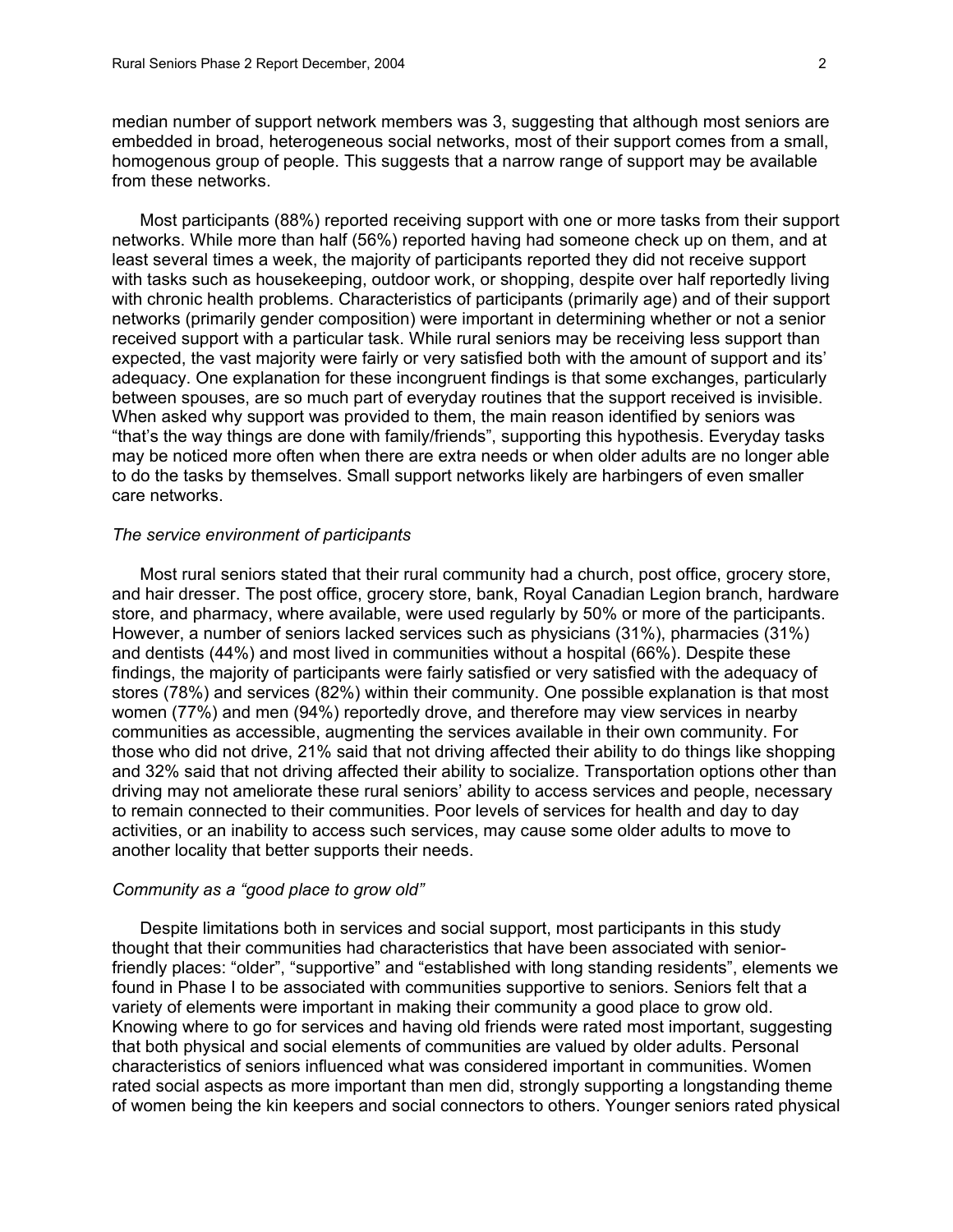median number of support network members was 3, suggesting that although most seniors are embedded in broad, heterogeneous social networks, most of their support comes from a small, homogenous group of people. This suggests that a narrow range of support may be available from these networks.

Most participants (88%) reported receiving support with one or more tasks from their support networks. While more than half (56%) reported having had someone check up on them, and at least several times a week, the majority of participants reported they did not receive support with tasks such as housekeeping, outdoor work, or shopping, despite over half reportedly living with chronic health problems. Characteristics of participants (primarily age) and of their support networks (primarily gender composition) were important in determining whether or not a senior received support with a particular task. While rural seniors may be receiving less support than expected, the vast majority were fairly or very satisfied both with the amount of support and its' adequacy. One explanation for these incongruent findings is that some exchanges, particularly between spouses, are so much part of everyday routines that the support received is invisible. When asked why support was provided to them, the main reason identified by seniors was "that's the way things are done with family/friends", supporting this hypothesis. Everyday tasks may be noticed more often when there are extra needs or when older adults are no longer able to do the tasks by themselves. Small support networks likely are harbingers of even smaller care networks.

*The service environment of participants*

Most rural seniors stated that their rural community had a church, post office, grocery store, and hair dresser. The post office, grocery store, bank, Royal Canadian Legion branch, hardware store, and pharmacy, where available, were used regularly by 50% or more of the participants. However, a number of seniors lacked services such as physicians (31%), pharmacies (31%) and dentists (44%) and most lived in communities without a hospital (66%). Despite these findings, the majority of participants were fairly satisfied or very satisfied with the adequacy of stores (78%) and services (82%) within their community. One possible explanation is that most women (77%) and men (94%) reportedly drove, and therefore may view services in nearby communities as accessible, augmenting the services available in their own community. For those who did not drive, 21% said that not driving affected their ability to do things like shopping and 32% said that not driving affected their ability to socialize. Transportation options other than driving may not ameliorate these rural seniors' ability to access services and people, necessary to remain connected to their communities. Poor levels of services for health and day to day activities, or an inability to access such services, may cause some older adults to move to another locality that better supports their needs.

*Community as a "good place to grow old"*

Despite limitations both in services and social support, most participants in this study thought that their communities had characteristics that have been associated with senior-friendly places: "older", "supportive" and "established with long standing residents", elements we found in Phase I to be associated with communities supportive to seniors. Seniors felt that a variety of elements were important in making their community a good place to grow old. Knowing where to go for services and having old friends were rated most important, suggesting that both physical and social elements of communities are valued by older adults. Personal characteristics of seniors influenced what was considered important in communities. Women rated social aspects as more important than men did, strongly supporting a longstanding theme of women being the kin keepers and social connectors to others. Younger seniors rated physical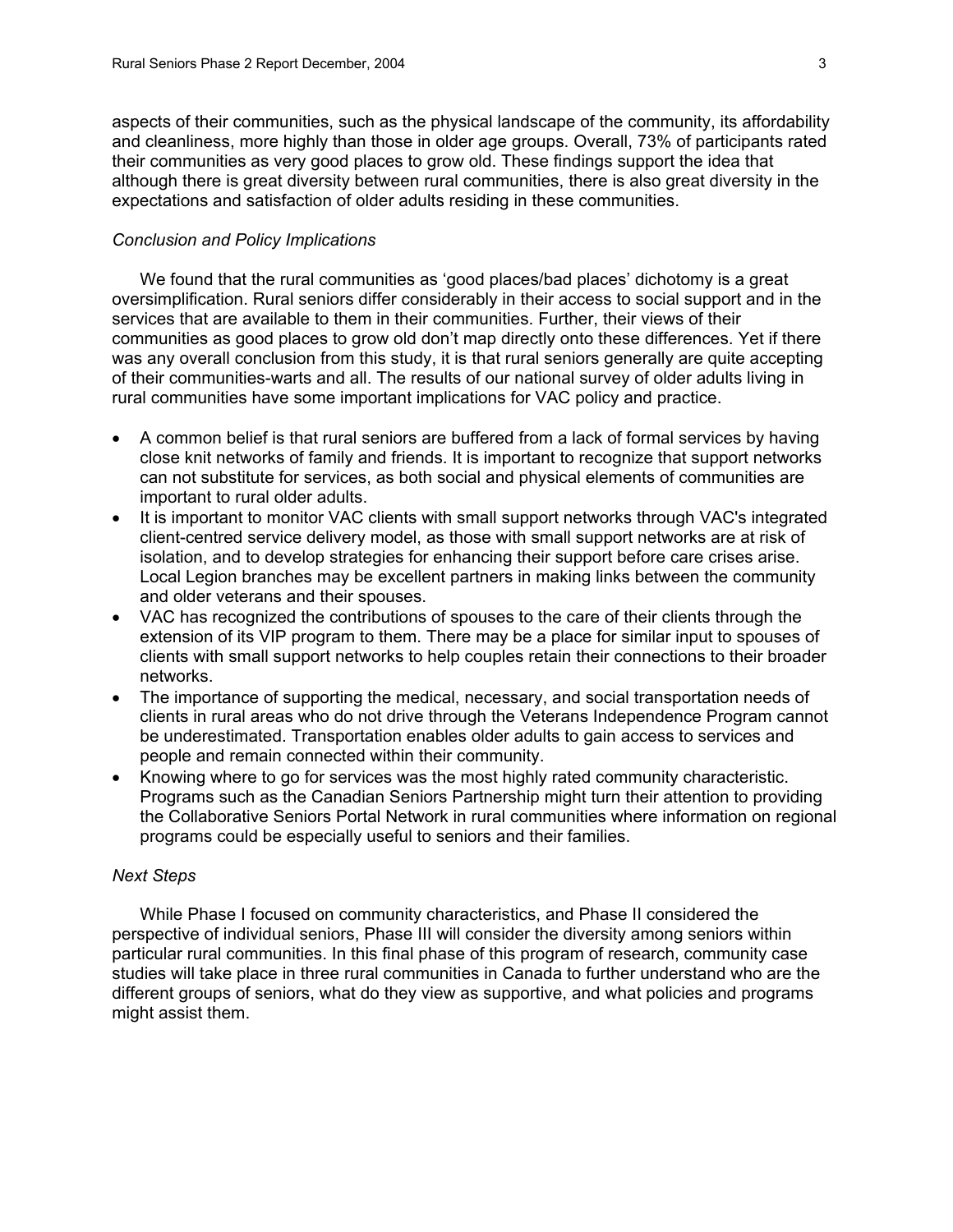aspects of their communities, such as the physical landscape of the community, its affordability and cleanliness, more highly than those in older age groups. Overall, 73% of participants rated their communities as very good places to grow old. These findings support the idea that although there is great diversity between rural communities, there is also great diversity in the expectations and satisfaction of older adults residing in these communities.

*Conclusion and Policy Implications*

We found that the rural communities as 'good places/bad places' dichotomy is a great oversimplification. Rural seniors differ considerably in their access to social support and in the services that are available to them in their communities. Further, their views of their communities as good places to grow old don't map directly onto these differences. Yet if there was any overall conclusion from this study, it is that rural seniors generally are quite accepting of their communities-warts and all. The results of our national survey of older adults living in rural communities have some important implications for VAC policy and practice.

- A common belief is that rural seniors are buffered from a lack of formal services by having close knit networks of family and friends. It is important to recognize that support networks can not substitute for services, as both social and physical elements of communities are important to rural older adults.
- It is important to monitor VAC clients with small support networks through VAC's integrated client-centred service delivery model, as those with small support networks are at risk of isolation, and to develop strategies for enhancing their support before care crises arise. Local Legion branches may be excellent partners in making links between the community and older veterans and their spouses.
- VAC has recognized the contributions of spouses to the care of their clients through the extension of its VIP program to them. There may be a place for similar input to spouses of clients with small support networks to help couples retain their connections to their broader networks.
- The importance of supporting the medical, necessary, and social transportation needs of clients in rural areas who do not drive through the Veterans Independence Program cannot be underestimated. Transportation enables older adults to gain access to services and people and remain connected within their community.
- Knowing where to go for services was the most highly rated community characteristic. Programs such as the Canadian Seniors Partnership might turn their attention to providing the Collaborative Seniors Portal Network in rural communities where information on regional programs could be especially useful to seniors and their families.

*Next Steps*

While Phase I focused on community characteristics, and Phase II considered the perspective of individual seniors, Phase III will consider the diversity among seniors within particular rural communities. In this final phase of this program of research, community case studies will take place in three rural communities in Canada to further understand who are the different groups of seniors, what do they view as supportive, and what policies and programs might assist them.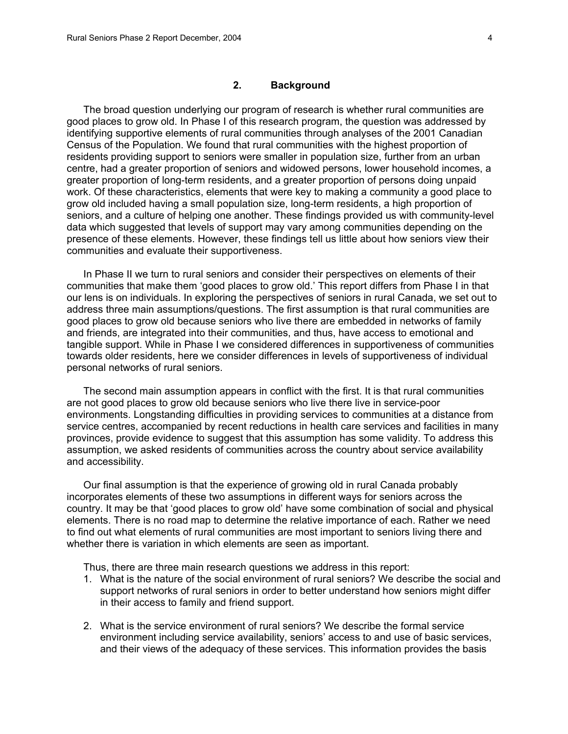## 2. Background

The broad question underlying our program of research is whether rural communities are good places to grow old. In Phase I of this research program, the question was addressed by identifying supportive elements of rural communities through analyses of the 2001 Canadian Census of the Population. We found that rural communities with the highest proportion of residents providing support to seniors were smaller in population size, further from an urban centre, had a greater proportion of seniors and widowed persons, lower household incomes, a greater proportion of long-term residents, and a greater proportion of persons doing unpaid work. Of these characteristics, elements that were key to making a community a good place to grow old included having a small population size, long-term residents, a high proportion of seniors, and a culture of helping one another. These findings provided us with community-level data which suggested that levels of support may vary among communities depending on the presence of these elements. However, these findings tell us little about how seniors view their communities and evaluate their supportiveness.

In Phase II we turn to rural seniors and consider their perspectives on elements of their communities that make them 'good places to grow old.' This report differs from Phase I in that our lens is on individuals. In exploring the perspectives of seniors in rural Canada, we set out to address three main assumptions/questions. The first assumption is that rural communities are good places to grow old because seniors who live there are embedded in networks of family and friends, are integrated into their communities, and thus, have access to emotional and tangible support. While in Phase I we considered differences in supportiveness of communities towards older residents, here we consider differences in levels of supportiveness of individual personal networks of rural seniors.

The second main assumption appears in conflict with the first. It is that rural communities are not good places to grow old because seniors who live there live in service-poor environments. Longstanding difficulties in providing services to communities at a distance from service centres, accompanied by recent reductions in health care services and facilities in many provinces, provide evidence to suggest that this assumption has some validity. To address this assumption, we asked residents of communities across the country about service availability and accessibility.

Our final assumption is that the experience of growing old in rural Canada probably incorporates elements of these two assumptions in different ways for seniors across the country. It may be that 'good places to grow old' have some combination of social and physical elements. There is no road map to determine the relative importance of each. Rather we need to find out what elements of rural communities are most important to seniors living there and whether there is variation in which elements are seen as important.

Thus, there are three main research questions we address in this report:

1. What is the nature of the social environment of rural seniors? We describe the social and support networks of rural seniors in order to better understand how seniors might differ in their access to family and friend support.

2. What is the service environment of rural seniors? We describe the formal service environment including service availability, seniors' access to and use of basic services, and their views of the adequacy of these services. This information provides the basis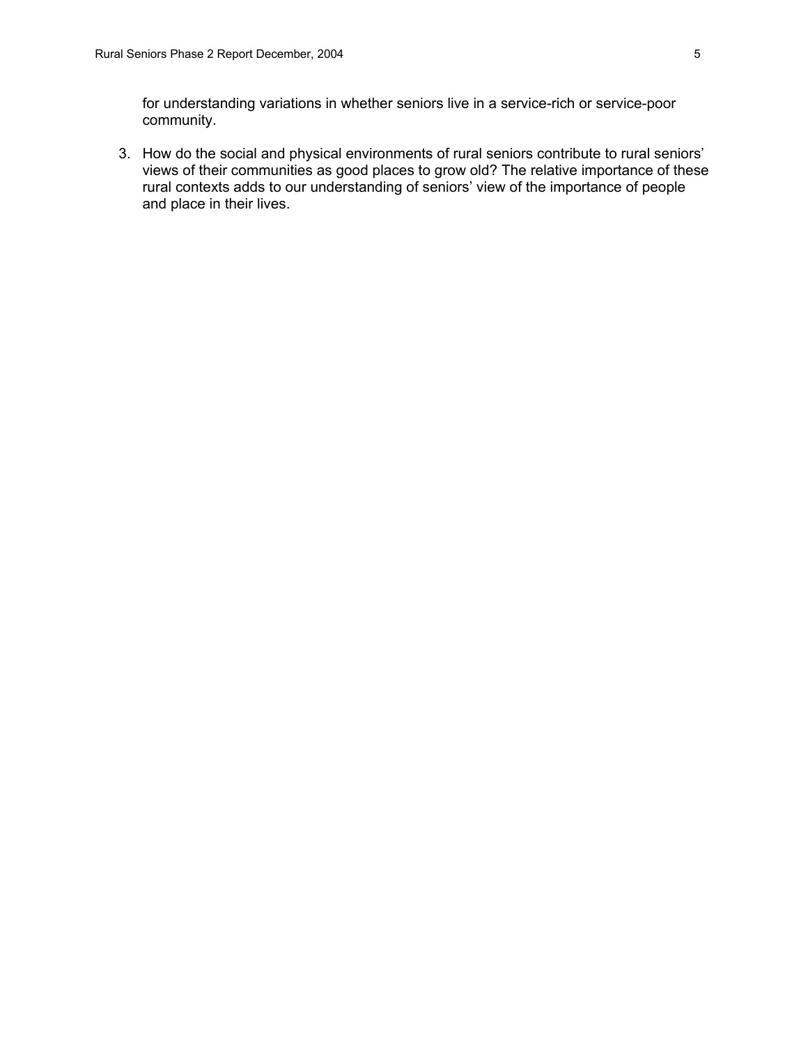for understanding variations in whether seniors live in a service-rich or service-poor community.

3. How do the social and physical environments of rural seniors contribute to rural seniors' views of their communities as good places to grow old? The relative importance of these rural contexts adds to our understanding of seniors' view of the importance of people and place in their lives.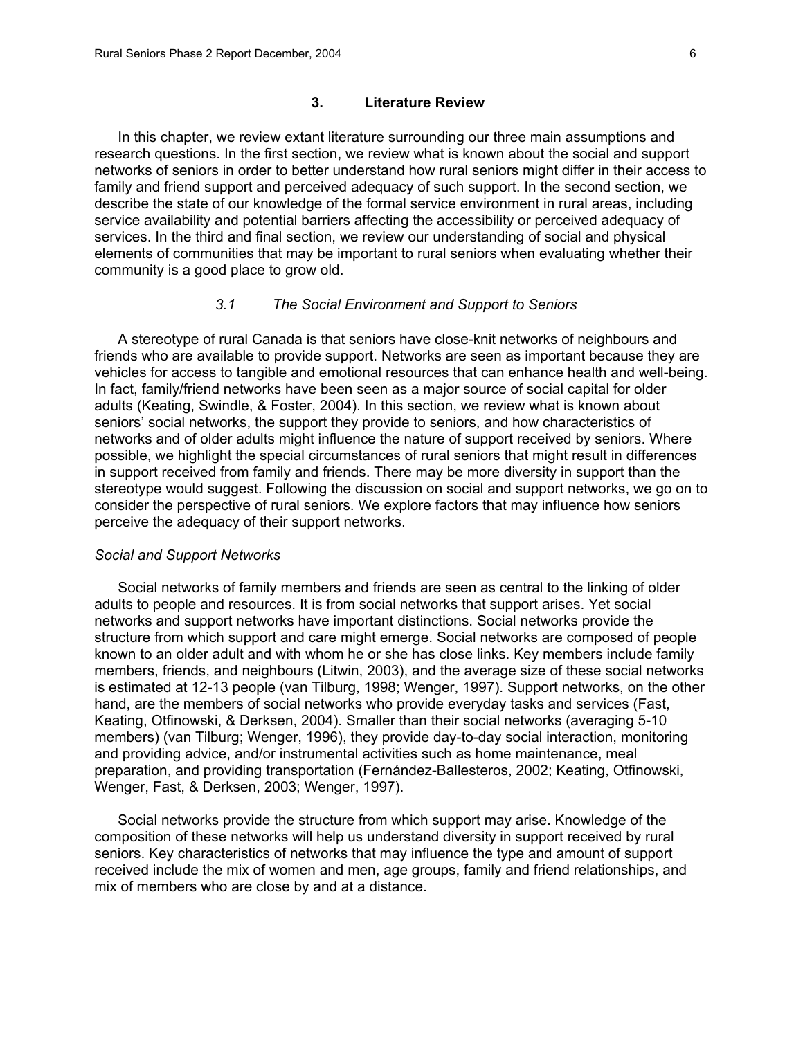# 3. Literature Review

In this chapter, we review extant literature surrounding our three main assumptions and research questions. In the first section, we review what is known about the social and support networks of seniors in order to better understand how rural seniors might differ in their access to family and friend support and perceived adequacy of such support. In the second section, we describe the state of our knowledge of the formal service environment in rural areas, including service availability and potential barriers affecting the accessibility or perceived adequacy of services. In the third and final section, we review our understanding of social and physical elements of communities that may be important to rural seniors when evaluating whether their community is a good place to grow old.

## *3.1 The Social Environment and Support to Seniors*

A stereotype of rural Canada is that seniors have close-knit networks of neighbours and friends who are available to provide support. Networks are seen as important because they are vehicles for access to tangible and emotional resources that can enhance health and well-being. In fact, family/friend networks have been seen as a major source of social capital for older adults (Keating, Swindle, & Foster, 2004). In this section, we review what is known about seniors' social networks, the support they provide to seniors, and how characteristics of networks and of older adults might influence the nature of support received by seniors. Where possible, we highlight the special circumstances of rural seniors that might result in differences in support received from family and friends. There may be more diversity in support than the stereotype would suggest. Following the discussion on social and support networks, we go on to consider the perspective of rural seniors. We explore factors that may influence how seniors perceive the adequacy of their support networks.

### *Social and Support Networks*

Social networks of family members and friends are seen as central to the linking of older adults to people and resources. It is from social networks that support arises. Yet social networks and support networks have important distinctions. Social networks provide the structure from which support and care might emerge. Social networks are composed of people known to an older adult and with whom he or she has close links. Key members include family members, friends, and neighbours (Litwin, 2003), and the average size of these social networks is estimated at 12-13 people (van Tilburg, 1998; Wenger, 1997). Support networks, on the other hand, are the members of social networks who provide everyday tasks and services (Fast, Keating, Otfinowski, & Derksen, 2004). Smaller than their social networks (averaging 5-10 members) (van Tilburg; Wenger, 1996), they provide day-to-day social interaction, monitoring and providing advice, and/or instrumental activities such as home maintenance, meal preparation, and providing transportation (Fernández-Ballesteros, 2002; Keating, Otfinowski, Wenger, Fast, & Derksen, 2003; Wenger, 1997).

Social networks provide the structure from which support may arise. Knowledge of the composition of these networks will help us understand diversity in support received by rural seniors. Key characteristics of networks that may influence the type and amount of support received include the mix of women and men, age groups, family and friend relationships, and mix of members who are close by and at a distance.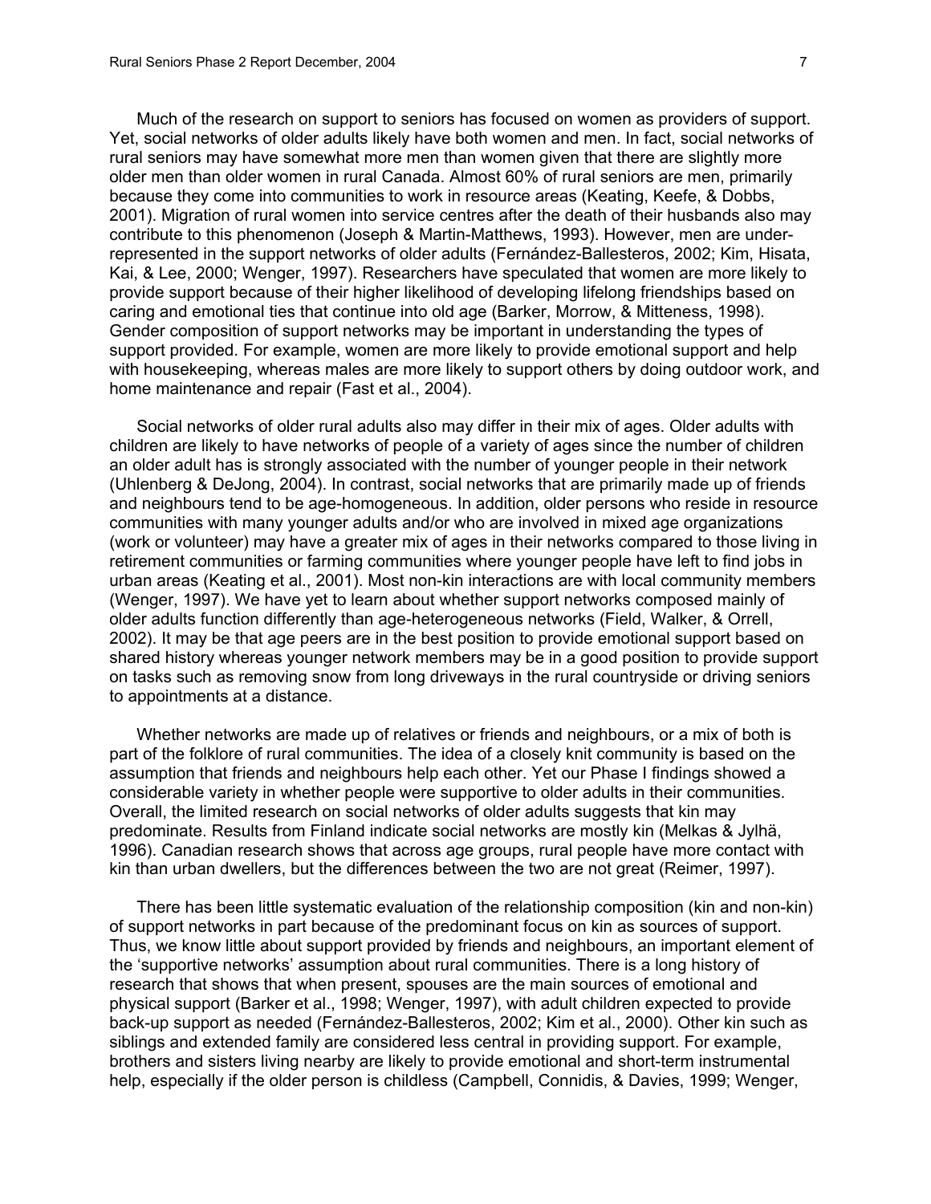Much of the research on support to seniors has focused on women as providers of support. Yet, social networks of older adults likely have both women and men. In fact, social networks of rural seniors may have somewhat more men than women given that there are slightly more older men than older women in rural Canada. Almost 60% of rural seniors are men, primarily because they come into communities to work in resource areas (Keating, Keefe, & Dobbs, 2001). Migration of rural women into service centres after the death of their husbands also may contribute to this phenomenon (Joseph & Martin-Matthews, 1993). However, men are under-represented in the support networks of older adults (Fernández-Ballesteros, 2002; Kim, Hisata, Kai, & Lee, 2000; Wenger, 1997). Researchers have speculated that women are more likely to provide support because of their higher likelihood of developing lifelong friendships based on caring and emotional ties that continue into old age (Barker, Morrow, & Mitteness, 1998). Gender composition of support networks may be important in understanding the types of support provided. For example, women are more likely to provide emotional support and help with housekeeping, whereas males are more likely to support others by doing outdoor work, and home maintenance and repair (Fast et al., 2004).

Social networks of older rural adults also may differ in their mix of ages. Older adults with children are likely to have networks of people of a variety of ages since the number of children an older adult has is strongly associated with the number of younger people in their network (Uhlenberg & DeJong, 2004). In contrast, social networks that are primarily made up of friends and neighbours tend to be age-homogeneous. In addition, older persons who reside in resource communities with many younger adults and/or who are involved in mixed age organizations (work or volunteer) may have a greater mix of ages in their networks compared to those living in retirement communities or farming communities where younger people have left to find jobs in urban areas (Keating et al., 2001). Most non-kin interactions are with local community members (Wenger, 1997). We have yet to learn about whether support networks composed mainly of older adults function differently than age-heterogeneous networks (Field, Walker, & Orrell, 2002). It may be that age peers are in the best position to provide emotional support based on shared history whereas younger network members may be in a good position to provide support on tasks such as removing snow from long driveways in the rural countryside or driving seniors to appointments at a distance.

Whether networks are made up of relatives or friends and neighbours, or a mix of both is part of the folklore of rural communities. The idea of a closely knit community is based on the assumption that friends and neighbours help each other. Yet our Phase I findings showed a considerable variety in whether people were supportive to older adults in their communities. Overall, the limited research on social networks of older adults suggests that kin may predominate. Results from Finland indicate social networks are mostly kin (Melkas & Jylhä, 1996). Canadian research shows that across age groups, rural people have more contact with kin than urban dwellers, but the differences between the two are not great (Reimer, 1997).

There has been little systematic evaluation of the relationship composition (kin and non-kin) of support networks in part because of the predominant focus on kin as sources of support. Thus, we know little about support provided by friends and neighbours, an important element of the 'supportive networks' assumption about rural communities. There is a long history of research that shows that when present, spouses are the main sources of emotional and physical support (Barker et al., 1998; Wenger, 1997), with adult children expected to provide back-up support as needed (Fernández-Ballesteros, 2002; Kim et al., 2000). Other kin such as siblings and extended family are considered less central in providing support. For example, brothers and sisters living nearby are likely to provide emotional and short-term instrumental help, especially if the older person is childless (Campbell, Connidis, & Davies, 1999; Wenger,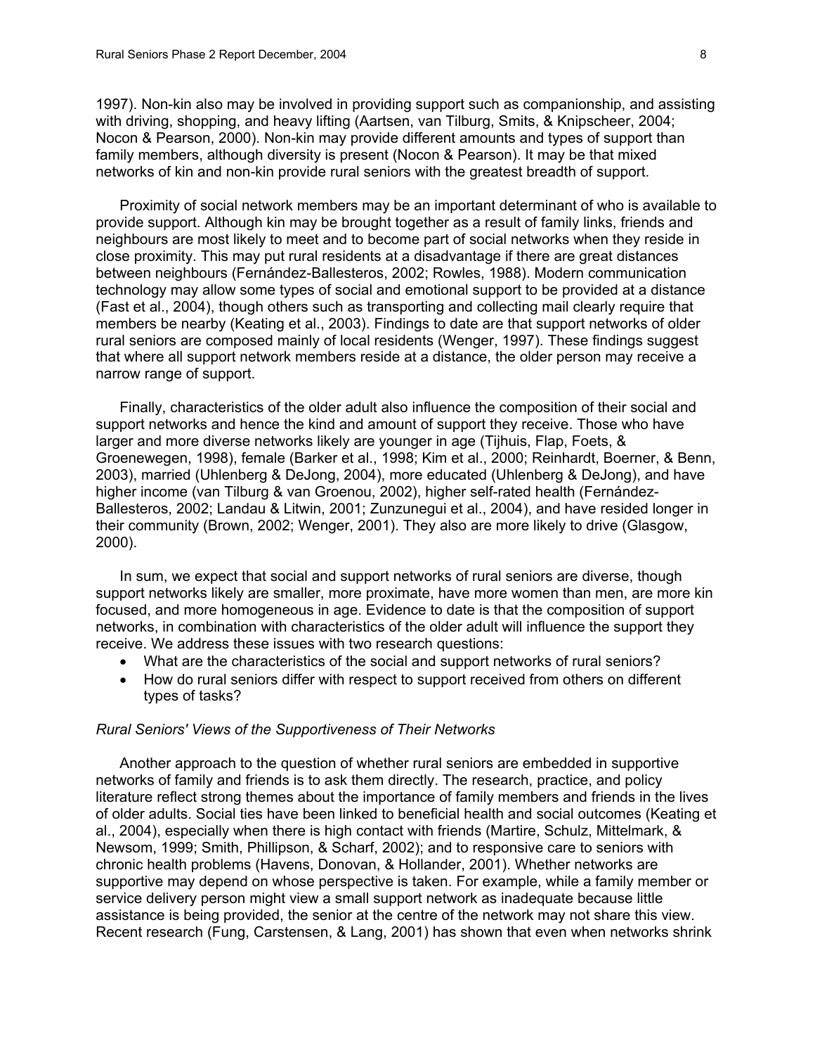1997). Non-kin also may be involved in providing support such as companionship, and assisting with driving, shopping, and heavy lifting (Aartsen, van Tilburg, Smits, & Knipscheer, 2004; Nocon & Pearson, 2000). Non-kin may provide different amounts and types of support than family members, although diversity is present (Nocon & Pearson). It may be that mixed networks of kin and non-kin provide rural seniors with the greatest breadth of support.

Proximity of social network members may be an important determinant of who is available to provide support. Although kin may be brought together as a result of family links, friends and neighbours are most likely to meet and to become part of social networks when they reside in close proximity. This may put rural residents at a disadvantage if there are great distances between neighbours (Fernández-Ballesteros, 2002; Rowles, 1988). Modern communication technology may allow some types of social and emotional support to be provided at a distance (Fast et al., 2004), though others such as transporting and collecting mail clearly require that members be nearby (Keating et al., 2003). Findings to date are that support networks of older rural seniors are composed mainly of local residents (Wenger, 1997). These findings suggest that where all support network members reside at a distance, the older person may receive a narrow range of support.

Finally, characteristics of the older adult also influence the composition of their social and support networks and hence the kind and amount of support they receive. Those who have larger and more diverse networks likely are younger in age (Tijhuis, Flap, Foets, & Groenewegen, 1998), female (Barker et al., 1998; Kim et al., 2000; Reinhardt, Boerner, & Benn, 2003), married (Uhlenberg & DeJong, 2004), more educated (Uhlenberg & DeJong), and have higher income (van Tilburg & van Groenou, 2002), higher self-rated health (Fernández-Ballesteros, 2002; Landau & Litwin, 2001; Zunzunegui et al., 2004), and have resided longer in their community (Brown, 2002; Wenger, 2001). They also are more likely to drive (Glasgow, 2000).

In sum, we expect that social and support networks of rural seniors are diverse, though support networks likely are smaller, more proximate, have more women than men, are more kin focused, and more homogeneous in age. Evidence to date is that the composition of support networks, in combination with characteristics of the older adult will influence the support they receive. We address these issues with two research questions:

- What are the characteristics of the social and support networks of rural seniors?
- How do rural seniors differ with respect to support received from others on different types of tasks?

### *Rural Seniors' Views of the Supportiveness of Their Networks*

Another approach to the question of whether rural seniors are embedded in supportive networks of family and friends is to ask them directly. The research, practice, and policy literature reflect strong themes about the importance of family members and friends in the lives of older adults. Social ties have been linked to beneficial health and social outcomes (Keating et al., 2004), especially when there is high contact with friends (Martire, Schulz, Mittelmark, & Newsom, 1999; Smith, Phillipson, & Scharf, 2002); and to responsive care to seniors with chronic health problems (Havens, Donovan, & Hollander, 2001). Whether networks are supportive may depend on whose perspective is taken. For example, while a family member or service delivery person might view a small support network as inadequate because little assistance is being provided, the senior at the centre of the network may not share this view. Recent research (Fung, Carstensen, & Lang, 2001) has shown that even when networks shrink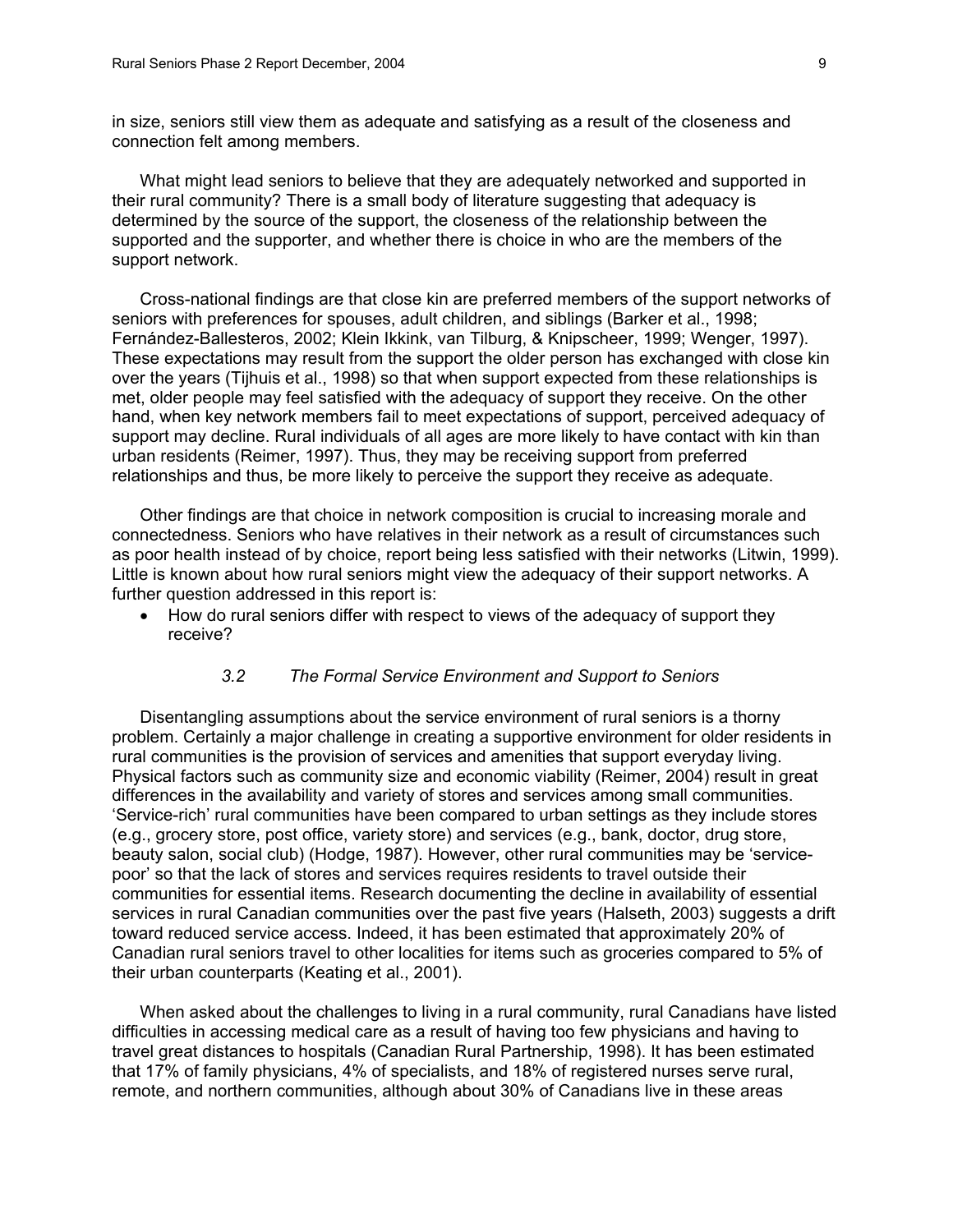in size, seniors still view them as adequate and satisfying as a result of the closeness and connection felt among members.

What might lead seniors to believe that they are adequately networked and supported in their rural community? There is a small body of literature suggesting that adequacy is determined by the source of the support, the closeness of the relationship between the supported and the supporter, and whether there is choice in who are the members of the support network.

Cross-national findings are that close kin are preferred members of the support networks of seniors with preferences for spouses, adult children, and siblings (Barker et al., 1998; Fernández-Ballesteros, 2002; Klein Ikkink, van Tilburg, & Knipscheer, 1999; Wenger, 1997). These expectations may result from the support the older person has exchanged with close kin over the years (Tijhuis et al., 1998) so that when support expected from these relationships is met, older people may feel satisfied with the adequacy of support they receive. On the other hand, when key network members fail to meet expectations of support, perceived adequacy of support may decline. Rural individuals of all ages are more likely to have contact with kin than urban residents (Reimer, 1997). Thus, they may be receiving support from preferred relationships and thus, be more likely to perceive the support they receive as adequate.

Other findings are that choice in network composition is crucial to increasing morale and connectedness. Seniors who have relatives in their network as a result of circumstances such as poor health instead of by choice, report being less satisfied with their networks (Litwin, 1999). Little is known about how rural seniors might view the adequacy of their support networks. A further question addressed in this report is:

- How do rural seniors differ with respect to views of the adequacy of support they receive?

### *3.2 The Formal Service Environment and Support to Seniors*

Disentangling assumptions about the service environment of rural seniors is a thorny problem. Certainly a major challenge in creating a supportive environment for older residents in rural communities is the provision of services and amenities that support everyday living. Physical factors such as community size and economic viability (Reimer, 2004) result in great differences in the availability and variety of stores and services among small communities. 'Service-rich' rural communities have been compared to urban settings as they include stores (e.g., grocery store, post office, variety store) and services (e.g., bank, doctor, drug store, beauty salon, social club) (Hodge, 1987). However, other rural communities may be 'service-poor' so that the lack of stores and services requires residents to travel outside their communities for essential items. Research documenting the decline in availability of essential services in rural Canadian communities over the past five years (Halseth, 2003) suggests a drift toward reduced service access. Indeed, it has been estimated that approximately 20% of Canadian rural seniors travel to other localities for items such as groceries compared to 5% of their urban counterparts (Keating et al., 2001).

When asked about the challenges to living in a rural community, rural Canadians have listed difficulties in accessing medical care as a result of having too few physicians and having to travel great distances to hospitals (Canadian Rural Partnership, 1998). It has been estimated that 17% of family physicians, 4% of specialists, and 18% of registered nurses serve rural, remote, and northern communities, although about 30% of Canadians live in these areas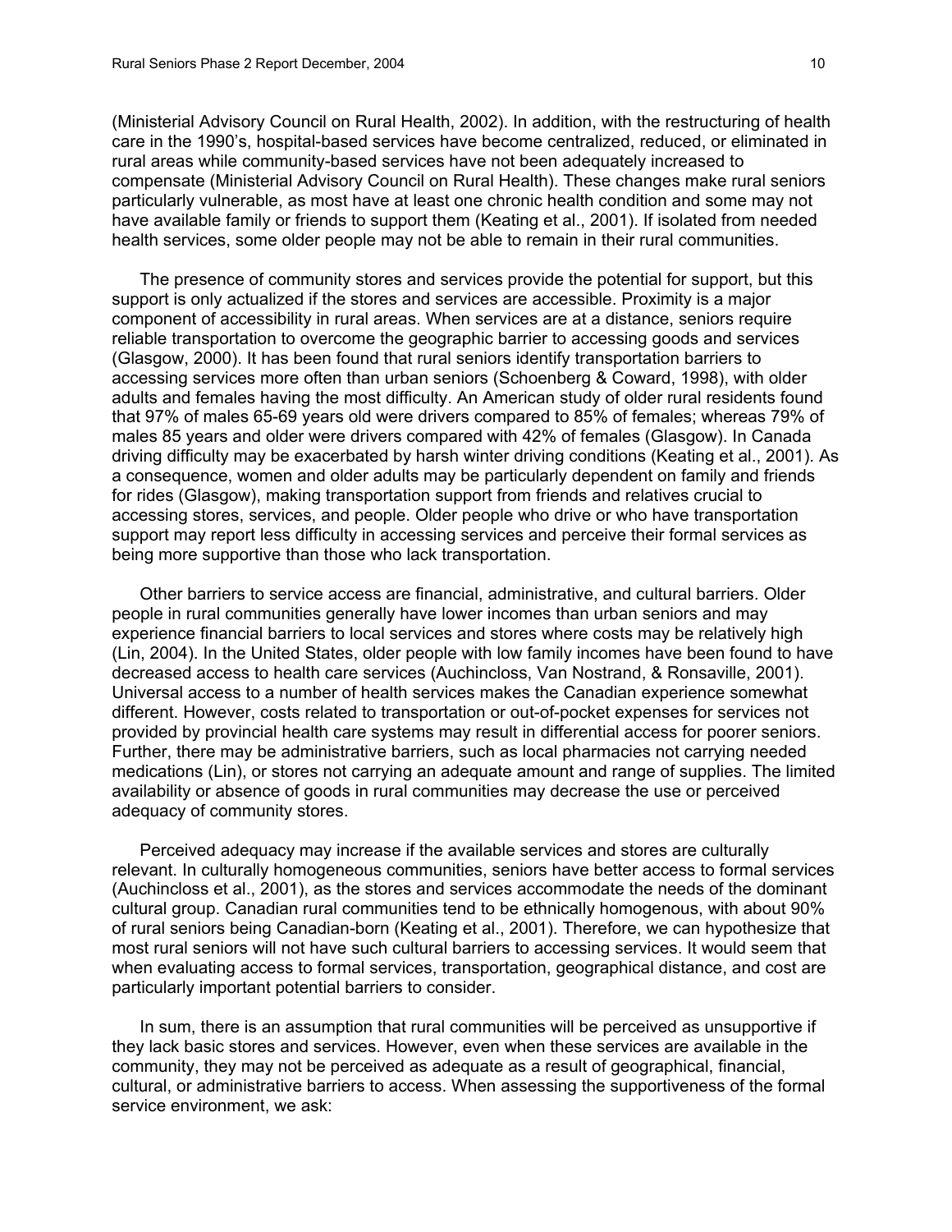(Ministerial Advisory Council on Rural Health, 2002). In addition, with the restructuring of health care in the 1990's, hospital-based services have become centralized, reduced, or eliminated in rural areas while community-based services have not been adequately increased to compensate (Ministerial Advisory Council on Rural Health). These changes make rural seniors particularly vulnerable, as most have at least one chronic health condition and some may not have available family or friends to support them (Keating et al., 2001). If isolated from needed health services, some older people may not be able to remain in their rural communities.

The presence of community stores and services provide the potential for support, but this support is only actualized if the stores and services are accessible. Proximity is a major component of accessibility in rural areas. When services are at a distance, seniors require reliable transportation to overcome the geographic barrier to accessing goods and services (Glasgow, 2000). It has been found that rural seniors identify transportation barriers to accessing services more often than urban seniors (Schoenberg & Coward, 1998), with older adults and females having the most difficulty. An American study of older rural residents found that 97% of males 65-69 years old were drivers compared to 85% of females; whereas 79% of males 85 years and older were drivers compared with 42% of females (Glasgow). In Canada driving difficulty may be exacerbated by harsh winter driving conditions (Keating et al., 2001). As a consequence, women and older adults may be particularly dependent on family and friends for rides (Glasgow), making transportation support from friends and relatives crucial to accessing stores, services, and people. Older people who drive or who have transportation support may report less difficulty in accessing services and perceive their formal services as being more supportive than those who lack transportation.

Other barriers to service access are financial, administrative, and cultural barriers. Older people in rural communities generally have lower incomes than urban seniors and may experience financial barriers to local services and stores where costs may be relatively high (Lin, 2004). In the United States, older people with low family incomes have been found to have decreased access to health care services (Auchincloss, Van Nostrand, & Ronsaville, 2001). Universal access to a number of health services makes the Canadian experience somewhat different. However, costs related to transportation or out-of-pocket expenses for services not provided by provincial health care systems may result in differential access for poorer seniors. Further, there may be administrative barriers, such as local pharmacies not carrying needed medications (Lin), or stores not carrying an adequate amount and range of supplies. The limited availability or absence of goods in rural communities may decrease the use or perceived adequacy of community stores.

Perceived adequacy may increase if the available services and stores are culturally relevant. In culturally homogeneous communities, seniors have better access to formal services (Auchincloss et al., 2001), as the stores and services accommodate the needs of the dominant cultural group. Canadian rural communities tend to be ethnically homogenous, with about 90% of rural seniors being Canadian-born (Keating et al., 2001). Therefore, we can hypothesize that most rural seniors will not have such cultural barriers to accessing services. It would seem that when evaluating access to formal services, transportation, geographical distance, and cost are particularly important potential barriers to consider.

In sum, there is an assumption that rural communities will be perceived as unsupportive if they lack basic stores and services. However, even when these services are available in the community, they may not be perceived as adequate as a result of geographical, financial, cultural, or administrative barriers to access. When assessing the supportiveness of the formal service environment, we ask: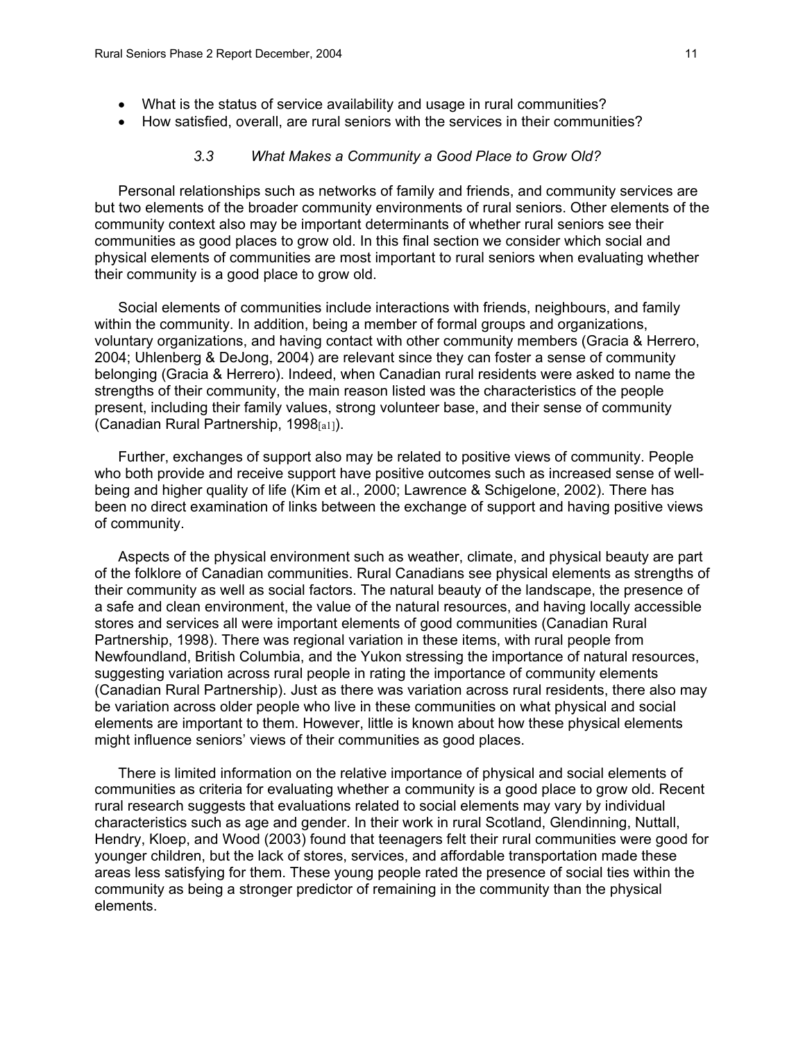- What is the status of service availability and usage in rural communities?
- How satisfied, overall, are rural seniors with the services in their communities?

### *3.3 What Makes a Community a Good Place to Grow Old?*

Personal relationships such as networks of family and friends, and community services are but two elements of the broader community environments of rural seniors. Other elements of the community context also may be important determinants of whether rural seniors see their communities as good places to grow old. In this final section we consider which social and physical elements of communities are most important to rural seniors when evaluating whether their community is a good place to grow old.

Social elements of communities include interactions with friends, neighbours, and family within the community. In addition, being a member of formal groups and organizations, voluntary organizations, and having contact with other community members (Gracia & Herrero, 2004; Uhlenberg & DeJong, 2004) are relevant since they can foster a sense of community belonging (Gracia & Herrero). Indeed, when Canadian rural residents were asked to name the strengths of their community, the main reason listed was the characteristics of the people present, including their family values, strong volunteer base, and their sense of community (Canadian Rural Partnership, 1998[a1]).

Further, exchanges of support also may be related to positive views of community. People who both provide and receive support have positive outcomes such as increased sense of well-being and higher quality of life (Kim et al., 2000; Lawrence & Schigelone, 2002). There has been no direct examination of links between the exchange of support and having positive views of community.

Aspects of the physical environment such as weather, climate, and physical beauty are part of the folklore of Canadian communities. Rural Canadians see physical elements as strengths of their community as well as social factors. The natural beauty of the landscape, the presence of a safe and clean environment, the value of the natural resources, and having locally accessible stores and services all were important elements of good communities (Canadian Rural Partnership, 1998). There was regional variation in these items, with rural people from Newfoundland, British Columbia, and the Yukon stressing the importance of natural resources, suggesting variation across rural people in rating the importance of community elements (Canadian Rural Partnership). Just as there was variation across rural residents, there also may be variation across older people who live in these communities on what physical and social elements are important to them. However, little is known about how these physical elements might influence seniors' views of their communities as good places.

There is limited information on the relative importance of physical and social elements of communities as criteria for evaluating whether a community is a good place to grow old. Recent rural research suggests that evaluations related to social elements may vary by individual characteristics such as age and gender. In their work in rural Scotland, Glendinning, Nuttall, Hendry, Kloep, and Wood (2003) found that teenagers felt their rural communities were good for younger children, but the lack of stores, services, and affordable transportation made these areas less satisfying for them. These young people rated the presence of social ties within the community as being a stronger predictor of remaining in the community than the physical elements.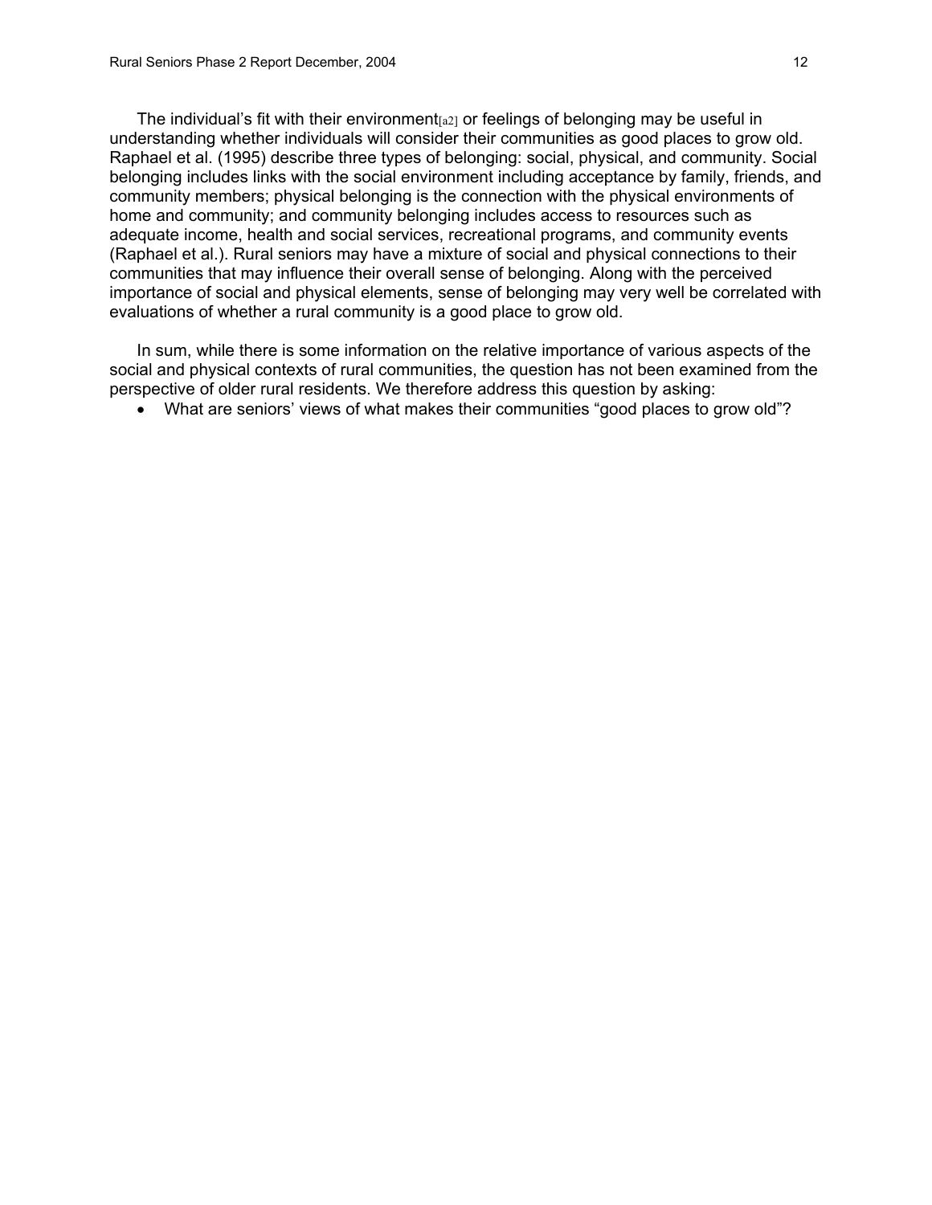The individual's fit with their environment[a2] or feelings of belonging may be useful in understanding whether individuals will consider their communities as good places to grow old. Raphael et al. (1995) describe three types of belonging: social, physical, and community. Social belonging includes links with the social environment including acceptance by family, friends, and community members; physical belonging is the connection with the physical environments of home and community; and community belonging includes access to resources such as adequate income, health and social services, recreational programs, and community events (Raphael et al.). Rural seniors may have a mixture of social and physical connections to their communities that may influence their overall sense of belonging. Along with the perceived importance of social and physical elements, sense of belonging may very well be correlated with evaluations of whether a rural community is a good place to grow old.

In sum, while there is some information on the relative importance of various aspects of the social and physical contexts of rural communities, the question has not been examined from the perspective of older rural residents. We therefore address this question by asking:

- What are seniors' views of what makes their communities "good places to grow old"?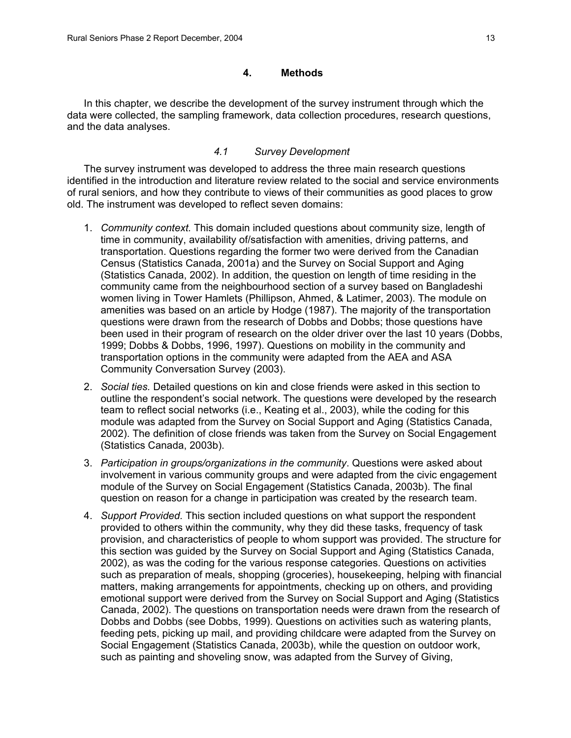# 4. Methods

In this chapter, we describe the development of the survey instrument through which the data were collected, the sampling framework, data collection procedures, research questions, and the data analyses.

## *4.1 Survey Development*

The survey instrument was developed to address the three main research questions identified in the introduction and literature review related to the social and service environments of rural seniors, and how they contribute to views of their communities as good places to grow old. The instrument was developed to reflect seven domains:

1. *Community context.* This domain included questions about community size, length of time in community, availability of/satisfaction with amenities, driving patterns, and transportation. Questions regarding the former two were derived from the Canadian Census (Statistics Canada, 2001a) and the Survey on Social Support and Aging (Statistics Canada, 2002). In addition, the question on length of time residing in the community came from the neighbourhood section of a survey based on Bangladeshi women living in Tower Hamlets (Phillipson, Ahmed, & Latimer, 2003). The module on amenities was based on an article by Hodge (1987). The majority of the transportation questions were drawn from the research of Dobbs and Dobbs; those questions have been used in their program of research on the older driver over the last 10 years (Dobbs, 1999; Dobbs & Dobbs, 1996, 1997). Questions on mobility in the community and transportation options in the community were adapted from the AEA and ASA Community Conversation Survey (2003).
2. *Social ties.* Detailed questions on kin and close friends were asked in this section to outline the respondent's social network. The questions were developed by the research team to reflect social networks (i.e., Keating et al., 2003), while the coding for this module was adapted from the Survey on Social Support and Aging (Statistics Canada, 2002). The definition of close friends was taken from the Survey on Social Engagement (Statistics Canada, 2003b).
3. *Participation in groups/organizations in the community*. Questions were asked about involvement in various community groups and were adapted from the civic engagement module of the Survey on Social Engagement (Statistics Canada, 2003b). The final question on reason for a change in participation was created by the research team.
4. *Support Provided.* This section included questions on what support the respondent provided to others within the community, why they did these tasks, frequency of task provision, and characteristics of people to whom support was provided. The structure for this section was guided by the Survey on Social Support and Aging (Statistics Canada, 2002), as was the coding for the various response categories. Questions on activities such as preparation of meals, shopping (groceries), housekeeping, helping with financial matters, making arrangements for appointments, checking up on others, and providing emotional support were derived from the Survey on Social Support and Aging (Statistics Canada, 2002). The questions on transportation needs were drawn from the research of Dobbs and Dobbs (see Dobbs, 1999). Questions on activities such as watering plants, feeding pets, picking up mail, and providing childcare were adapted from the Survey on Social Engagement (Statistics Canada, 2003b), while the question on outdoor work, such as painting and shoveling snow, was adapted from the Survey of Giving,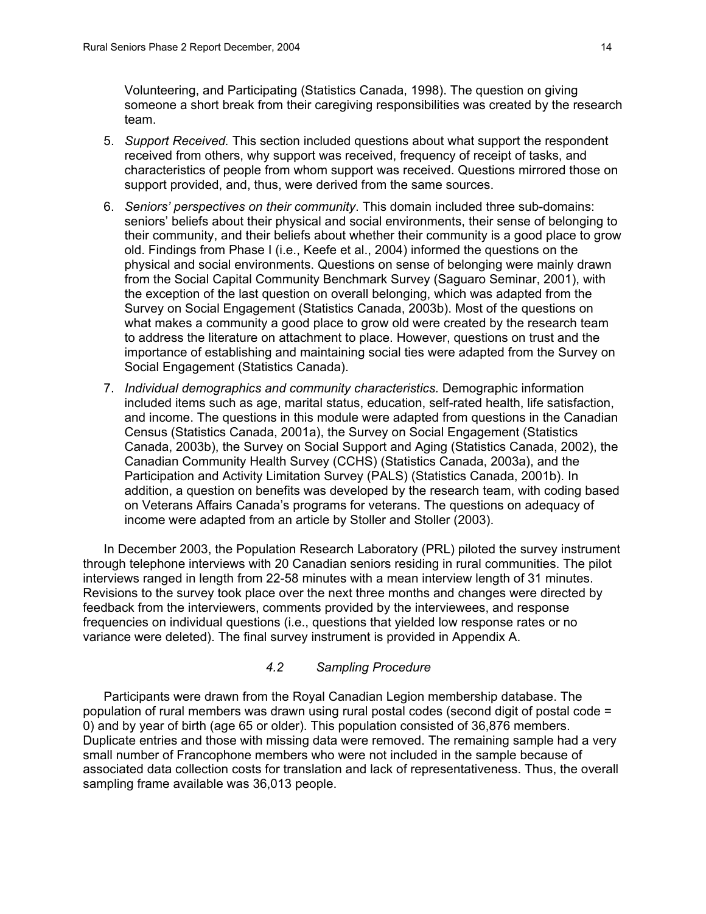Volunteering, and Participating (Statistics Canada, 1998). The question on giving someone a short break from their caregiving responsibilities was created by the research team.

5. *Support Received.* This section included questions about what support the respondent received from others, why support was received, frequency of receipt of tasks, and characteristics of people from whom support was received. Questions mirrored those on support provided, and, thus, were derived from the same sources.

6. *Seniors' perspectives on their community*. This domain included three sub-domains: seniors' beliefs about their physical and social environments, their sense of belonging to their community, and their beliefs about whether their community is a good place to grow old. Findings from Phase I (i.e., Keefe et al., 2004) informed the questions on the physical and social environments. Questions on sense of belonging were mainly drawn from the Social Capital Community Benchmark Survey (Saguaro Seminar, 2001), with the exception of the last question on overall belonging, which was adapted from the Survey on Social Engagement (Statistics Canada, 2003b). Most of the questions on what makes a community a good place to grow old were created by the research team to address the literature on attachment to place. However, questions on trust and the importance of establishing and maintaining social ties were adapted from the Survey on Social Engagement (Statistics Canada).

7. *Individual demographics and community characteristics.* Demographic information included items such as age, marital status, education, self-rated health, life satisfaction, and income. The questions in this module were adapted from questions in the Canadian Census (Statistics Canada, 2001a), the Survey on Social Engagement (Statistics Canada, 2003b), the Survey on Social Support and Aging (Statistics Canada, 2002), the Canadian Community Health Survey (CCHS) (Statistics Canada, 2003a), and the Participation and Activity Limitation Survey (PALS) (Statistics Canada, 2001b). In addition, a question on benefits was developed by the research team, with coding based on Veterans Affairs Canada's programs for veterans. The questions on adequacy of income were adapted from an article by Stoller and Stoller (2003).

In December 2003, the Population Research Laboratory (PRL) piloted the survey instrument through telephone interviews with 20 Canadian seniors residing in rural communities. The pilot interviews ranged in length from 22-58 minutes with a mean interview length of 31 minutes. Revisions to the survey took place over the next three months and changes were directed by feedback from the interviewers, comments provided by the interviewees, and response frequencies on individual questions (i.e., questions that yielded low response rates or no variance were deleted). The final survey instrument is provided in Appendix A.

### *4.2 Sampling Procedure*

Participants were drawn from the Royal Canadian Legion membership database. The population of rural members was drawn using rural postal codes (second digit of postal code = 0) and by year of birth (age 65 or older). This population consisted of 36,876 members. Duplicate entries and those with missing data were removed. The remaining sample had a very small number of Francophone members who were not included in the sample because of associated data collection costs for translation and lack of representativeness. Thus, the overall sampling frame available was 36,013 people.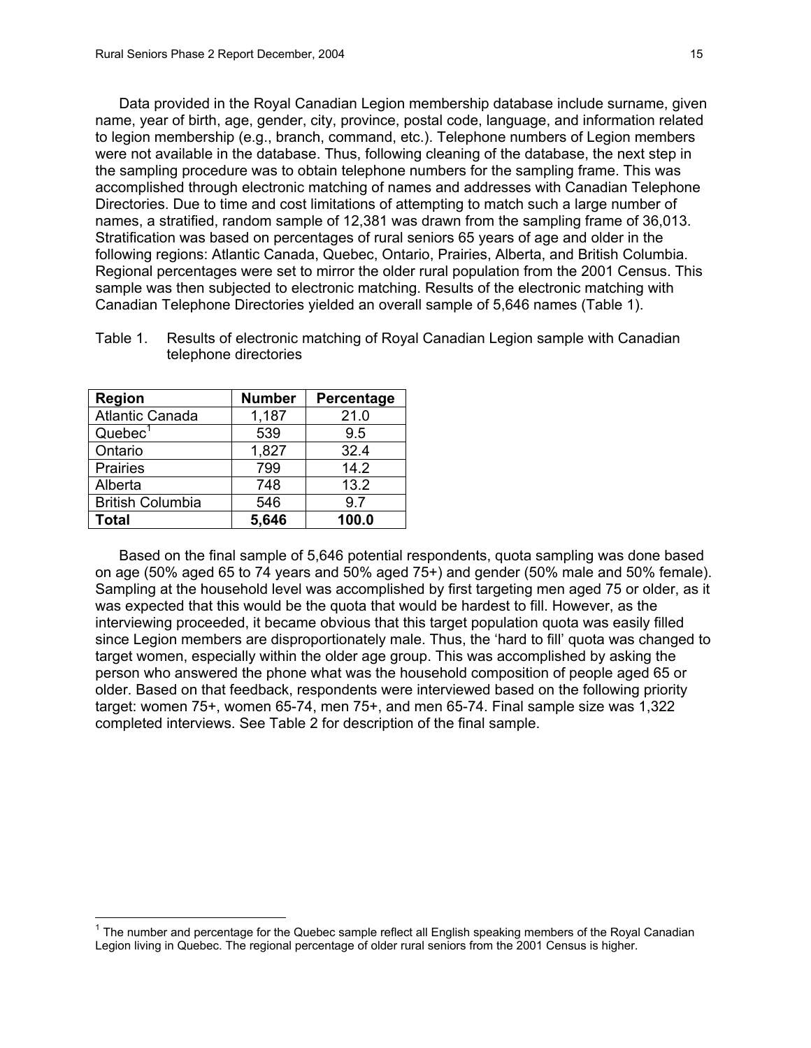Data provided in the Royal Canadian Legion membership database include surname, given name, year of birth, age, gender, city, province, postal code, language, and information related to legion membership (e.g., branch, command, etc.). Telephone numbers of Legion members were not available in the database. Thus, following cleaning of the database, the next step in the sampling procedure was to obtain telephone numbers for the sampling frame. This was accomplished through electronic matching of names and addresses with Canadian Telephone Directories. Due to time and cost limitations of attempting to match such a large number of names, a stratified, random sample of 12,381 was drawn from the sampling frame of 36,013. Stratification was based on percentages of rural seniors 65 years of age and older in the following regions: Atlantic Canada, Quebec, Ontario, Prairies, Alberta, and British Columbia. Regional percentages were set to mirror the older rural population from the 2001 Census. This sample was then subjected to electronic matching. Results of the electronic matching with Canadian Telephone Directories yielded an overall sample of 5,646 names (Table 1).

Table 1. Results of electronic matching of Royal Canadian Legion sample with Canadian telephone directories

| **Region** | **Number** | **Percentage** |
|---|---|---|
| Atlantic Canada | 1,187 | 21.0 |
| Quebec[1] | 539 | 9.5 |
| Ontario | 1,827 | 32.4 |
| Prairies | 799 | 14.2 |
| Alberta | 748 | 13.2 |
| British Columbia | 546 | 9.7 |
| **Total** | **5,646** | **100.0** |

Based on the final sample of 5,646 potential respondents, quota sampling was done based on age (50% aged 65 to 74 years and 50% aged 75+) and gender (50% male and 50% female). Sampling at the household level was accomplished by first targeting men aged 75 or older, as it was expected that this would be the quota that would be hardest to fill. However, as the interviewing proceeded, it became obvious that this target population quota was easily filled since Legion members are disproportionately male. Thus, the 'hard to fill' quota was changed to target women, especially within the older age group. This was accomplished by asking the person who answered the phone what was the household composition of people aged 65 or older. Based on that feedback, respondents were interviewed based on the following priority target: women 75+, women 65-74, men 75+, and men 65-74. Final sample size was 1,322 completed interviews. See Table 2 for description of the final sample.

[1] The number and percentage for the Quebec sample reflect all English speaking members of the Royal Canadian Legion living in Quebec. The regional percentage of older rural seniors from the 2001 Census is higher.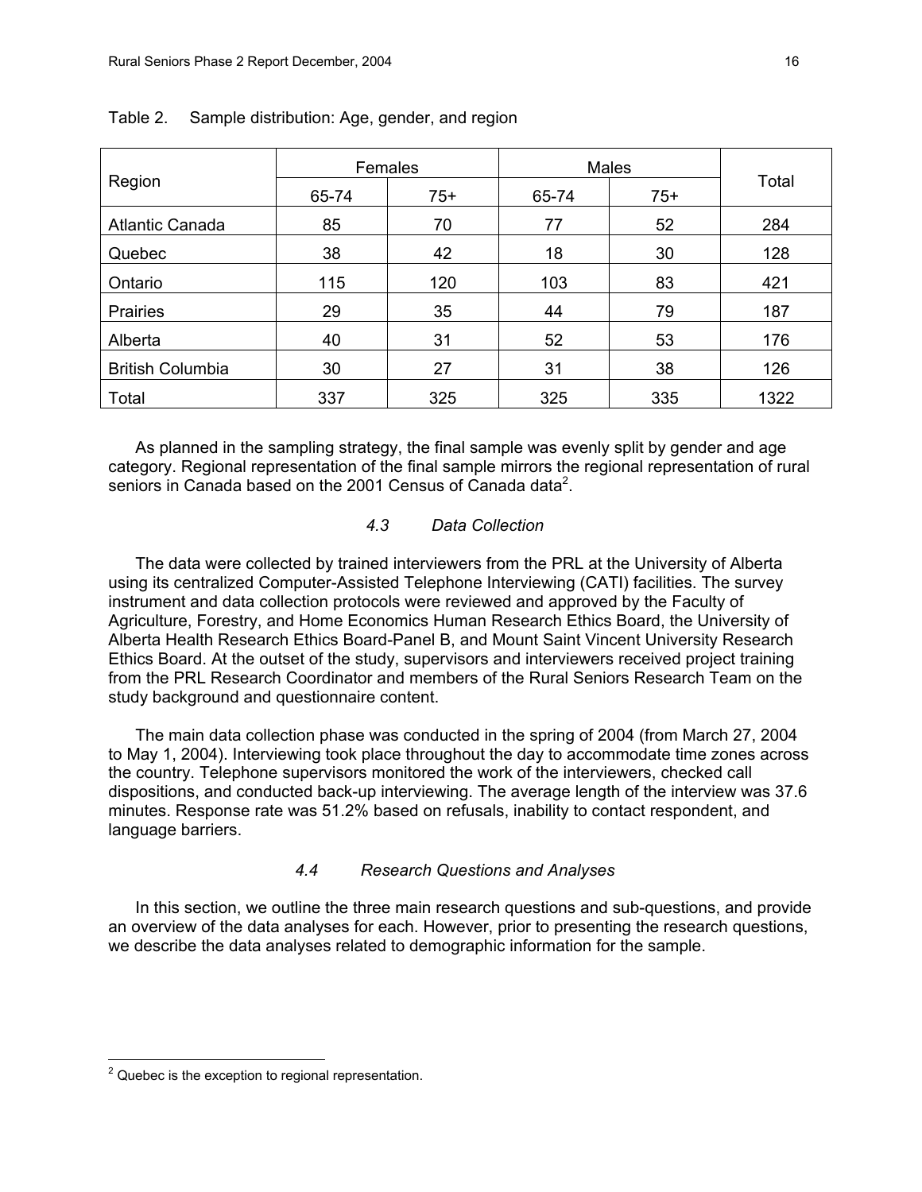Table 2. Sample distribution: Age, gender, and region

| Region | Females | | Males | | Total |
|---|---|---|---|---|---|
| | 65-74 | 75+ | 65-74 | 75+ | |
| Atlantic Canada | 85 | 70 | 77 | 52 | 284 |
| Quebec | 38 | 42 | 18 | 30 | 128 |
| Ontario | 115 | 120 | 103 | 83 | 421 |
| Prairies | 29 | 35 | 44 | 79 | 187 |
| Alberta | 40 | 31 | 52 | 53 | 176 |
| British Columbia | 30 | 27 | 31 | 38 | 126 |
| Total | 337 | 325 | 325 | 335 | 1322 |

As planned in the sampling strategy, the final sample was evenly split by gender and age category. Regional representation of the final sample mirrors the regional representation of rural seniors in Canada based on the 2001 Census of Canada data[2].

### *4.3 Data Collection*

The data were collected by trained interviewers from the PRL at the University of Alberta using its centralized Computer-Assisted Telephone Interviewing (CATI) facilities. The survey instrument and data collection protocols were reviewed and approved by the Faculty of Agriculture, Forestry, and Home Economics Human Research Ethics Board, the University of Alberta Health Research Ethics Board-Panel B, and Mount Saint Vincent University Research Ethics Board. At the outset of the study, supervisors and interviewers received project training from the PRL Research Coordinator and members of the Rural Seniors Research Team on the study background and questionnaire content.

The main data collection phase was conducted in the spring of 2004 (from March 27, 2004 to May 1, 2004). Interviewing took place throughout the day to accommodate time zones across the country. Telephone supervisors monitored the work of the interviewers, checked call dispositions, and conducted back-up interviewing. The average length of the interview was 37.6 minutes. Response rate was 51.2% based on refusals, inability to contact respondent, and language barriers.

### *4.4 Research Questions and Analyses*

In this section, we outline the three main research questions and sub-questions, and provide an overview of the data analyses for each. However, prior to presenting the research questions, we describe the data analyses related to demographic information for the sample.

[2] Quebec is the exception to regional representation.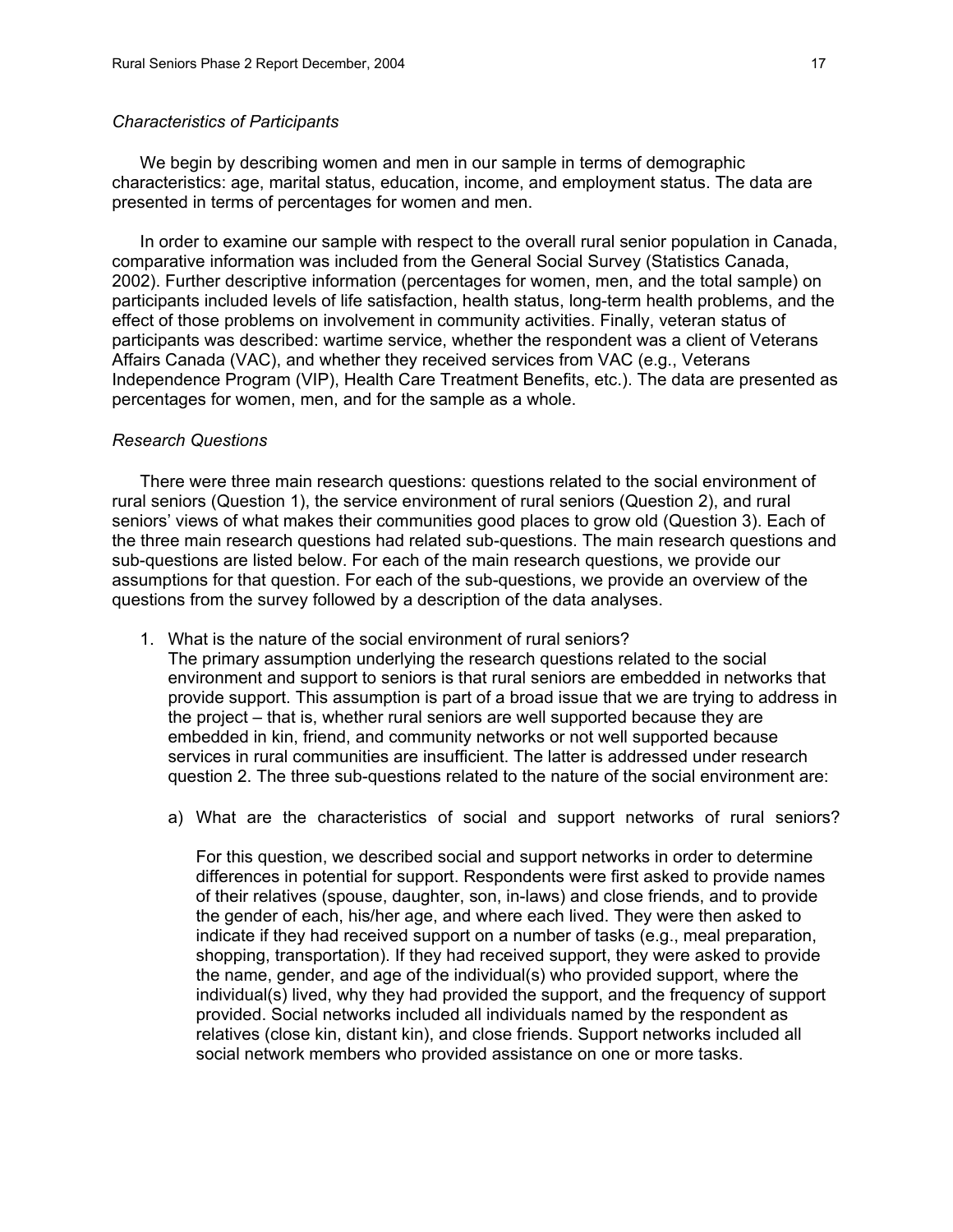*Characteristics of Participants*

We begin by describing women and men in our sample in terms of demographic characteristics: age, marital status, education, income, and employment status. The data are presented in terms of percentages for women and men.

In order to examine our sample with respect to the overall rural senior population in Canada, comparative information was included from the General Social Survey (Statistics Canada, 2002). Further descriptive information (percentages for women, men, and the total sample) on participants included levels of life satisfaction, health status, long-term health problems, and the effect of those problems on involvement in community activities. Finally, veteran status of participants was described: wartime service, whether the respondent was a client of Veterans Affairs Canada (VAC), and whether they received services from VAC (e.g., Veterans Independence Program (VIP), Health Care Treatment Benefits, etc.). The data are presented as percentages for women, men, and for the sample as a whole.

*Research Questions*

There were three main research questions: questions related to the social environment of rural seniors (Question 1), the service environment of rural seniors (Question 2), and rural seniors' views of what makes their communities good places to grow old (Question 3). Each of the three main research questions had related sub-questions. The main research questions and sub-questions are listed below. For each of the main research questions, we provide our assumptions for that question. For each of the sub-questions, we provide an overview of the questions from the survey followed by a description of the data analyses.

1. What is the nature of the social environment of rural seniors?
   The primary assumption underlying the research questions related to the social environment and support to seniors is that rural seniors are embedded in networks that provide support. This assumption is part of a broad issue that we are trying to address in the project – that is, whether rural seniors are well supported because they are embedded in kin, friend, and community networks or not well supported because services in rural communities are insufficient. The latter is addressed under research question 2. The three sub-questions related to the nature of the social environment are:

   a) What are the characteristics of social and support networks of rural seniors?

      For this question, we described social and support networks in order to determine differences in potential for support. Respondents were first asked to provide names of their relatives (spouse, daughter, son, in-laws) and close friends, and to provide the gender of each, his/her age, and where each lived. They were then asked to indicate if they had received support on a number of tasks (e.g., meal preparation, shopping, transportation). If they had received support, they were asked to provide the name, gender, and age of the individual(s) who provided support, where the individual(s) lived, why they had provided the support, and the frequency of support provided. Social networks included all individuals named by the respondent as relatives (close kin, distant kin), and close friends. Support networks included all social network members who provided assistance on one or more tasks.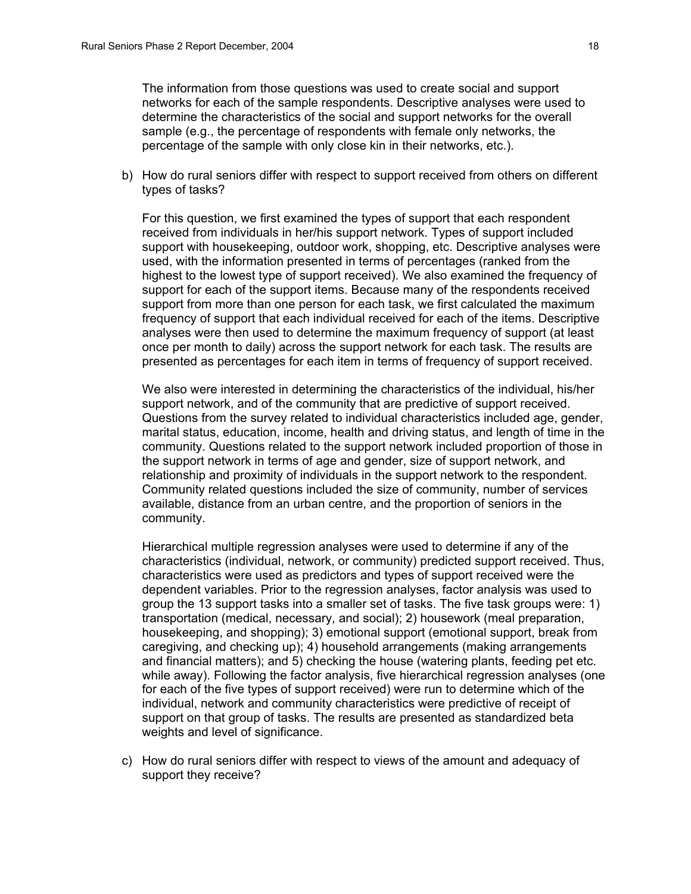The information from those questions was used to create social and support networks for each of the sample respondents. Descriptive analyses were used to determine the characteristics of the social and support networks for the overall sample (e.g., the percentage of respondents with female only networks, the percentage of the sample with only close kin in their networks, etc.).

b) How do rural seniors differ with respect to support received from others on different types of tasks?

   For this question, we first examined the types of support that each respondent received from individuals in her/his support network. Types of support included support with housekeeping, outdoor work, shopping, etc. Descriptive analyses were used, with the information presented in terms of percentages (ranked from the highest to the lowest type of support received). We also examined the frequency of support for each of the support items. Because many of the respondents received support from more than one person for each task, we first calculated the maximum frequency of support that each individual received for each of the items. Descriptive analyses were then used to determine the maximum frequency of support (at least once per month to daily) across the support network for each task. The results are presented as percentages for each item in terms of frequency of support received.

   We also were interested in determining the characteristics of the individual, his/her support network, and of the community that are predictive of support received. Questions from the survey related to individual characteristics included age, gender, marital status, education, income, health and driving status, and length of time in the community. Questions related to the support network included proportion of those in the support network in terms of age and gender, size of support network, and relationship and proximity of individuals in the support network to the respondent. Community related questions included the size of community, number of services available, distance from an urban centre, and the proportion of seniors in the community.

   Hierarchical multiple regression analyses were used to determine if any of the characteristics (individual, network, or community) predicted support received. Thus, characteristics were used as predictors and types of support received were the dependent variables. Prior to the regression analyses, factor analysis was used to group the 13 support tasks into a smaller set of tasks. The five task groups were: 1) transportation (medical, necessary, and social); 2) housework (meal preparation, housekeeping, and shopping); 3) emotional support (emotional support, break from caregiving, and checking up); 4) household arrangements (making arrangements and financial matters); and 5) checking the house (watering plants, feeding pet etc. while away). Following the factor analysis, five hierarchical regression analyses (one for each of the five types of support received) were run to determine which of the individual, network and community characteristics were predictive of receipt of support on that group of tasks. The results are presented as standardized beta weights and level of significance.

c) How do rural seniors differ with respect to views of the amount and adequacy of support they receive?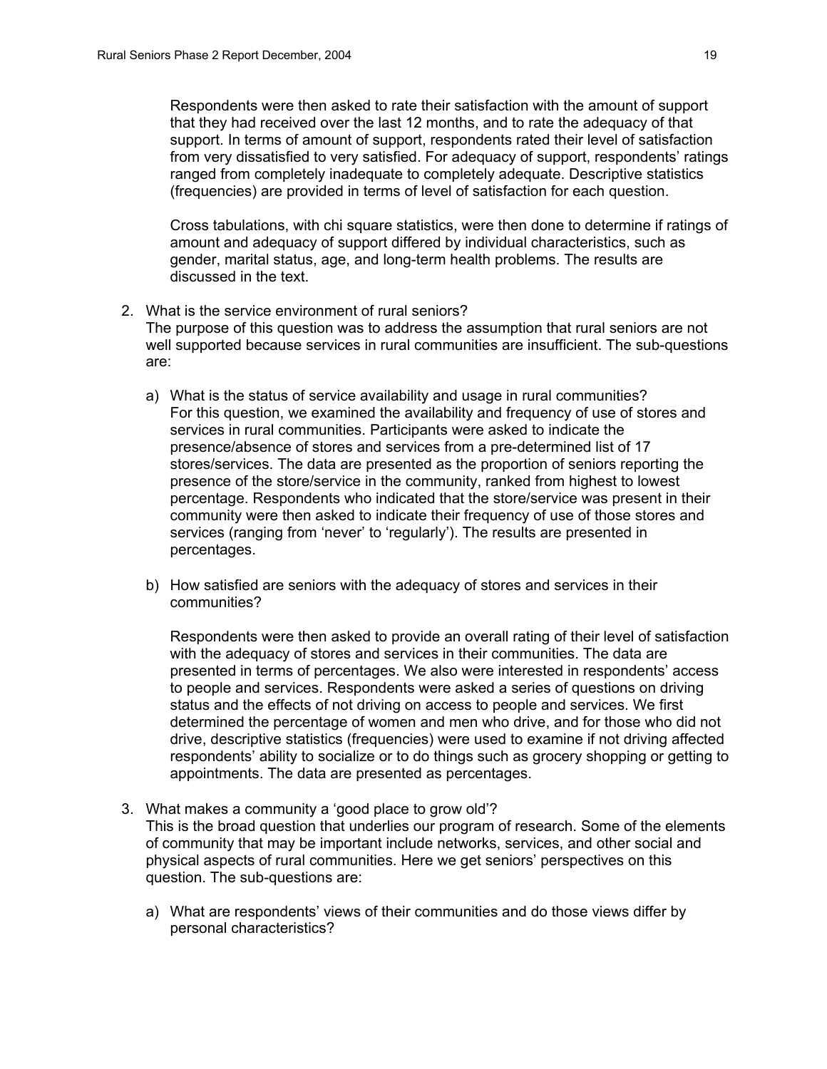Respondents were then asked to rate their satisfaction with the amount of support that they had received over the last 12 months, and to rate the adequacy of that support. In terms of amount of support, respondents rated their level of satisfaction from very dissatisfied to very satisfied. For adequacy of support, respondents' ratings ranged from completely inadequate to completely adequate. Descriptive statistics (frequencies) are provided in terms of level of satisfaction for each question.

Cross tabulations, with chi square statistics, were then done to determine if ratings of amount and adequacy of support differed by individual characteristics, such as gender, marital status, age, and long-term health problems. The results are discussed in the text.

2. What is the service environment of rural seniors?
   The purpose of this question was to address the assumption that rural seniors are not well supported because services in rural communities are insufficient. The sub-questions are:

   a) What is the status of service availability and usage in rural communities?
      For this question, we examined the availability and frequency of use of stores and services in rural communities. Participants were asked to indicate the presence/absence of stores and services from a pre-determined list of 17 stores/services. The data are presented as the proportion of seniors reporting the presence of the store/service in the community, ranked from highest to lowest percentage. Respondents who indicated that the store/service was present in their community were then asked to indicate their frequency of use of those stores and services (ranging from 'never' to 'regularly'). The results are presented in percentages.

   b) How satisfied are seniors with the adequacy of stores and services in their communities?

      Respondents were then asked to provide an overall rating of their level of satisfaction with the adequacy of stores and services in their communities. The data are presented in terms of percentages. We also were interested in respondents' access to people and services. Respondents were asked a series of questions on driving status and the effects of not driving on access to people and services. We first determined the percentage of women and men who drive, and for those who did not drive, descriptive statistics (frequencies) were used to examine if not driving affected respondents' ability to socialize or to do things such as grocery shopping or getting to appointments. The data are presented as percentages.

3. What makes a community a 'good place to grow old'?
   This is the broad question that underlies our program of research. Some of the elements of community that may be important include networks, services, and other social and physical aspects of rural communities. Here we get seniors' perspectives on this question. The sub-questions are:

   a) What are respondents' views of their communities and do those views differ by personal characteristics?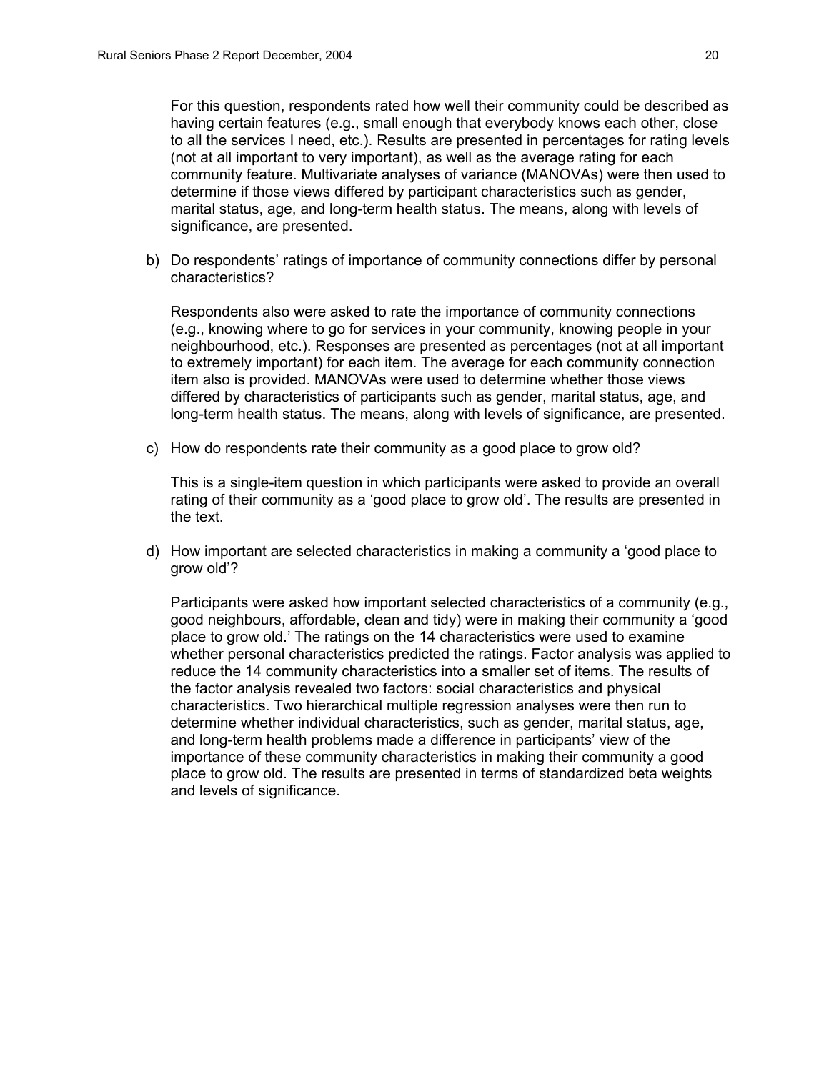For this question, respondents rated how well their community could be described as having certain features (e.g., small enough that everybody knows each other, close to all the services I need, etc.). Results are presented in percentages for rating levels (not at all important to very important), as well as the average rating for each community feature. Multivariate analyses of variance (MANOVAs) were then used to determine if those views differed by participant characteristics such as gender, marital status, age, and long-term health status. The means, along with levels of significance, are presented.

b) Do respondents' ratings of importance of community connections differ by personal characteristics?

   Respondents also were asked to rate the importance of community connections (e.g., knowing where to go for services in your community, knowing people in your neighbourhood, etc.). Responses are presented as percentages (not at all important to extremely important) for each item. The average for each community connection item also is provided. MANOVAs were used to determine whether those views differed by characteristics of participants such as gender, marital status, age, and long-term health status. The means, along with levels of significance, are presented.

c) How do respondents rate their community as a good place to grow old?

   This is a single-item question in which participants were asked to provide an overall rating of their community as a 'good place to grow old'. The results are presented in the text.

d) How important are selected characteristics in making a community a 'good place to grow old'?

   Participants were asked how important selected characteristics of a community (e.g., good neighbours, affordable, clean and tidy) were in making their community a 'good place to grow old.' The ratings on the 14 characteristics were used to examine whether personal characteristics predicted the ratings. Factor analysis was applied to reduce the 14 community characteristics into a smaller set of items. The results of the factor analysis revealed two factors: social characteristics and physical characteristics. Two hierarchical multiple regression analyses were then run to determine whether individual characteristics, such as gender, marital status, age, and long-term health problems made a difference in participants' view of the importance of these community characteristics in making their community a good place to grow old. The results are presented in terms of standardized beta weights and levels of significance.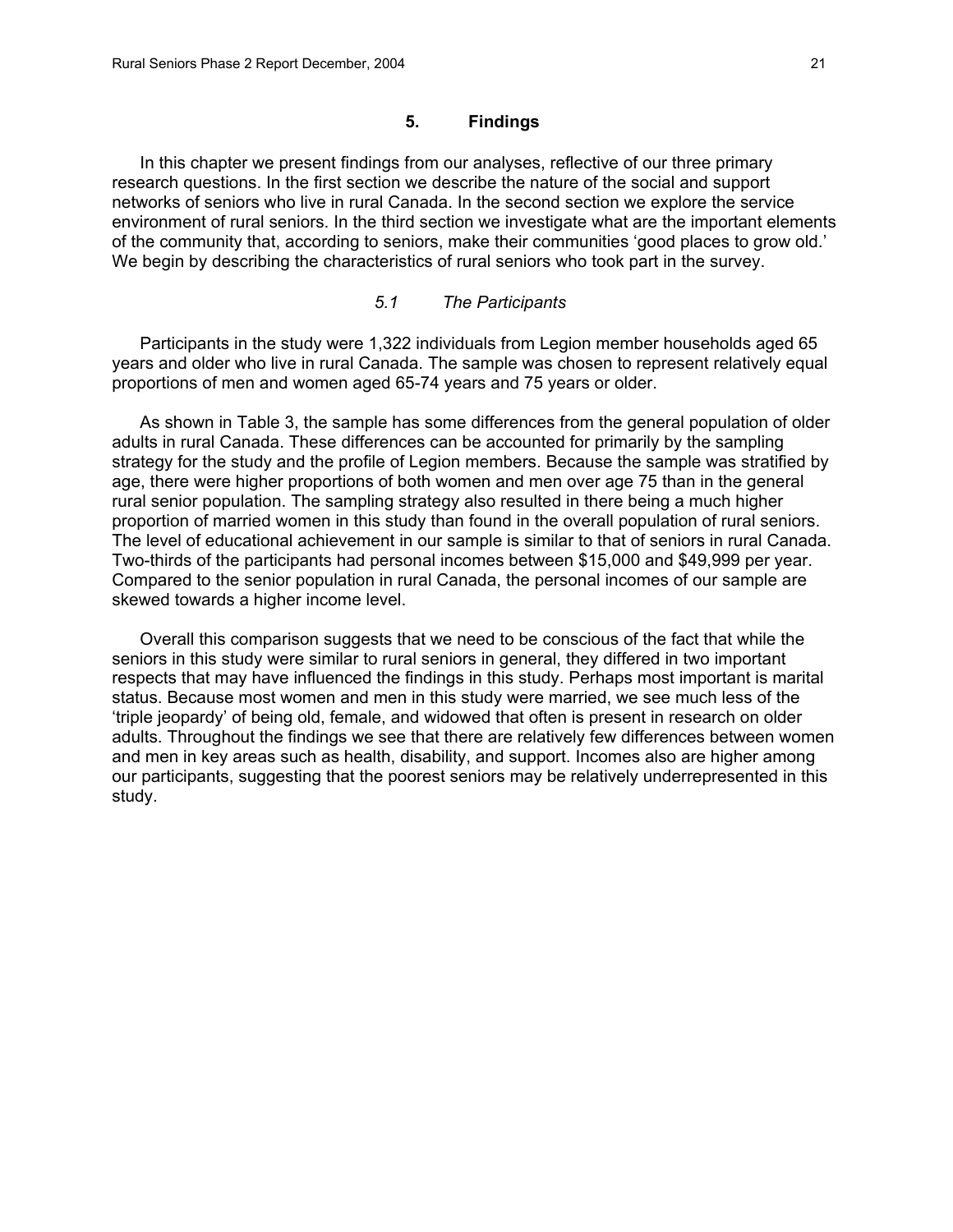# 5. Findings

In this chapter we present findings from our analyses, reflective of our three primary research questions. In the first section we describe the nature of the social and support networks of seniors who live in rural Canada. In the second section we explore the service environment of rural seniors. In the third section we investigate what are the important elements of the community that, according to seniors, make their communities 'good places to grow old.' We begin by describing the characteristics of rural seniors who took part in the survey.

## *5.1 The Participants*

Participants in the study were 1,322 individuals from Legion member households aged 65 years and older who live in rural Canada. The sample was chosen to represent relatively equal proportions of men and women aged 65-74 years and 75 years or older.

As shown in Table 3, the sample has some differences from the general population of older adults in rural Canada. These differences can be accounted for primarily by the sampling strategy for the study and the profile of Legion members. Because the sample was stratified by age, there were higher proportions of both women and men over age 75 than in the general rural senior population. The sampling strategy also resulted in there being a much higher proportion of married women in this study than found in the overall population of rural seniors. The level of educational achievement in our sample is similar to that of seniors in rural Canada. Two-thirds of the participants had personal incomes between $15,000 and $49,999 per year. Compared to the senior population in rural Canada, the personal incomes of our sample are skewed towards a higher income level.

Overall this comparison suggests that we need to be conscious of the fact that while the seniors in this study were similar to rural seniors in general, they differed in two important respects that may have influenced the findings in this study. Perhaps most important is marital status. Because most women and men in this study were married, we see much less of the 'triple jeopardy' of being old, female, and widowed that often is present in research on older adults. Throughout the findings we see that there are relatively few differences between women and men in key areas such as health, disability, and support. Incomes also are higher among our participants, suggesting that the poorest seniors may be relatively underrepresented in this study.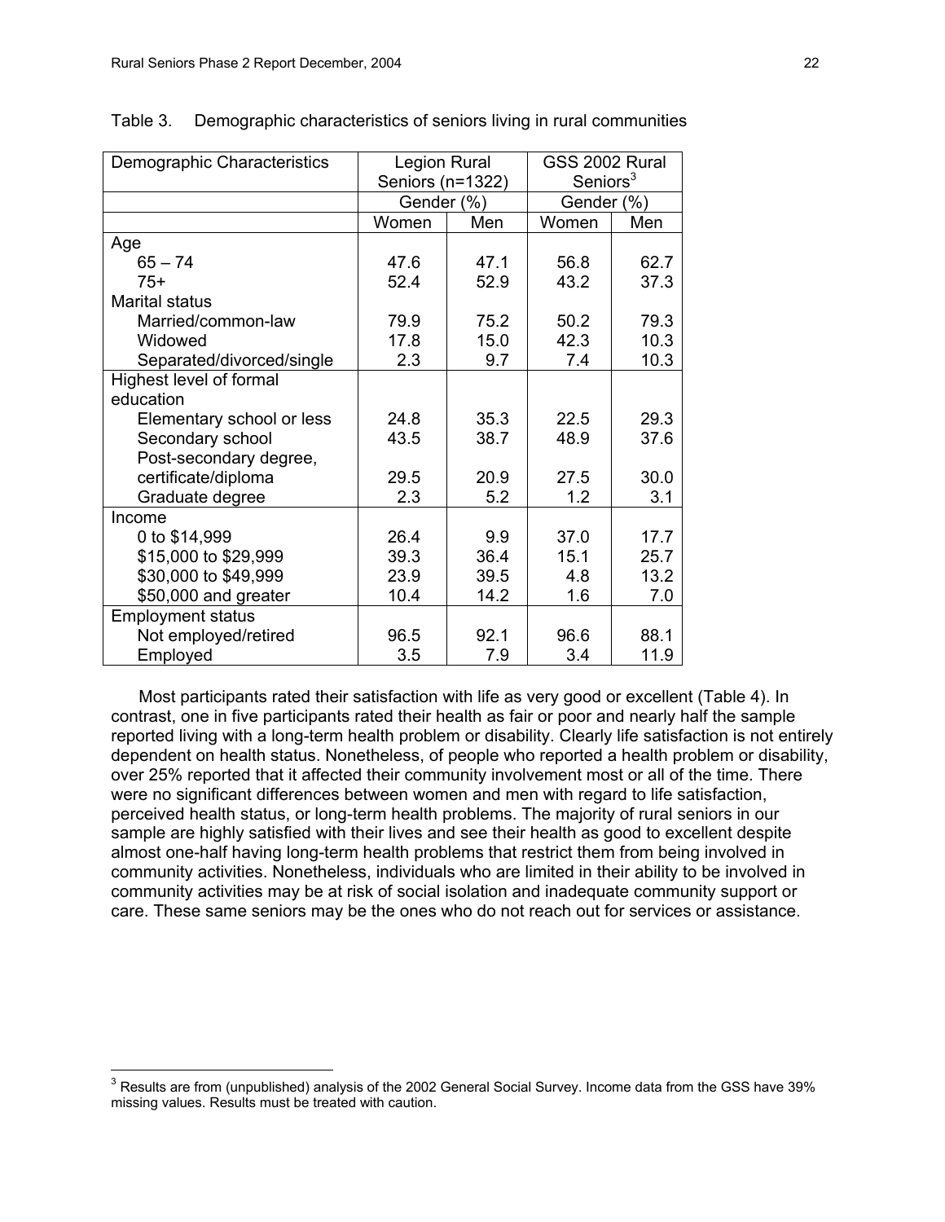Table 3. Demographic characteristics of seniors living in rural communities

| Demographic Characteristics | Legion Rural Seniors (n=1322) | | GSS 2002 Rural Seniors[3] | |
|---|---|---|---|---|
| | Gender (%) | | Gender (%) | |
| | Women | Men | Women | Men |
| Age | | | | |
| 65 – 74 | 47.6 | 47.1 | 56.8 | 62.7 |
| 75+ | 52.4 | 52.9 | 43.2 | 37.3 |
| Marital status | | | | |
| Married/common-law | 79.9 | 75.2 | 50.2 | 79.3 |
| Widowed | 17.8 | 15.0 | 42.3 | 10.3 |
| Separated/divorced/single | 2.3 | 9.7 | 7.4 | 10.3 |
| Highest level of formal education | | | | |
| Elementary school or less | 24.8 | 35.3 | 22.5 | 29.3 |
| Secondary school | 43.5 | 38.7 | 48.9 | 37.6 |
| Post-secondary degree, certificate/diploma | 29.5 | 20.9 | 27.5 | 30.0 |
| Graduate degree | 2.3 | 5.2 | 1.2 | 3.1 |
| Income | | | | |
| 0 to $14,999 | 26.4 | 9.9 | 37.0 | 17.7 |
| $15,000 to $29,999 | 39.3 | 36.4 | 15.1 | 25.7 |
| $30,000 to $49,999 | 23.9 | 39.5 | 4.8 | 13.2 |
| $50,000 and greater | 10.4 | 14.2 | 1.6 | 7.0 |
| Employment status | | | | |
| Not employed/retired | 96.5 | 92.1 | 96.6 | 88.1 |
| Employed | 3.5 | 7.9 | 3.4 | 11.9 |

Most participants rated their satisfaction with life as very good or excellent (Table 4). In contrast, one in five participants rated their health as fair or poor and nearly half the sample reported living with a long-term health problem or disability. Clearly life satisfaction is not entirely dependent on health status. Nonetheless, of people who reported a health problem or disability, over 25% reported that it affected their community involvement most or all of the time. There were no significant differences between women and men with regard to life satisfaction, perceived health status, or long-term health problems. The majority of rural seniors in our sample are highly satisfied with their lives and see their health as good to excellent despite almost one-half having long-term health problems that restrict them from being involved in community activities. Nonetheless, individuals who are limited in their ability to be involved in community activities may be at risk of social isolation and inadequate community support or care. These same seniors may be the ones who do not reach out for services or assistance.

[3] Results are from (unpublished) analysis of the 2002 General Social Survey. Income data from the GSS have 39% missing values. Results must be treated with caution.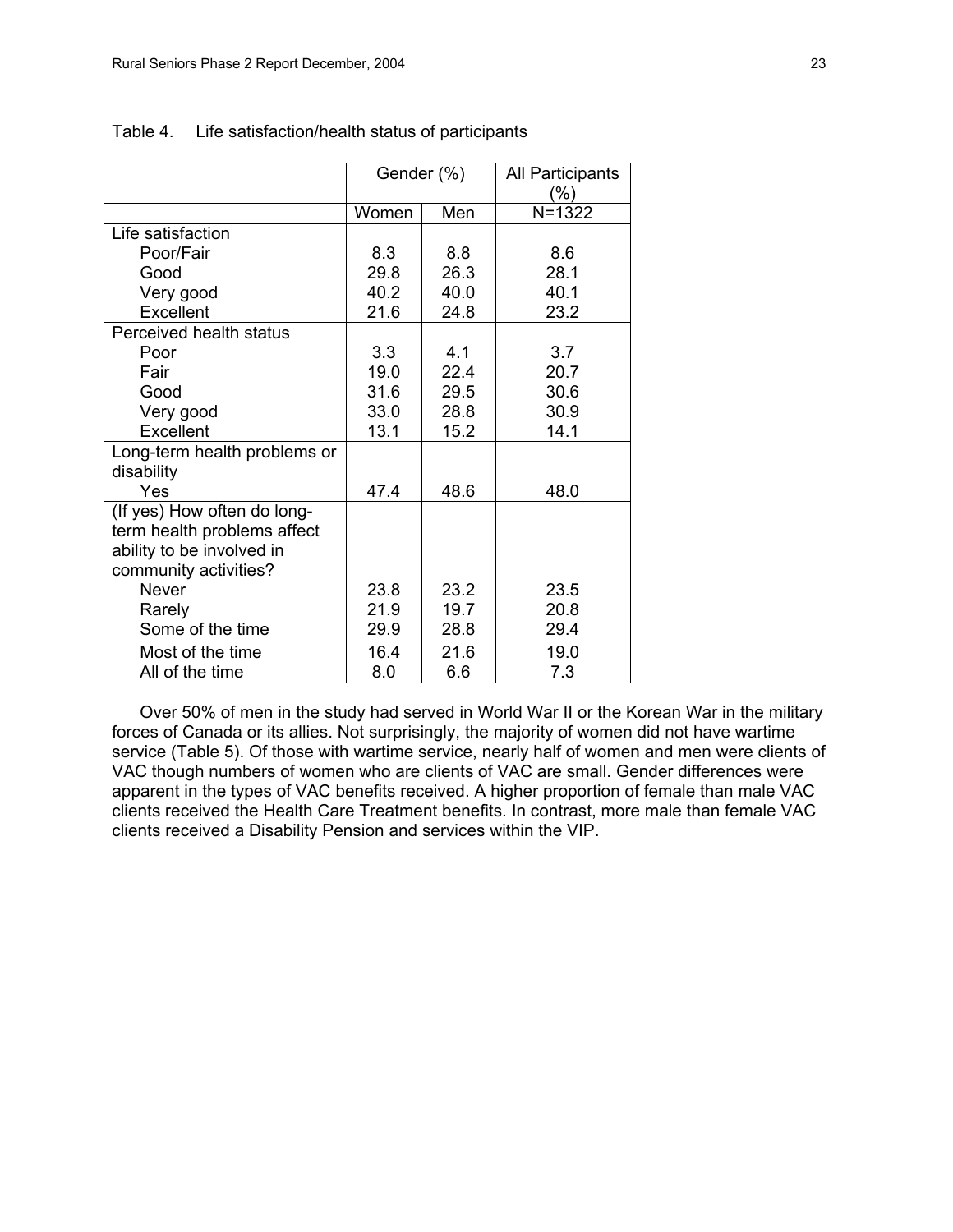Table 4. Life satisfaction/health status of participants

| | Gender (%) | | All Participants (%) |
|---|---|---|---|
| | Women | Men | N=1322 |
| Life satisfaction | | | |
| Poor/Fair | 8.3 | 8.8 | 8.6 |
| Good | 29.8 | 26.3 | 28.1 |
| Very good | 40.2 | 40.0 | 40.1 |
| Excellent | 21.6 | 24.8 | 23.2 |
| Perceived health status | | | |
| Poor | 3.3 | 4.1 | 3.7 |
| Fair | 19.0 | 22.4 | 20.7 |
| Good | 31.6 | 29.5 | 30.6 |
| Very good | 33.0 | 28.8 | 30.9 |
| Excellent | 13.1 | 15.2 | 14.1 |
| Long-term health problems or disability | | | |
| Yes | 47.4 | 48.6 | 48.0 |
| (If yes) How often do long-term health problems affect ability to be involved in community activities? | | | |
| Never | 23.8 | 23.2 | 23.5 |
| Rarely | 21.9 | 19.7 | 20.8 |
| Some of the time | 29.9 | 28.8 | 29.4 |
| Most of the time | 16.4 | 21.6 | 19.0 |
| All of the time | 8.0 | 6.6 | 7.3 |

Over 50% of men in the study had served in World War II or the Korean War in the military forces of Canada or its allies. Not surprisingly, the majority of women did not have wartime service (Table 5). Of those with wartime service, nearly half of women and men were clients of VAC though numbers of women who are clients of VAC are small. Gender differences were apparent in the types of VAC benefits received. A higher proportion of female than male VAC clients received the Health Care Treatment benefits. In contrast, more male than female VAC clients received a Disability Pension and services within the VIP.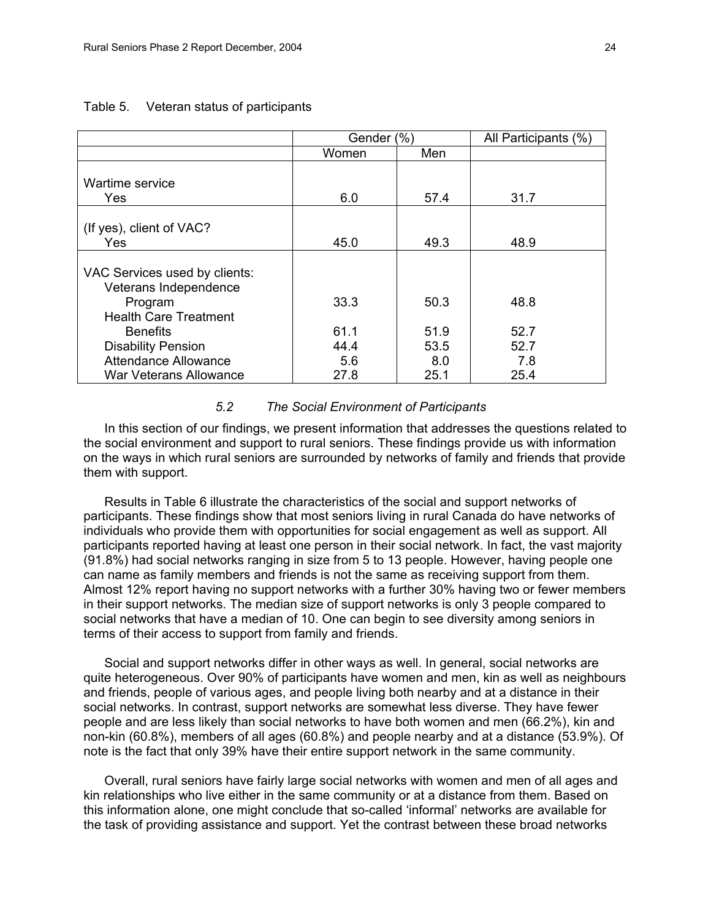Table 5. Veteran status of participants

| | Gender (%) | | All Participants (%) |
|---|---|---|---|
| | Women | Men | |
| Wartime service | | | |
| Yes | 6.0 | 57.4 | 31.7 |
| (If yes), client of VAC? | | | |
| Yes | 45.0 | 49.3 | 48.9 |
| VAC Services used by clients: | | | |
| Veterans Independence Program | 33.3 | 50.3 | 48.8 |
| Health Care Treatment Benefits | 61.1 | 51.9 | 52.7 |
| Disability Pension | 44.4 | 53.5 | 52.7 |
| Attendance Allowance | 5.6 | 8.0 | 7.8 |
| War Veterans Allowance | 27.8 | 25.1 | 25.4 |

### *5.2 The Social Environment of Participants*

In this section of our findings, we present information that addresses the questions related to the social environment and support to rural seniors. These findings provide us with information on the ways in which rural seniors are surrounded by networks of family and friends that provide them with support.

Results in Table 6 illustrate the characteristics of the social and support networks of participants. These findings show that most seniors living in rural Canada do have networks of individuals who provide them with opportunities for social engagement as well as support. All participants reported having at least one person in their social network. In fact, the vast majority (91.8%) had social networks ranging in size from 5 to 13 people. However, having people one can name as family members and friends is not the same as receiving support from them. Almost 12% report having no support networks with a further 30% having two or fewer members in their support networks. The median size of support networks is only 3 people compared to social networks that have a median of 10. One can begin to see diversity among seniors in terms of their access to support from family and friends.

Social and support networks differ in other ways as well. In general, social networks are quite heterogeneous. Over 90% of participants have women and men, kin as well as neighbours and friends, people of various ages, and people living both nearby and at a distance in their social networks. In contrast, support networks are somewhat less diverse. They have fewer people and are less likely than social networks to have both women and men (66.2%), kin and non-kin (60.8%), members of all ages (60.8%) and people nearby and at a distance (53.9%). Of note is the fact that only 39% have their entire support network in the same community.

Overall, rural seniors have fairly large social networks with women and men of all ages and kin relationships who live either in the same community or at a distance from them. Based on this information alone, one might conclude that so-called 'informal' networks are available for the task of providing assistance and support. Yet the contrast between these broad networks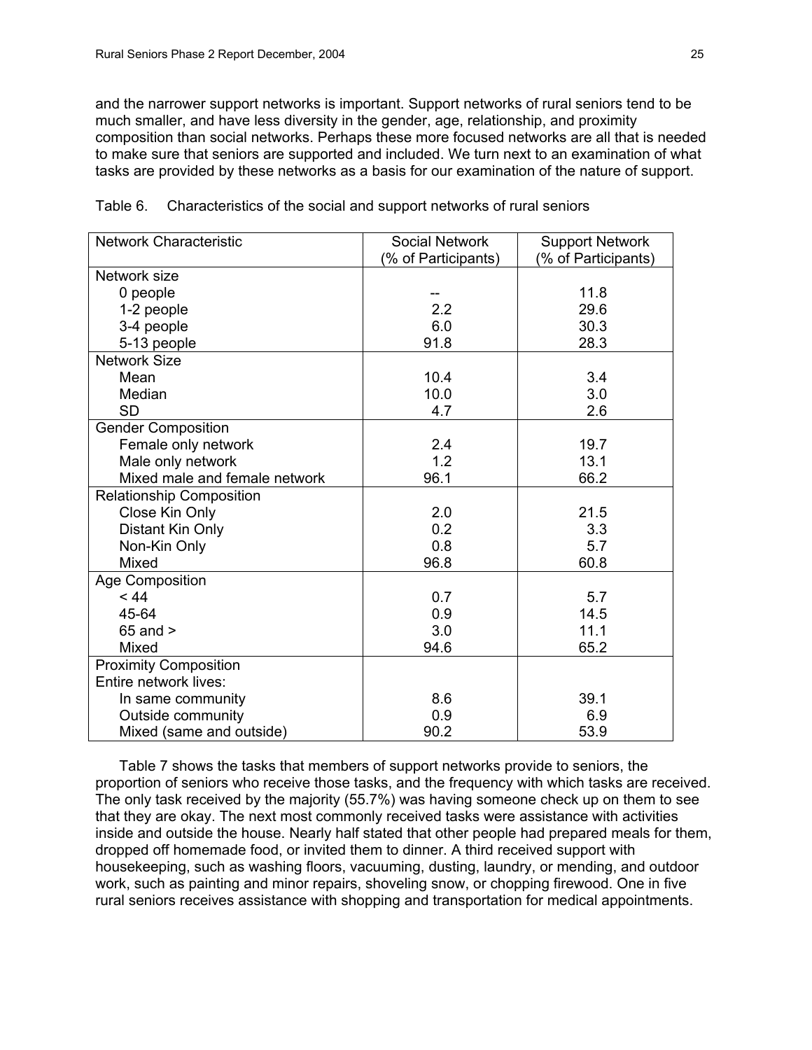and the narrower support networks is important. Support networks of rural seniors tend to be much smaller, and have less diversity in the gender, age, relationship, and proximity composition than social networks. Perhaps these more focused networks are all that is needed to make sure that seniors are supported and included. We turn next to an examination of what tasks are provided by these networks as a basis for our examination of the nature of support.

Table 6. Characteristics of the social and support networks of rural seniors

| Network Characteristic | Social Network (% of Participants) | Support Network (% of Participants) |
|---|---|---|
| Network size | | |
| 0 people | -- | 11.8 |
| 1-2 people | 2.2 | 29.6 |
| 3-4 people | 6.0 | 30.3 |
| 5-13 people | 91.8 | 28.3 |
| Network Size | | |
| Mean | 10.4 | 3.4 |
| Median | 10.0 | 3.0 |
| SD | 4.7 | 2.6 |
| Gender Composition | | |
| Female only network | 2.4 | 19.7 |
| Male only network | 1.2 | 13.1 |
| Mixed male and female network | 96.1 | 66.2 |
| Relationship Composition | | |
| Close Kin Only | 2.0 | 21.5 |
| Distant Kin Only | 0.2 | 3.3 |
| Non-Kin Only | 0.8 | 5.7 |
| Mixed | 96.8 | 60.8 |
| Age Composition | | |
| < 44 | 0.7 | 5.7 |
| 45-64 | 0.9 | 14.5 |
| 65 and > | 3.0 | 11.1 |
| Mixed | 94.6 | 65.2 |
| Proximity Composition | | |
| Entire network lives: | | |
| In same community | 8.6 | 39.1 |
| Outside community | 0.9 | 6.9 |
| Mixed (same and outside) | 90.2 | 53.9 |

Table 7 shows the tasks that members of support networks provide to seniors, the proportion of seniors who receive those tasks, and the frequency with which tasks are received. The only task received by the majority (55.7%) was having someone check up on them to see that they are okay. The next most commonly received tasks were assistance with activities inside and outside the house. Nearly half stated that other people had prepared meals for them, dropped off homemade food, or invited them to dinner. A third received support with housekeeping, such as washing floors, vacuuming, dusting, laundry, or mending, and outdoor work, such as painting and minor repairs, shoveling snow, or chopping firewood. One in five rural seniors receives assistance with shopping and transportation for medical appointments.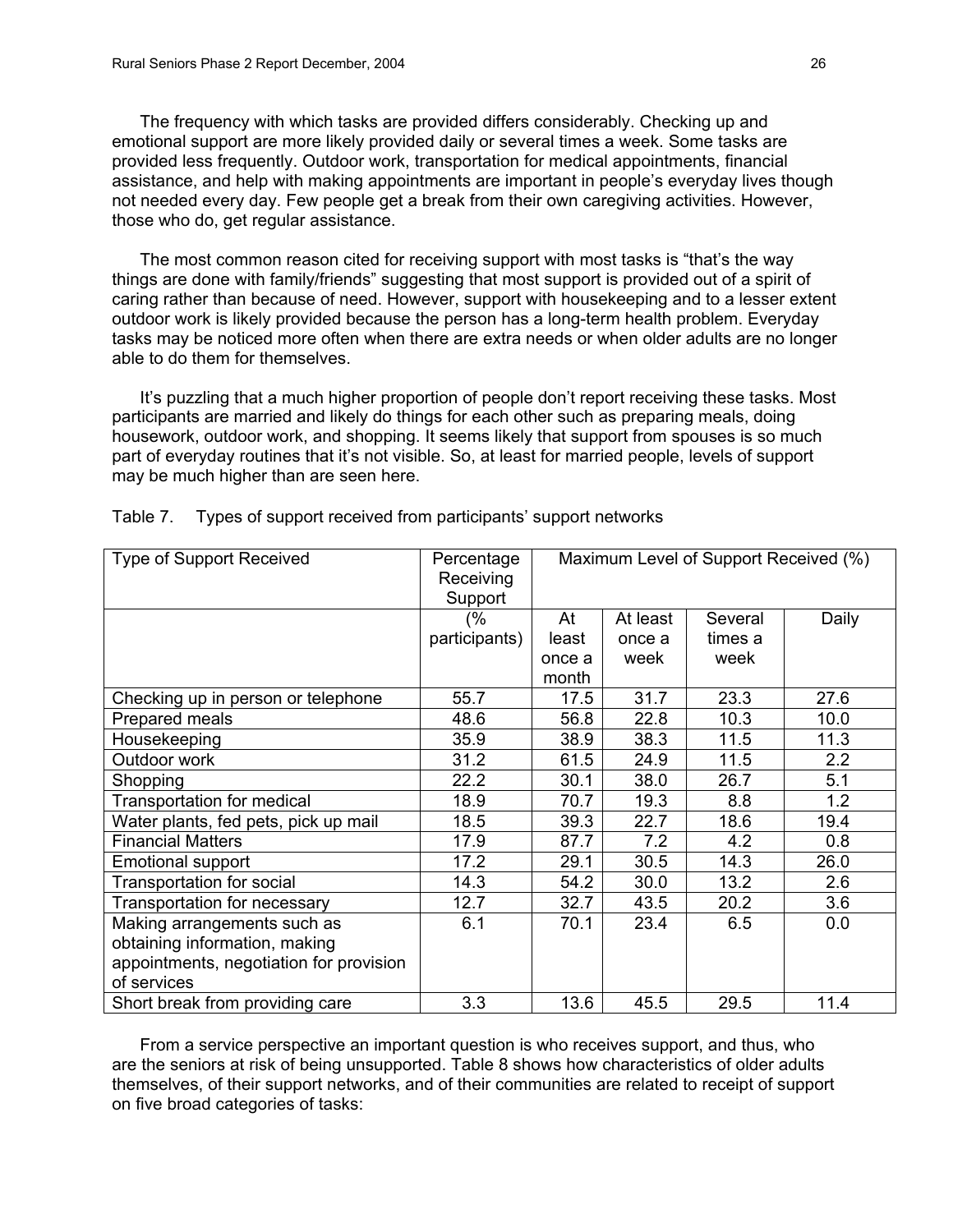The frequency with which tasks are provided differs considerably. Checking up and emotional support are more likely provided daily or several times a week. Some tasks are provided less frequently. Outdoor work, transportation for medical appointments, financial assistance, and help with making appointments are important in people's everyday lives though not needed every day. Few people get a break from their own caregiving activities. However, those who do, get regular assistance.

The most common reason cited for receiving support with most tasks is "that's the way things are done with family/friends" suggesting that most support is provided out of a spirit of caring rather than because of need. However, support with housekeeping and to a lesser extent outdoor work is likely provided because the person has a long-term health problem. Everyday tasks may be noticed more often when there are extra needs or when older adults are no longer able to do them for themselves.

It's puzzling that a much higher proportion of people don't report receiving these tasks. Most participants are married and likely do things for each other such as preparing meals, doing housework, outdoor work, and shopping. It seems likely that support from spouses is so much part of everyday routines that it's not visible. So, at least for married people, levels of support may be much higher than are seen here.

Table 7. Types of support received from participants' support networks

| Type of Support Received | Percentage Receiving Support | Maximum Level of Support Received (%) | | | |
|---|---|---|---|---|---|
| | (% participants) | At least once a month | At least once a week | Several times a week | Daily |
| Checking up in person or telephone | 55.7 | 17.5 | 31.7 | 23.3 | 27.6 |
| Prepared meals | 48.6 | 56.8 | 22.8 | 10.3 | 10.0 |
| Housekeeping | 35.9 | 38.9 | 38.3 | 11.5 | 11.3 |
| Outdoor work | 31.2 | 61.5 | 24.9 | 11.5 | 2.2 |
| Shopping | 22.2 | 30.1 | 38.0 | 26.7 | 5.1 |
| Transportation for medical | 18.9 | 70.7 | 19.3 | 8.8 | 1.2 |
| Water plants, fed pets, pick up mail | 18.5 | 39.3 | 22.7 | 18.6 | 19.4 |
| Financial Matters | 17.9 | 87.7 | 7.2 | 4.2 | 0.8 |
| Emotional support | 17.2 | 29.1 | 30.5 | 14.3 | 26.0 |
| Transportation for social | 14.3 | 54.2 | 30.0 | 13.2 | 2.6 |
| Transportation for necessary | 12.7 | 32.7 | 43.5 | 20.2 | 3.6 |
| Making arrangements such as obtaining information, making appointments, negotiation for provision of services | 6.1 | 70.1 | 23.4 | 6.5 | 0.0 |
| Short break from providing care | 3.3 | 13.6 | 45.5 | 29.5 | 11.4 |

From a service perspective an important question is who receives support, and thus, who are the seniors at risk of being unsupported. Table 8 shows how characteristics of older adults themselves, of their support networks, and of their communities are related to receipt of support on five broad categories of tasks: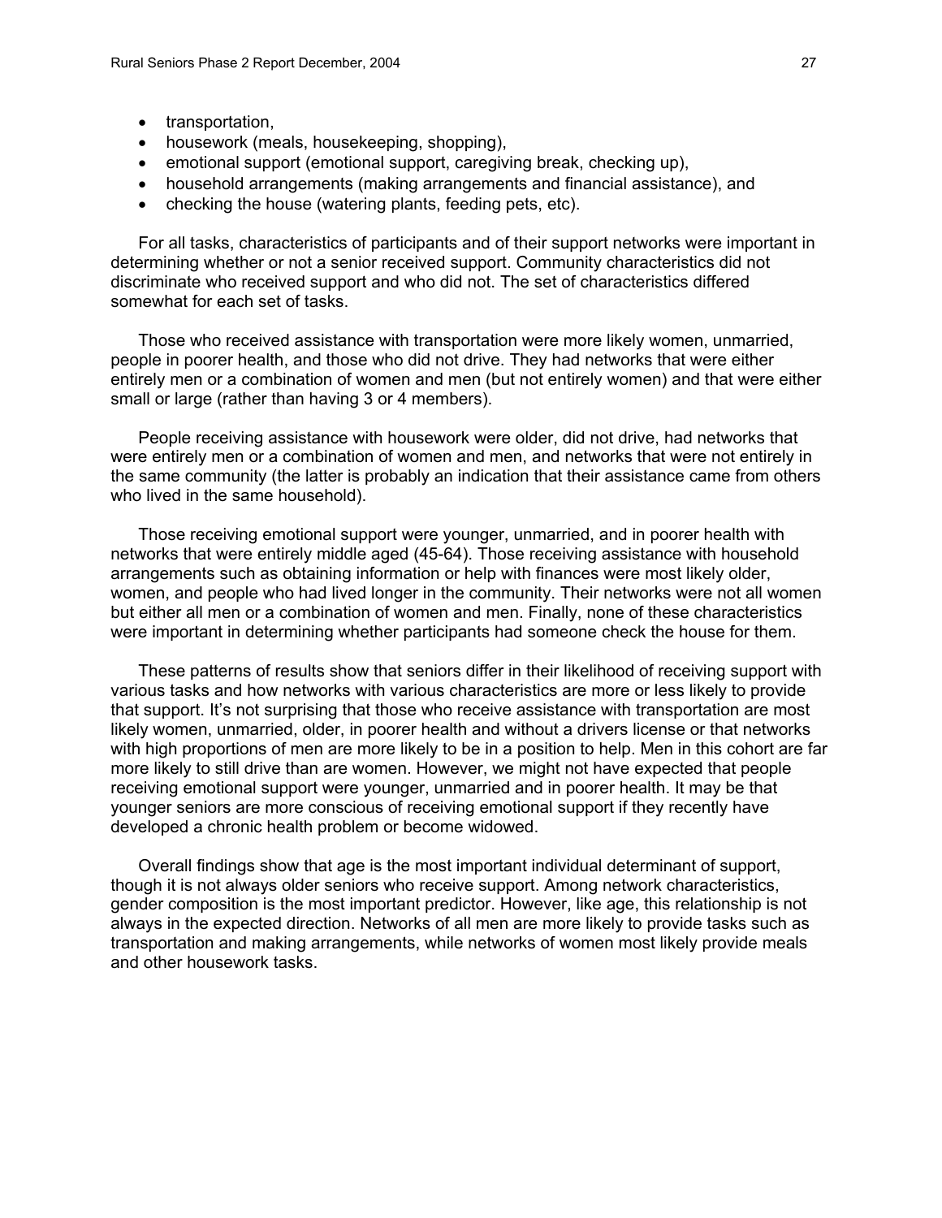- transportation,
- housework (meals, housekeeping, shopping),
- emotional support (emotional support, caregiving break, checking up),
- household arrangements (making arrangements and financial assistance), and
- checking the house (watering plants, feeding pets, etc).

For all tasks, characteristics of participants and of their support networks were important in determining whether or not a senior received support. Community characteristics did not discriminate who received support and who did not. The set of characteristics differed somewhat for each set of tasks.

Those who received assistance with transportation were more likely women, unmarried, people in poorer health, and those who did not drive. They had networks that were either entirely men or a combination of women and men (but not entirely women) and that were either small or large (rather than having 3 or 4 members).

People receiving assistance with housework were older, did not drive, had networks that were entirely men or a combination of women and men, and networks that were not entirely in the same community (the latter is probably an indication that their assistance came from others who lived in the same household).

Those receiving emotional support were younger, unmarried, and in poorer health with networks that were entirely middle aged (45-64). Those receiving assistance with household arrangements such as obtaining information or help with finances were most likely older, women, and people who had lived longer in the community. Their networks were not all women but either all men or a combination of women and men. Finally, none of these characteristics were important in determining whether participants had someone check the house for them.

These patterns of results show that seniors differ in their likelihood of receiving support with various tasks and how networks with various characteristics are more or less likely to provide that support. It's not surprising that those who receive assistance with transportation are most likely women, unmarried, older, in poorer health and without a drivers license or that networks with high proportions of men are more likely to be in a position to help. Men in this cohort are far more likely to still drive than are women. However, we might not have expected that people receiving emotional support were younger, unmarried and in poorer health. It may be that younger seniors are more conscious of receiving emotional support if they recently have developed a chronic health problem or become widowed.

Overall findings show that age is the most important individual determinant of support, though it is not always older seniors who receive support. Among network characteristics, gender composition is the most important predictor. However, like age, this relationship is not always in the expected direction. Networks of all men are more likely to provide tasks such as transportation and making arrangements, while networks of women most likely provide meals and other housework tasks.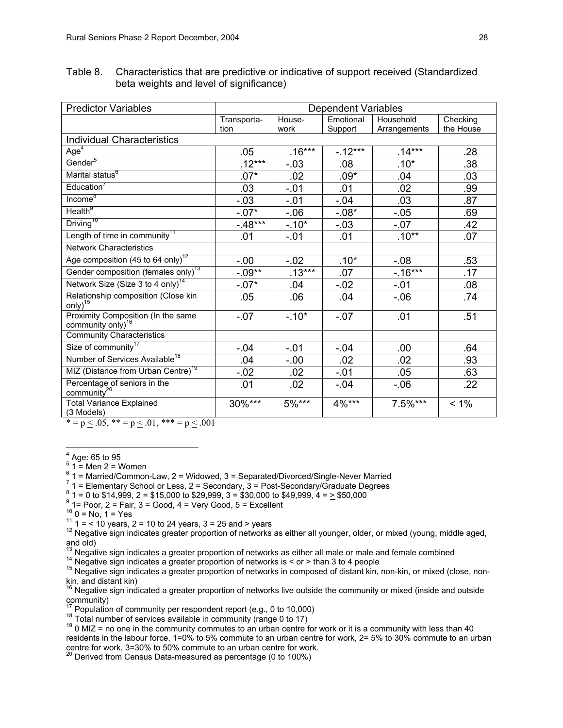Table 8. Characteristics that are predictive or indicative of support received (Standardized beta weights and level of significance)

| Predictor Variables | Dependent Variables | | | | |
|---|---|---|---|---|---|
| | Transportation | House-work | Emotional Support | Household Arrangements | Checking the House |
| **Individual Characteristics** | | | | | |
| Age[4] | .05 | .16*** | -.12*** | .14*** | .28 |
| Gender[5] | .12*** | -.03 | .08 | .10* | .38 |
| Marital status[6] | .07* | .02 | .09* | .04 | .03 |
| Education[7] | .03 | -.01 | .01 | .02 | .99 |
| Income[8] | -.03 | -.01 | -.04 | .03 | .87 |
| Health[9] | -.07* | -.06 | -.08* | -.05 | .69 |
| Driving[10] | -.48*** | -.10* | -.03 | -.07 | .42 |
| Length of time in community[11] | .01 | -.01 | .01 | .10** | .07 |
| **Network Characteristics** | | | | | |
| Age composition (45 to 64 only)[12] | -.00 | -.02 | .10* | -.08 | .53 |
| Gender composition (females only)[13] | -.09** | .13*** | .07 | -.16*** | .17 |
| Network Size (Size 3 to 4 only)[14] | -.07* | .04 | -.02 | -.01 | .08 |
| Relationship composition (Close kin only)[15] | .05 | .06 | .04 | -.06 | .74 |
| Proximity Composition (In the same community only)[16] | -.07 | -.10* | -.07 | .01 | .51 |
| **Community Characteristics** | | | | | |
| Size of community[17] | -.04 | -.01 | -.04 | .00 | .64 |
| Number of Services Available[18] | .04 | -.00 | .02 | .02 | .93 |
| MIZ (Distance from Urban Centre)[19] | -.02 | .02 | -.01 | .05 | .63 |
| Percentage of seniors in the community[20] | .01 | .02 | -.04 | -.06 | .22 |
| Total Variance Explained (3 Models) | 30%*** | 5%*** | 4%*** | 7.5%*** | < 1% |

\* = $p \leq .05$, ** = $p \leq .01$, *** = $p \leq .001$

---

[4] Age: 65 to 95

[5] 1 = Men 2 = Women

[6] 1 = Married/Common-Law, 2 = Widowed, 3 = Separated/Divorced/Single-Never Married

[7] 1 = Elementary School or Less, 2 = Secondary, 3 = Post-Secondary/Graduate Degrees

[8] 1 = 0 to $14,999, 2 = $15,000 to $29,999, 3 = $30,000 to $49,999, 4 = ≥ $50,000

[9] 1= Poor, 2 = Fair, 3 = Good, 4 = Very Good, 5 = Excellent

[10] 0 = No, 1 = Yes

[11] 1 = < 10 years, 2 = 10 to 24 years, 3 = 25 and > years

[12] Negative sign indicates greater proportion of networks as either all younger, older, or mixed (young, middle aged, and old)

[13] Negative sign indicates a greater proportion of networks as either all male or male and female combined

[14] Negative sign indicates a greater proportion of networks is < or > than 3 to 4 people

[15] Negative sign indicates a greater proportion of networks in composed of distant kin, non-kin, or mixed (close, non-kin, and distant kin)

[16] Negative sign indicated a greater proportion of networks live outside the community or mixed (inside and outside community)

[17] Population of community per respondent report (e.g., 0 to 10,000)

[18] Total number of services available in community (range 0 to 17)

[19] 0 MIZ = no one in the community commutes to an urban centre for work or it is a community with less than 40 residents in the labour force, 1=0% to 5% commute to an urban centre for work, 2= 5% to 30% commute to an urban centre for work, 3=30% to 50% commute to an urban centre for work.

[20] Derived from Census Data-measured as percentage (0 to 100%)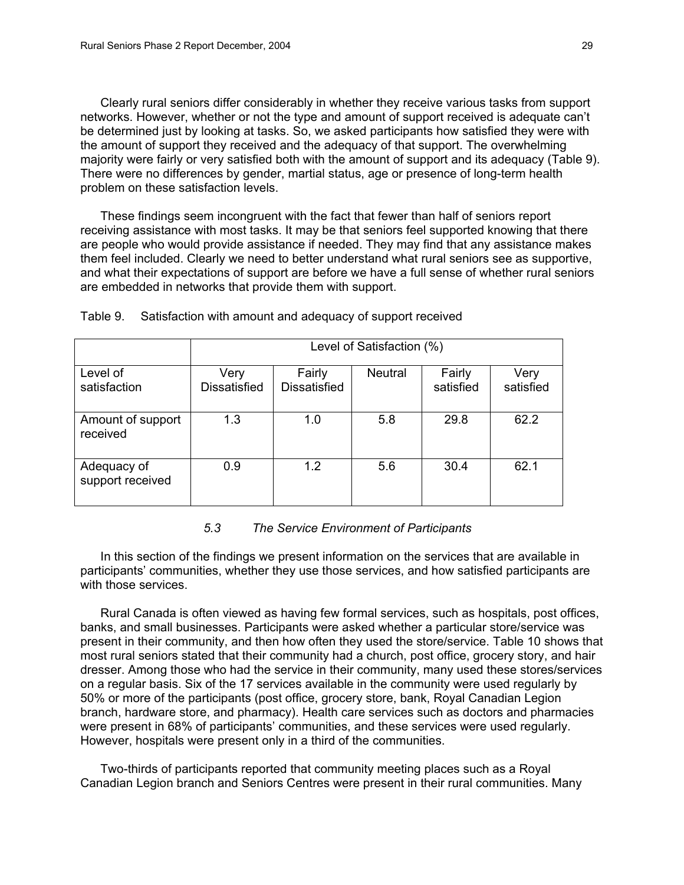Clearly rural seniors differ considerably in whether they receive various tasks from support networks. However, whether or not the type and amount of support received is adequate can't be determined just by looking at tasks. So, we asked participants how satisfied they were with the amount of support they received and the adequacy of that support. The overwhelming majority were fairly or very satisfied both with the amount of support and its adequacy (Table 9). There were no differences by gender, martial status, age or presence of long-term health problem on these satisfaction levels.

These findings seem incongruent with the fact that fewer than half of seniors report receiving assistance with most tasks. It may be that seniors feel supported knowing that there are people who would provide assistance if needed. They may find that any assistance makes them feel included. Clearly we need to better understand what rural seniors see as supportive, and what their expectations of support are before we have a full sense of whether rural seniors are embedded in networks that provide them with support.

Table 9. Satisfaction with amount and adequacy of support received

| | Level of Satisfaction (%) | | | | |
|---|---|---|---|---|---|
| Level of satisfaction | Very Dissatisfied | Fairly Dissatisfied | Neutral | Fairly satisfied | Very satisfied |
| Amount of support received | 1.3 | 1.0 | 5.8 | 29.8 | 62.2 |
| Adequacy of support received | 0.9 | 1.2 | 5.6 | 30.4 | 62.1 |

### *5.3 The Service Environment of Participants*

In this section of the findings we present information on the services that are available in participants' communities, whether they use those services, and how satisfied participants are with those services.

Rural Canada is often viewed as having few formal services, such as hospitals, post offices, banks, and small businesses. Participants were asked whether a particular store/service was present in their community, and then how often they used the store/service. Table 10 shows that most rural seniors stated that their community had a church, post office, grocery story, and hair dresser. Among those who had the service in their community, many used these stores/services on a regular basis. Six of the 17 services available in the community were used regularly by 50% or more of the participants (post office, grocery store, bank, Royal Canadian Legion branch, hardware store, and pharmacy). Health care services such as doctors and pharmacies were present in 68% of participants' communities, and these services were used regularly. However, hospitals were present only in a third of the communities.

Two-thirds of participants reported that community meeting places such as a Royal Canadian Legion branch and Seniors Centres were present in their rural communities. Many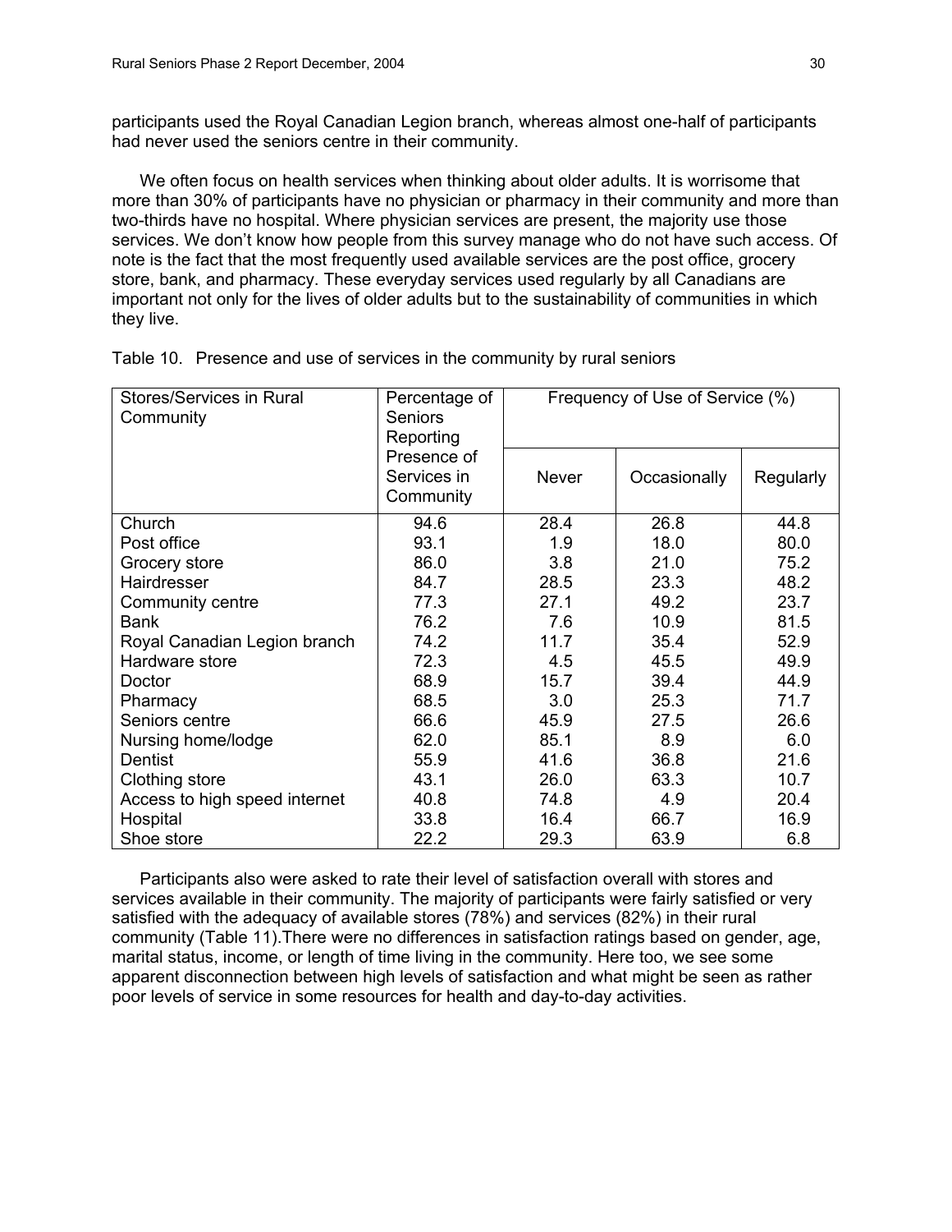participants used the Royal Canadian Legion branch, whereas almost one-half of participants had never used the seniors centre in their community.

We often focus on health services when thinking about older adults. It is worrisome that more than 30% of participants have no physician or pharmacy in their community and more than two-thirds have no hospital. Where physician services are present, the majority use those services. We don't know how people from this survey manage who do not have such access. Of note is the fact that the most frequently used available services are the post office, grocery store, bank, and pharmacy. These everyday services used regularly by all Canadians are important not only for the lives of older adults but to the sustainability of communities in which they live.

Table 10. Presence and use of services in the community by rural seniors

| Stores/Services in Rural Community | Percentage of Seniors Reporting Presence of Services in Community | Frequency of Use of Service (%) | | |
|---|---|---|---|---|
| | | Never | Occasionally | Regularly |
| Church | 94.6 | 28.4 | 26.8 | 44.8 |
| Post office | 93.1 | 1.9 | 18.0 | 80.0 |
| Grocery store | 86.0 | 3.8 | 21.0 | 75.2 |
| Hairdresser | 84.7 | 28.5 | 23.3 | 48.2 |
| Community centre | 77.3 | 27.1 | 49.2 | 23.7 |
| Bank | 76.2 | 7.6 | 10.9 | 81.5 |
| Royal Canadian Legion branch | 74.2 | 11.7 | 35.4 | 52.9 |
| Hardware store | 72.3 | 4.5 | 45.5 | 49.9 |
| Doctor | 68.9 | 15.7 | 39.4 | 44.9 |
| Pharmacy | 68.5 | 3.0 | 25.3 | 71.7 |
| Seniors centre | 66.6 | 45.9 | 27.5 | 26.6 |
| Nursing home/lodge | 62.0 | 85.1 | 8.9 | 6.0 |
| Dentist | 55.9 | 41.6 | 36.8 | 21.6 |
| Clothing store | 43.1 | 26.0 | 63.3 | 10.7 |
| Access to high speed internet | 40.8 | 74.8 | 4.9 | 20.4 |
| Hospital | 33.8 | 16.4 | 66.7 | 16.9 |
| Shoe store | 22.2 | 29.3 | 63.9 | 6.8 |

Participants also were asked to rate their level of satisfaction overall with stores and services available in their community. The majority of participants were fairly satisfied or very satisfied with the adequacy of available stores (78%) and services (82%) in their rural community (Table 11).There were no differences in satisfaction ratings based on gender, age, marital status, income, or length of time living in the community. Here too, we see some apparent disconnection between high levels of satisfaction and what might be seen as rather poor levels of service in some resources for health and day-to-day activities.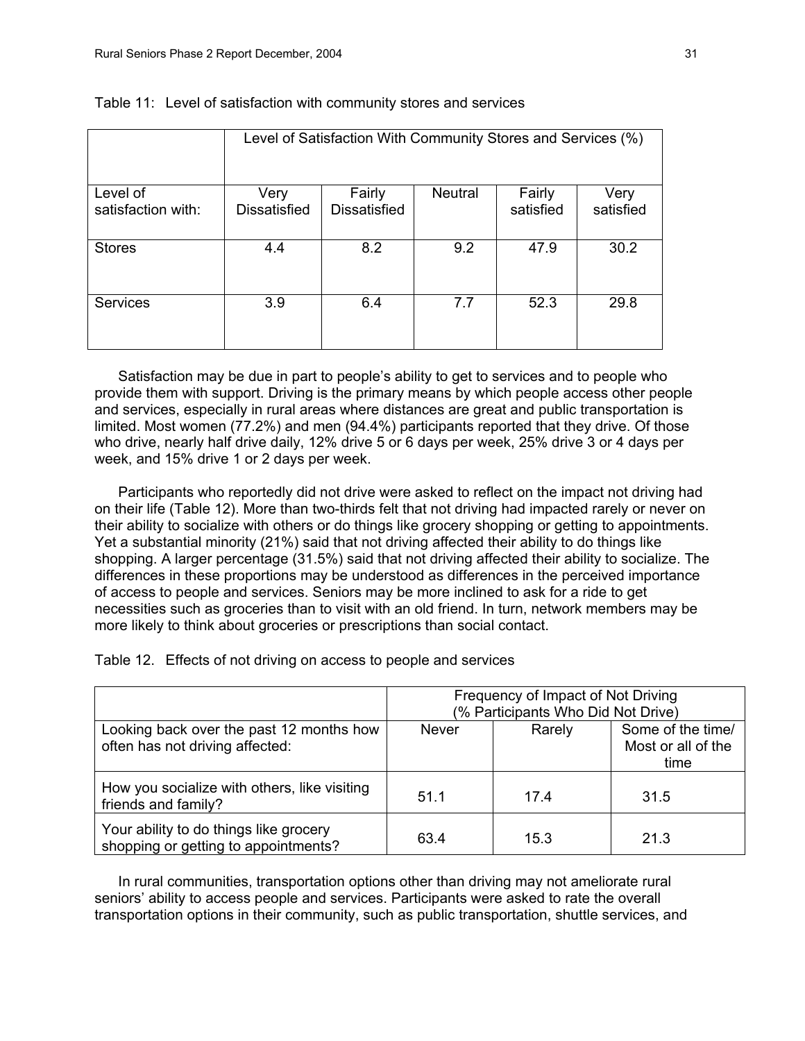Table 11: Level of satisfaction with community stores and services

| | Level of Satisfaction With Community Stores and Services (%) | | | | |
|---|---|---|---|---|---|
| Level of satisfaction with: | Very Dissatisfied | Fairly Dissatisfied | Neutral | Fairly satisfied | Very satisfied |
| Stores | 4.4 | 8.2 | 9.2 | 47.9 | 30.2 |
| Services | 3.9 | 6.4 | 7.7 | 52.3 | 29.8 |

Satisfaction may be due in part to people's ability to get to services and to people who provide them with support. Driving is the primary means by which people access other people and services, especially in rural areas where distances are great and public transportation is limited. Most women (77.2%) and men (94.4%) participants reported that they drive. Of those who drive, nearly half drive daily, 12% drive 5 or 6 days per week, 25% drive 3 or 4 days per week, and 15% drive 1 or 2 days per week.

Participants who reportedly did not drive were asked to reflect on the impact not driving had on their life (Table 12). More than two-thirds felt that not driving had impacted rarely or never on their ability to socialize with others or do things like grocery shopping or getting to appointments. Yet a substantial minority (21%) said that not driving affected their ability to do things like shopping. A larger percentage (31.5%) said that not driving affected their ability to socialize. The differences in these proportions may be understood as differences in the perceived importance of access to people and services. Seniors may be more inclined to ask for a ride to get necessities such as groceries than to visit with an old friend. In turn, network members may be more likely to think about groceries or prescriptions than social contact.

Table 12. Effects of not driving on access to people and services

| | Frequency of Impact of Not Driving (% Participants Who Did Not Drive) | | |
|---|---|---|---|
| Looking back over the past 12 months how often has not driving affected: | Never | Rarely | Some of the time/ Most or all of the time |
| How you socialize with others, like visiting friends and family? | 51.1 | 17.4 | 31.5 |
| Your ability to do things like grocery shopping or getting to appointments? | 63.4 | 15.3 | 21.3 |

In rural communities, transportation options other than driving may not ameliorate rural seniors' ability to access people and services. Participants were asked to rate the overall transportation options in their community, such as public transportation, shuttle services, and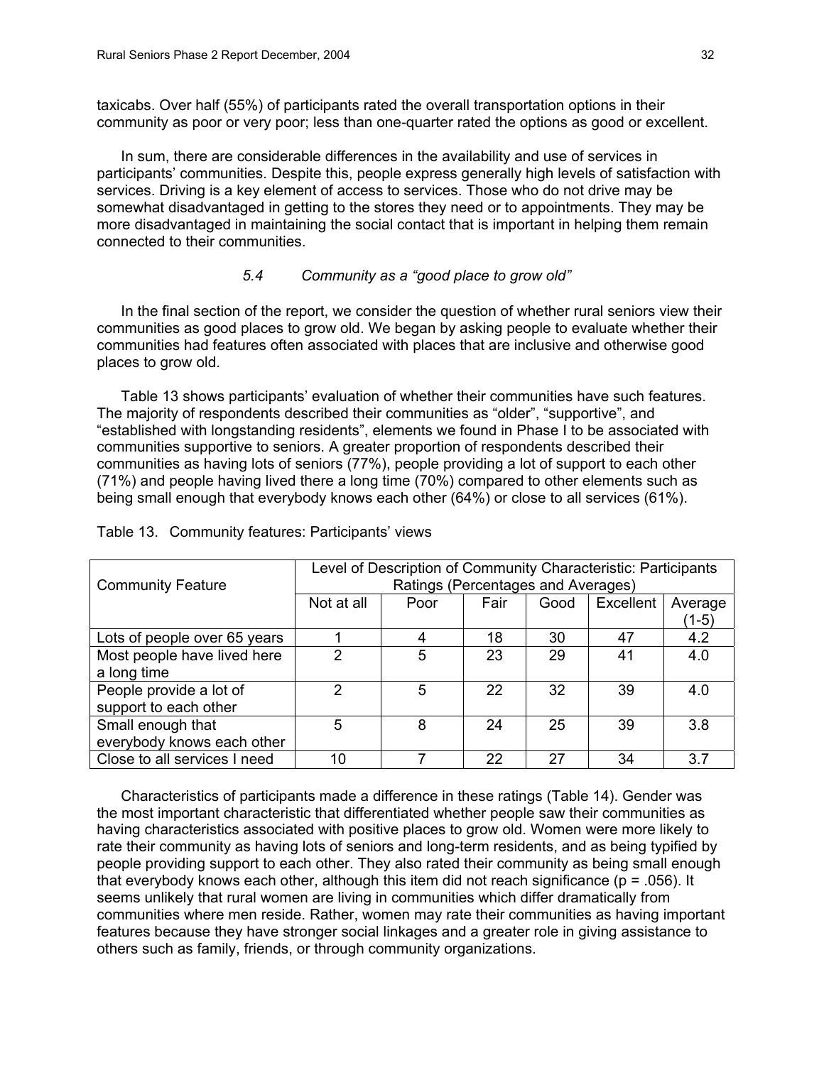taxicabs. Over half (55%) of participants rated the overall transportation options in their community as poor or very poor; less than one-quarter rated the options as good or excellent.

In sum, there are considerable differences in the availability and use of services in participants' communities. Despite this, people express generally high levels of satisfaction with services. Driving is a key element of access to services. Those who do not drive may be somewhat disadvantaged in getting to the stores they need or to appointments. They may be more disadvantaged in maintaining the social contact that is important in helping them remain connected to their communities.

### *5.4 Community as a "good place to grow old"*

In the final section of the report, we consider the question of whether rural seniors view their communities as good places to grow old. We began by asking people to evaluate whether their communities had features often associated with places that are inclusive and otherwise good places to grow old.

Table 13 shows participants' evaluation of whether their communities have such features. The majority of respondents described their communities as "older", "supportive", and "established with longstanding residents", elements we found in Phase I to be associated with communities supportive to seniors. A greater proportion of respondents described their communities as having lots of seniors (77%), people providing a lot of support to each other (71%) and people having lived there a long time (70%) compared to other elements such as being small enough that everybody knows each other (64%) or close to all services (61%).

Table 13. Community features: Participants' views

| Community Feature | Level of Description of Community Characteristic: Participants Ratings (Percentages and Averages) | | | | | |
|---|---|---|---|---|---|---|
| | Not at all | Poor | Fair | Good | Excellent | Average (1-5) |
| Lots of people over 65 years | 1 | 4 | 18 | 30 | 47 | 4.2 |
| Most people have lived here a long time | 2 | 5 | 23 | 29 | 41 | 4.0 |
| People provide a lot of support to each other | 2 | 5 | 22 | 32 | 39 | 4.0 |
| Small enough that everybody knows each other | 5 | 8 | 24 | 25 | 39 | 3.8 |
| Close to all services I need | 10 | 7 | 22 | 27 | 34 | 3.7 |

Characteristics of participants made a difference in these ratings (Table 14). Gender was the most important characteristic that differentiated whether people saw their communities as having characteristics associated with positive places to grow old. Women were more likely to rate their community as having lots of seniors and long-term residents, and as being typified by people providing support to each other. They also rated their community as being small enough that everybody knows each other, although this item did not reach significance ($p = .056$). It seems unlikely that rural women are living in communities which differ dramatically from communities where men reside. Rather, women may rate their communities as having important features because they have stronger social linkages and a greater role in giving assistance to others such as family, friends, or through community organizations.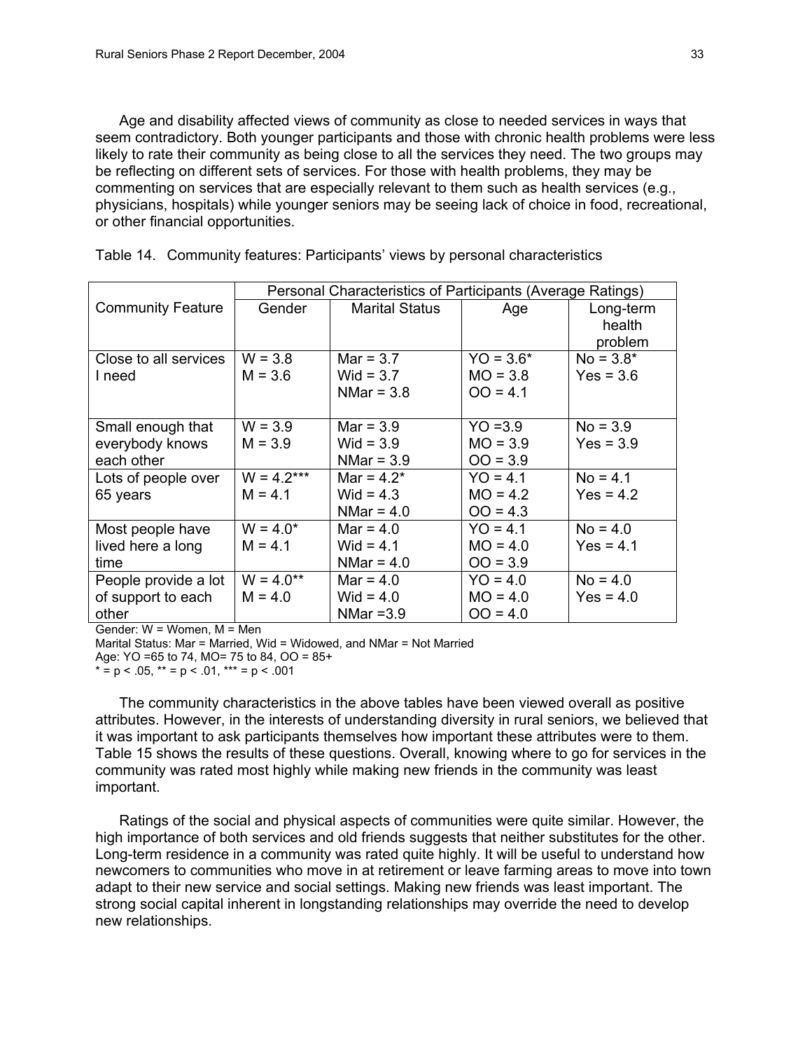Age and disability affected views of community as close to needed services in ways that seem contradictory. Both younger participants and those with chronic health problems were less likely to rate their community as being close to all the services they need. The two groups may be reflecting on different sets of services. For those with health problems, they may be commenting on services that are especially relevant to them such as health services (e.g., physicians, hospitals) while younger seniors may be seeing lack of choice in food, recreational, or other financial opportunities.

Table 14. Community features: Participants' views by personal characteristics

| Community Feature | Personal Characteristics of Participants (Average Ratings) | | | |
|---|---|---|---|---|
| | Gender | Marital Status | Age | Long-term health problem |
| Close to all services I need | W = 3.8<br>M = 3.6 | Mar = 3.7<br>Wid = 3.7<br>NMar = 3.8 | YO = 3.6*<br>MO = 3.8<br>OO = 4.1 | No = 3.8*<br>Yes = 3.6 |
| Small enough that everybody knows each other | W = 3.9<br>M = 3.9 | Mar = 3.9<br>Wid = 3.9<br>NMar = 3.9 | YO =3.9<br>MO = 3.9<br>OO = 3.9 | No = 3.9<br>Yes = 3.9 |
| Lots of people over 65 years | W = 4.2***<br>M = 4.1 | Mar = 4.2*<br>Wid = 4.3<br>NMar = 4.0 | YO = 4.1<br>MO = 4.2<br>OO = 4.3 | No = 4.1<br>Yes = 4.2 |
| Most people have lived here a long time | W = 4.0*<br>M = 4.1 | Mar = 4.0<br>Wid = 4.1<br>NMar = 4.0 | YO = 4.1<br>MO = 4.0<br>OO = 3.9 | No = 4.0<br>Yes = 4.1 |
| People provide a lot of support to each other | W = 4.0**<br>M = 4.0 | Mar = 4.0<br>Wid = 4.0<br>NMar =3.9 | YO = 4.0<br>MO = 4.0<br>OO = 4.0 | No = 4.0<br>Yes = 4.0 |

Gender: W = Women, M = Men
Marital Status: Mar = Married, Wid = Widowed, and NMar = Not Married
Age: YO =65 to 74, MO= 75 to 84, OO = 85+
* = $p < .05$, ** = $p < .01$, *** = $p < .001$

The community characteristics in the above tables have been viewed overall as positive attributes. However, in the interests of understanding diversity in rural seniors, we believed that it was important to ask participants themselves how important these attributes were to them. Table 15 shows the results of these questions. Overall, knowing where to go for services in the community was rated most highly while making new friends in the community was least important.

Ratings of the social and physical aspects of communities were quite similar. However, the high importance of both services and old friends suggests that neither substitutes for the other. Long-term residence in a community was rated quite highly. It will be useful to understand how newcomers to communities who move in at retirement or leave farming areas to move into town adapt to their new service and social settings. Making new friends was least important. The strong social capital inherent in longstanding relationships may override the need to develop new relationships.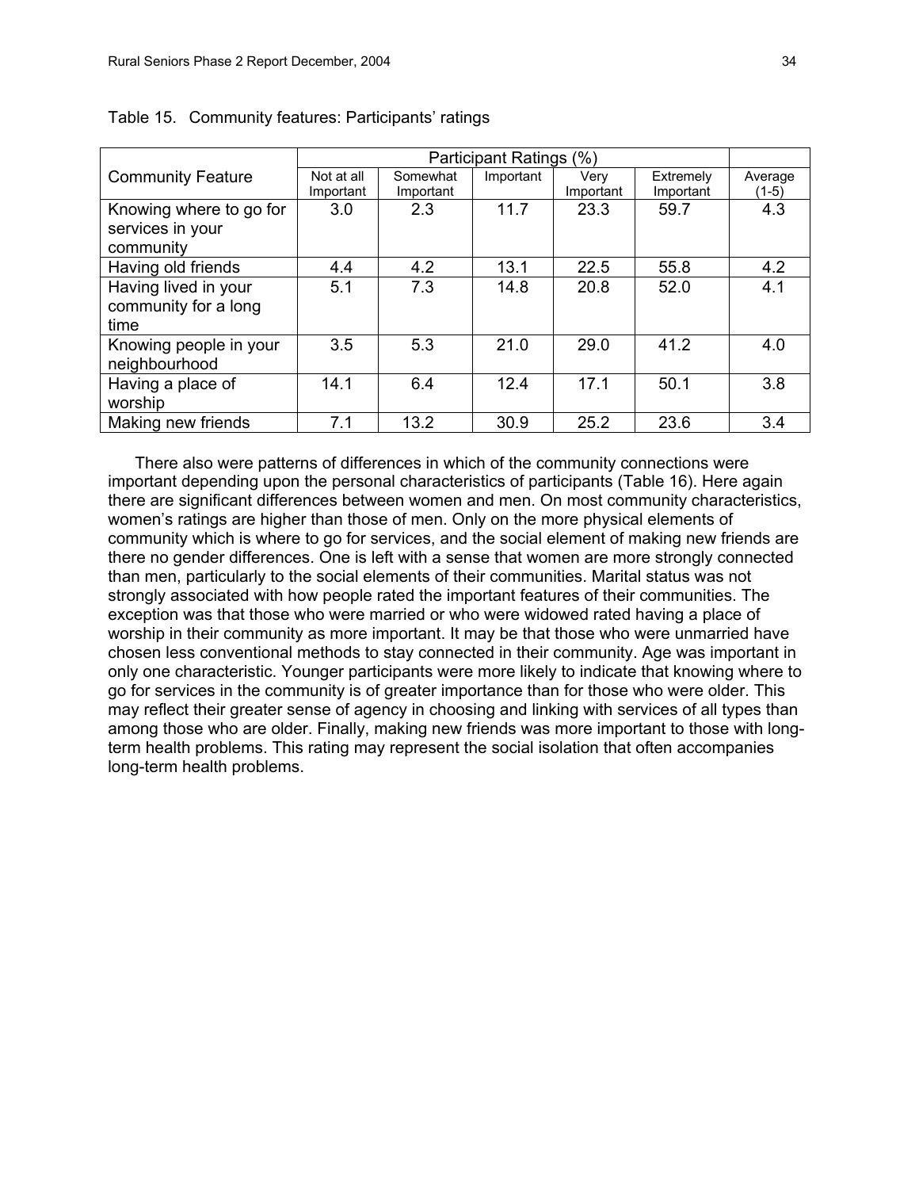Table 15. Community features: Participants' ratings

| Community Feature | Participant Ratings (%) | | | | | |
|---|---|---|---|---|---|---|
| | Not at all Important | Somewhat Important | Important | Very Important | Extremely Important | Average (1-5) |
| Knowing where to go for services in your community | 3.0 | 2.3 | 11.7 | 23.3 | 59.7 | 4.3 |
| Having old friends | 4.4 | 4.2 | 13.1 | 22.5 | 55.8 | 4.2 |
| Having lived in your community for a long time | 5.1 | 7.3 | 14.8 | 20.8 | 52.0 | 4.1 |
| Knowing people in your neighbourhood | 3.5 | 5.3 | 21.0 | 29.0 | 41.2 | 4.0 |
| Having a place of worship | 14.1 | 6.4 | 12.4 | 17.1 | 50.1 | 3.8 |
| Making new friends | 7.1 | 13.2 | 30.9 | 25.2 | 23.6 | 3.4 |

There also were patterns of differences in which of the community connections were important depending upon the personal characteristics of participants (Table 16). Here again there are significant differences between women and men. On most community characteristics, women's ratings are higher than those of men. Only on the more physical elements of community which is where to go for services, and the social element of making new friends are there no gender differences. One is left with a sense that women are more strongly connected than men, particularly to the social elements of their communities. Marital status was not strongly associated with how people rated the important features of their communities. The exception was that those who were married or who were widowed rated having a place of worship in their community as more important. It may be that those who were unmarried have chosen less conventional methods to stay connected in their community. Age was important in only one characteristic. Younger participants were more likely to indicate that knowing where to go for services in the community is of greater importance than for those who were older. This may reflect their greater sense of agency in choosing and linking with services of all types than among those who are older. Finally, making new friends was more important to those with long-term health problems. This rating may represent the social isolation that often accompanies long-term health problems.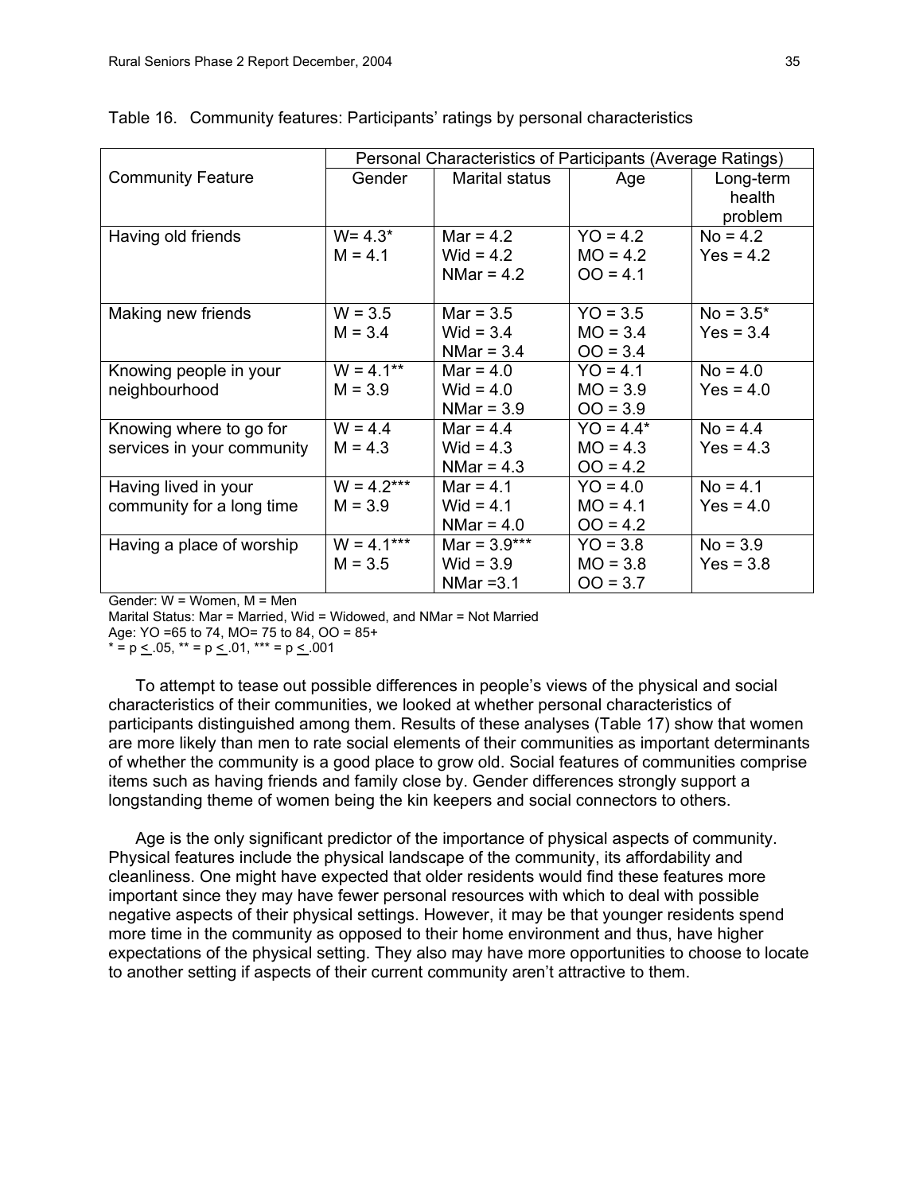Table 16. Community features: Participants' ratings by personal characteristics

| Community Feature | Personal Characteristics of Participants (Average Ratings) | | | |
|---|---|---|---|---|
| | Gender | Marital status | Age | Long-term health problem |
| Having old friends | W= 4.3*<br>M = 4.1 | Mar = 4.2<br>Wid = 4.2<br>NMar = 4.2 | YO = 4.2<br>MO = 4.2<br>OO = 4.1 | No = 4.2<br>Yes = 4.2 |
| Making new friends | W = 3.5<br>M = 3.4 | Mar = 3.5<br>Wid = 3.4<br>NMar = 3.4 | YO = 3.5<br>MO = 3.4<br>OO = 3.4 | No = 3.5*<br>Yes = 3.4 |
| Knowing people in your neighbourhood | W = 4.1**<br>M = 3.9 | Mar = 4.0<br>Wid = 4.0<br>NMar = 3.9 | YO = 4.1<br>MO = 3.9<br>OO = 3.9 | No = 4.0<br>Yes = 4.0 |
| Knowing where to go for services in your community | W = 4.4<br>M = 4.3 | Mar = 4.4<br>Wid = 4.3<br>NMar = 4.3 | YO = 4.4*<br>MO = 4.3<br>OO = 4.2 | No = 4.4<br>Yes = 4.3 |
| Having lived in your community for a long time | W = 4.2***<br>M = 3.9 | Mar = 4.1<br>Wid = 4.1<br>NMar = 4.0 | YO = 4.0<br>MO = 4.1<br>OO = 4.2 | No = 4.1<br>Yes = 4.0 |
| Having a place of worship | W = 4.1***<br>M = 3.5 | Mar = 3.9***<br>Wid = 3.9<br>NMar =3.1 | YO = 3.8<br>MO = 3.8<br>OO = 3.7 | No = 3.9<br>Yes = 3.8 |

Gender: W = Women, M = Men
Marital Status: Mar = Married, Wid = Widowed, and NMar = Not Married
Age: YO =65 to 74, MO= 75 to 84, OO = 85+
* = $p \leq .05$, ** = $p \leq .01$, *** = $p \leq .001$

To attempt to tease out possible differences in people's views of the physical and social characteristics of their communities, we looked at whether personal characteristics of participants distinguished among them. Results of these analyses (Table 17) show that women are more likely than men to rate social elements of their communities as important determinants of whether the community is a good place to grow old. Social features of communities comprise items such as having friends and family close by. Gender differences strongly support a longstanding theme of women being the kin keepers and social connectors to others.

Age is the only significant predictor of the importance of physical aspects of community. Physical features include the physical landscape of the community, its affordability and cleanliness. One might have expected that older residents would find these features more important since they may have fewer personal resources with which to deal with possible negative aspects of their physical settings. However, it may be that younger residents spend more time in the community as opposed to their home environment and thus, have higher expectations of the physical setting. They also may have more opportunities to choose to locate to another setting if aspects of their current community aren't attractive to them.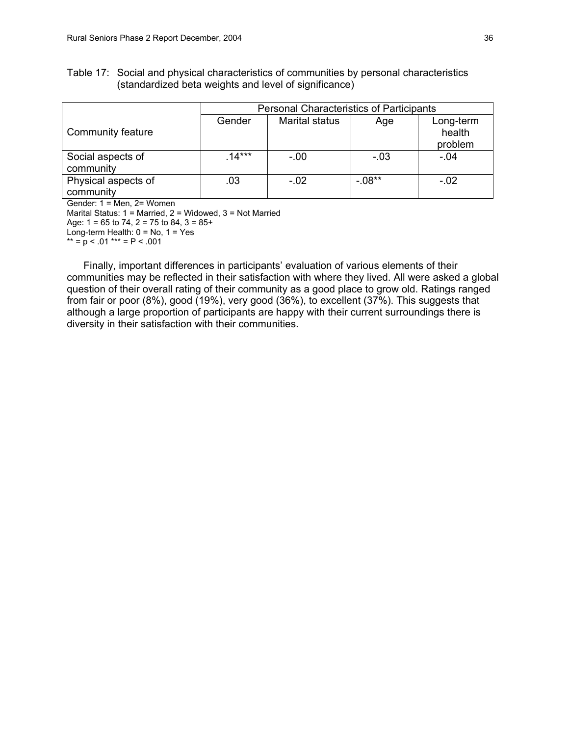Table 17: Social and physical characteristics of communities by personal characteristics (standardized beta weights and level of significance)

| Community feature | Personal Characteristics of Participants | | | |
|---|---|---|---|---|
| | Gender | Marital status | Age | Long-term health problem |
| Social aspects of community | .14*** | -.00 | -.03 | -.04 |
| Physical aspects of community | .03 | -.02 | -.08** | -.02 |

Gender: 1 = Men, 2= Women
Marital Status: 1 = Married, 2 = Widowed, 3 = Not Married
Age: 1 = 65 to 74, 2 = 75 to 84, 3 = 85+
Long-term Health: 0 = No, 1 = Yes
** = $p < .01$ *** = $P < .001$

Finally, important differences in participants' evaluation of various elements of their communities may be reflected in their satisfaction with where they lived. All were asked a global question of their overall rating of their community as a good place to grow old. Ratings ranged from fair or poor (8%), good (19%), very good (36%), to excellent (37%). This suggests that although a large proportion of participants are happy with their current surroundings there is diversity in their satisfaction with their communities.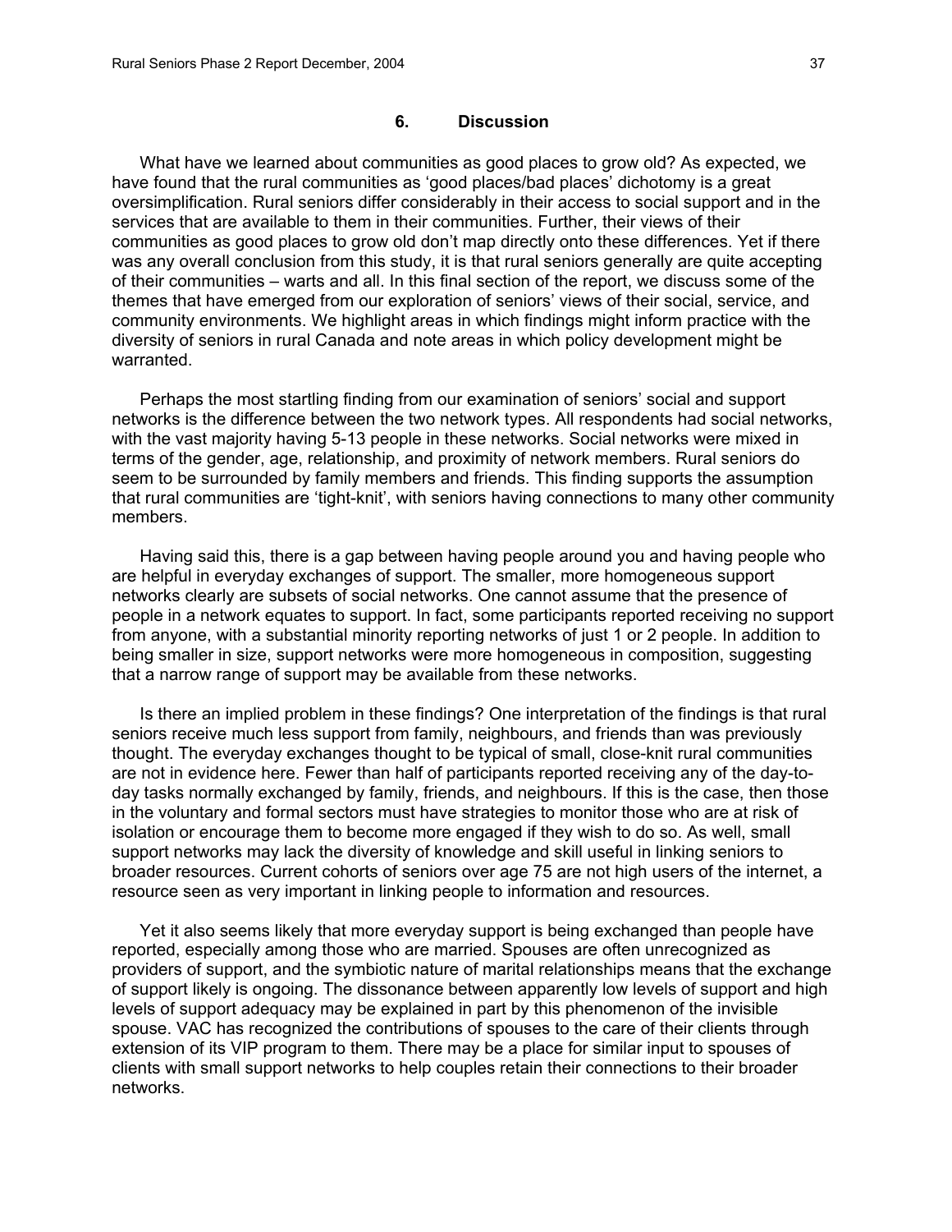# 6. Discussion

What have we learned about communities as good places to grow old? As expected, we have found that the rural communities as 'good places/bad places' dichotomy is a great oversimplification. Rural seniors differ considerably in their access to social support and in the services that are available to them in their communities. Further, their views of their communities as good places to grow old don't map directly onto these differences. Yet if there was any overall conclusion from this study, it is that rural seniors generally are quite accepting of their communities – warts and all. In this final section of the report, we discuss some of the themes that have emerged from our exploration of seniors' views of their social, service, and community environments. We highlight areas in which findings might inform practice with the diversity of seniors in rural Canada and note areas in which policy development might be warranted.

Perhaps the most startling finding from our examination of seniors' social and support networks is the difference between the two network types. All respondents had social networks, with the vast majority having 5-13 people in these networks. Social networks were mixed in terms of the gender, age, relationship, and proximity of network members. Rural seniors do seem to be surrounded by family members and friends. This finding supports the assumption that rural communities are 'tight-knit', with seniors having connections to many other community members.

Having said this, there is a gap between having people around you and having people who are helpful in everyday exchanges of support. The smaller, more homogeneous support networks clearly are subsets of social networks. One cannot assume that the presence of people in a network equates to support. In fact, some participants reported receiving no support from anyone, with a substantial minority reporting networks of just 1 or 2 people. In addition to being smaller in size, support networks were more homogeneous in composition, suggesting that a narrow range of support may be available from these networks.

Is there an implied problem in these findings? One interpretation of the findings is that rural seniors receive much less support from family, neighbours, and friends than was previously thought. The everyday exchanges thought to be typical of small, close-knit rural communities are not in evidence here. Fewer than half of participants reported receiving any of the day-to-day tasks normally exchanged by family, friends, and neighbours. If this is the case, then those in the voluntary and formal sectors must have strategies to monitor those who are at risk of isolation or encourage them to become more engaged if they wish to do so. As well, small support networks may lack the diversity of knowledge and skill useful in linking seniors to broader resources. Current cohorts of seniors over age 75 are not high users of the internet, a resource seen as very important in linking people to information and resources.

Yet it also seems likely that more everyday support is being exchanged than people have reported, especially among those who are married. Spouses are often unrecognized as providers of support, and the symbiotic nature of marital relationships means that the exchange of support likely is ongoing. The dissonance between apparently low levels of support and high levels of support adequacy may be explained in part by this phenomenon of the invisible spouse. VAC has recognized the contributions of spouses to the care of their clients through extension of its VIP program to them. There may be a place for similar input to spouses of clients with small support networks to help couples retain their connections to their broader networks.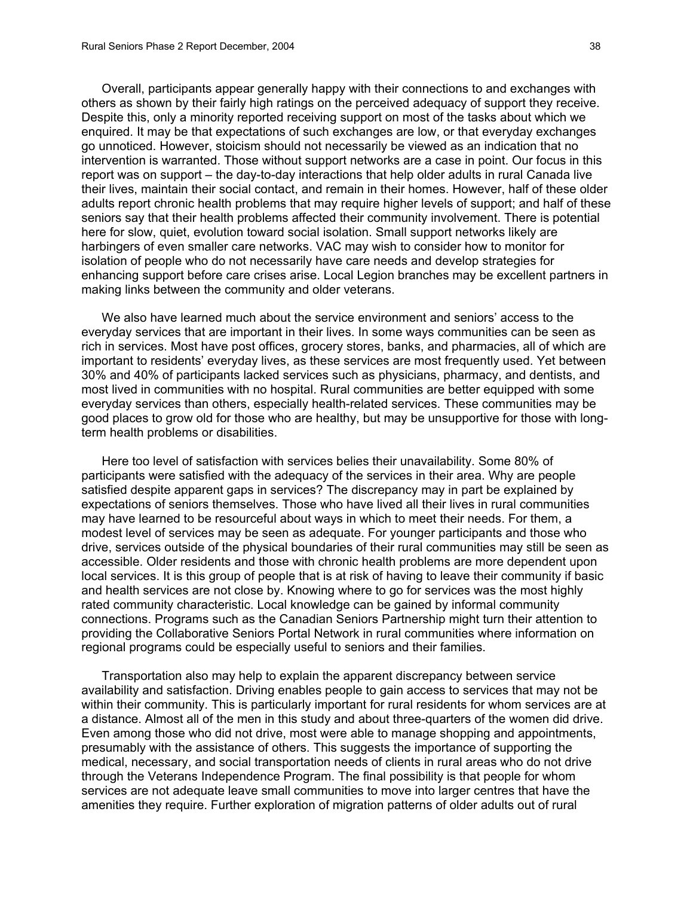Overall, participants appear generally happy with their connections to and exchanges with others as shown by their fairly high ratings on the perceived adequacy of support they receive. Despite this, only a minority reported receiving support on most of the tasks about which we enquired. It may be that expectations of such exchanges are low, or that everyday exchanges go unnoticed. However, stoicism should not necessarily be viewed as an indication that no intervention is warranted. Those without support networks are a case in point. Our focus in this report was on support – the day-to-day interactions that help older adults in rural Canada live their lives, maintain their social contact, and remain in their homes. However, half of these older adults report chronic health problems that may require higher levels of support; and half of these seniors say that their health problems affected their community involvement. There is potential here for slow, quiet, evolution toward social isolation. Small support networks likely are harbingers of even smaller care networks. VAC may wish to consider how to monitor for isolation of people who do not necessarily have care needs and develop strategies for enhancing support before care crises arise. Local Legion branches may be excellent partners in making links between the community and older veterans.

We also have learned much about the service environment and seniors' access to the everyday services that are important in their lives. In some ways communities can be seen as rich in services. Most have post offices, grocery stores, banks, and pharmacies, all of which are important to residents' everyday lives, as these services are most frequently used. Yet between 30% and 40% of participants lacked services such as physicians, pharmacy, and dentists, and most lived in communities with no hospital. Rural communities are better equipped with some everyday services than others, especially health-related services. These communities may be good places to grow old for those who are healthy, but may be unsupportive for those with long-term health problems or disabilities.

Here too level of satisfaction with services belies their unavailability. Some 80% of participants were satisfied with the adequacy of the services in their area. Why are people satisfied despite apparent gaps in services? The discrepancy may in part be explained by expectations of seniors themselves. Those who have lived all their lives in rural communities may have learned to be resourceful about ways in which to meet their needs. For them, a modest level of services may be seen as adequate. For younger participants and those who drive, services outside of the physical boundaries of their rural communities may still be seen as accessible. Older residents and those with chronic health problems are more dependent upon local services. It is this group of people that is at risk of having to leave their community if basic and health services are not close by. Knowing where to go for services was the most highly rated community characteristic. Local knowledge can be gained by informal community connections. Programs such as the Canadian Seniors Partnership might turn their attention to providing the Collaborative Seniors Portal Network in rural communities where information on regional programs could be especially useful to seniors and their families.

Transportation also may help to explain the apparent discrepancy between service availability and satisfaction. Driving enables people to gain access to services that may not be within their community. This is particularly important for rural residents for whom services are at a distance. Almost all of the men in this study and about three-quarters of the women did drive. Even among those who did not drive, most were able to manage shopping and appointments, presumably with the assistance of others. This suggests the importance of supporting the medical, necessary, and social transportation needs of clients in rural areas who do not drive through the Veterans Independence Program. The final possibility is that people for whom services are not adequate leave small communities to move into larger centres that have the amenities they require. Further exploration of migration patterns of older adults out of rural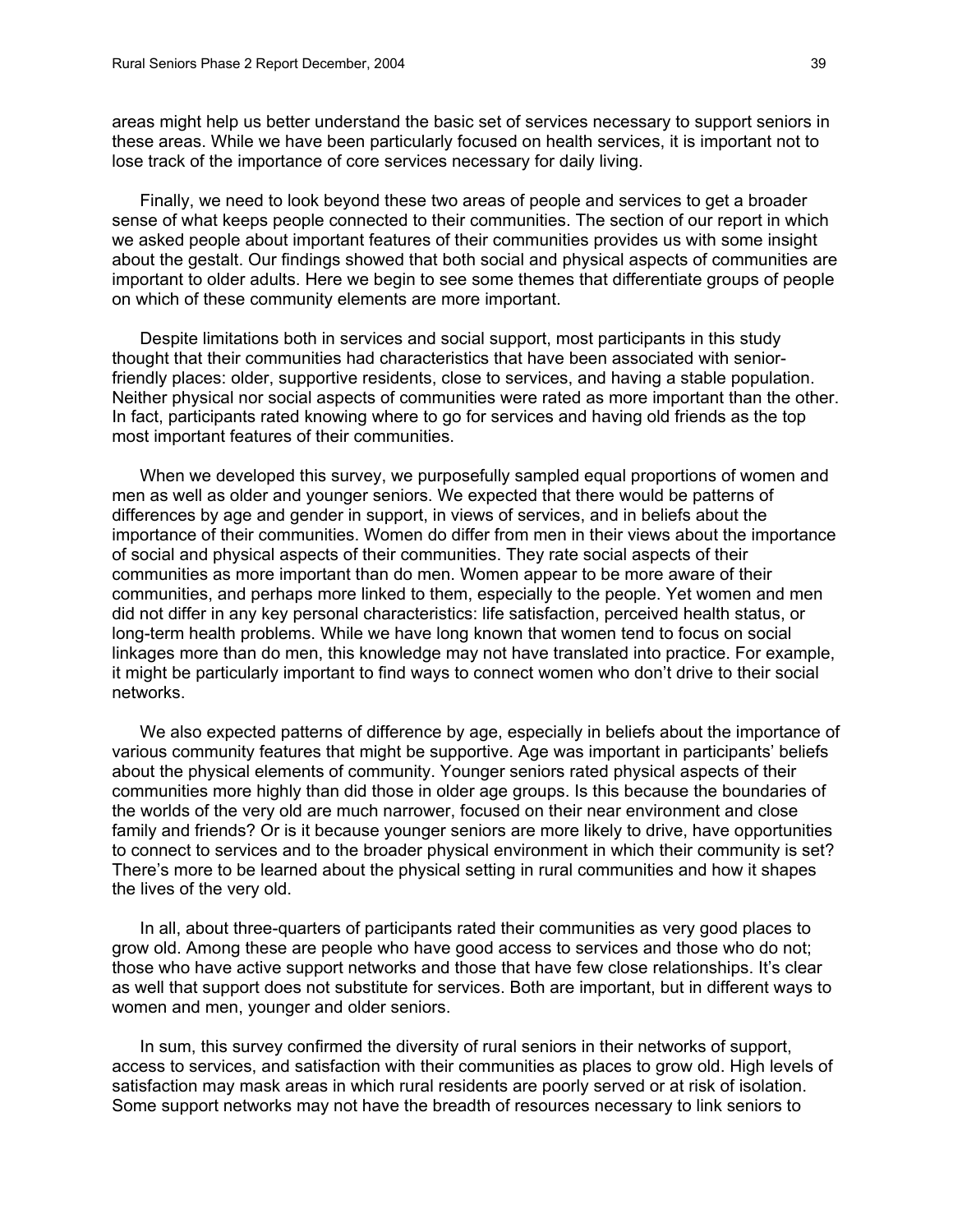areas might help us better understand the basic set of services necessary to support seniors in these areas. While we have been particularly focused on health services, it is important not to lose track of the importance of core services necessary for daily living.

Finally, we need to look beyond these two areas of people and services to get a broader sense of what keeps people connected to their communities. The section of our report in which we asked people about important features of their communities provides us with some insight about the gestalt. Our findings showed that both social and physical aspects of communities are important to older adults. Here we begin to see some themes that differentiate groups of people on which of these community elements are more important.

Despite limitations both in services and social support, most participants in this study thought that their communities had characteristics that have been associated with senior-friendly places: older, supportive residents, close to services, and having a stable population. Neither physical nor social aspects of communities were rated as more important than the other. In fact, participants rated knowing where to go for services and having old friends as the top most important features of their communities.

When we developed this survey, we purposefully sampled equal proportions of women and men as well as older and younger seniors. We expected that there would be patterns of differences by age and gender in support, in views of services, and in beliefs about the importance of their communities. Women do differ from men in their views about the importance of social and physical aspects of their communities. They rate social aspects of their communities as more important than do men. Women appear to be more aware of their communities, and perhaps more linked to them, especially to the people. Yet women and men did not differ in any key personal characteristics: life satisfaction, perceived health status, or long-term health problems. While we have long known that women tend to focus on social linkages more than do men, this knowledge may not have translated into practice. For example, it might be particularly important to find ways to connect women who don't drive to their social networks.

We also expected patterns of difference by age, especially in beliefs about the importance of various community features that might be supportive. Age was important in participants' beliefs about the physical elements of community. Younger seniors rated physical aspects of their communities more highly than did those in older age groups. Is this because the boundaries of the worlds of the very old are much narrower, focused on their near environment and close family and friends? Or is it because younger seniors are more likely to drive, have opportunities to connect to services and to the broader physical environment in which their community is set? There's more to be learned about the physical setting in rural communities and how it shapes the lives of the very old.

In all, about three-quarters of participants rated their communities as very good places to grow old. Among these are people who have good access to services and those who do not; those who have active support networks and those that have few close relationships. It's clear as well that support does not substitute for services. Both are important, but in different ways to women and men, younger and older seniors.

In sum, this survey confirmed the diversity of rural seniors in their networks of support, access to services, and satisfaction with their communities as places to grow old. High levels of satisfaction may mask areas in which rural residents are poorly served or at risk of isolation. Some support networks may not have the breadth of resources necessary to link seniors to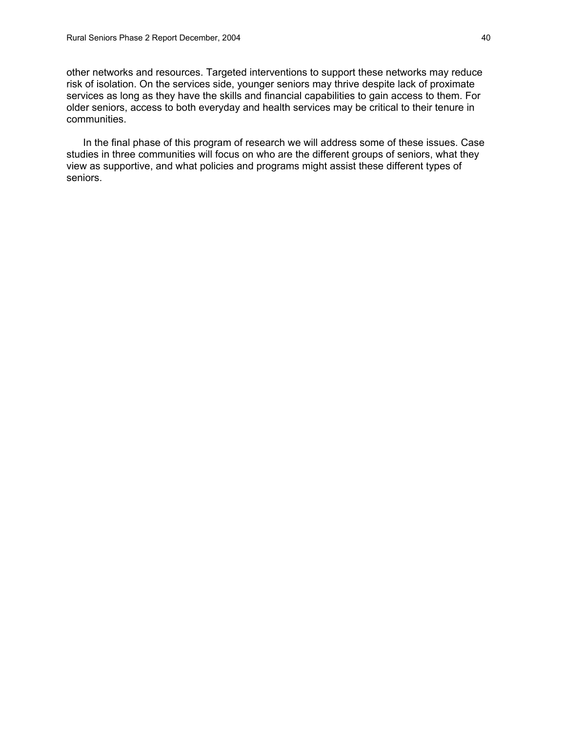other networks and resources. Targeted interventions to support these networks may reduce risk of isolation. On the services side, younger seniors may thrive despite lack of proximate services as long as they have the skills and financial capabilities to gain access to them. For older seniors, access to both everyday and health services may be critical to their tenure in communities.

In the final phase of this program of research we will address some of these issues. Case studies in three communities will focus on who are the different groups of seniors, what they view as supportive, and what policies and programs might assist these different types of seniors.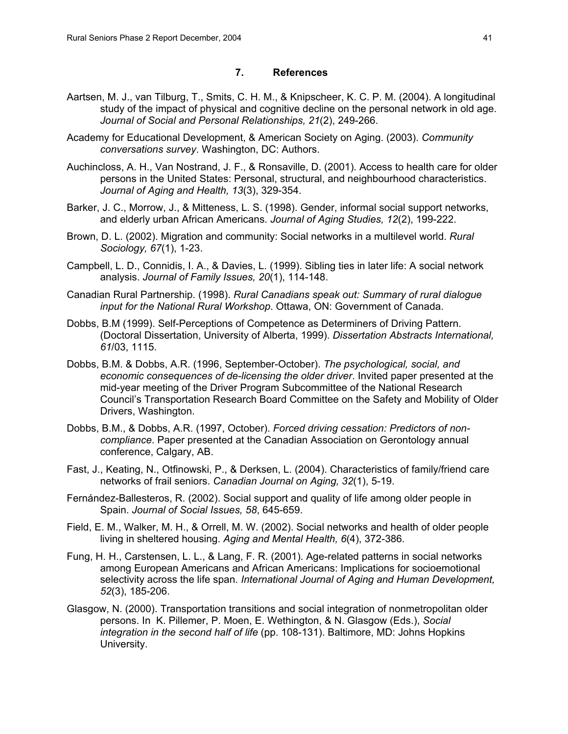## 7. References

Aartsen, M. J., van Tilburg, T., Smits, C. H. M., & Knipscheer, K. C. P. M. (2004). A longitudinal study of the impact of physical and cognitive decline on the personal network in old age. *Journal of Social and Personal Relationships, 21*(2), 249-266.

Academy for Educational Development, & American Society on Aging. (2003). *Community conversations survey*. Washington, DC: Authors.

Auchincloss, A. H., Van Nostrand, J. F., & Ronsaville, D. (2001). Access to health care for older persons in the United States: Personal, structural, and neighbourhood characteristics. *Journal of Aging and Health, 13*(3), 329-354.

Barker, J. C., Morrow, J., & Mitteness, L. S. (1998). Gender, informal social support networks, and elderly urban African Americans. *Journal of Aging Studies, 12*(2), 199-222.

Brown, D. L. (2002). Migration and community: Social networks in a multilevel world. *Rural Sociology, 67*(1), 1-23.

Campbell, L. D., Connidis, I. A., & Davies, L. (1999). Sibling ties in later life: A social network analysis. *Journal of Family Issues, 20*(1), 114-148.

Canadian Rural Partnership. (1998). *Rural Canadians speak out: Summary of rural dialogue input for the National Rural Workshop*. Ottawa, ON: Government of Canada.

Dobbs, B.M (1999). Self-Perceptions of Competence as Determiners of Driving Pattern. (Doctoral Dissertation, University of Alberta, 1999). *Dissertation Abstracts International, 61*/03, 1115.

Dobbs, B.M. & Dobbs, A.R. (1996, September-October). *The psychological, social, and economic consequences of de-licensing the older driver*. Invited paper presented at the mid-year meeting of the Driver Program Subcommittee of the National Research Council's Transportation Research Board Committee on the Safety and Mobility of Older Drivers, Washington.

Dobbs, B.M., & Dobbs, A.R. (1997, October). *Forced driving cessation: Predictors of non-compliance*. Paper presented at the Canadian Association on Gerontology annual conference, Calgary, AB.

Fast, J., Keating, N., Otfinowski, P., & Derksen, L. (2004). Characteristics of family/friend care networks of frail seniors. *Canadian Journal on Aging, 32*(1), 5-19.

Fernández-Ballesteros, R. (2002). Social support and quality of life among older people in Spain. *Journal of Social Issues, 58*, 645-659.

Field, E. M., Walker, M. H., & Orrell, M. W. (2002). Social networks and health of older people living in sheltered housing. *Aging and Mental Health, 6*(4), 372-386.

Fung, H. H., Carstensen, L. L., & Lang, F. R. (2001). Age-related patterns in social networks among European Americans and African Americans: Implications for socioemotional selectivity across the life span. *International Journal of Aging and Human Development, 52*(3), 185-206.

Glasgow, N. (2000). Transportation transitions and social integration of nonmetropolitan older persons. In K. Pillemer, P. Moen, E. Wethington, & N. Glasgow (Eds.), *Social integration in the second half of life* (pp. 108-131). Baltimore, MD: Johns Hopkins University.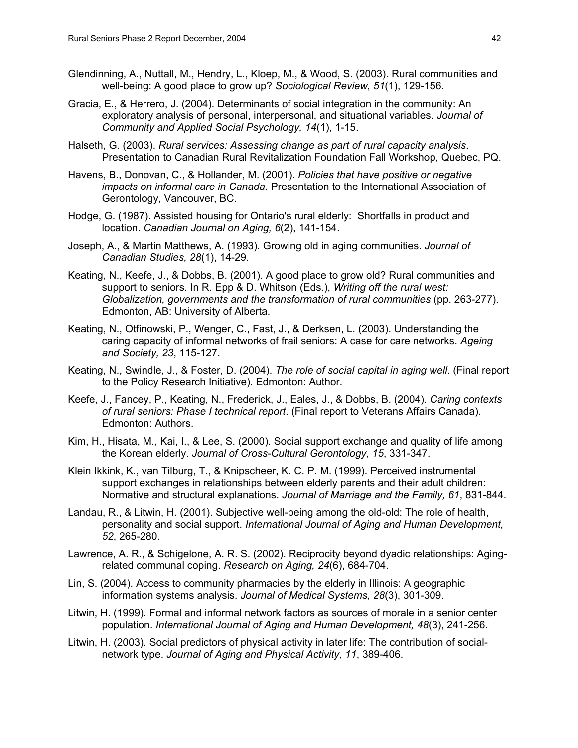Glendinning, A., Nuttall, M., Hendry, L., Kloep, M., & Wood, S. (2003). Rural communities and well-being: A good place to grow up? *Sociological Review, 51*(1), 129-156.

Gracia, E., & Herrero, J. (2004). Determinants of social integration in the community: An exploratory analysis of personal, interpersonal, and situational variables. *Journal of Community and Applied Social Psychology, 14*(1), 1-15.

Halseth, G. (2003). *Rural services: Assessing change as part of rural capacity analysis*. Presentation to Canadian Rural Revitalization Foundation Fall Workshop, Quebec, PQ.

Havens, B., Donovan, C., & Hollander, M. (2001). *Policies that have positive or negative impacts on informal care in Canada*. Presentation to the International Association of Gerontology, Vancouver, BC.

Hodge, G. (1987). Assisted housing for Ontario's rural elderly: Shortfalls in product and location. *Canadian Journal on Aging, 6*(2), 141-154.

Joseph, A., & Martin Matthews, A. (1993). Growing old in aging communities. *Journal of Canadian Studies, 28*(1), 14-29.

Keating, N., Keefe, J., & Dobbs, B. (2001). A good place to grow old? Rural communities and support to seniors. In R. Epp & D. Whitson (Eds.), *Writing off the rural west: Globalization, governments and the transformation of rural communities* (pp. 263-277). Edmonton, AB: University of Alberta.

Keating, N., Otfinowski, P., Wenger, C., Fast, J., & Derksen, L. (2003). Understanding the caring capacity of informal networks of frail seniors: A case for care networks. *Ageing and Society, 23*, 115-127.

Keating, N., Swindle, J., & Foster, D. (2004). *The role of social capital in aging well*. (Final report to the Policy Research Initiative). Edmonton: Author.

Keefe, J., Fancey, P., Keating, N., Frederick, J., Eales, J., & Dobbs, B. (2004). *Caring contexts of rural seniors: Phase I technical report*. (Final report to Veterans Affairs Canada). Edmonton: Authors.

Kim, H., Hisata, M., Kai, I., & Lee, S. (2000). Social support exchange and quality of life among the Korean elderly. *Journal of Cross-Cultural Gerontology, 15*, 331-347.

Klein Ikkink, K., van Tilburg, T., & Knipscheer, K. C. P. M. (1999). Perceived instrumental support exchanges in relationships between elderly parents and their adult children: Normative and structural explanations. *Journal of Marriage and the Family, 61*, 831-844.

Landau, R., & Litwin, H. (2001). Subjective well-being among the old-old: The role of health, personality and social support. *International Journal of Aging and Human Development, 52*, 265-280.

Lawrence, A. R., & Schigelone, A. R. S. (2002). Reciprocity beyond dyadic relationships: Aging-related communal coping. *Research on Aging, 24*(6), 684-704.

Lin, S. (2004). Access to community pharmacies by the elderly in Illinois: A geographic information systems analysis. *Journal of Medical Systems, 28*(3), 301-309.

Litwin, H. (1999). Formal and informal network factors as sources of morale in a senior center population. *International Journal of Aging and Human Development, 48*(3), 241-256.

Litwin, H. (2003). Social predictors of physical activity in later life: The contribution of social-network type. *Journal of Aging and Physical Activity, 11*, 389-406.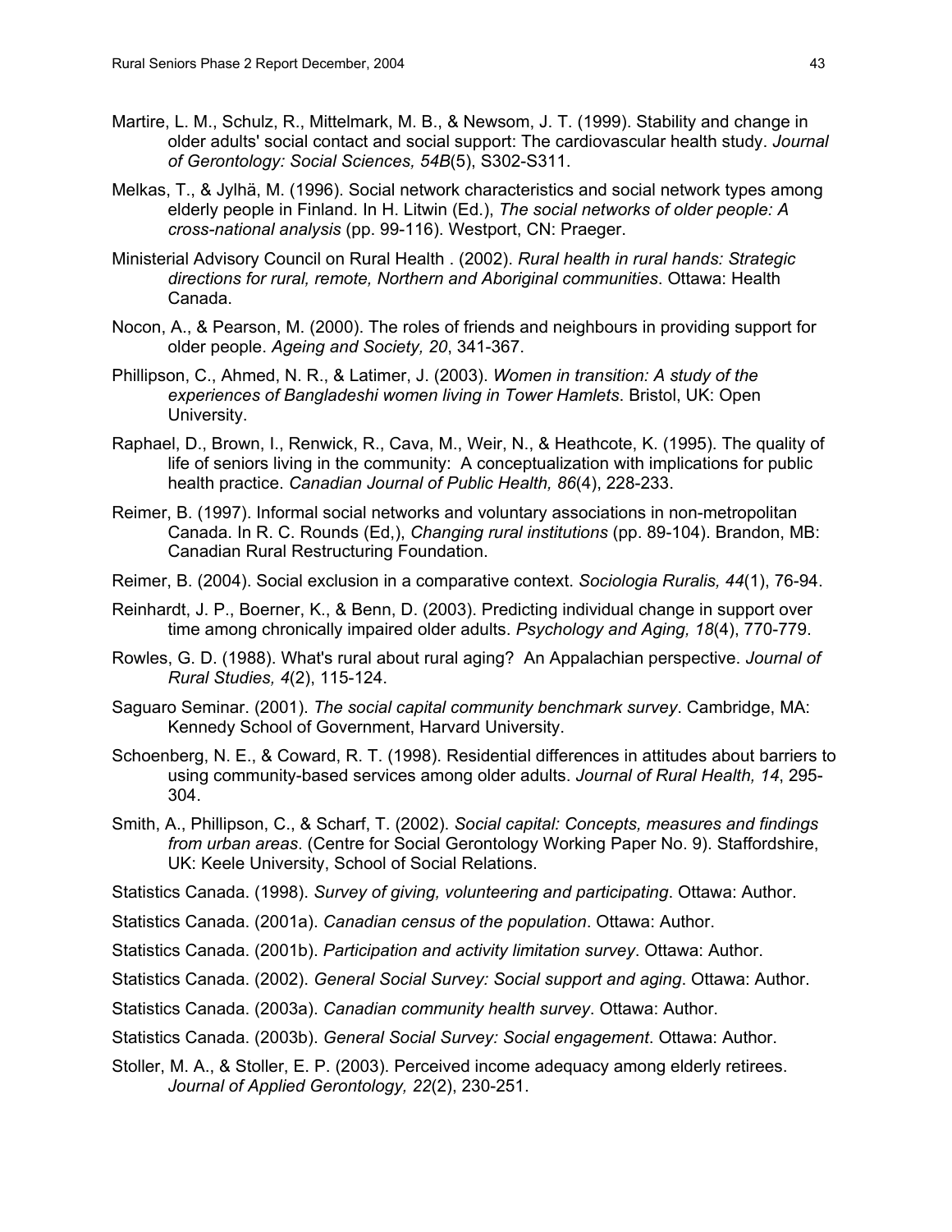Martire, L. M., Schulz, R., Mittelmark, M. B., & Newsom, J. T. (1999). Stability and change in older adults' social contact and social support: The cardiovascular health study. *Journal of Gerontology: Social Sciences, 54B*(5), S302-S311.

Melkas, T., & Jylhä, M. (1996). Social network characteristics and social network types among elderly people in Finland. In H. Litwin (Ed.), *The social networks of older people: A cross-national analysis* (pp. 99-116). Westport, CN: Praeger.

Ministerial Advisory Council on Rural Health . (2002). *Rural health in rural hands: Strategic directions for rural, remote, Northern and Aboriginal communities*. Ottawa: Health Canada.

Nocon, A., & Pearson, M. (2000). The roles of friends and neighbours in providing support for older people. *Ageing and Society, 20*, 341-367.

Phillipson, C., Ahmed, N. R., & Latimer, J. (2003). *Women in transition: A study of the experiences of Bangladeshi women living in Tower Hamlets*. Bristol, UK: Open University.

Raphael, D., Brown, I., Renwick, R., Cava, M., Weir, N., & Heathcote, K. (1995). The quality of life of seniors living in the community: A conceptualization with implications for public health practice. *Canadian Journal of Public Health, 86*(4), 228-233.

Reimer, B. (1997). Informal social networks and voluntary associations in non-metropolitan Canada. In R. C. Rounds (Ed,), *Changing rural institutions* (pp. 89-104). Brandon, MB: Canadian Rural Restructuring Foundation.

Reimer, B. (2004). Social exclusion in a comparative context. *Sociologia Ruralis, 44*(1), 76-94.

Reinhardt, J. P., Boerner, K., & Benn, D. (2003). Predicting individual change in support over time among chronically impaired older adults. *Psychology and Aging, 18*(4), 770-779.

Rowles, G. D. (1988). What's rural about rural aging? An Appalachian perspective. *Journal of Rural Studies, 4*(2), 115-124.

Saguaro Seminar. (2001). *The social capital community benchmark survey*. Cambridge, MA: Kennedy School of Government, Harvard University.

Schoenberg, N. E., & Coward, R. T. (1998). Residential differences in attitudes about barriers to using community-based services among older adults. *Journal of Rural Health, 14*, 295-304.

Smith, A., Phillipson, C., & Scharf, T. (2002). *Social capital: Concepts, measures and findings from urban areas*. (Centre for Social Gerontology Working Paper No. 9). Staffordshire, UK: Keele University, School of Social Relations.

Statistics Canada. (1998). *Survey of giving, volunteering and participating*. Ottawa: Author.

Statistics Canada. (2001a). *Canadian census of the population*. Ottawa: Author.

Statistics Canada. (2001b). *Participation and activity limitation survey*. Ottawa: Author.

Statistics Canada. (2002). *General Social Survey: Social support and aging*. Ottawa: Author.

Statistics Canada. (2003a). *Canadian community health survey*. Ottawa: Author.

Statistics Canada. (2003b). *General Social Survey: Social engagement*. Ottawa: Author.

Stoller, M. A., & Stoller, E. P. (2003). Perceived income adequacy among elderly retirees. *Journal of Applied Gerontology, 22*(2), 230-251.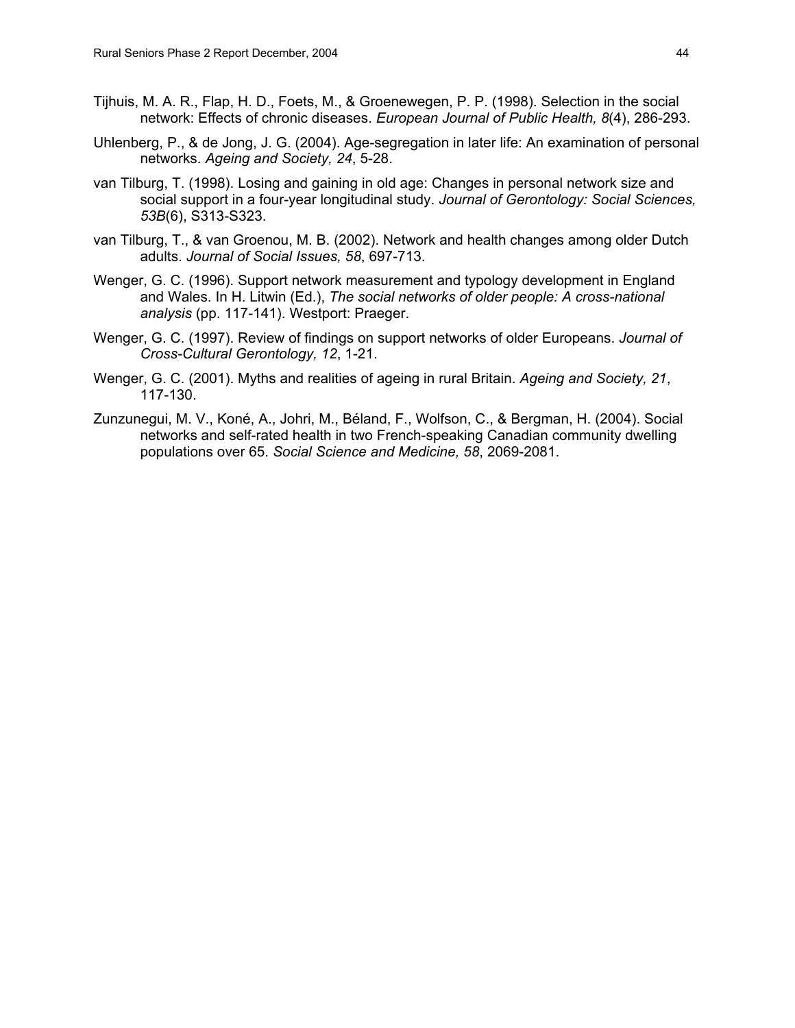Tijhuis, M. A. R., Flap, H. D., Foets, M., & Groenewegen, P. P. (1998). Selection in the social network: Effects of chronic diseases. *European Journal of Public Health, 8*(4), 286-293.

Uhlenberg, P., & de Jong, J. G. (2004). Age-segregation in later life: An examination of personal networks. *Ageing and Society, 24*, 5-28.

van Tilburg, T. (1998). Losing and gaining in old age: Changes in personal network size and social support in a four-year longitudinal study. *Journal of Gerontology: Social Sciences, 53B*(6), S313-S323.

van Tilburg, T., & van Groenou, M. B. (2002). Network and health changes among older Dutch adults. *Journal of Social Issues, 58*, 697-713.

Wenger, G. C. (1996). Support network measurement and typology development in England and Wales. In H. Litwin (Ed.), *The social networks of older people: A cross-national analysis* (pp. 117-141). Westport: Praeger.

Wenger, G. C. (1997). Review of findings on support networks of older Europeans. *Journal of Cross-Cultural Gerontology, 12*, 1-21.

Wenger, G. C. (2001). Myths and realities of ageing in rural Britain. *Ageing and Society, 21*, 117-130.

Zunzunegui, M. V., Koné, A., Johri, M., Béland, F., Wolfson, C., & Bergman, H. (2004). Social networks and self-rated health in two French-speaking Canadian community dwelling populations over 65. *Social Science and Medicine, 58*, 2069-2081.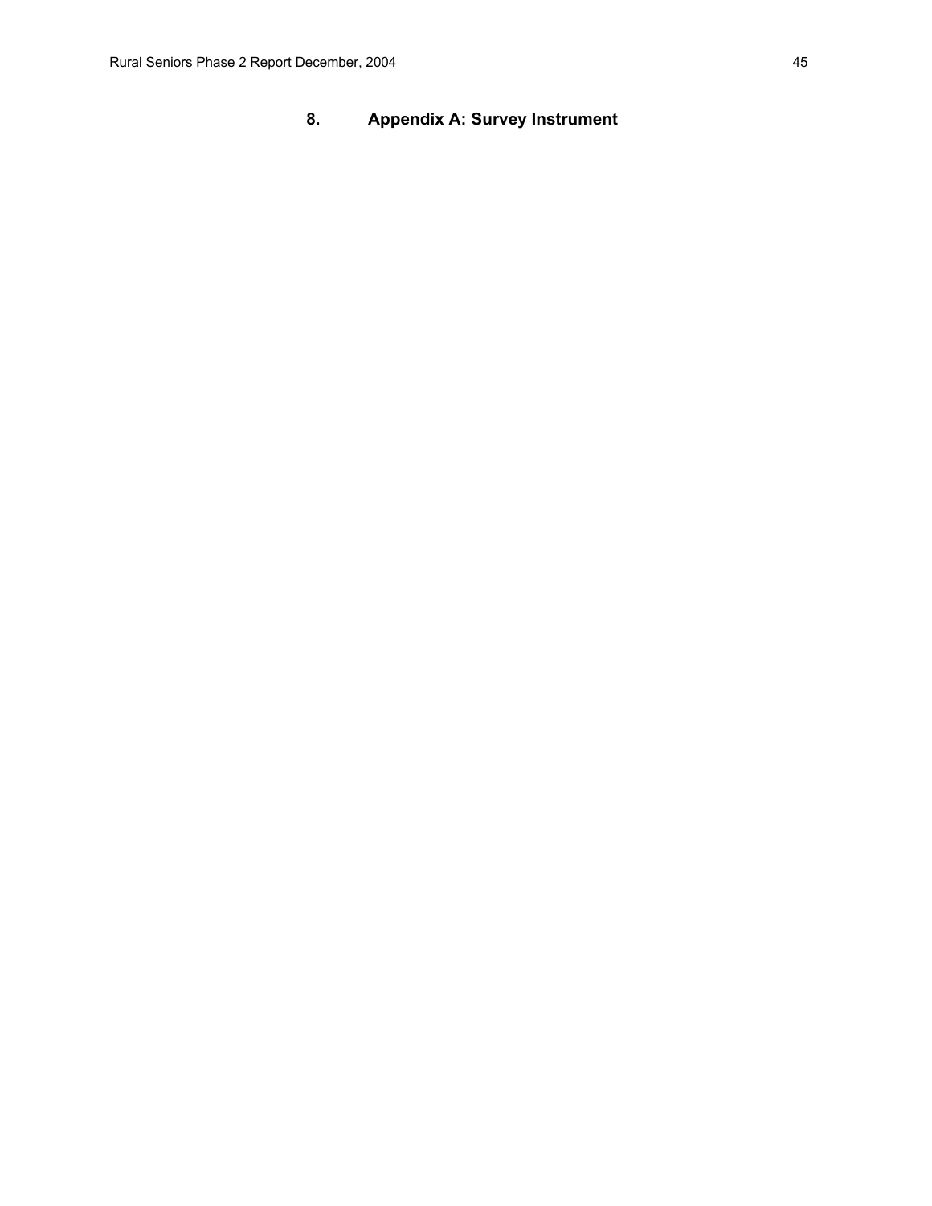# 8. Appendix A: Survey Instrument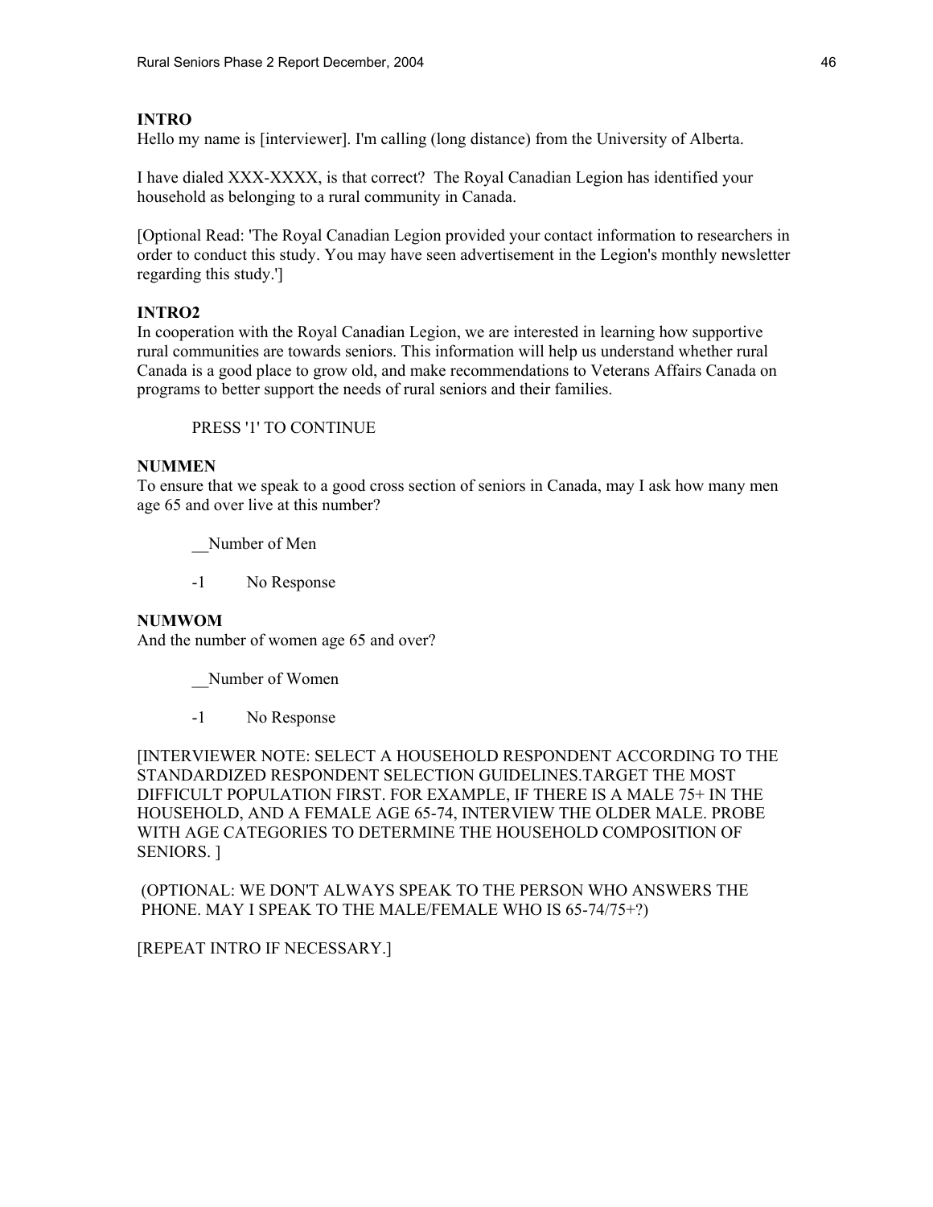**INTRO**

Hello my name is [interviewer]. I'm calling (long distance) from the University of Alberta.

I have dialed XXX-XXXX, is that correct? The Royal Canadian Legion has identified your household as belonging to a rural community in Canada.

[Optional Read: 'The Royal Canadian Legion provided your contact information to researchers in order to conduct this study. You may have seen advertisement in the Legion's monthly newsletter regarding this study.']

**INTRO2**

In cooperation with the Royal Canadian Legion, we are interested in learning how supportive rural communities are towards seniors. This information will help us understand whether rural Canada is a good place to grow old, and make recommendations to Veterans Affairs Canada on programs to better support the needs of rural seniors and their families.

PRESS '1' TO CONTINUE

**NUMMEN**

To ensure that we speak to a good cross section of seniors in Canada, may I ask how many men age 65 and over live at this number?

__Number of Men

-1 No Response

**NUMWOM**

And the number of women age 65 and over?

__Number of Women

-1 No Response

[INTERVIEWER NOTE: SELECT A HOUSEHOLD RESPONDENT ACCORDING TO THE STANDARDIZED RESPONDENT SELECTION GUIDELINES.TARGET THE MOST DIFFICULT POPULATION FIRST. FOR EXAMPLE, IF THERE IS A MALE 75+ IN THE HOUSEHOLD, AND A FEMALE AGE 65-74, INTERVIEW THE OLDER MALE. PROBE WITH AGE CATEGORIES TO DETERMINE THE HOUSEHOLD COMPOSITION OF SENIORS. ]

(OPTIONAL: WE DON'T ALWAYS SPEAK TO THE PERSON WHO ANSWERS THE PHONE. MAY I SPEAK TO THE MALE/FEMALE WHO IS 65-74/75+?)

[REPEAT INTRO IF NECESSARY.]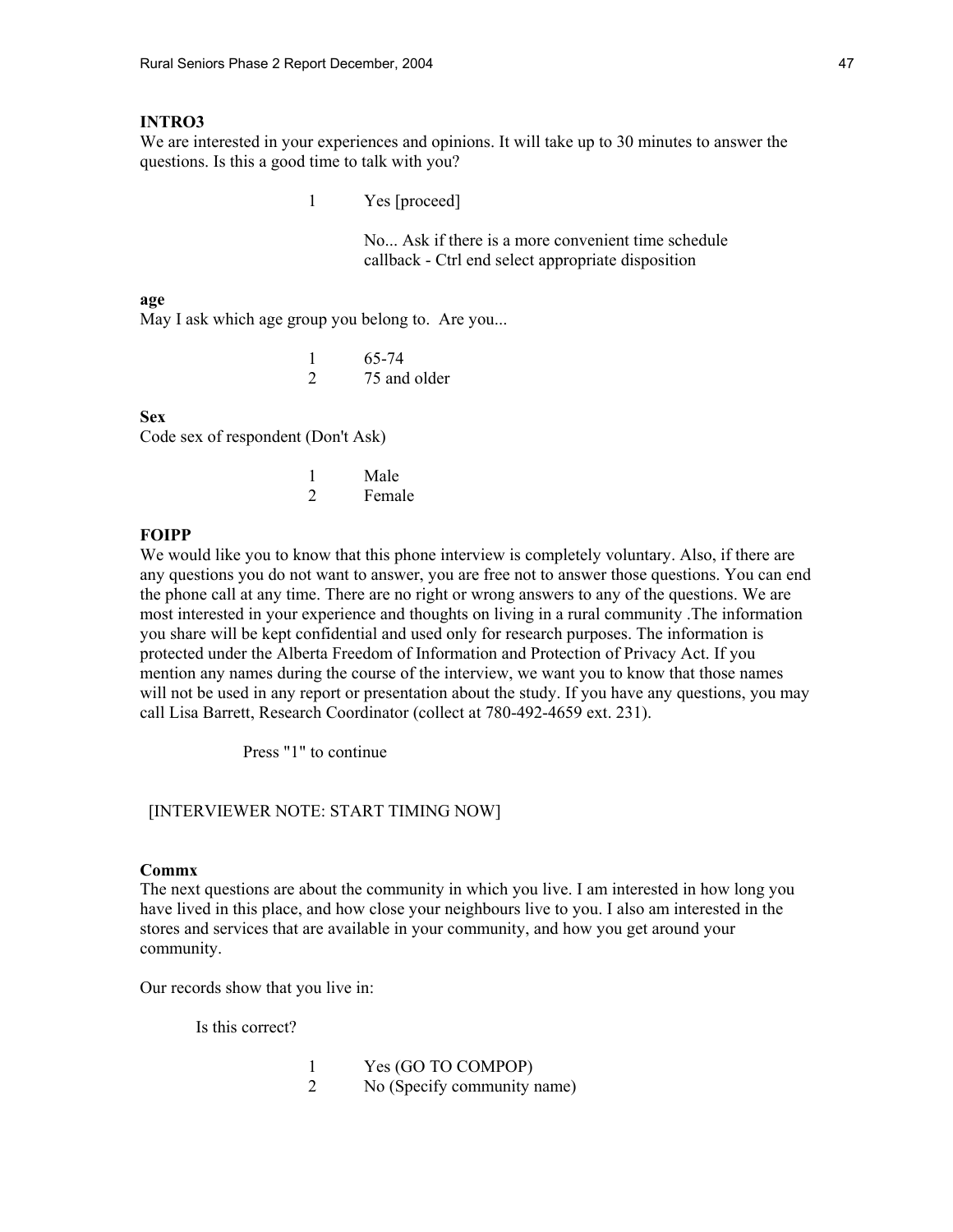**INTRO3**

We are interested in your experiences and opinions. It will take up to 30 minutes to answer the questions. Is this a good time to talk with you?

1 Yes [proceed]

No... Ask if there is a more convenient time schedule callback - Ctrl end select appropriate disposition

**age**

May I ask which age group you belong to. Are you...

1 65-74
2 75 and older

**Sex**

Code sex of respondent (Don't Ask)

1 Male
2 Female

**FOIPP**

We would like you to know that this phone interview is completely voluntary. Also, if there are any questions you do not want to answer, you are free not to answer those questions. You can end the phone call at any time. There are no right or wrong answers to any of the questions. We are most interested in your experience and thoughts on living in a rural community .The information you share will be kept confidential and used only for research purposes. The information is protected under the Alberta Freedom of Information and Protection of Privacy Act. If you mention any names during the course of the interview, we want you to know that those names will not be used in any report or presentation about the study. If you have any questions, you may call Lisa Barrett, Research Coordinator (collect at 780-492-4659 ext. 231).

Press "1" to continue

[INTERVIEWER NOTE: START TIMING NOW]

**Commx**

The next questions are about the community in which you live. I am interested in how long you have lived in this place, and how close your neighbours live to you. I also am interested in the stores and services that are available in your community, and how you get around your community.

Our records show that you live in:

Is this correct?

1 Yes (GO TO COMPOP)
2 No (Specify community name)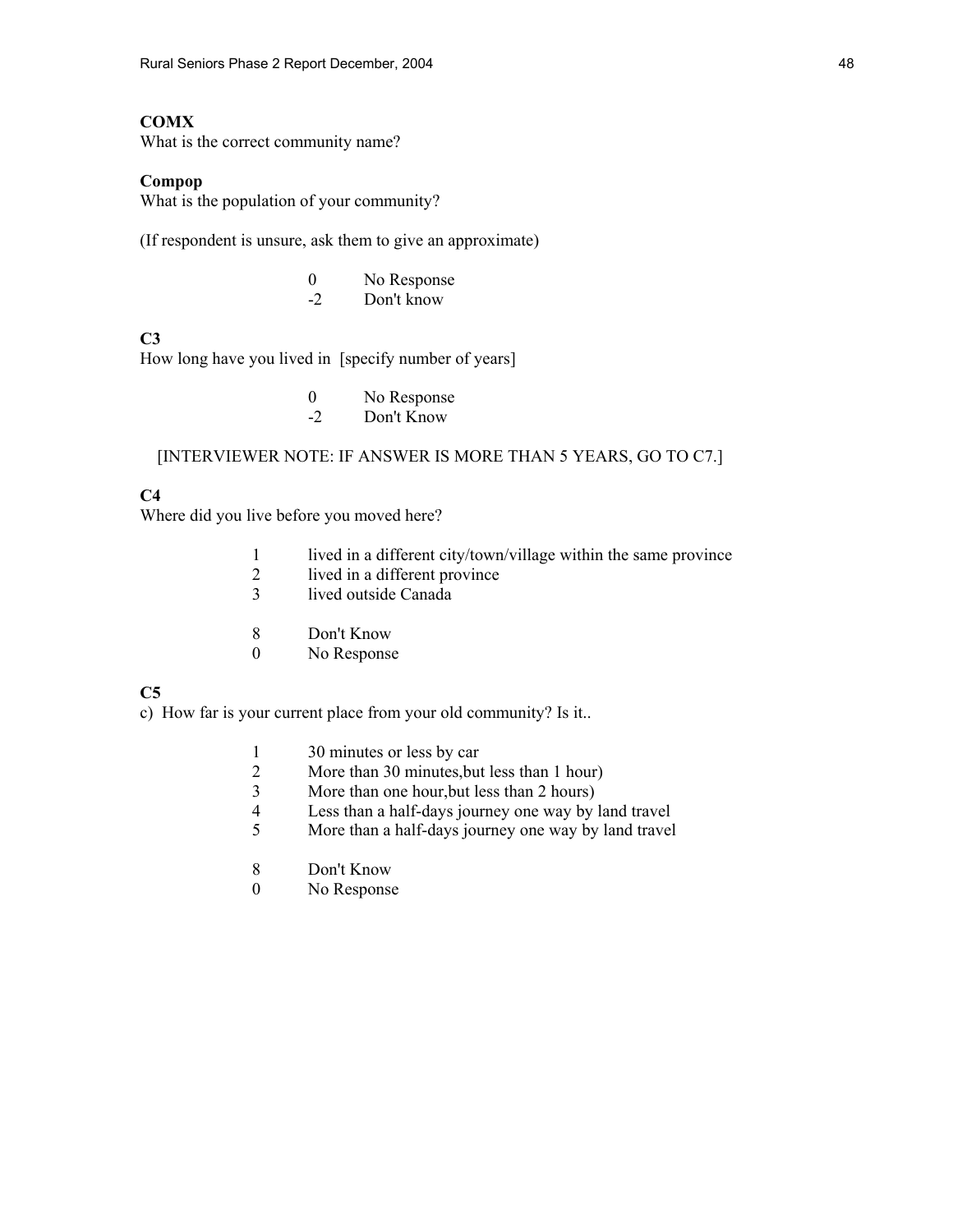**COMX**
What is the correct community name?

**Compop**
What is the population of your community?

(If respondent is unsure, ask them to give an approximate)

- 0 No Response
- -2 Don't know

**C3**
How long have you lived in [specify number of years]

- 0 No Response
- -2 Don't Know

[INTERVIEWER NOTE: IF ANSWER IS MORE THAN 5 YEARS, GO TO C7.]

**C4**
Where did you live before you moved here?

- 1 lived in a different city/town/village within the same province
- 2 lived in a different province
- 3 lived outside Canada

- 8 Don't Know
- 0 No Response

**C5**
c) How far is your current place from your old community? Is it..

- 1 30 minutes or less by car
- 2 More than 30 minutes,but less than 1 hour)
- 3 More than one hour,but less than 2 hours)
- 4 Less than a half-days journey one way by land travel
- 5 More than a half-days journey one way by land travel

- 8 Don't Know
- 0 No Response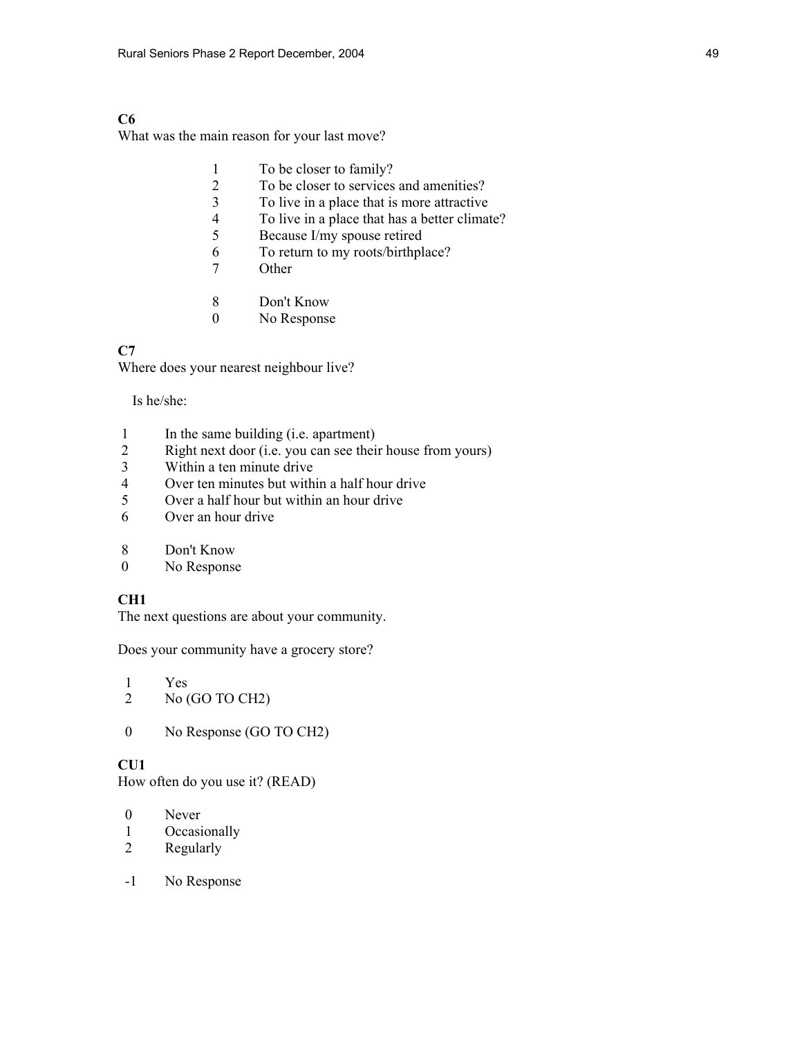**C6**
What was the main reason for your last move?

1 To be closer to family?
2 To be closer to services and amenities?
3 To live in a place that is more attractive
4 To live in a place that has a better climate?
5 Because I/my spouse retired
6 To return to my roots/birthplace?
7 Other

8 Don't Know
0 No Response

**C7**
Where does your nearest neighbour live?

Is he/she:

1 In the same building (i.e. apartment)
2 Right next door (i.e. you can see their house from yours)
3 Within a ten minute drive
4 Over ten minutes but within a half hour drive
5 Over a half hour but within an hour drive
6 Over an hour drive

8 Don't Know
0 No Response

**CH1**
The next questions are about your community.

Does your community have a grocery store?

1 Yes
2 No (GO TO CH2)

0 No Response (GO TO CH2)

**CU1**
How often do you use it? (READ)

0 Never
1 Occasionally
2 Regularly

-1 No Response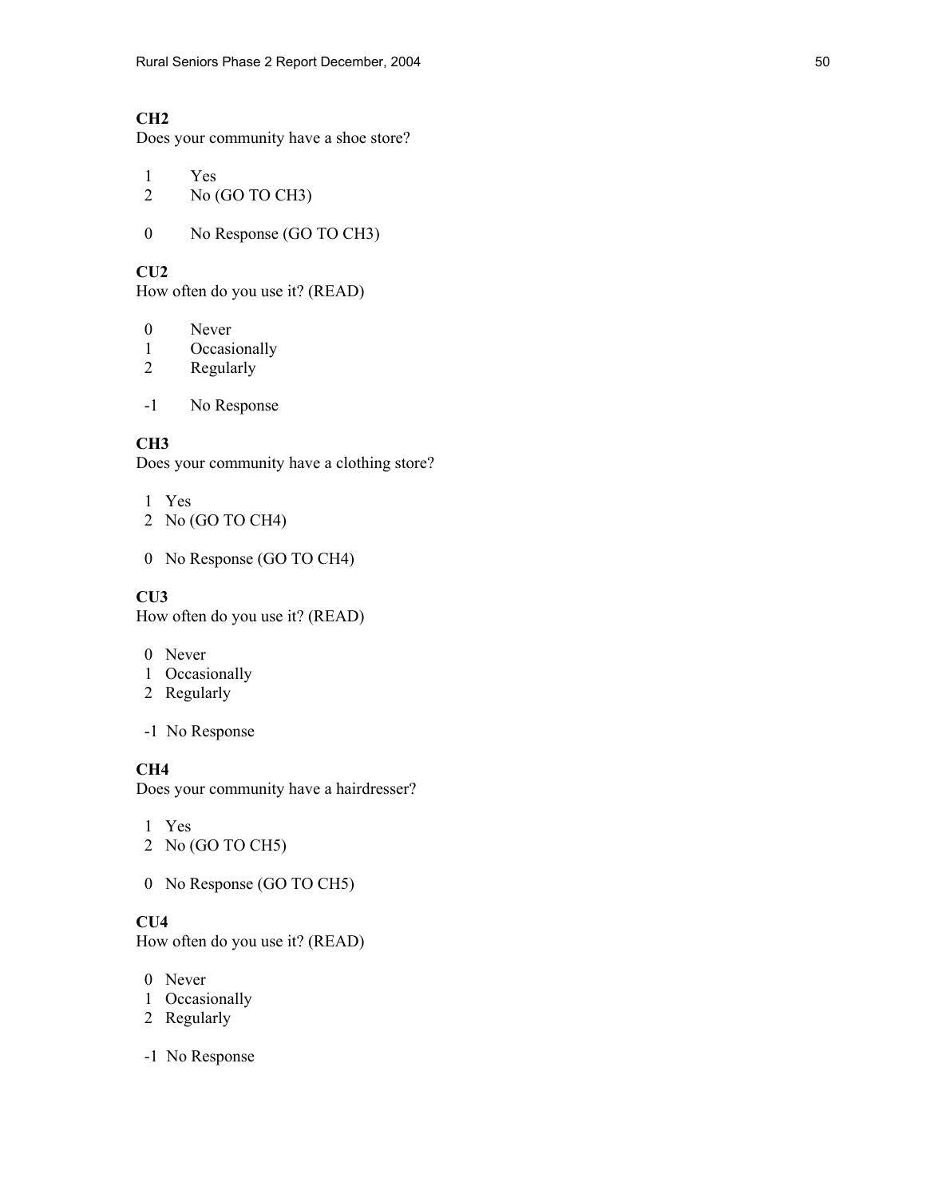**CH2**
Does your community have a shoe store?

1 Yes
2 No (GO TO CH3)

0 No Response (GO TO CH3)

**CU2**
How often do you use it? (READ)

0 Never
1 Occasionally
2 Regularly

-1 No Response

**CH3**
Does your community have a clothing store?

1 Yes
2 No (GO TO CH4)

0 No Response (GO TO CH4)

**CU3**
How often do you use it? (READ)

0 Never
1 Occasionally
2 Regularly

-1 No Response

**CH4**
Does your community have a hairdresser?

1 Yes
2 No (GO TO CH5)

0 No Response (GO TO CH5)

**CU4**
How often do you use it? (READ)

0 Never
1 Occasionally
2 Regularly

-1 No Response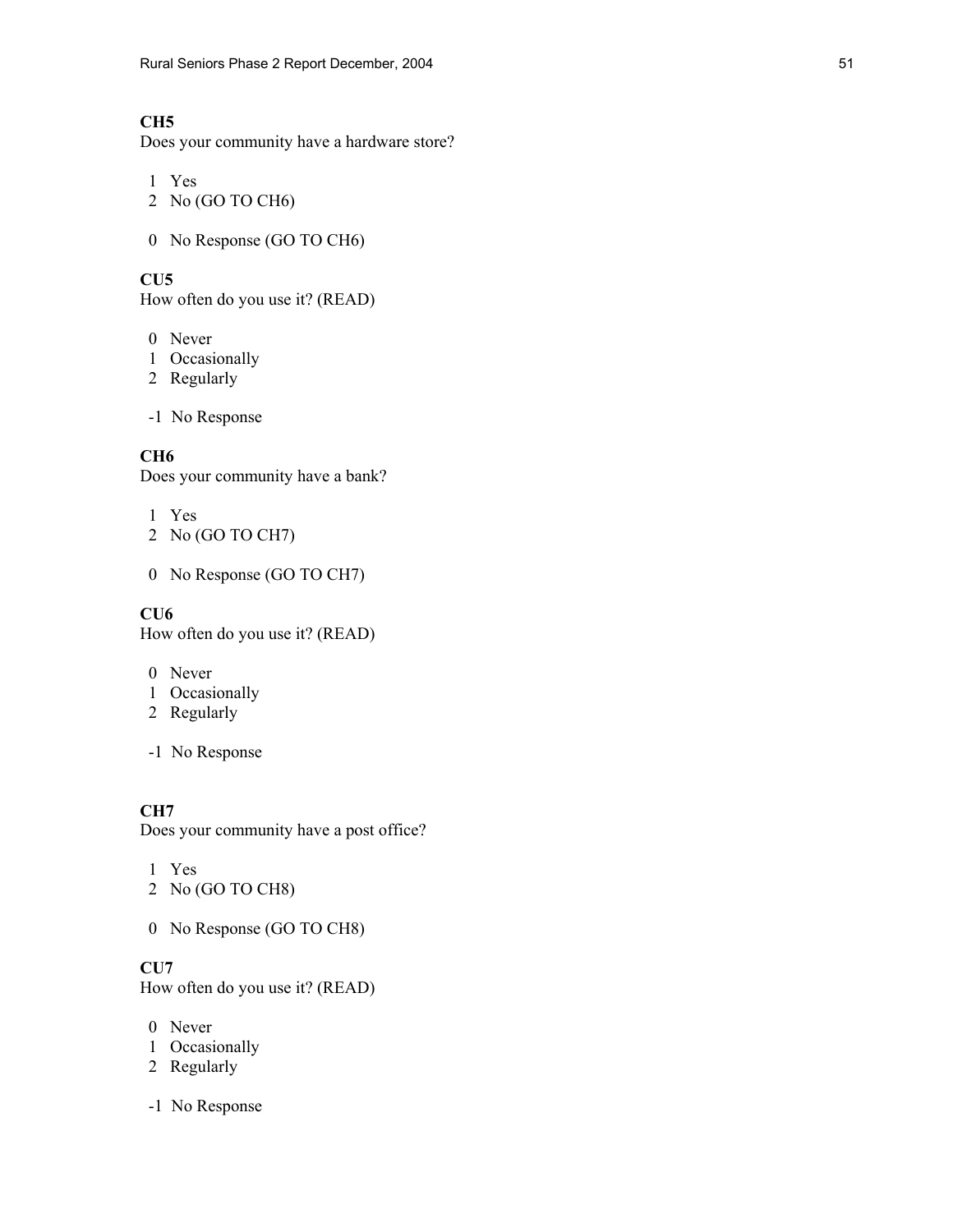**CH5**
Does your community have a hardware store?

1 Yes
2 No (GO TO CH6)

0 No Response (GO TO CH6)

**CU5**
How often do you use it? (READ)

0 Never
1 Occasionally
2 Regularly

-1 No Response

**CH6**
Does your community have a bank?

1 Yes
2 No (GO TO CH7)

0 No Response (GO TO CH7)

**CU6**
How often do you use it? (READ)

0 Never
1 Occasionally
2 Regularly

-1 No Response

**CH7**
Does your community have a post office?

1 Yes
2 No (GO TO CH8)

0 No Response (GO TO CH8)

**CU7**
How often do you use it? (READ)

0 Never
1 Occasionally
2 Regularly

-1 No Response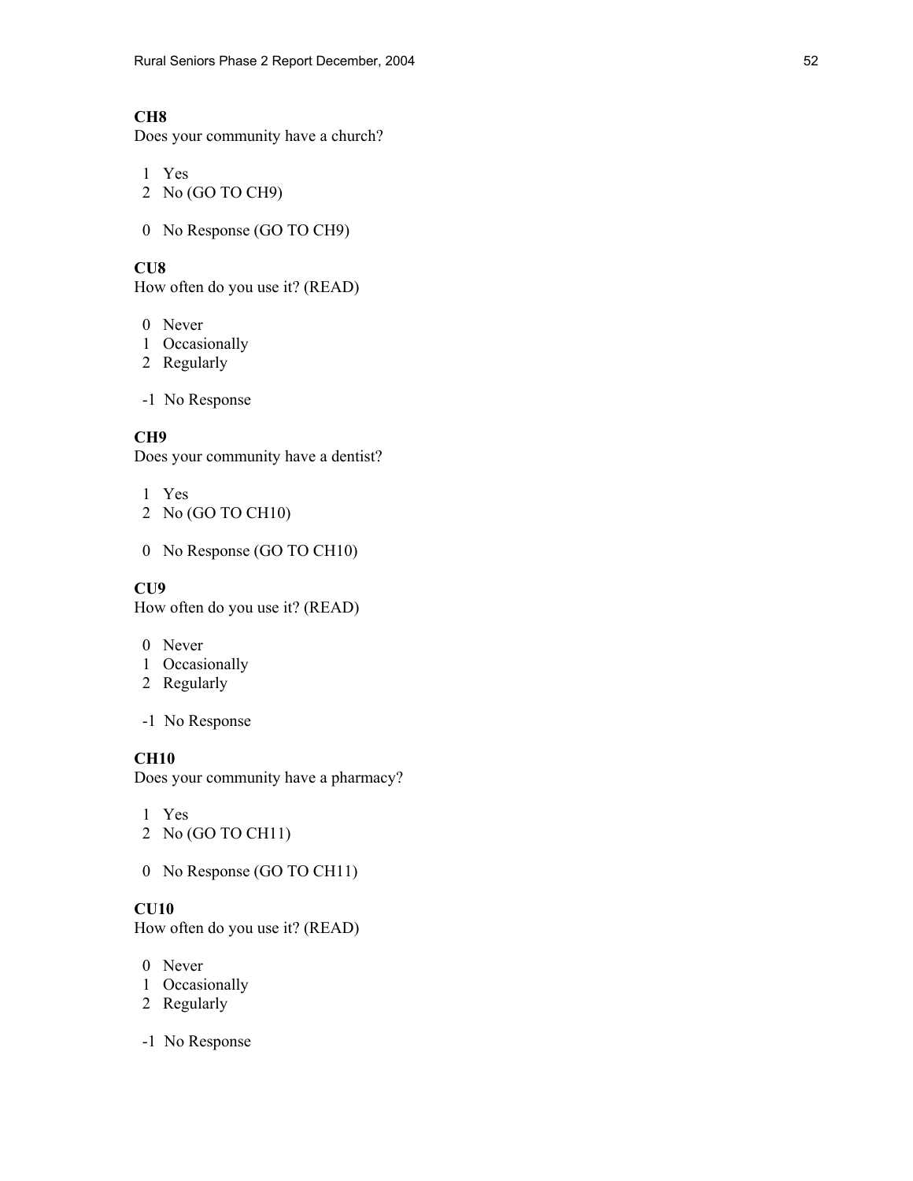**CH8**
Does your community have a church?

1 Yes
2 No (GO TO CH9)

0 No Response (GO TO CH9)

**CU8**
How often do you use it? (READ)

0 Never
1 Occasionally
2 Regularly

-1 No Response

**CH9**
Does your community have a dentist?

1 Yes
2 No (GO TO CH10)

0 No Response (GO TO CH10)

**CU9**
How often do you use it? (READ)

0 Never
1 Occasionally
2 Regularly

-1 No Response

**CH10**
Does your community have a pharmacy?

1 Yes
2 No (GO TO CH11)

0 No Response (GO TO CH11)

**CU10**
How often do you use it? (READ)

0 Never
1 Occasionally
2 Regularly

-1 No Response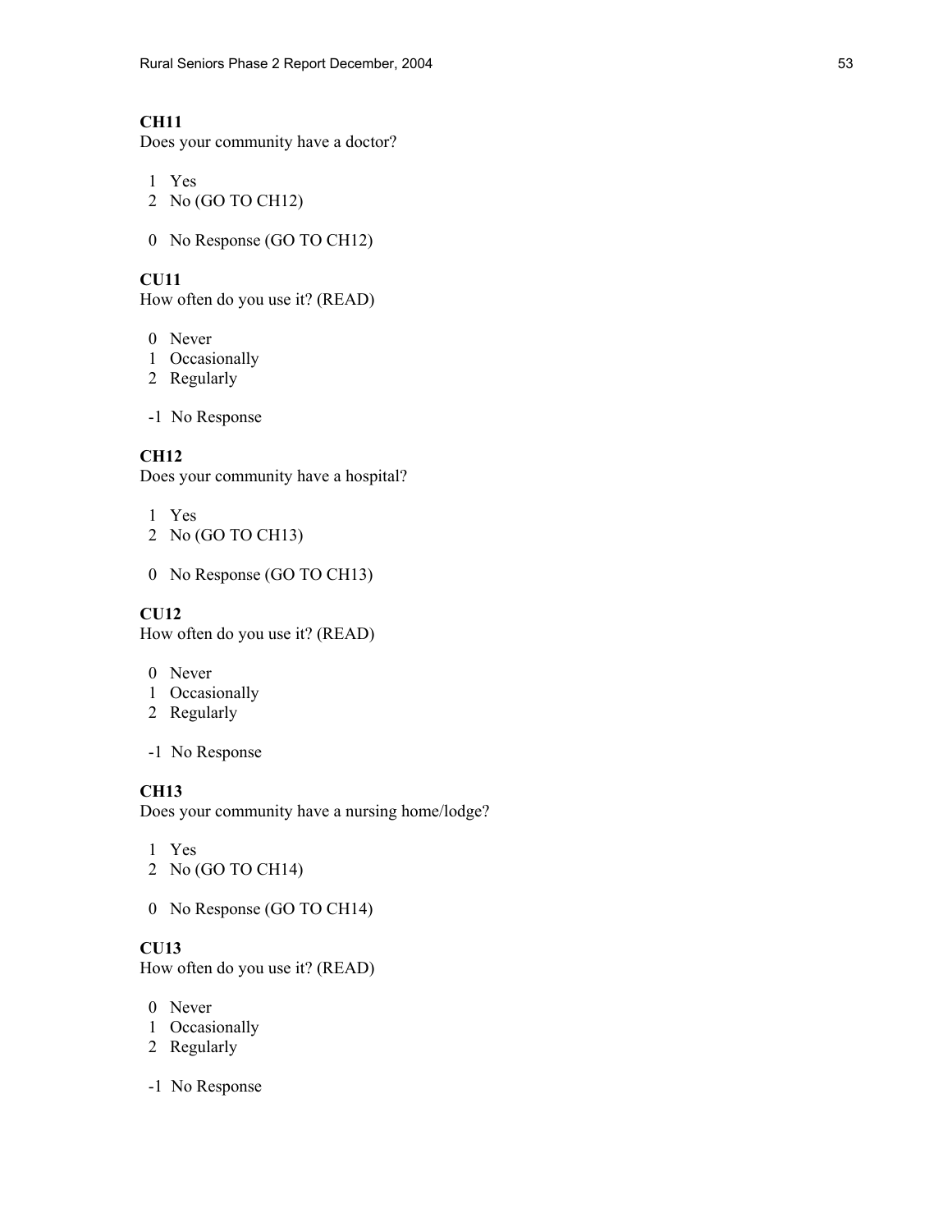**CH11**
Does your community have a doctor?

1 Yes
2 No (GO TO CH12)

0 No Response (GO TO CH12)

**CU11**
How often do you use it? (READ)

0 Never
1 Occasionally
2 Regularly

-1 No Response

**CH12**
Does your community have a hospital?

1 Yes
2 No (GO TO CH13)

0 No Response (GO TO CH13)

**CU12**
How often do you use it? (READ)

0 Never
1 Occasionally
2 Regularly

-1 No Response

**CH13**
Does your community have a nursing home/lodge?

1 Yes
2 No (GO TO CH14)

0 No Response (GO TO CH14)

**CU13**
How often do you use it? (READ)

0 Never
1 Occasionally
2 Regularly

-1 No Response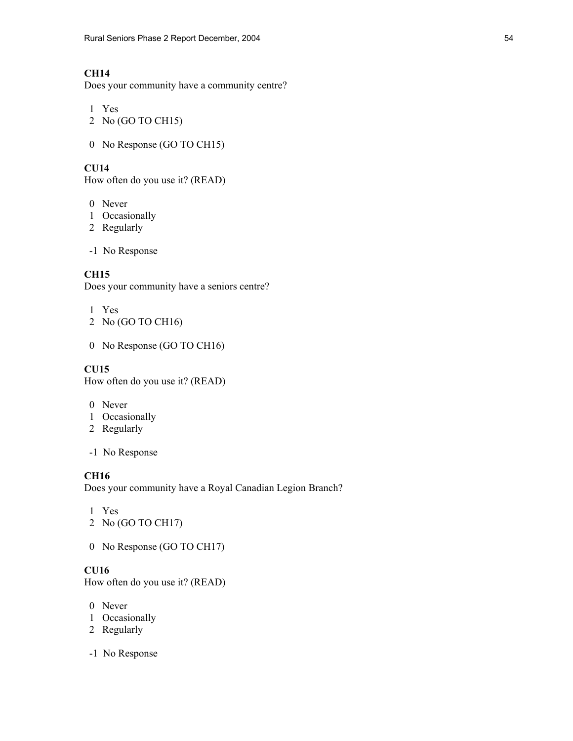**CH14**
Does your community have a community centre?

1 Yes
2 No (GO TO CH15)

0 No Response (GO TO CH15)

**CU14**
How often do you use it? (READ)

0 Never
1 Occasionally
2 Regularly

-1 No Response

**CH15**
Does your community have a seniors centre?

1 Yes
2 No (GO TO CH16)

0 No Response (GO TO CH16)

**CU15**
How often do you use it? (READ)

0 Never
1 Occasionally
2 Regularly

-1 No Response

**CH16**
Does your community have a Royal Canadian Legion Branch?

1 Yes
2 No (GO TO CH17)

0 No Response (GO TO CH17)

**CU16**
How often do you use it? (READ)

0 Never
1 Occasionally
2 Regularly

-1 No Response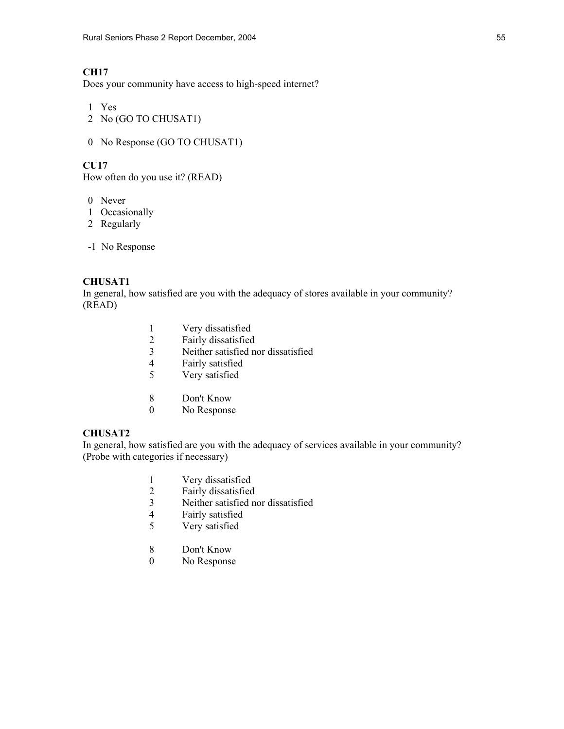**CH17**
Does your community have access to high-speed internet?

1 Yes
2 No (GO TO CHUSAT1)

0 No Response (GO TO CHUSAT1)

**CU17**
How often do you use it? (READ)

0 Never
1 Occasionally
2 Regularly

-1 No Response

**CHUSAT1**
In general, how satisfied are you with the adequacy of stores available in your community? (READ)

1 Very dissatisfied
2 Fairly dissatisfied
3 Neither satisfied nor dissatisfied
4 Fairly satisfied
5 Very satisfied

8 Don't Know
0 No Response

**CHUSAT2**
In general, how satisfied are you with the adequacy of services available in your community? (Probe with categories if necessary)

1 Very dissatisfied
2 Fairly dissatisfied
3 Neither satisfied nor dissatisfied
4 Fairly satisfied
5 Very satisfied

8 Don't Know
0 No Response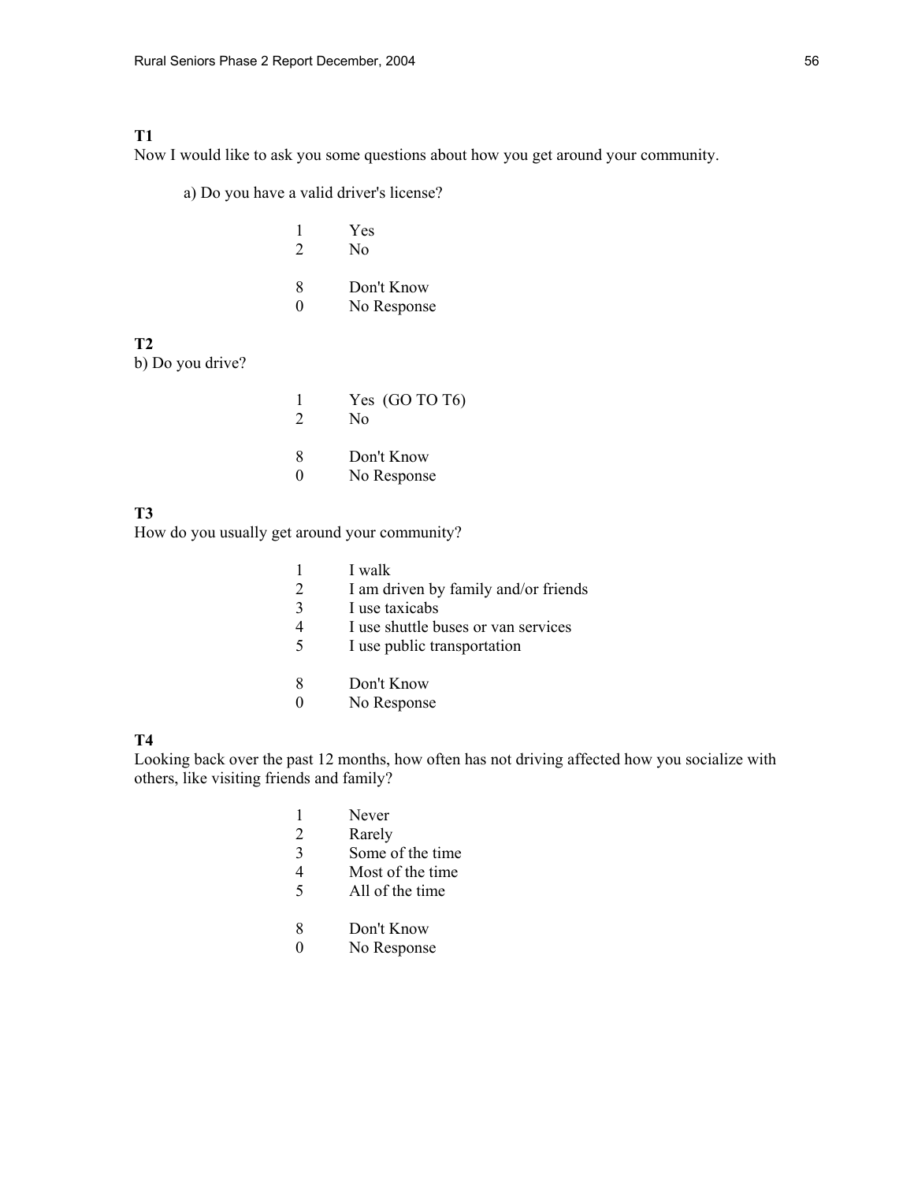**T1**
Now I would like to ask you some questions about how you get around your community.

a) Do you have a valid driver's license?

1 Yes
2 No

8 Don't Know
0 No Response

**T2**
b) Do you drive?

1 Yes (GO TO T6)
2 No

8 Don't Know
0 No Response

**T3**
How do you usually get around your community?

1 I walk
2 I am driven by family and/or friends
3 I use taxicabs
4 I use shuttle buses or van services
5 I use public transportation

8 Don't Know
0 No Response

**T4**
Looking back over the past 12 months, how often has not driving affected how you socialize with others, like visiting friends and family?

1 Never
2 Rarely
3 Some of the time
4 Most of the time
5 All of the time

8 Don't Know
0 No Response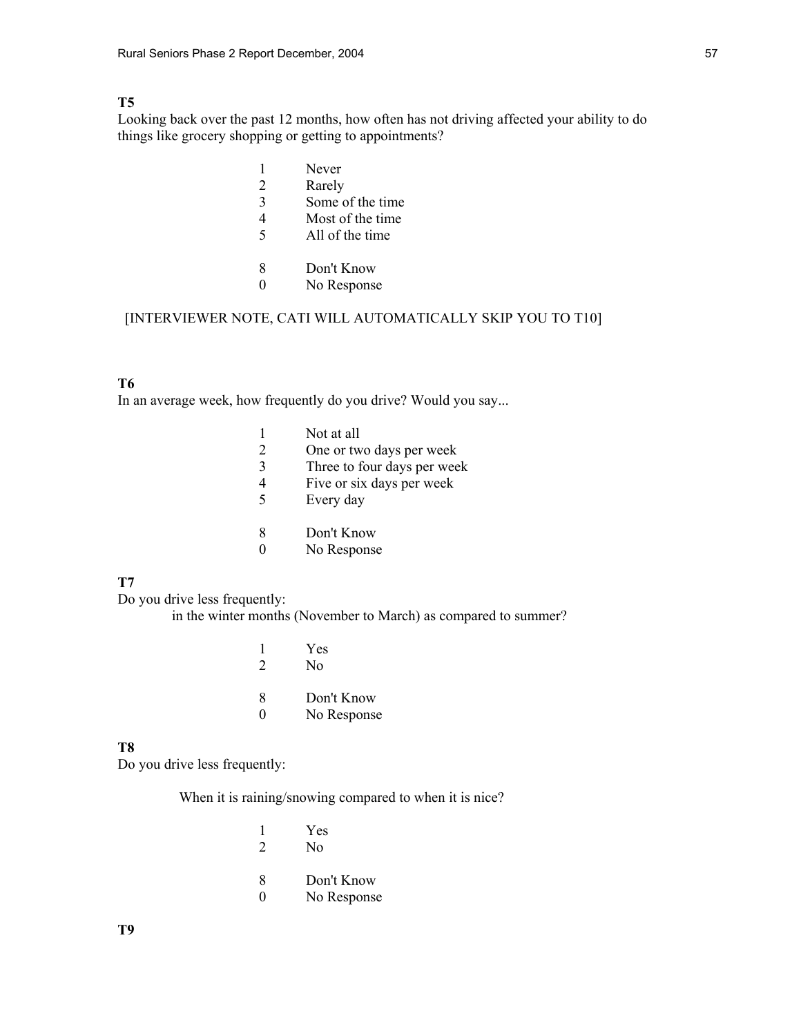**T5**

Looking back over the past 12 months, how often has not driving affected your ability to do things like grocery shopping or getting to appointments?

1 Never
2 Rarely
3 Some of the time
4 Most of the time
5 All of the time

8 Don't Know
0 No Response

[INTERVIEWER NOTE, CATI WILL AUTOMATICALLY SKIP YOU TO T10]

**T6**

In an average week, how frequently do you drive? Would you say...

1 Not at all
2 One or two days per week
3 Three to four days per week
4 Five or six days per week
5 Every day

8 Don't Know
0 No Response

**T7**

Do you drive less frequently:

in the winter months (November to March) as compared to summer?

1 Yes
2 No

8 Don't Know
0 No Response

**T8**

Do you drive less frequently:

When it is raining/snowing compared to when it is nice?

1 Yes
2 No

8 Don't Know
0 No Response

**T9**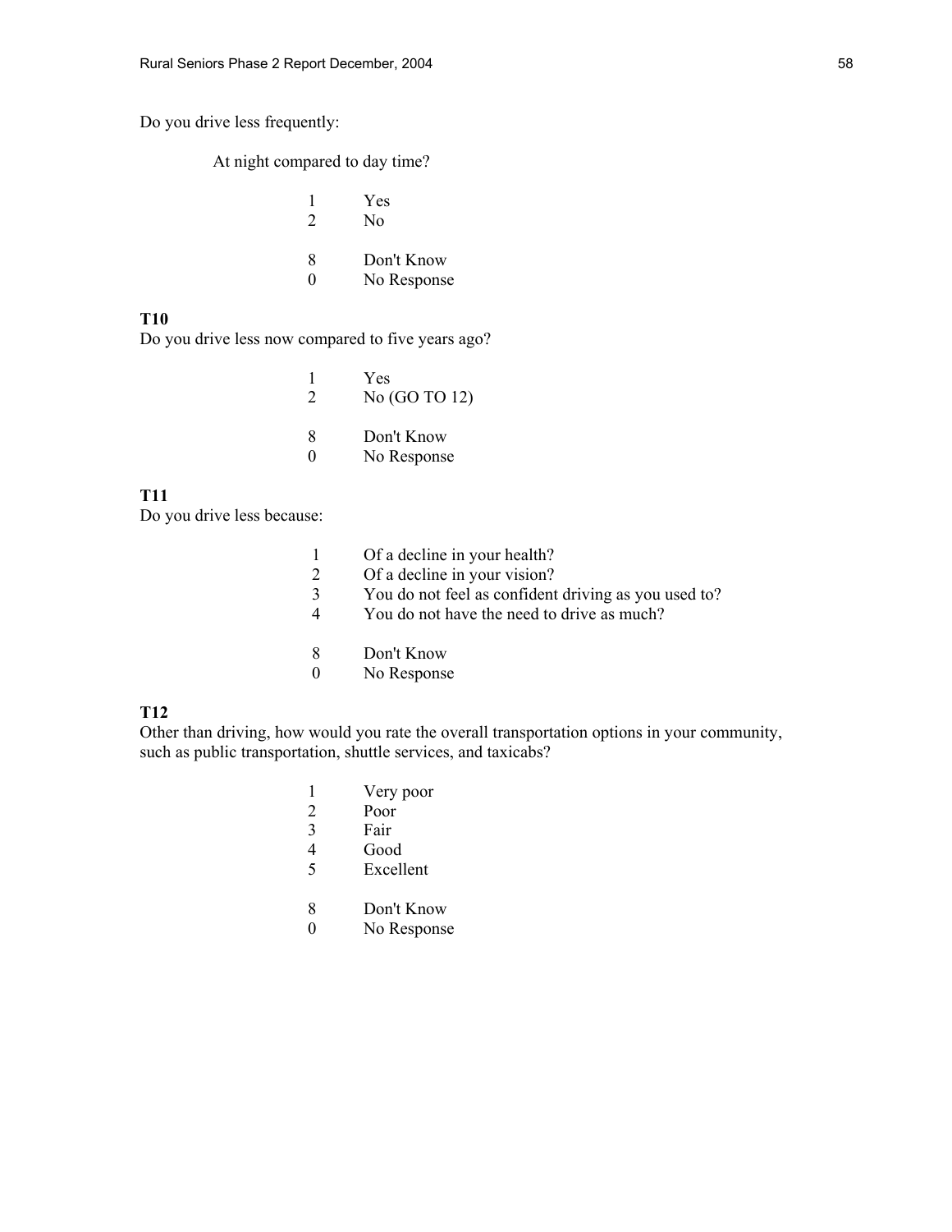Do you drive less frequently:

At night compared to day time?

1 Yes
2 No

8 Don't Know
0 No Response

**T10**
Do you drive less now compared to five years ago?

1 Yes
2 No (GO TO 12)

8 Don't Know
0 No Response

**T11**
Do you drive less because:

1 Of a decline in your health?
2 Of a decline in your vision?
3 You do not feel as confident driving as you used to?
4 You do not have the need to drive as much?

8 Don't Know
0 No Response

**T12**
Other than driving, how would you rate the overall transportation options in your community, such as public transportation, shuttle services, and taxicabs?

1 Very poor
2 Poor
3 Fair
4 Good
5 Excellent

8 Don't Know
0 No Response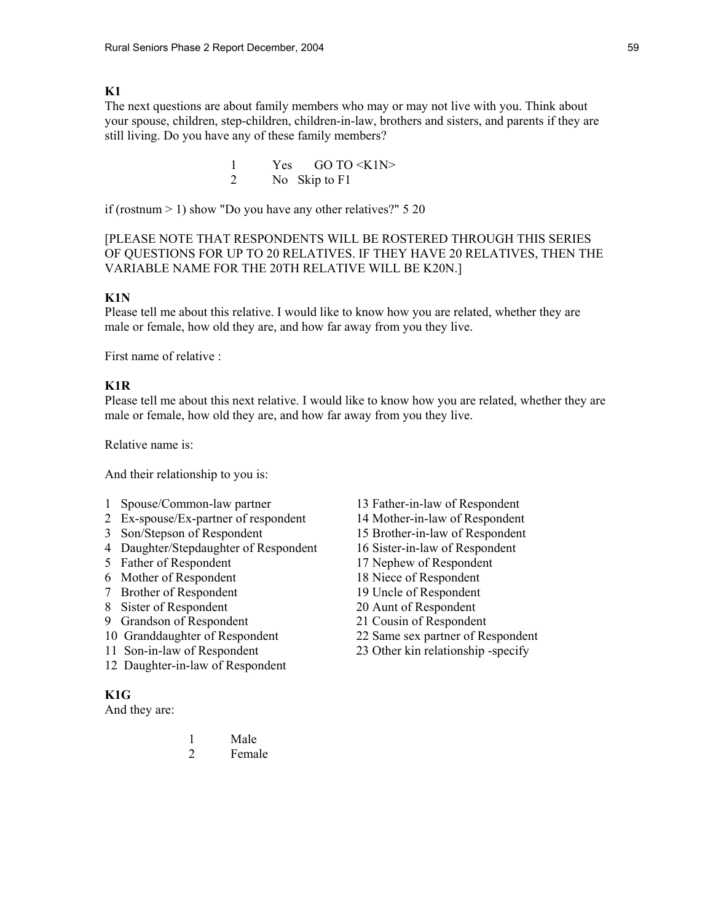**K1**

The next questions are about family members who may or may not live with you. Think about your spouse, children, step-children, children-in-law, brothers and sisters, and parents if they are still living. Do you have any of these family members?

1 Yes GO TO <K1N>
2 No Skip to F1

if (rostnum > 1) show "Do you have any other relatives?" 5 20

[PLEASE NOTE THAT RESPONDENTS WILL BE ROSTERED THROUGH THIS SERIES OF QUESTIONS FOR UP TO 20 RELATIVES. IF THEY HAVE 20 RELATIVES, THEN THE VARIABLE NAME FOR THE 20TH RELATIVE WILL BE K20N.]

**K1N**

Please tell me about this relative. I would like to know how you are related, whether they are male or female, how old they are, and how far away from you they live.

First name of relative :

**K1R**

Please tell me about this next relative. I would like to know how you are related, whether they are male or female, how old they are, and how far away from you they live.

Relative name is:

And their relationship to you is:

1 Spouse/Common-law partner
2 Ex-spouse/Ex-partner of respondent
3 Son/Stepson of Respondent
4 Daughter/Stepdaughter of Respondent
5 Father of Respondent
6 Mother of Respondent
7 Brother of Respondent
8 Sister of Respondent
9 Grandson of Respondent
10 Granddaughter of Respondent
11 Son-in-law of Respondent
12 Daughter-in-law of Respondent
13 Father-in-law of Respondent
14 Mother-in-law of Respondent
15 Brother-in-law of Respondent
16 Sister-in-law of Respondent
17 Nephew of Respondent
18 Niece of Respondent
19 Uncle of Respondent
20 Aunt of Respondent
21 Cousin of Respondent
22 Same sex partner of Respondent
23 Other kin relationship -specify

**K1G**

And they are:

1 Male
2 Female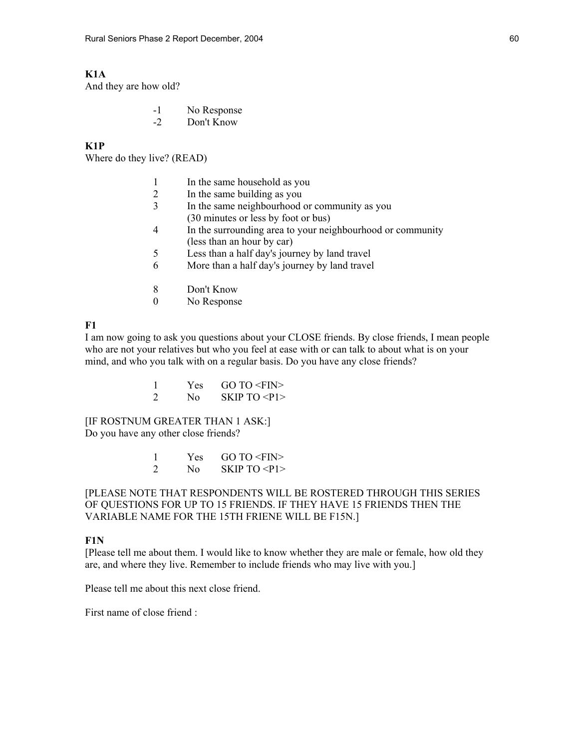**K1A**
And they are how old?

| | |
|---|---|
| -1 | No Response |
| -2 | Don't Know |

**K1P**
Where do they live? (READ)

| | |
|---|---|
| 1 | In the same household as you |
| 2 | In the same building as you |
| 3 | In the same neighbourhood or community as you (30 minutes or less by foot or bus) |
| 4 | In the surrounding area to your neighbourhood or community (less than an hour by car) |
| 5 | Less than a half day's journey by land travel |
| 6 | More than a half day's journey by land travel |
| 8 | Don't Know |
| 0 | No Response |

**F1**
I am now going to ask you questions about your CLOSE friends. By close friends, I mean people who are not your relatives but who you feel at ease with or can talk to about what is on your mind, and who you talk with on a regular basis. Do you have any close friends?

| | | |
|---|---|---|
| 1 | Yes | GO TO <FIN> |
| 2 | No | SKIP TO <P1> |

[IF ROSTNUM GREATER THAN 1 ASK:]
Do you have any other close friends?

| | | |
|---|---|---|
| 1 | Yes | GO TO <FIN> |
| 2 | No | SKIP TO <P1> |

[PLEASE NOTE THAT RESPONDENTS WILL BE ROSTERED THROUGH THIS SERIES OF QUESTIONS FOR UP TO 15 FRIENDS. IF THEY HAVE 15 FRIENDS THEN THE VARIABLE NAME FOR THE 15TH FRIENE WILL BE F15N.]

**F1N**
[Please tell me about them. I would like to know whether they are male or female, how old they are, and where they live. Remember to include friends who may live with you.]

Please tell me about this next close friend.

First name of close friend :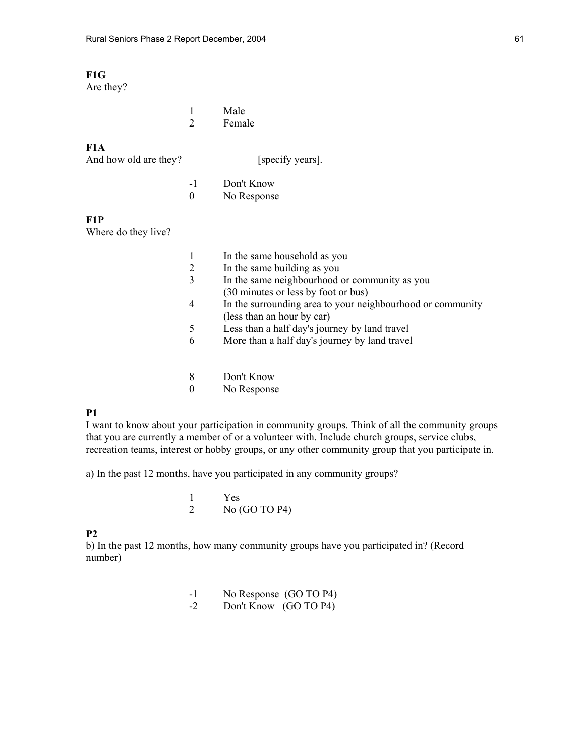**F1G**
Are they?

1 Male
2 Female

**F1A**
And how old are they? [specify years].

-1 Don't Know
0 No Response

**F1P**
Where do they live?

1 In the same household as you
2 In the same building as you
3 In the same neighbourhood or community as you (30 minutes or less by foot or bus)
4 In the surrounding area to your neighbourhood or community (less than an hour by car)
5 Less than a half day's journey by land travel
6 More than a half day's journey by land travel

8 Don't Know
0 No Response

**P1**
I want to know about your participation in community groups. Think of all the community groups that you are currently a member of or a volunteer with. Include church groups, service clubs, recreation teams, interest or hobby groups, or any other community group that you participate in.

a) In the past 12 months, have you participated in any community groups?

1 Yes
2 No (GO TO P4)

**P2**
b) In the past 12 months, how many community groups have you participated in? (Record number)

-1 No Response (GO TO P4)
-2 Don't Know (GO TO P4)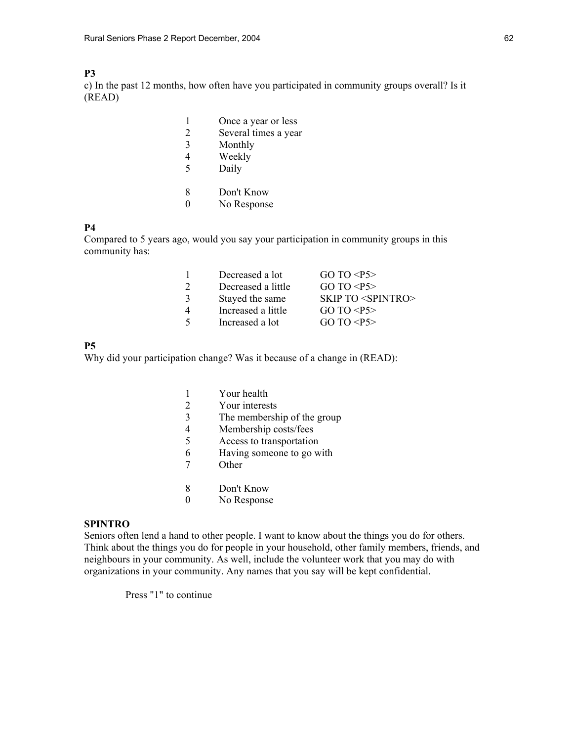**P3**

c) In the past 12 months, how often have you participated in community groups overall? Is it (READ)

| | |
|---|---|
| 1 | Once a year or less |
| 2 | Several times a year |
| 3 | Monthly |
| 4 | Weekly |
| 5 | Daily |
| 8 | Don't Know |
| 0 | No Response |

**P4**

Compared to 5 years ago, would you say your participation in community groups in this community has:

| | | |
|---|---|---|
| 1 | Decreased a lot | GO TO <P5> |
| 2 | Decreased a little | GO TO <P5> |
| 3 | Stayed the same | SKIP TO <SPINTRO> |
| 4 | Increased a little | GO TO <P5> |
| 5 | Increased a lot | GO TO <P5> |

**P5**

Why did your participation change? Was it because of a change in (READ):

| | |
|---|---|
| 1 | Your health |
| 2 | Your interests |
| 3 | The membership of the group |
| 4 | Membership costs/fees |
| 5 | Access to transportation |
| 6 | Having someone to go with |
| 7 | Other |
| 8 | Don't Know |
| 0 | No Response |

**SPINTRO**

Seniors often lend a hand to other people. I want to know about the things you do for others. Think about the things you do for people in your household, other family members, friends, and neighbours in your community. As well, include the volunteer work that you may do with organizations in your community. Any names that you say will be kept confidential.

Press "1" to continue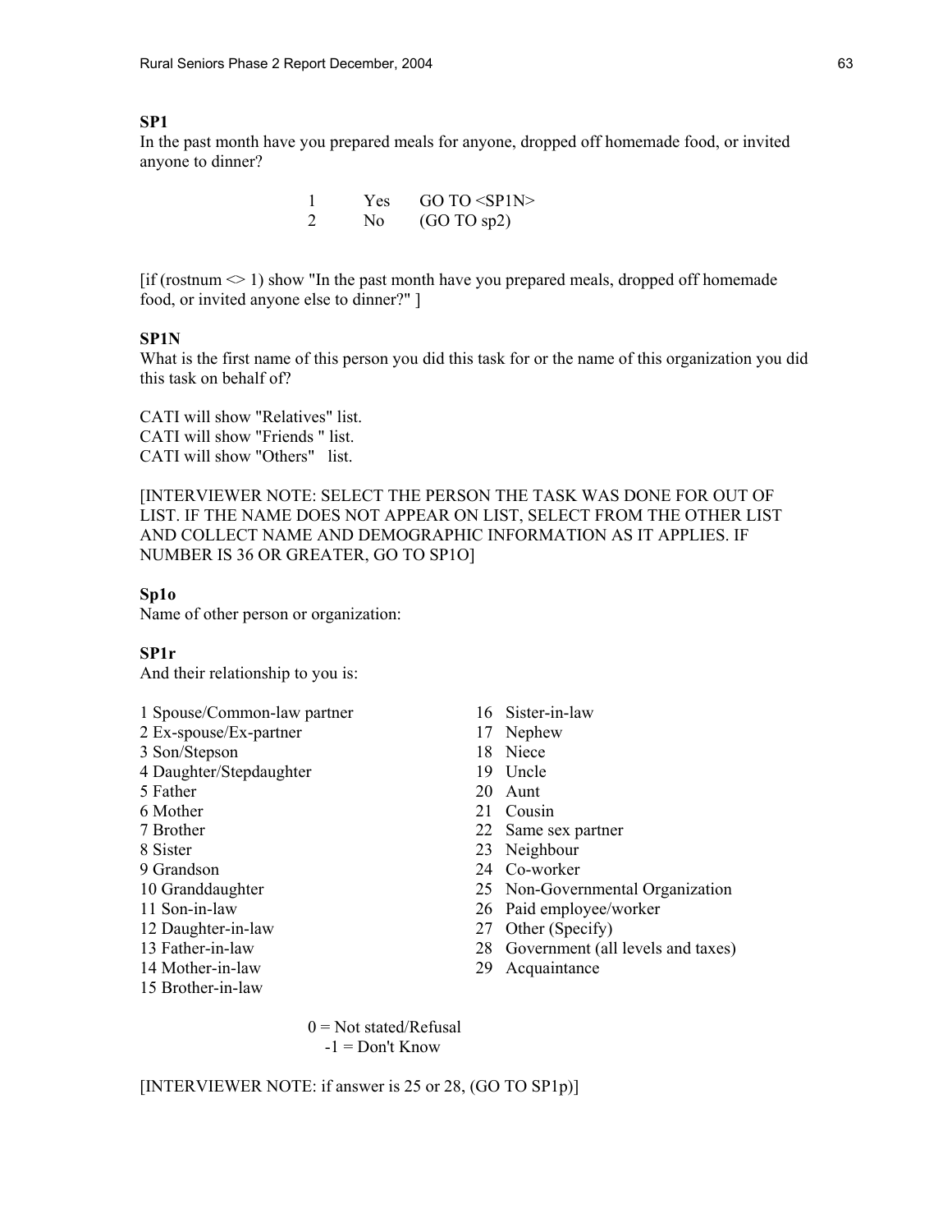**SP1**

In the past month have you prepared meals for anyone, dropped off homemade food, or invited anyone to dinner?

1 Yes GO TO <SP1N>
2 No (GO TO sp2)

[if (rostnum <> 1) show "In the past month have you prepared meals, dropped off homemade food, or invited anyone else to dinner?" ]

**SP1N**

What is the first name of this person you did this task for or the name of this organization you did this task on behalf of?

CATI will show "Relatives" list.
CATI will show "Friends " list.
CATI will show "Others" list.

[INTERVIEWER NOTE: SELECT THE PERSON THE TASK WAS DONE FOR OUT OF LIST. IF THE NAME DOES NOT APPEAR ON LIST, SELECT FROM THE OTHER LIST AND COLLECT NAME AND DEMOGRAPHIC INFORMATION AS IT APPLIES. IF NUMBER IS 36 OR GREATER, GO TO SP1O]

**Sp1o**

Name of other person or organization:

**SP1r**

And their relationship to you is:

1 Spouse/Common-law partner
2 Ex-spouse/Ex-partner
3 Son/Stepson
4 Daughter/Stepdaughter
5 Father
6 Mother
7 Brother
8 Sister
9 Grandson
10 Granddaughter
11 Son-in-law
12 Daughter-in-law
13 Father-in-law
14 Mother-in-law
15 Brother-in-law
16 Sister-in-law
17 Nephew
18 Niece
19 Uncle
20 Aunt
21 Cousin
22 Same sex partner
23 Neighbour
24 Co-worker
25 Non-Governmental Organization
26 Paid employee/worker
27 Other (Specify)
28 Government (all levels and taxes)
29 Acquaintance

0 = Not stated/Refusal
-1 = Don't Know

[INTERVIEWER NOTE: if answer is 25 or 28, (GO TO SP1p)]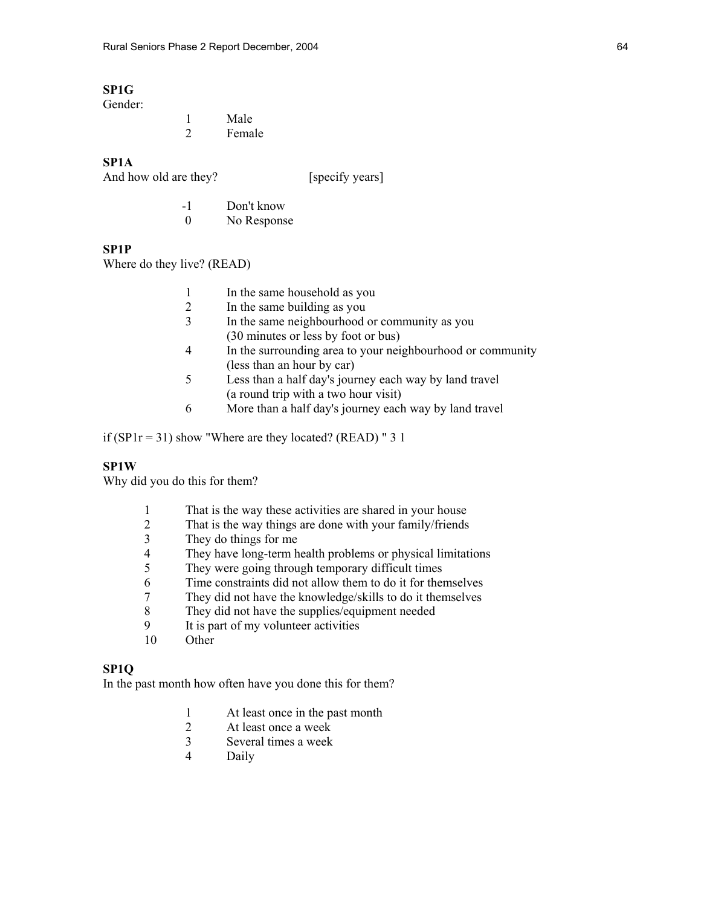**SP1G**
Gender:

| | |
|---|---|
| 1 | Male |
| 2 | Female |

**SP1A**
And how old are they? [specify years]

| | |
|---|---|
| -1 | Don't know |
| 0 | No Response |

**SP1P**
Where do they live? (READ)

| | |
|---|---|
| 1 | In the same household as you |
| 2 | In the same building as you |
| 3 | In the same neighbourhood or community as you (30 minutes or less by foot or bus) |
| 4 | In the surrounding area to your neighbourhood or community (less than an hour by car) |
| 5 | Less than a half day's journey each way by land travel (a round trip with a two hour visit) |
| 6 | More than a half day's journey each way by land travel |

if (SP1r = 31) show "Where are they located? (READ) " 3 1

**SP1W**
Why did you do this for them?

| | |
|---|---|
| 1 | That is the way these activities are shared in your house |
| 2 | That is the way things are done with your family/friends |
| 3 | They do things for me |
| 4 | They have long-term health problems or physical limitations |
| 5 | They were going through temporary difficult times |
| 6 | Time constraints did not allow them to do it for themselves |
| 7 | They did not have the knowledge/skills to do it themselves |
| 8 | They did not have the supplies/equipment needed |
| 9 | It is part of my volunteer activities |
| 10 | Other |

**SP1Q**
In the past month how often have you done this for them?

| | |
|---|---|
| 1 | At least once in the past month |
| 2 | At least once a week |
| 3 | Several times a week |
| 4 | Daily |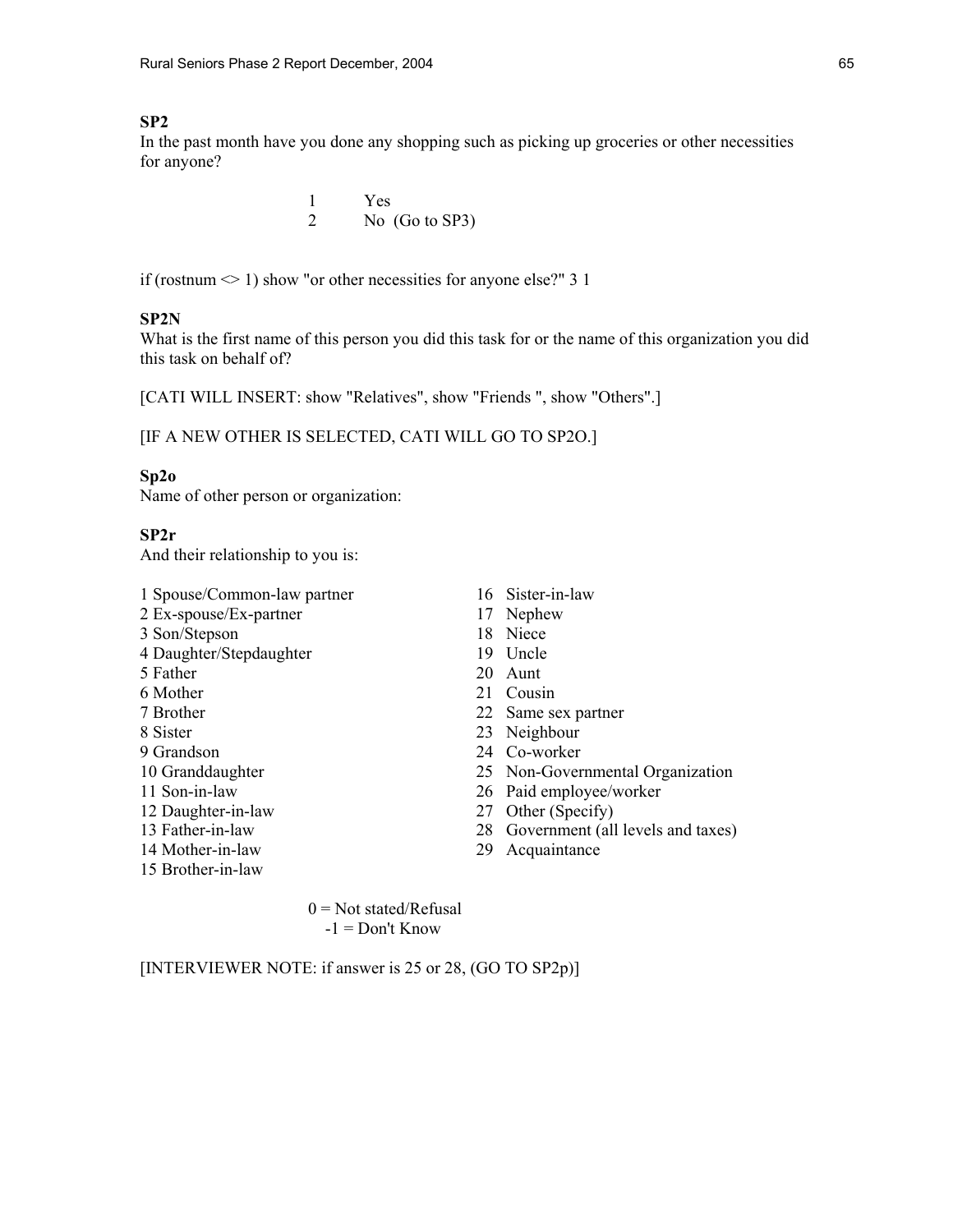**SP2**
In the past month have you done any shopping such as picking up groceries or other necessities for anyone?

1 Yes
2 No (Go to SP3)

if (rostnum <> 1) show "or other necessities for anyone else?" 3 1

**SP2N**
What is the first name of this person you did this task for or the name of this organization you did this task on behalf of?

[CATI WILL INSERT: show "Relatives", show "Friends ", show "Others".]

[IF A NEW OTHER IS SELECTED, CATI WILL GO TO SP2O.]

**Sp2o**
Name of other person or organization:

**SP2r**
And their relationship to you is:

1 Spouse/Common-law partner
2 Ex-spouse/Ex-partner
3 Son/Stepson
4 Daughter/Stepdaughter
5 Father
6 Mother
7 Brother
8 Sister
9 Grandson
10 Granddaughter
11 Son-in-law
12 Daughter-in-law
13 Father-in-law
14 Mother-in-law
15 Brother-in-law
16 Sister-in-law
17 Nephew
18 Niece
19 Uncle
20 Aunt
21 Cousin
22 Same sex partner
23 Neighbour
24 Co-worker
25 Non-Governmental Organization
26 Paid employee/worker
27 Other (Specify)
28 Government (all levels and taxes)
29 Acquaintance

0 = Not stated/Refusal
-1 = Don't Know

[INTERVIEWER NOTE: if answer is 25 or 28, (GO TO SP2p)]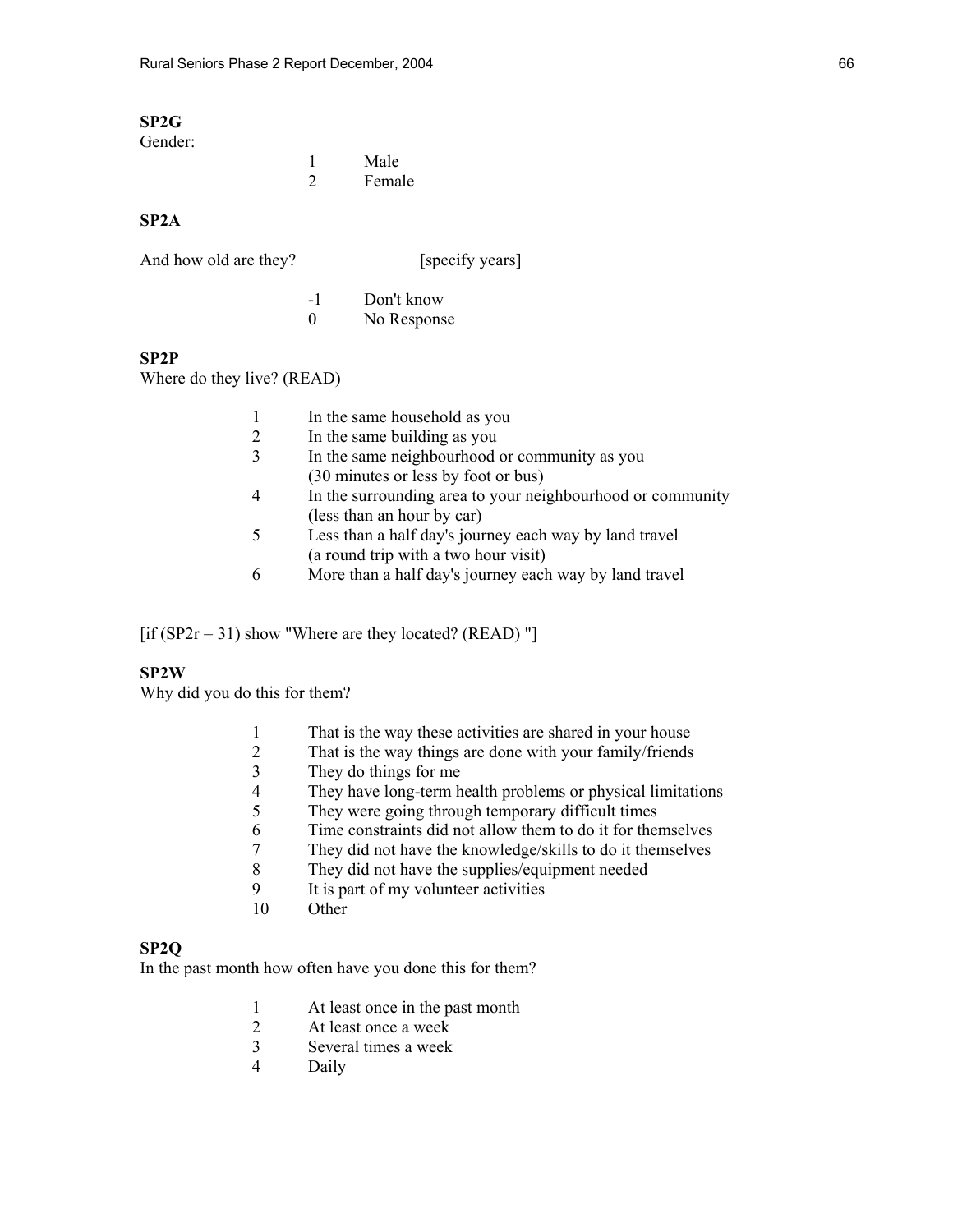**SP2G**
Gender:

| | |
|---|---|
| 1 | Male |
| 2 | Female |

**SP2A**

And how old are they? [specify years]

| | |
|---|---|
| -1 | Don't know |
| 0 | No Response |

**SP2P**
Where do they live? (READ)

1. In the same household as you
2. In the same building as you
3. In the same neighbourhood or community as you (30 minutes or less by foot or bus)
4. In the surrounding area to your neighbourhood or community (less than an hour by car)
5. Less than a half day's journey each way by land travel (a round trip with a two hour visit)
6. More than a half day's journey each way by land travel

[if (SP2r = 31) show "Where are they located? (READ) "]

**SP2W**
Why did you do this for them?

1. That is the way these activities are shared in your house
2. That is the way things are done with your family/friends
3. They do things for me
4. They have long-term health problems or physical limitations
5. They were going through temporary difficult times
6. Time constraints did not allow them to do it for themselves
7. They did not have the knowledge/skills to do it themselves
8. They did not have the supplies/equipment needed
9. It is part of my volunteer activities
10. Other

**SP2Q**
In the past month how often have you done this for them?

1. At least once in the past month
2. At least once a week
3. Several times a week
4. Daily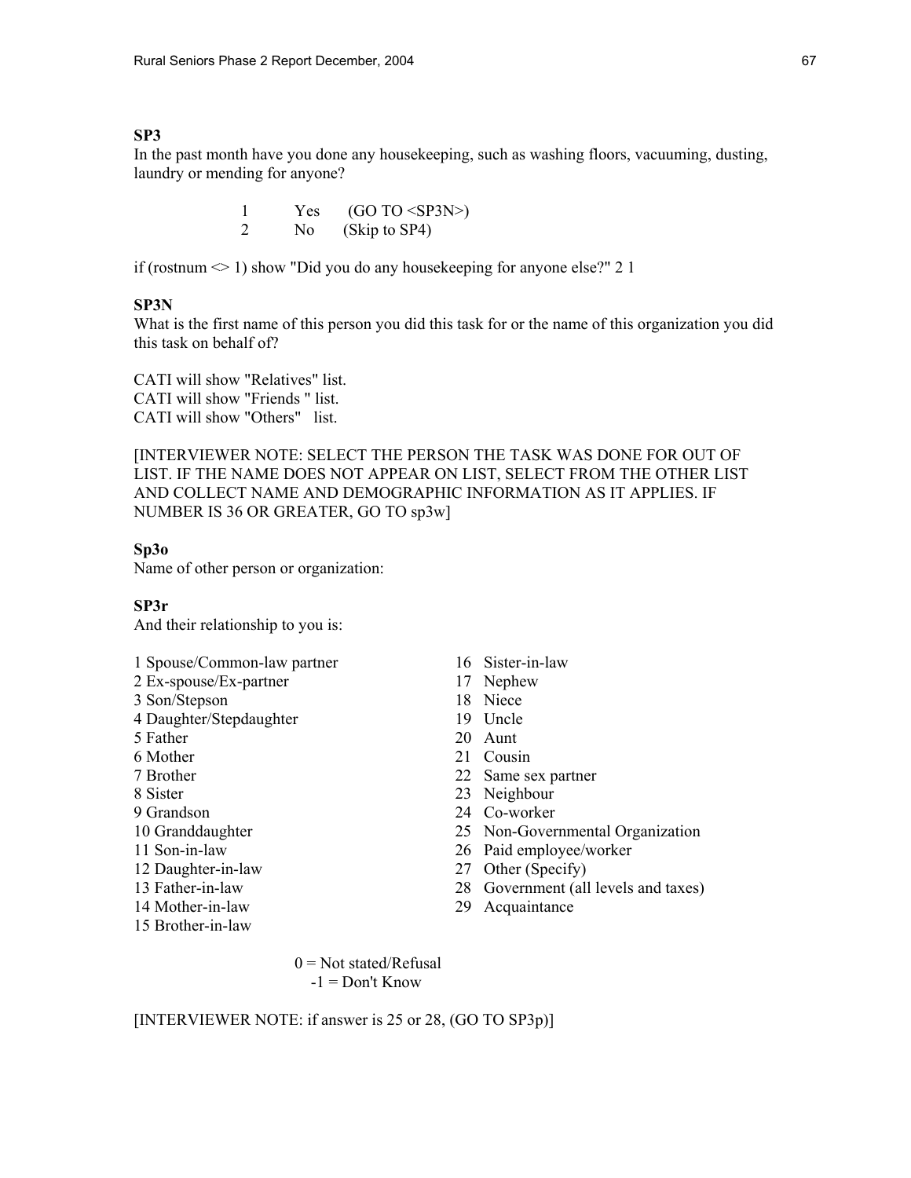**SP3**

In the past month have you done any housekeeping, such as washing floors, vacuuming, dusting, laundry or mending for anyone?

1 Yes (GO TO <SP3N>)
2 No (Skip to SP4)

if (rostnum <> 1) show "Did you do any housekeeping for anyone else?" 2 1

**SP3N**

What is the first name of this person you did this task for or the name of this organization you did this task on behalf of?

CATI will show "Relatives" list.
CATI will show "Friends " list.
CATI will show "Others" list.

[INTERVIEWER NOTE: SELECT THE PERSON THE TASK WAS DONE FOR OUT OF LIST. IF THE NAME DOES NOT APPEAR ON LIST, SELECT FROM THE OTHER LIST AND COLLECT NAME AND DEMOGRAPHIC INFORMATION AS IT APPLIES. IF NUMBER IS 36 OR GREATER, GO TO sp3w]

**Sp3o**

Name of other person or organization:

**SP3r**

And their relationship to you is:

1 Spouse/Common-law partner
2 Ex-spouse/Ex-partner
3 Son/Stepson
4 Daughter/Stepdaughter
5 Father
6 Mother
7 Brother
8 Sister
9 Grandson
10 Granddaughter
11 Son-in-law
12 Daughter-in-law
13 Father-in-law
14 Mother-in-law
15 Brother-in-law
16 Sister-in-law
17 Nephew
18 Niece
19 Uncle
20 Aunt
21 Cousin
22 Same sex partner
23 Neighbour
24 Co-worker
25 Non-Governmental Organization
26 Paid employee/worker
27 Other (Specify)
28 Government (all levels and taxes)
29 Acquaintance

0 = Not stated/Refusal
-1 = Don't Know

[INTERVIEWER NOTE: if answer is 25 or 28, (GO TO SP3p)]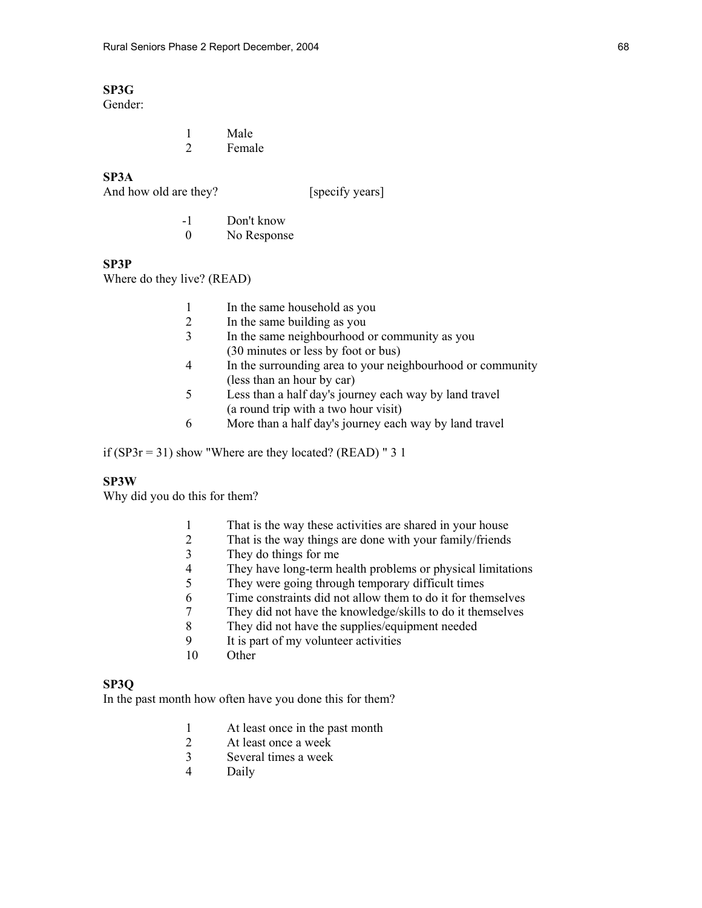**SP3G**
Gender:

1 Male
2 Female

**SP3A**
And how old are they? [specify years]

-1 Don't know
0 No Response

**SP3P**
Where do they live? (READ)

1 In the same household as you
2 In the same building as you
3 In the same neighbourhood or community as you (30 minutes or less by foot or bus)
4 In the surrounding area to your neighbourhood or community (less than an hour by car)
5 Less than a half day's journey each way by land travel (a round trip with a two hour visit)
6 More than a half day's journey each way by land travel

if (SP3r = 31) show "Where are they located? (READ) " 3 1

**SP3W**
Why did you do this for them?

1 That is the way these activities are shared in your house
2 That is the way things are done with your family/friends
3 They do things for me
4 They have long-term health problems or physical limitations
5 They were going through temporary difficult times
6 Time constraints did not allow them to do it for themselves
7 They did not have the knowledge/skills to do it themselves
8 They did not have the supplies/equipment needed
9 It is part of my volunteer activities
10 Other

**SP3Q**
In the past month how often have you done this for them?

1 At least once in the past month
2 At least once a week
3 Several times a week
4 Daily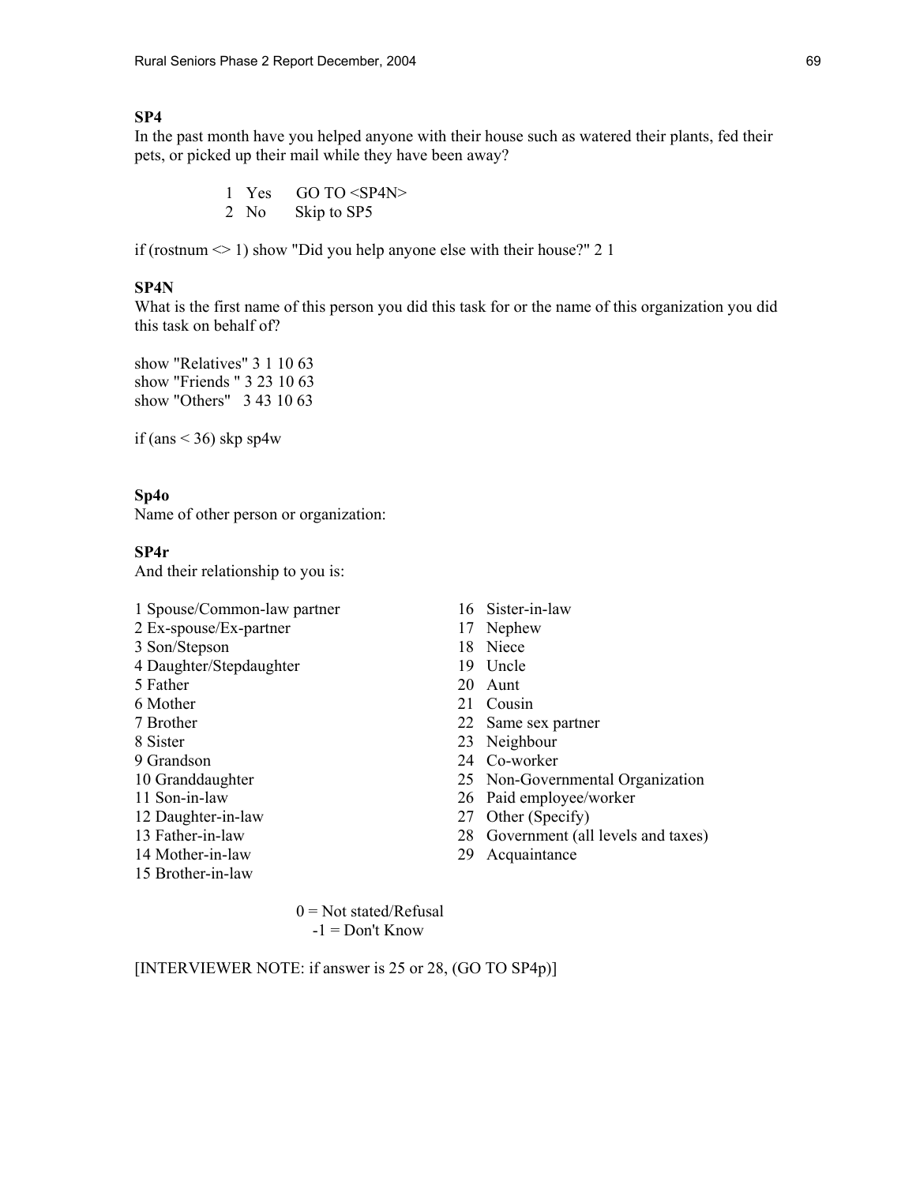**SP4**
In the past month have you helped anyone with their house such as watered their plants, fed their pets, or picked up their mail while they have been away?

1 Yes GO TO <SP4N>
2 No Skip to SP5

if (rostnum <> 1) show "Did you help anyone else with their house?" 2 1

**SP4N**
What is the first name of this person you did this task for or the name of this organization you did this task on behalf of?

show "Relatives" 3 1 10 63
show "Friends " 3 23 10 63
show "Others" 3 43 10 63

if (ans < 36) skp sp4w

**Sp4o**
Name of other person or organization:

**SP4r**
And their relationship to you is:

1 Spouse/Common-law partner
2 Ex-spouse/Ex-partner
3 Son/Stepson
4 Daughter/Stepdaughter
5 Father
6 Mother
7 Brother
8 Sister
9 Grandson
10 Granddaughter
11 Son-in-law
12 Daughter-in-law
13 Father-in-law
14 Mother-in-law
15 Brother-in-law
16 Sister-in-law
17 Nephew
18 Niece
19 Uncle
20 Aunt
21 Cousin
22 Same sex partner
23 Neighbour
24 Co-worker
25 Non-Governmental Organization
26 Paid employee/worker
27 Other (Specify)
28 Government (all levels and taxes)
29 Acquaintance

0 = Not stated/Refusal
-1 = Don't Know

[INTERVIEWER NOTE: if answer is 25 or 28, (GO TO SP4p)]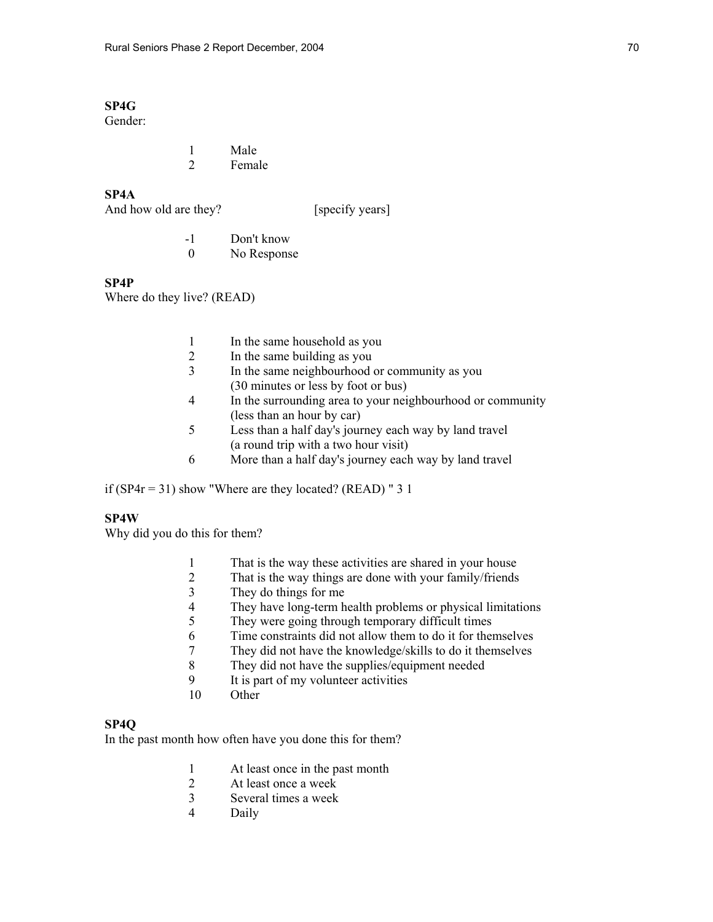**SP4G**
Gender:

1 Male
2 Female

**SP4A**
And how old are they? [specify years]

-1 Don't know
0 No Response

**SP4P**
Where do they live? (READ)

1 In the same household as you
2 In the same building as you
3 In the same neighbourhood or community as you (30 minutes or less by foot or bus)
4 In the surrounding area to your neighbourhood or community (less than an hour by car)
5 Less than a half day's journey each way by land travel (a round trip with a two hour visit)
6 More than a half day's journey each way by land travel

if (SP4r = 31) show "Where are they located? (READ) " 3 1

**SP4W**
Why did you do this for them?

1 That is the way these activities are shared in your house
2 That is the way things are done with your family/friends
3 They do things for me
4 They have long-term health problems or physical limitations
5 They were going through temporary difficult times
6 Time constraints did not allow them to do it for themselves
7 They did not have the knowledge/skills to do it themselves
8 They did not have the supplies/equipment needed
9 It is part of my volunteer activities
10 Other

**SP4Q**
In the past month how often have you done this for them?

1 At least once in the past month
2 At least once a week
3 Several times a week
4 Daily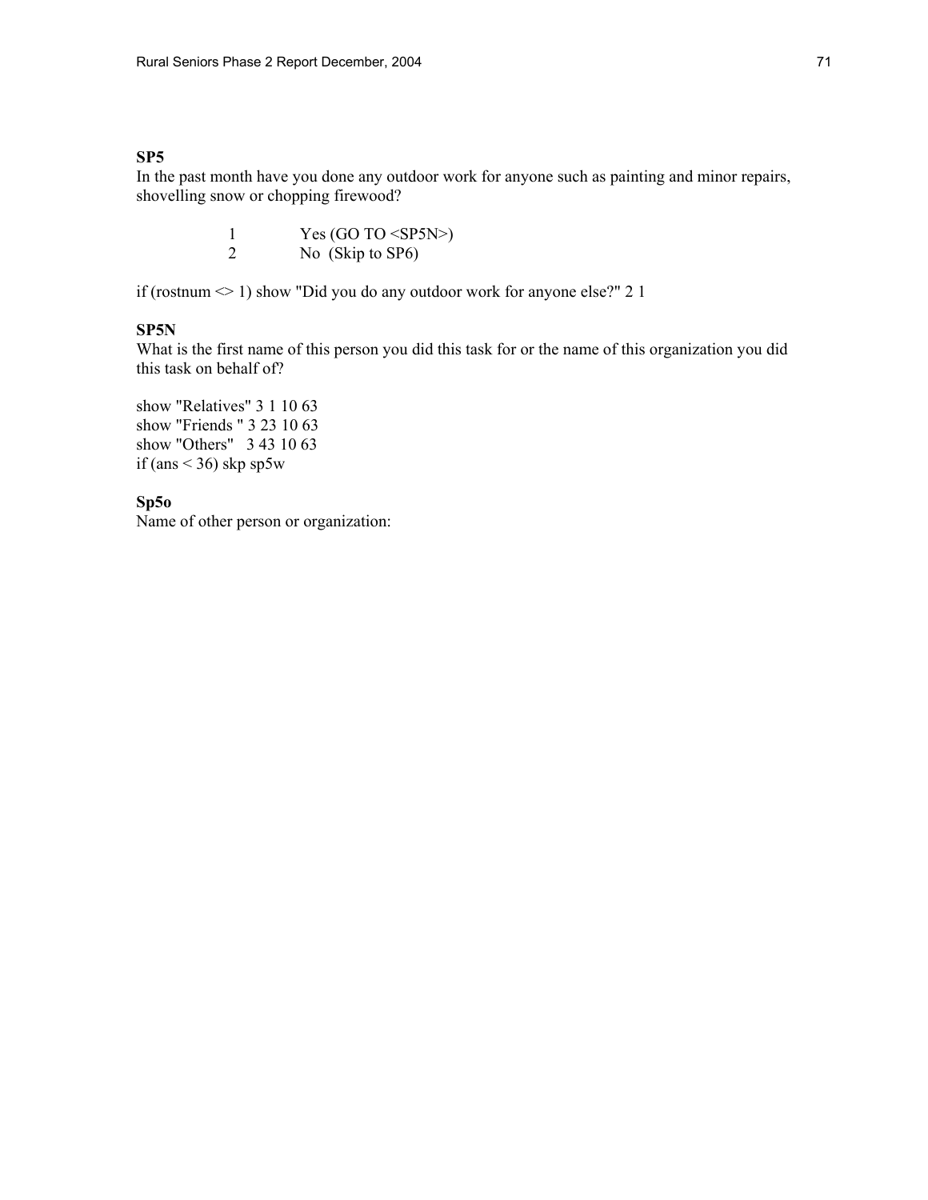**SP5**
In the past month have you done any outdoor work for anyone such as painting and minor repairs, shovelling snow or chopping firewood?

1 Yes (GO TO <SP5N>)
2 No (Skip to SP6)

if (rostnum <> 1) show "Did you do any outdoor work for anyone else?" 2 1

**SP5N**
What is the first name of this person you did this task for or the name of this organization you did this task on behalf of?

show "Relatives" 3 1 10 63
show "Friends " 3 23 10 63
show "Others" 3 43 10 63
if (ans < 36) skp sp5w

**Sp5o**
Name of other person or organization: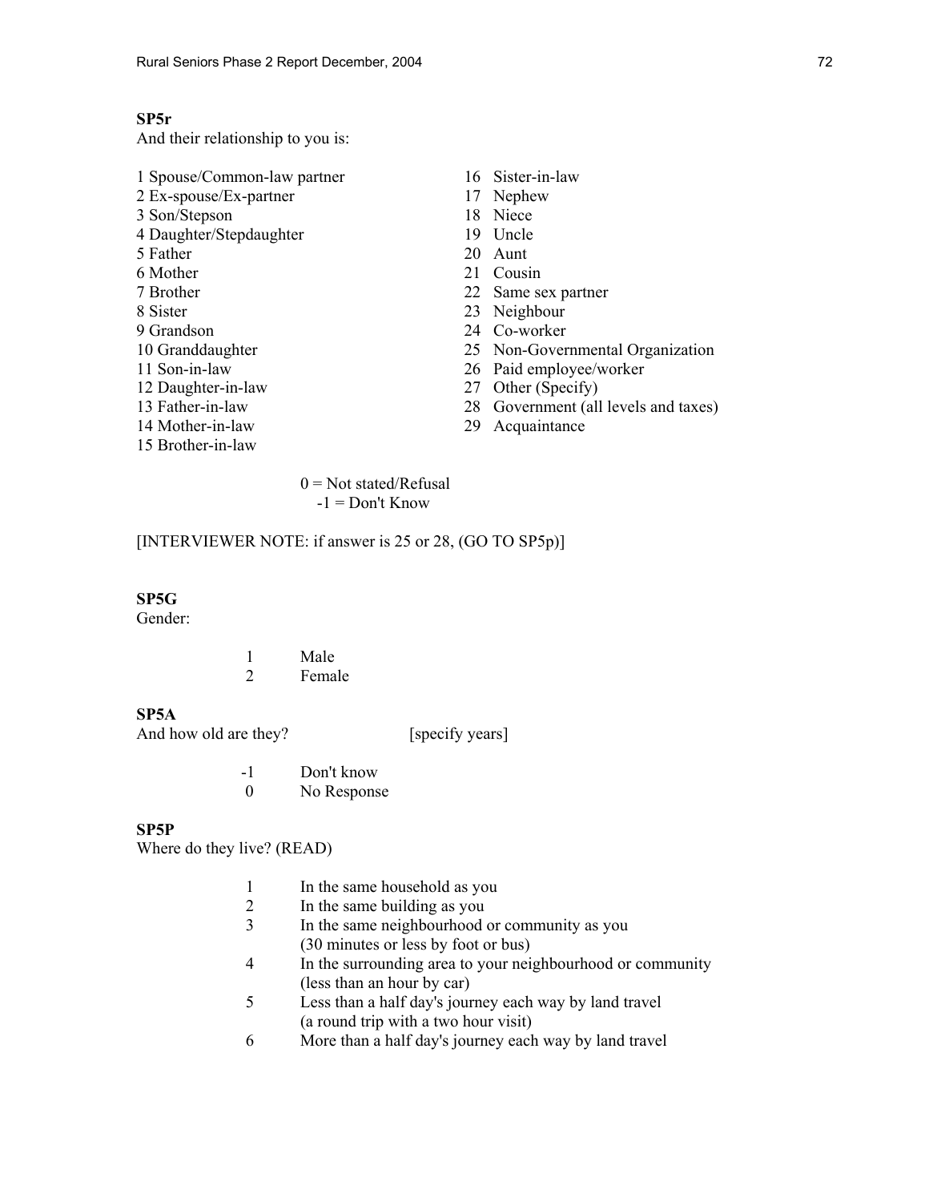**SP5r**
And their relationship to you is:

1 Spouse/Common-law partner
2 Ex-spouse/Ex-partner
3 Son/Stepson
4 Daughter/Stepdaughter
5 Father
6 Mother
7 Brother
8 Sister
9 Grandson
10 Granddaughter
11 Son-in-law
12 Daughter-in-law
13 Father-in-law
14 Mother-in-law
15 Brother-in-law
16 Sister-in-law
17 Nephew
18 Niece
19 Uncle
20 Aunt
21 Cousin
22 Same sex partner
23 Neighbour
24 Co-worker
25 Non-Governmental Organization
26 Paid employee/worker
27 Other (Specify)
28 Government (all levels and taxes)
29 Acquaintance

0 = Not stated/Refusal
-1 = Don't Know

[INTERVIEWER NOTE: if answer is 25 or 28, (GO TO SP5p)]

**SP5G**
Gender:

1 Male
2 Female

**SP5A**
And how old are they? [specify years]

-1 Don't know
0 No Response

**SP5P**
Where do they live? (READ)

1 In the same household as you
2 In the same building as you
3 In the same neighbourhood or community as you (30 minutes or less by foot or bus)
4 In the surrounding area to your neighbourhood or community (less than an hour by car)
5 Less than a half day's journey each way by land travel (a round trip with a two hour visit)
6 More than a half day's journey each way by land travel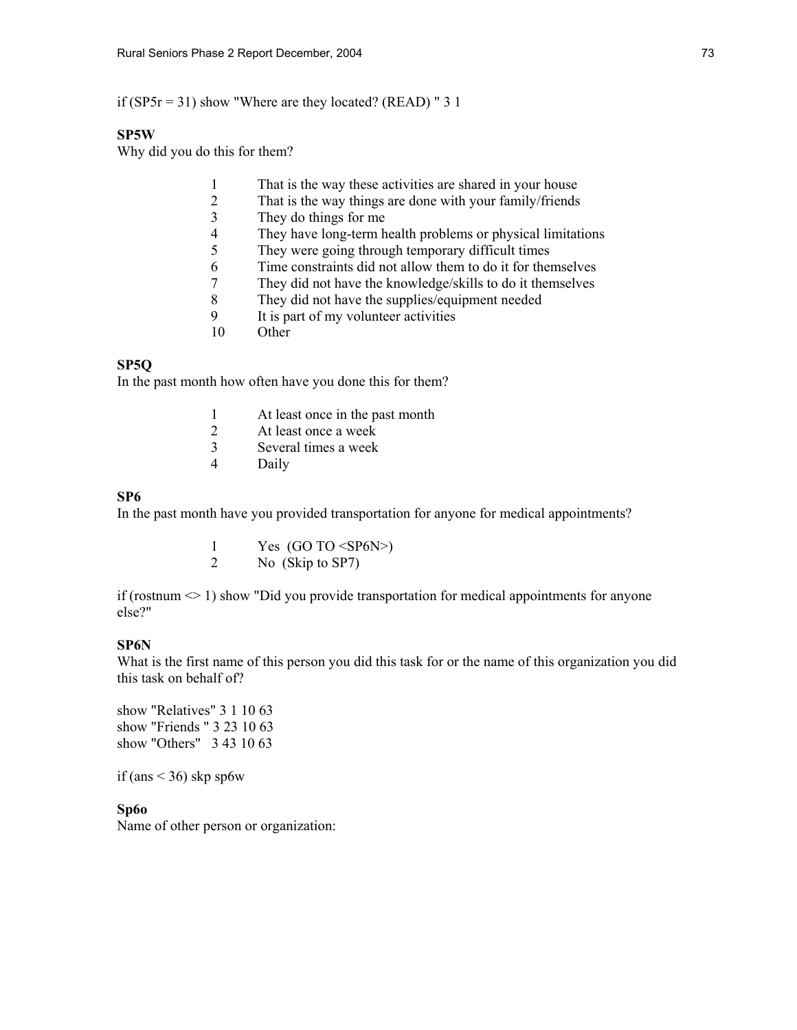if (SP5r = 31) show "Where are they located? (READ) " 3 1

**SP5W**
Why did you do this for them?

1 That is the way these activities are shared in your house
2 That is the way things are done with your family/friends
3 They do things for me
4 They have long-term health problems or physical limitations
5 They were going through temporary difficult times
6 Time constraints did not allow them to do it for themselves
7 They did not have the knowledge/skills to do it themselves
8 They did not have the supplies/equipment needed
9 It is part of my volunteer activities
10 Other

**SP5Q**
In the past month how often have you done this for them?

1 At least once in the past month
2 At least once a week
3 Several times a week
4 Daily

**SP6**
In the past month have you provided transportation for anyone for medical appointments?

1 Yes (GO TO <SP6N>)
2 No (Skip to SP7)

if (rostnum <> 1) show "Did you provide transportation for medical appointments for anyone else?"

**SP6N**
What is the first name of this person you did this task for or the name of this organization you did this task on behalf of?

show "Relatives" 3 1 10 63
show "Friends " 3 23 10 63
show "Others" 3 43 10 63

if (ans < 36) skp sp6w

**Sp6o**
Name of other person or organization: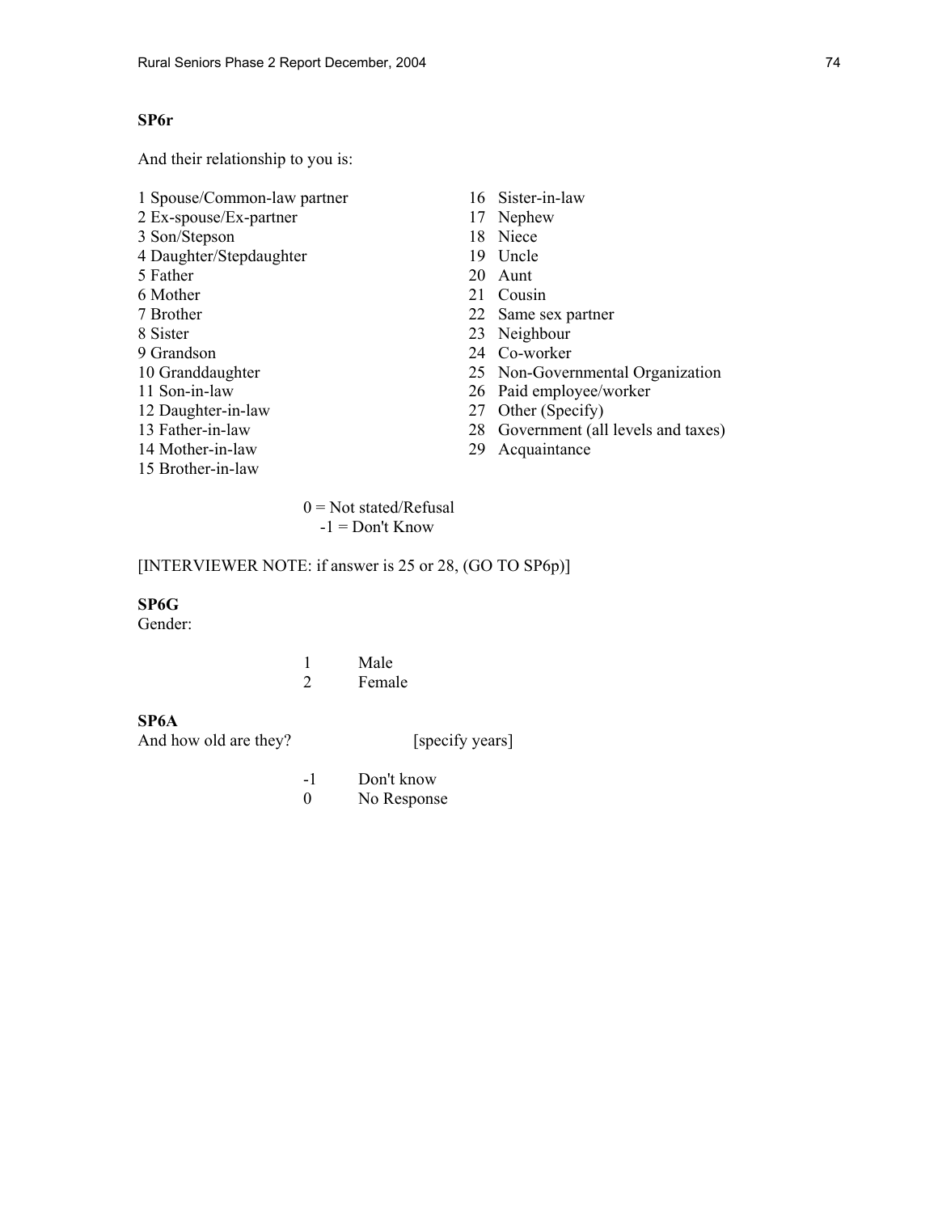**SP6r**

And their relationship to you is:

1 Spouse/Common-law partner
2 Ex-spouse/Ex-partner
3 Son/Stepson
4 Daughter/Stepdaughter
5 Father
6 Mother
7 Brother
8 Sister
9 Grandson
10 Granddaughter
11 Son-in-law
12 Daughter-in-law
13 Father-in-law
14 Mother-in-law
15 Brother-in-law
16 Sister-in-law
17 Nephew
18 Niece
19 Uncle
20 Aunt
21 Cousin
22 Same sex partner
23 Neighbour
24 Co-worker
25 Non-Governmental Organization
26 Paid employee/worker
27 Other (Specify)
28 Government (all levels and taxes)
29 Acquaintance

0 = Not stated/Refusal
-1 = Don't Know

[INTERVIEWER NOTE: if answer is 25 or 28, (GO TO SP6p)]

**SP6G**
Gender:

1 Male
2 Female

**SP6A**
And how old are they? [specify years]

-1 Don't know
0 No Response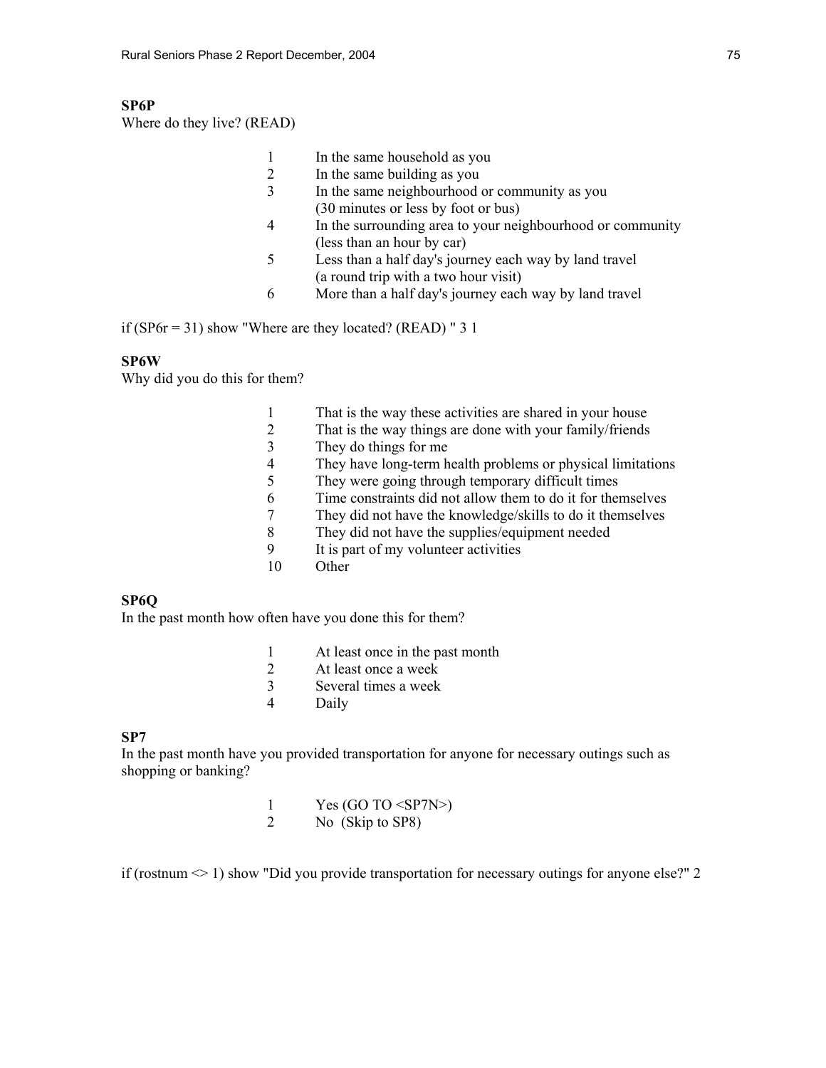**SP6P**
Where do they live? (READ)

1 In the same household as you
2 In the same building as you
3 In the same neighbourhood or community as you
(30 minutes or less by foot or bus)
4 In the surrounding area to your neighbourhood or community
(less than an hour by car)
5 Less than a half day's journey each way by land travel
(a round trip with a two hour visit)
6 More than a half day's journey each way by land travel

if (SP6r = 31) show "Where are they located? (READ) " 3 1

**SP6W**
Why did you do this for them?

1 That is the way these activities are shared in your house
2 That is the way things are done with your family/friends
3 They do things for me
4 They have long-term health problems or physical limitations
5 They were going through temporary difficult times
6 Time constraints did not allow them to do it for themselves
7 They did not have the knowledge/skills to do it themselves
8 They did not have the supplies/equipment needed
9 It is part of my volunteer activities
10 Other

**SP6Q**
In the past month how often have you done this for them?

1 At least once in the past month
2 At least once a week
3 Several times a week
4 Daily

**SP7**
In the past month have you provided transportation for anyone for necessary outings such as shopping or banking?

1 Yes (GO TO <SP7N>)
2 No (Skip to SP8)

if (rostnum <> 1) show "Did you provide transportation for necessary outings for anyone else?" 2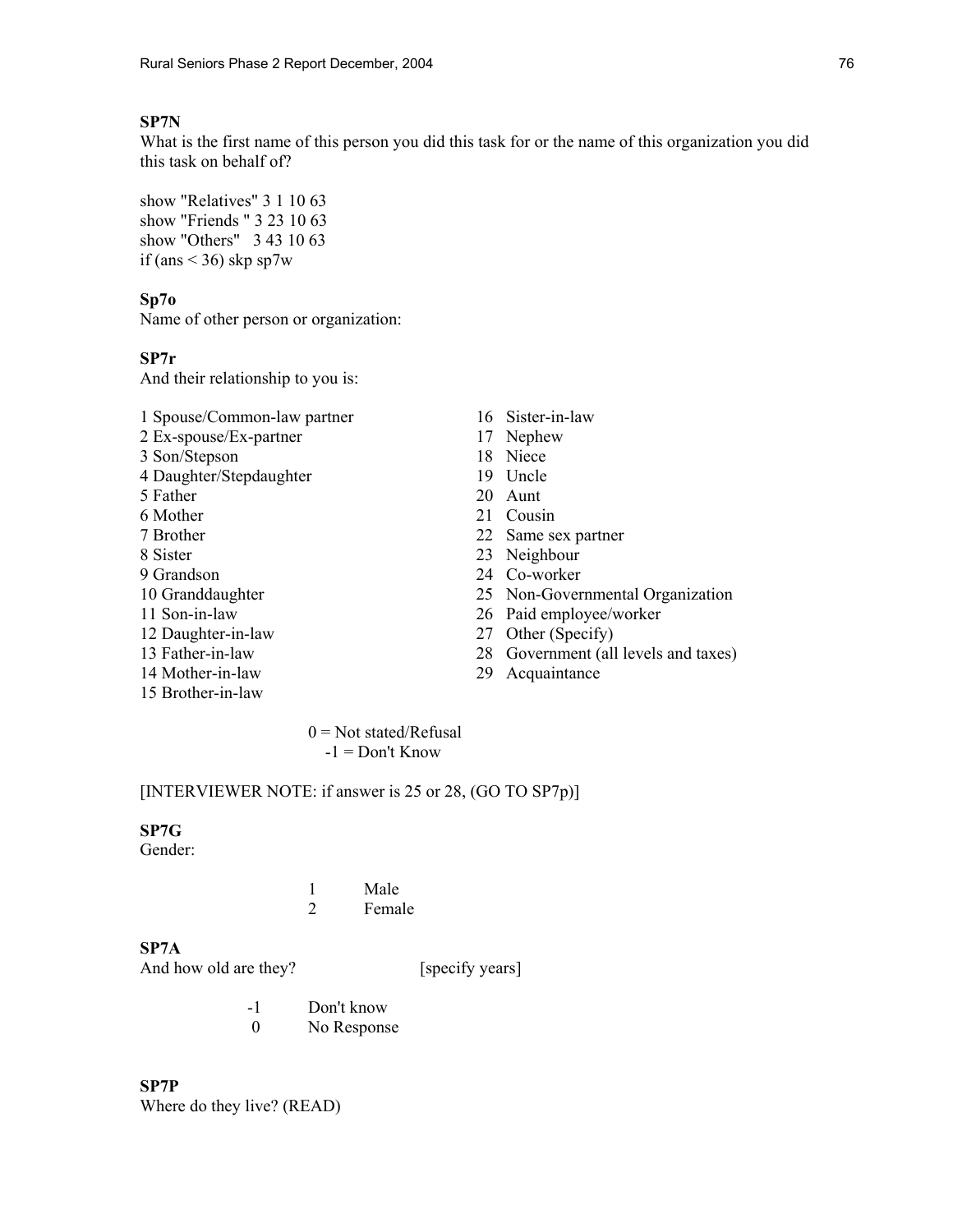**SP7N**
What is the first name of this person you did this task for or the name of this organization you did this task on behalf of?

```
show "Relatives" 3 1 10 63
show "Friends " 3 23 10 63
show "Others"   3 43 10 63
if (ans < 36) skp sp7w
```

**Sp7o**
Name of other person or organization:

**SP7r**
And their relationship to you is:

1 Spouse/Common-law partner
2 Ex-spouse/Ex-partner
3 Son/Stepson
4 Daughter/Stepdaughter
5 Father
6 Mother
7 Brother
8 Sister
9 Grandson
10 Granddaughter
11 Son-in-law
12 Daughter-in-law
13 Father-in-law
14 Mother-in-law
15 Brother-in-law
16 Sister-in-law
17 Nephew
18 Niece
19 Uncle
20 Aunt
21 Cousin
22 Same sex partner
23 Neighbour
24 Co-worker
25 Non-Governmental Organization
26 Paid employee/worker
27 Other (Specify)
28 Government (all levels and taxes)
29 Acquaintance

0 = Not stated/Refusal
-1 = Don't Know

[INTERVIEWER NOTE: if answer is 25 or 28, (GO TO SP7p)]

**SP7G**
Gender:

1 Male
2 Female

**SP7A**
And how old are they? [specify years]

-1 Don't know
0 No Response

**SP7P**
Where do they live? (READ)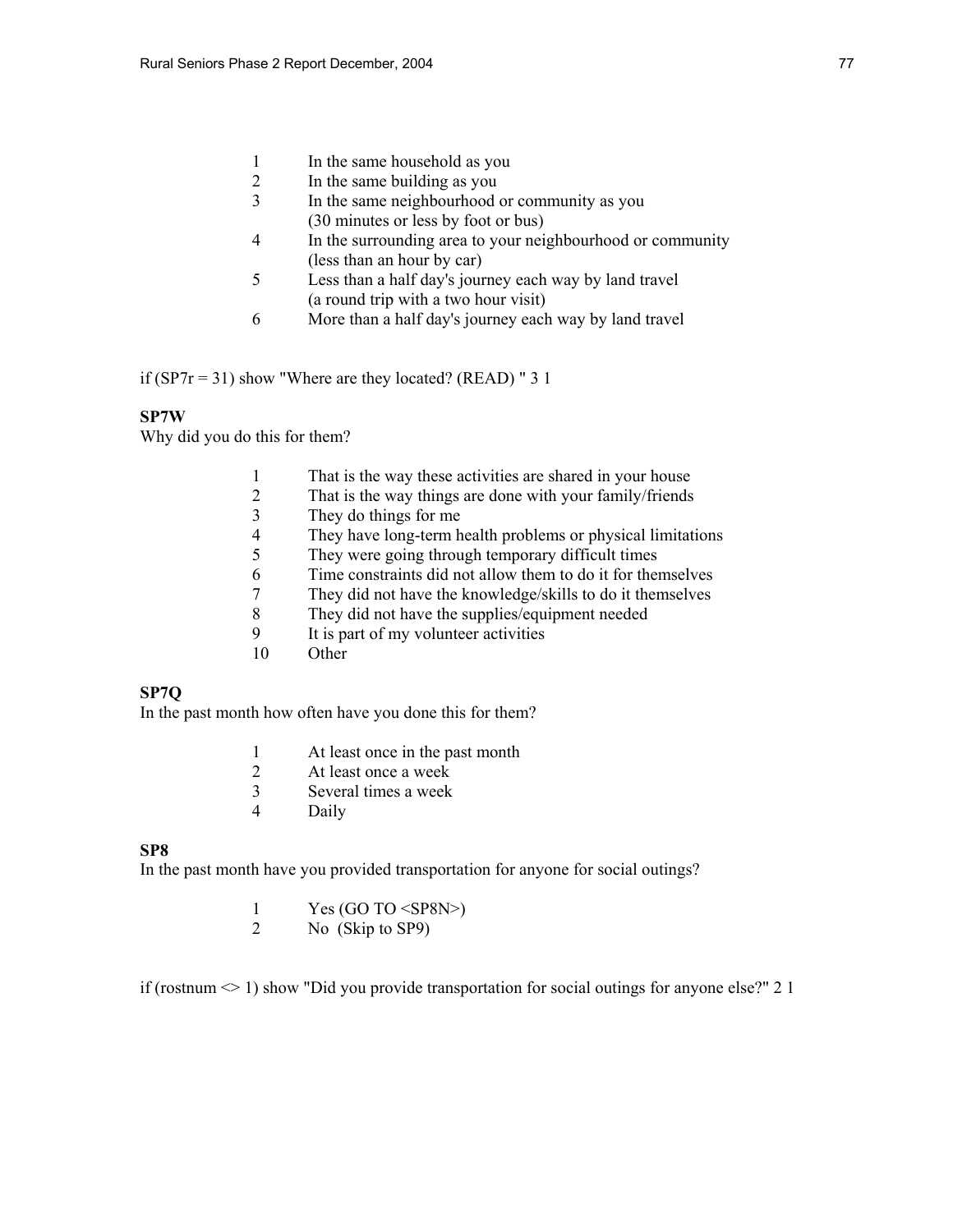1 In the same household as you
2 In the same building as you
3 In the same neighbourhood or community as you (30 minutes or less by foot or bus)
4 In the surrounding area to your neighbourhood or community (less than an hour by car)
5 Less than a half day's journey each way by land travel (a round trip with a two hour visit)
6 More than a half day's journey each way by land travel

if (SP7r = 31) show "Where are they located? (READ) " 3 1

**SP7W**
Why did you do this for them?

1 That is the way these activities are shared in your house
2 That is the way things are done with your family/friends
3 They do things for me
4 They have long-term health problems or physical limitations
5 They were going through temporary difficult times
6 Time constraints did not allow them to do it for themselves
7 They did not have the knowledge/skills to do it themselves
8 They did not have the supplies/equipment needed
9 It is part of my volunteer activities
10 Other

**SP7Q**
In the past month how often have you done this for them?

1 At least once in the past month
2 At least once a week
3 Several times a week
4 Daily

**SP8**
In the past month have you provided transportation for anyone for social outings?

1 Yes (GO TO <SP8N>)
2 No (Skip to SP9)

if (rostnum <> 1) show "Did you provide transportation for social outings for anyone else?" 2 1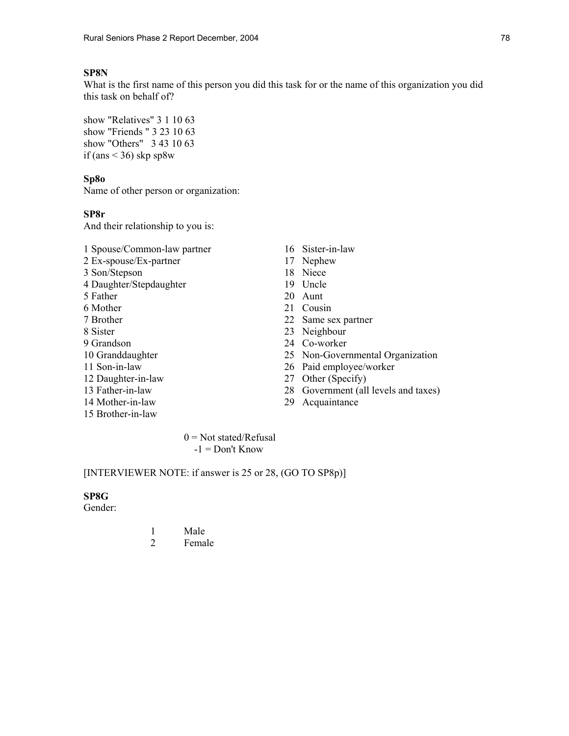**SP8N**
What is the first name of this person you did this task for or the name of this organization you did this task on behalf of?

```
show "Relatives" 3 1 10 63
show "Friends " 3 23 10 63
show "Others"   3 43 10 63
if (ans < 36) skp sp8w
```

**Sp8o**
Name of other person or organization:

**SP8r**
And their relationship to you is:

1 Spouse/Common-law partner
2 Ex-spouse/Ex-partner
3 Son/Stepson
4 Daughter/Stepdaughter
5 Father
6 Mother
7 Brother
8 Sister
9 Grandson
10 Granddaughter
11 Son-in-law
12 Daughter-in-law
13 Father-in-law
14 Mother-in-law
15 Brother-in-law
16 Sister-in-law
17 Nephew
18 Niece
19 Uncle
20 Aunt
21 Cousin
22 Same sex partner
23 Neighbour
24 Co-worker
25 Non-Governmental Organization
26 Paid employee/worker
27 Other (Specify)
28 Government (all levels and taxes)
29 Acquaintance

0 = Not stated/Refusal
-1 = Don't Know

[INTERVIEWER NOTE: if answer is 25 or 28, (GO TO SP8p)]

**SP8G**
Gender:

1 Male
2 Female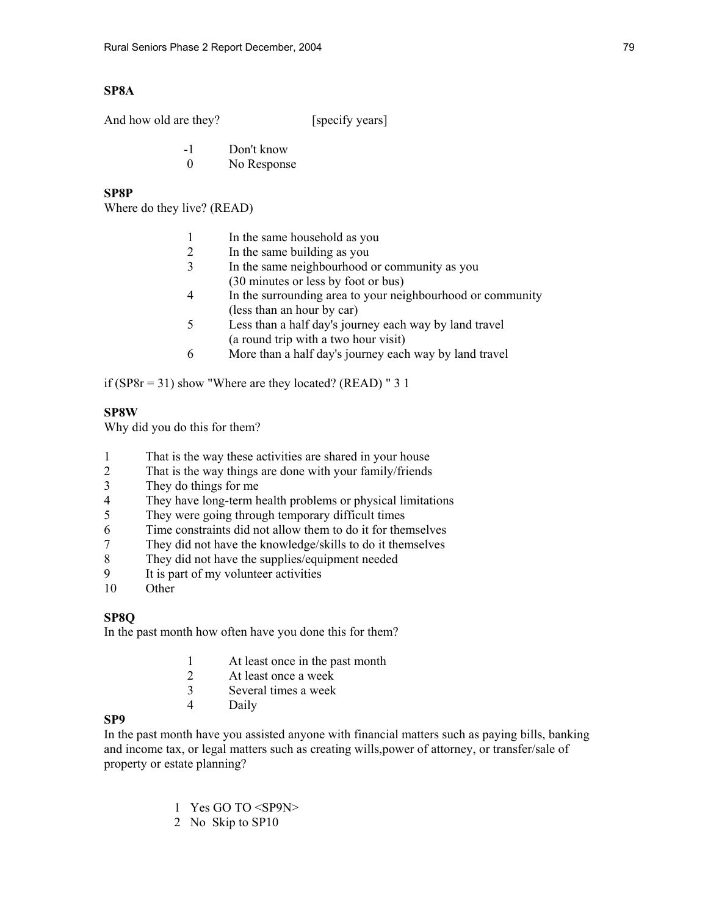**SP8A**

And how old are they? [specify years]

-1 Don't know
0 No Response

**SP8P**
Where do they live? (READ)

1 In the same household as you
2 In the same building as you
3 In the same neighbourhood or community as you (30 minutes or less by foot or bus)
4 In the surrounding area to your neighbourhood or community (less than an hour by car)
5 Less than a half day's journey each way by land travel (a round trip with a two hour visit)
6 More than a half day's journey each way by land travel

if (SP8r = 31) show "Where are they located? (READ) " 3 1

**SP8W**
Why did you do this for them?

1 That is the way these activities are shared in your house
2 That is the way things are done with your family/friends
3 They do things for me
4 They have long-term health problems or physical limitations
5 They were going through temporary difficult times
6 Time constraints did not allow them to do it for themselves
7 They did not have the knowledge/skills to do it themselves
8 They did not have the supplies/equipment needed
9 It is part of my volunteer activities
10 Other

**SP8Q**
In the past month how often have you done this for them?

1 At least once in the past month
2 At least once a week
3 Several times a week
4 Daily

**SP9**
In the past month have you assisted anyone with financial matters such as paying bills, banking and income tax, or legal matters such as creating wills,power of attorney, or transfer/sale of property or estate planning?

1 Yes GO TO <SP9N>
2 No Skip to SP10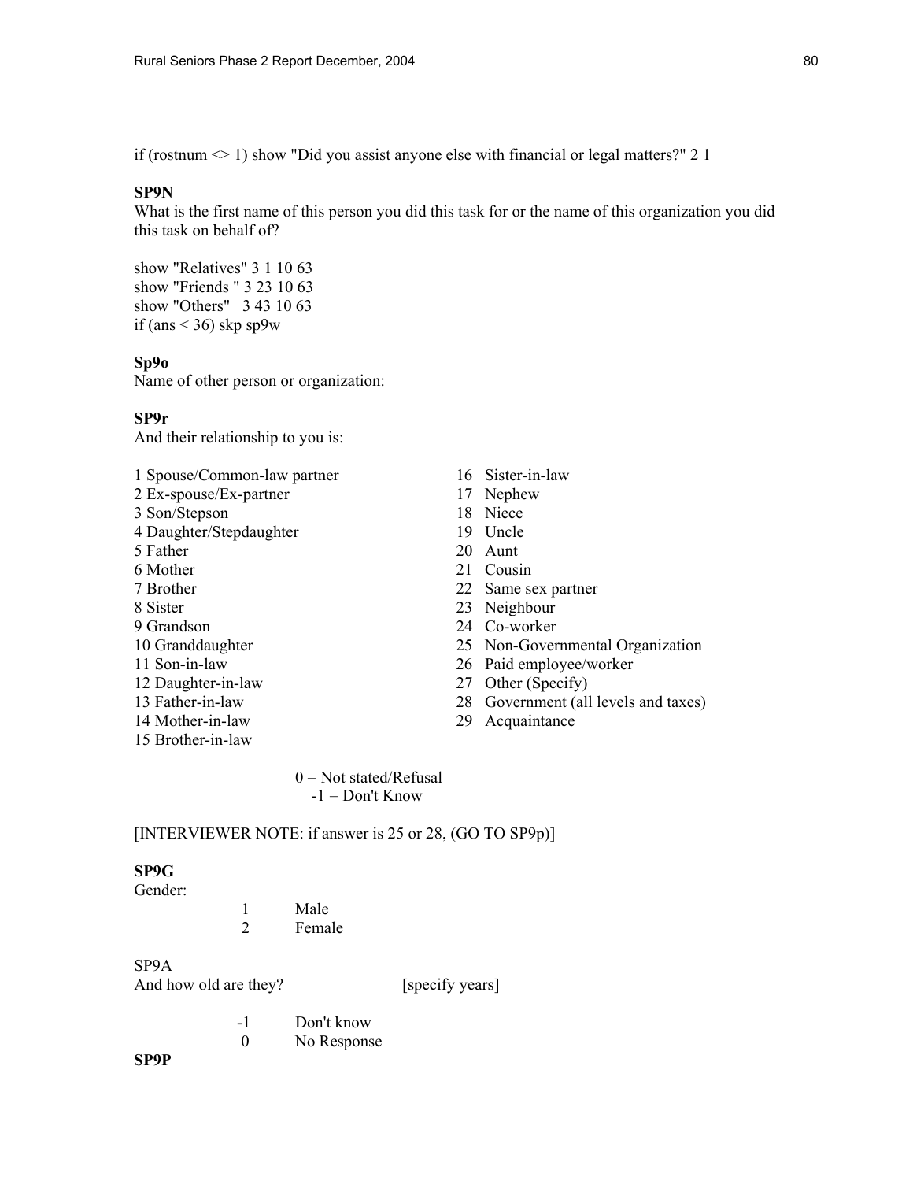if (rostnum <> 1) show "Did you assist anyone else with financial or legal matters?" 2 1

**SP9N**
What is the first name of this person you did this task for or the name of this organization you did this task on behalf of?

show "Relatives" 3 1 10 63
show "Friends " 3 23 10 63
show "Others" 3 43 10 63
if (ans < 36) skp sp9w

**Sp9o**
Name of other person or organization:

**SP9r**
And their relationship to you is:

1 Spouse/Common-law partner
2 Ex-spouse/Ex-partner
3 Son/Stepson
4 Daughter/Stepdaughter
5 Father
6 Mother
7 Brother
8 Sister
9 Grandson
10 Granddaughter
11 Son-in-law
12 Daughter-in-law
13 Father-in-law
14 Mother-in-law
15 Brother-in-law
16 Sister-in-law
17 Nephew
18 Niece
19 Uncle
20 Aunt
21 Cousin
22 Same sex partner
23 Neighbour
24 Co-worker
25 Non-Governmental Organization
26 Paid employee/worker
27 Other (Specify)
28 Government (all levels and taxes)
29 Acquaintance

0 = Not stated/Refusal
-1 = Don't Know

[INTERVIEWER NOTE: if answer is 25 or 28, (GO TO SP9p)]

**SP9G**
Gender:

1 Male
2 Female

SP9A
And how old are they? [specify years]

-1 Don't know
0 No Response

**SP9P**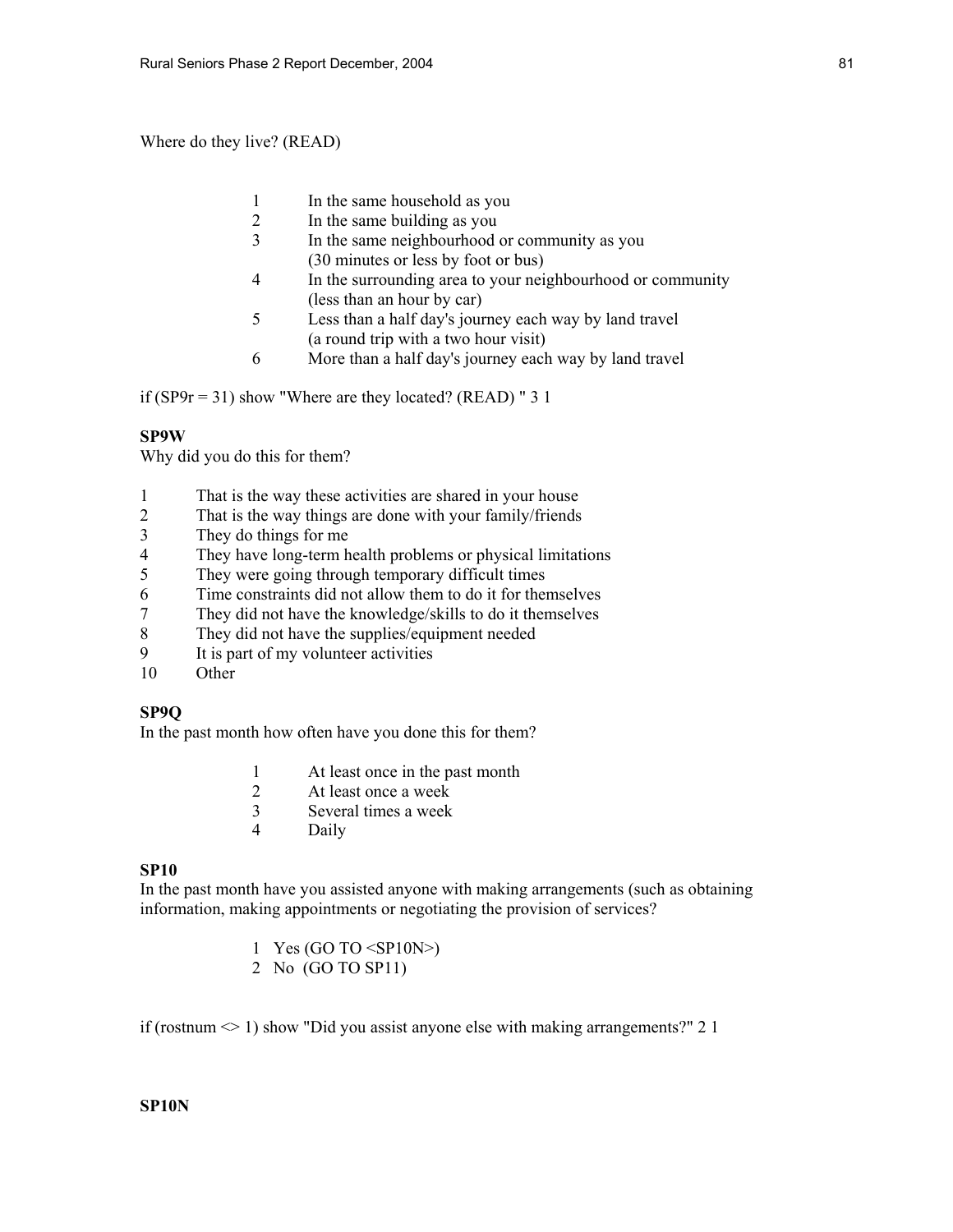Where do they live? (READ)

1 In the same household as you
2 In the same building as you
3 In the same neighbourhood or community as you (30 minutes or less by foot or bus)
4 In the surrounding area to your neighbourhood or community (less than an hour by car)
5 Less than a half day's journey each way by land travel (a round trip with a two hour visit)
6 More than a half day's journey each way by land travel

if (SP9r = 31) show "Where are they located? (READ) " 3 1

**SP9W**
Why did you do this for them?

1 That is the way these activities are shared in your house
2 That is the way things are done with your family/friends
3 They do things for me
4 They have long-term health problems or physical limitations
5 They were going through temporary difficult times
6 Time constraints did not allow them to do it for themselves
7 They did not have the knowledge/skills to do it themselves
8 They did not have the supplies/equipment needed
9 It is part of my volunteer activities
10 Other

**SP9Q**
In the past month how often have you done this for them?

1 At least once in the past month
2 At least once a week
3 Several times a week
4 Daily

**SP10**
In the past month have you assisted anyone with making arrangements (such as obtaining information, making appointments or negotiating the provision of services?

1 Yes (GO TO <SP10N>)
2 No (GO TO SP11)

if (rostnum <> 1) show "Did you assist anyone else with making arrangements?" 2 1

**SP10N**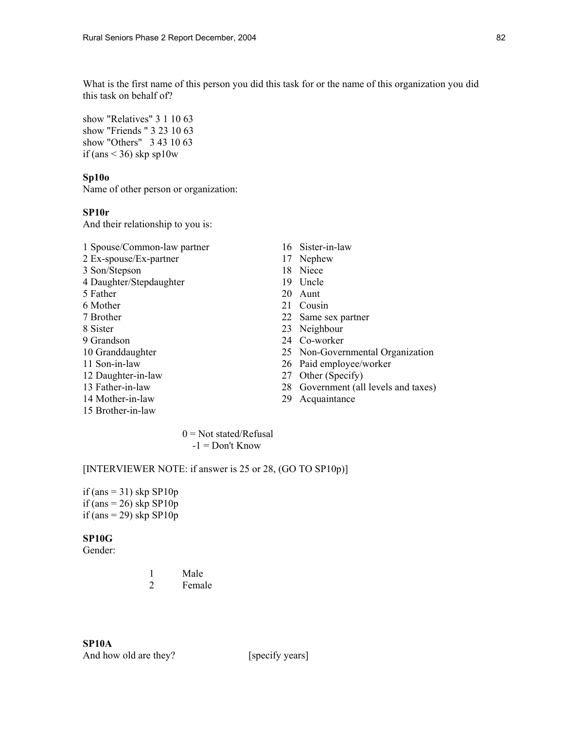What is the first name of this person you did this task for or the name of this organization you did this task on behalf of?

show "Relatives" 3 1 10 63
show "Friends " 3 23 10 63
show "Others"   3 43 10 63
if (ans < 36) skp sp10w

**Sp10o**
Name of other person or organization:

**SP10r**
And their relationship to you is:

1 Spouse/Common-law partner
2 Ex-spouse/Ex-partner
3 Son/Stepson
4 Daughter/Stepdaughter
5 Father
6 Mother
7 Brother
8 Sister
9 Grandson
10 Granddaughter
11 Son-in-law
12 Daughter-in-law
13 Father-in-law
14 Mother-in-law
15 Brother-in-law
16 Sister-in-law
17 Nephew
18 Niece
19 Uncle
20 Aunt
21 Cousin
22 Same sex partner
23 Neighbour
24 Co-worker
25 Non-Governmental Organization
26 Paid employee/worker
27 Other (Specify)
28 Government (all levels and taxes)
29 Acquaintance

0 = Not stated/Refusal
-1 = Don't Know

[INTERVIEWER NOTE: if answer is 25 or 28, (GO TO SP10p)]

if (ans = 31) skp SP10p
if (ans = 26) skp SP10p
if (ans = 29) skp SP10p

**SP10G**
Gender:

1 Male
2 Female

**SP10A**
And how old are they? [specify years]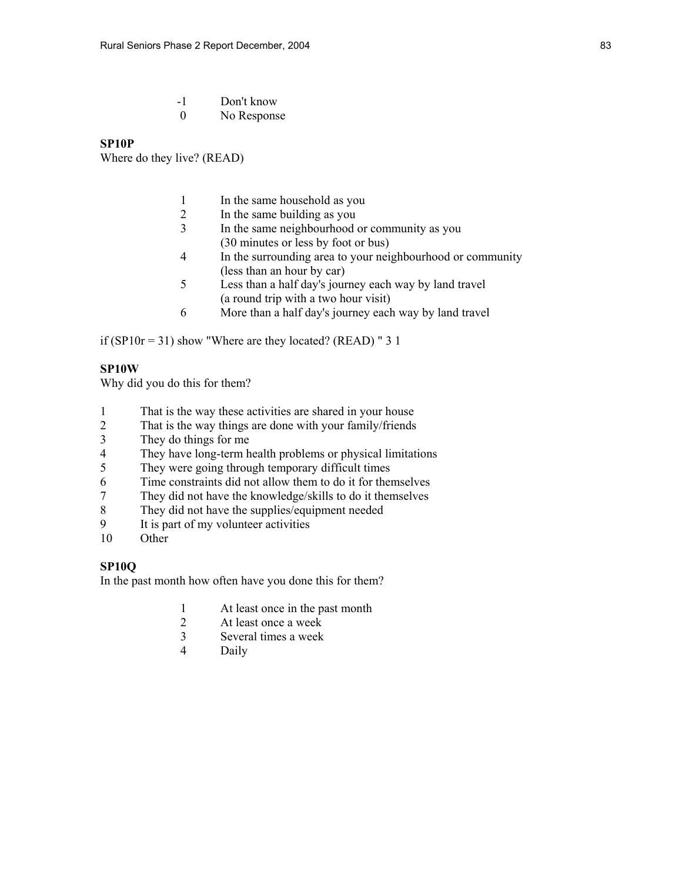-1 Don't know
0 No Response

**SP10P**
Where do they live? (READ)

1 In the same household as you
2 In the same building as you
3 In the same neighbourhood or community as you (30 minutes or less by foot or bus)
4 In the surrounding area to your neighbourhood or community (less than an hour by car)
5 Less than a half day's journey each way by land travel (a round trip with a two hour visit)
6 More than a half day's journey each way by land travel

if (SP10r = 31) show "Where are they located? (READ) " 3 1

**SP10W**
Why did you do this for them?

1 That is the way these activities are shared in your house
2 That is the way things are done with your family/friends
3 They do things for me
4 They have long-term health problems or physical limitations
5 They were going through temporary difficult times
6 Time constraints did not allow them to do it for themselves
7 They did not have the knowledge/skills to do it themselves
8 They did not have the supplies/equipment needed
9 It is part of my volunteer activities
10 Other

**SP10Q**
In the past month how often have you done this for them?

1 At least once in the past month
2 At least once a week
3 Several times a week
4 Daily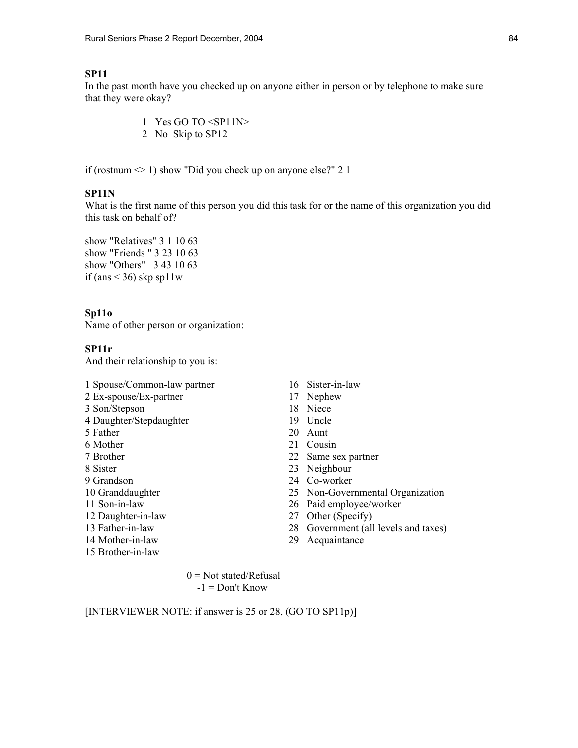**SP11**
In the past month have you checked up on anyone either in person or by telephone to make sure that they were okay?

1 Yes GO TO <SP11N>
2 No Skip to SP12

if (rostnum <> 1) show "Did you check up on anyone else?" 2 1

**SP11N**
What is the first name of this person you did this task for or the name of this organization you did this task on behalf of?

show "Relatives" 3 1 10 63
show "Friends " 3 23 10 63
show "Others" 3 43 10 63
if (ans < 36) skp sp11w

**Sp11o**
Name of other person or organization:

**SP11r**
And their relationship to you is:

1 Spouse/Common-law partner
2 Ex-spouse/Ex-partner
3 Son/Stepson
4 Daughter/Stepdaughter
5 Father
6 Mother
7 Brother
8 Sister
9 Grandson
10 Granddaughter
11 Son-in-law
12 Daughter-in-law
13 Father-in-law
14 Mother-in-law
15 Brother-in-law
16 Sister-in-law
17 Nephew
18 Niece
19 Uncle
20 Aunt
21 Cousin
22 Same sex partner
23 Neighbour
24 Co-worker
25 Non-Governmental Organization
26 Paid employee/worker
27 Other (Specify)
28 Government (all levels and taxes)
29 Acquaintance

0 = Not stated/Refusal
-1 = Don't Know

[INTERVIEWER NOTE: if answer is 25 or 28, (GO TO SP11p)]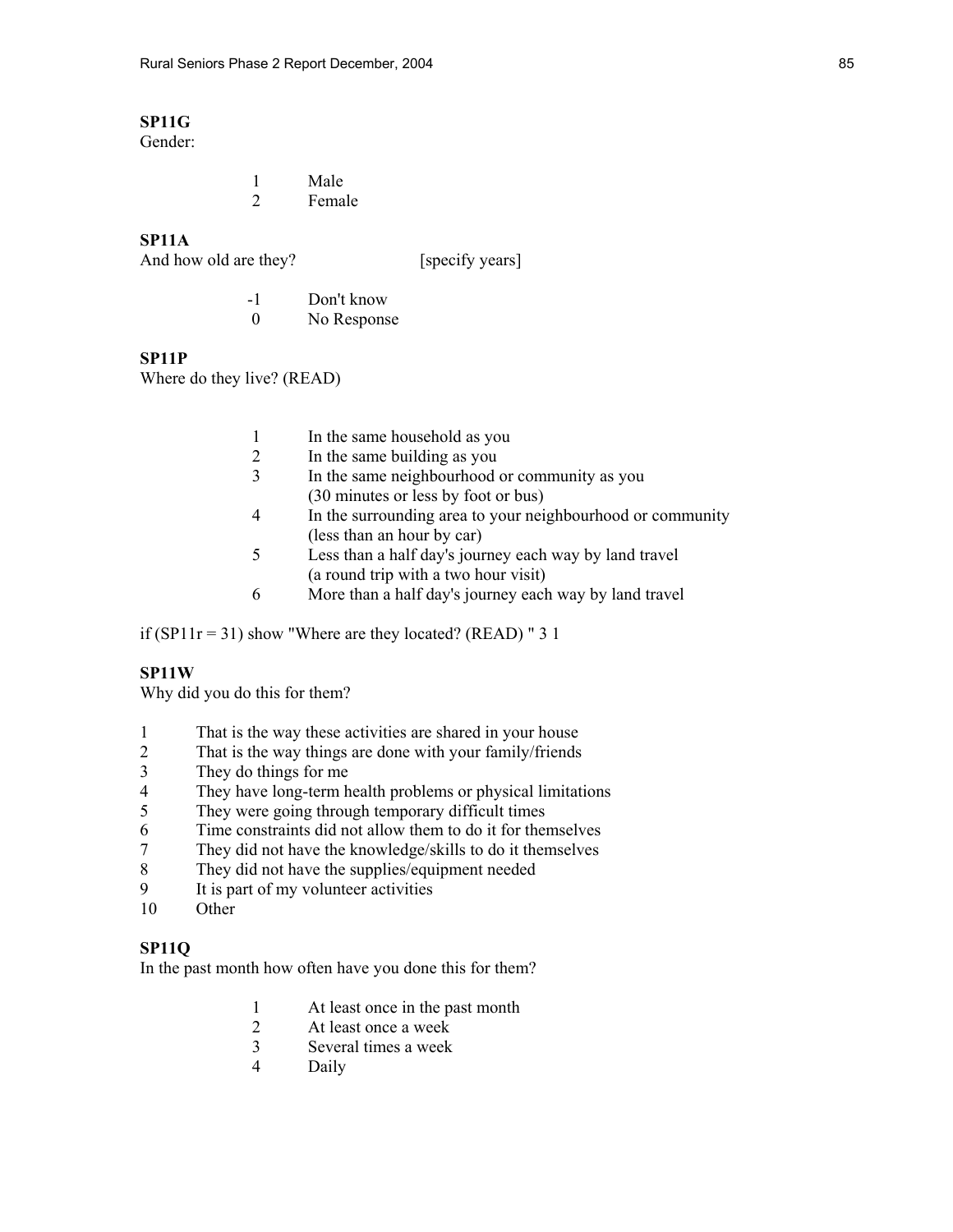**SP11G**
Gender:

1 Male
2 Female

**SP11A**
And how old are they? [specify years]

-1 Don't know
0 No Response

**SP11P**
Where do they live? (READ)

1 In the same household as you
2 In the same building as you
3 In the same neighbourhood or community as you
(30 minutes or less by foot or bus)
4 In the surrounding area to your neighbourhood or community
(less than an hour by car)
5 Less than a half day's journey each way by land travel
(a round trip with a two hour visit)
6 More than a half day's journey each way by land travel

if (SP11r = 31) show "Where are they located? (READ) " 3 1

**SP11W**
Why did you do this for them?

1 That is the way these activities are shared in your house
2 That is the way things are done with your family/friends
3 They do things for me
4 They have long-term health problems or physical limitations
5 They were going through temporary difficult times
6 Time constraints did not allow them to do it for themselves
7 They did not have the knowledge/skills to do it themselves
8 They did not have the supplies/equipment needed
9 It is part of my volunteer activities
10 Other

**SP11Q**
In the past month how often have you done this for them?

1 At least once in the past month
2 At least once a week
3 Several times a week
4 Daily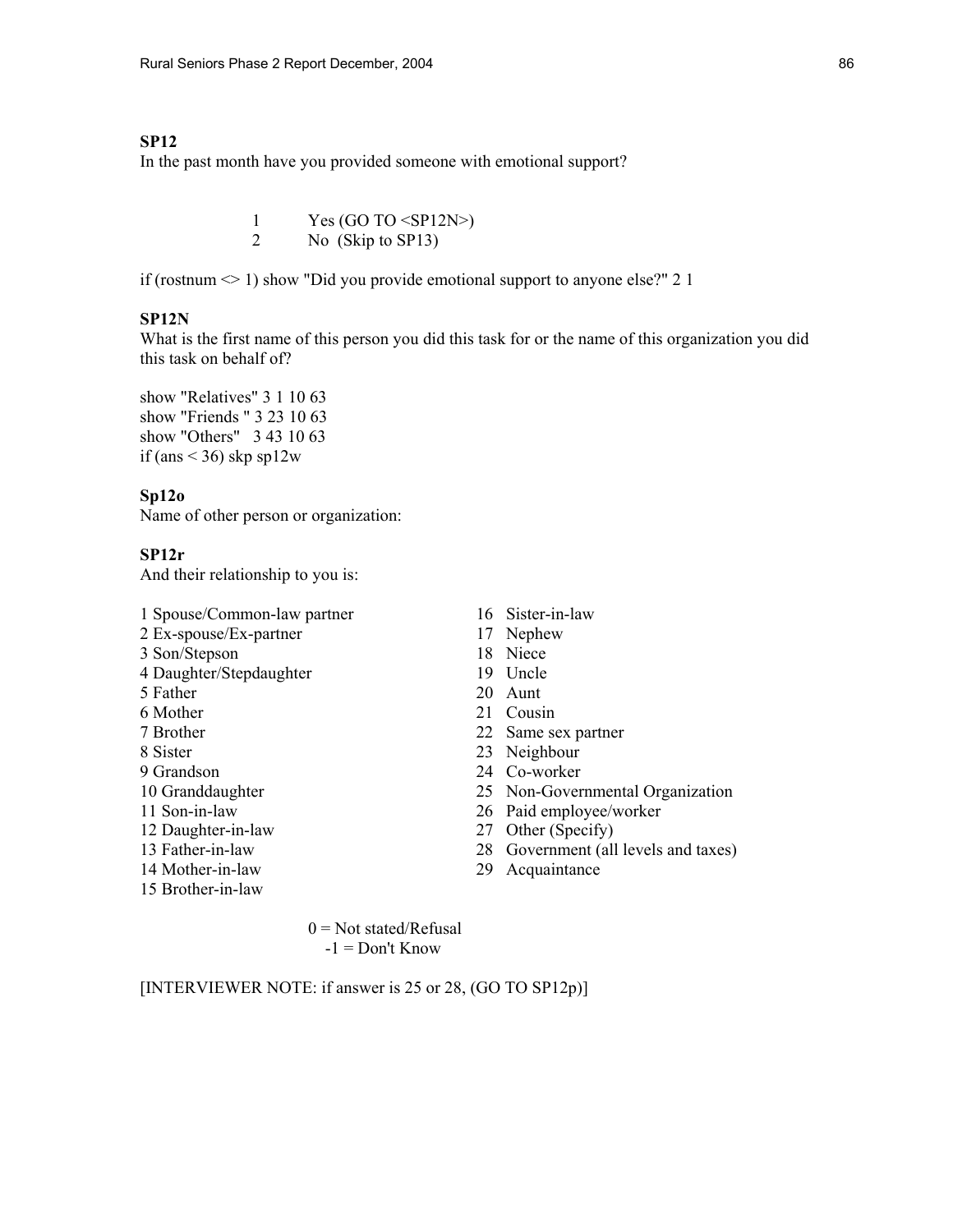**SP12**

In the past month have you provided someone with emotional support?

1 Yes (GO TO <SP12N>)
2 No (Skip to SP13)

if (rostnum <> 1) show "Did you provide emotional support to anyone else?" 2 1

**SP12N**

What is the first name of this person you did this task for or the name of this organization you did this task on behalf of?

show "Relatives" 3 1 10 63
show "Friends " 3 23 10 63
show "Others" 3 43 10 63
if (ans < 36) skp sp12w

**Sp12o**

Name of other person or organization:

**SP12r**

And their relationship to you is:

1 Spouse/Common-law partner
2 Ex-spouse/Ex-partner
3 Son/Stepson
4 Daughter/Stepdaughter
5 Father
6 Mother
7 Brother
8 Sister
9 Grandson
10 Granddaughter
11 Son-in-law
12 Daughter-in-law
13 Father-in-law
14 Mother-in-law
15 Brother-in-law
16 Sister-in-law
17 Nephew
18 Niece
19 Uncle
20 Aunt
21 Cousin
22 Same sex partner
23 Neighbour
24 Co-worker
25 Non-Governmental Organization
26 Paid employee/worker
27 Other (Specify)
28 Government (all levels and taxes)
29 Acquaintance

0 = Not stated/Refusal
-1 = Don't Know

[INTERVIEWER NOTE: if answer is 25 or 28, (GO TO SP12p)]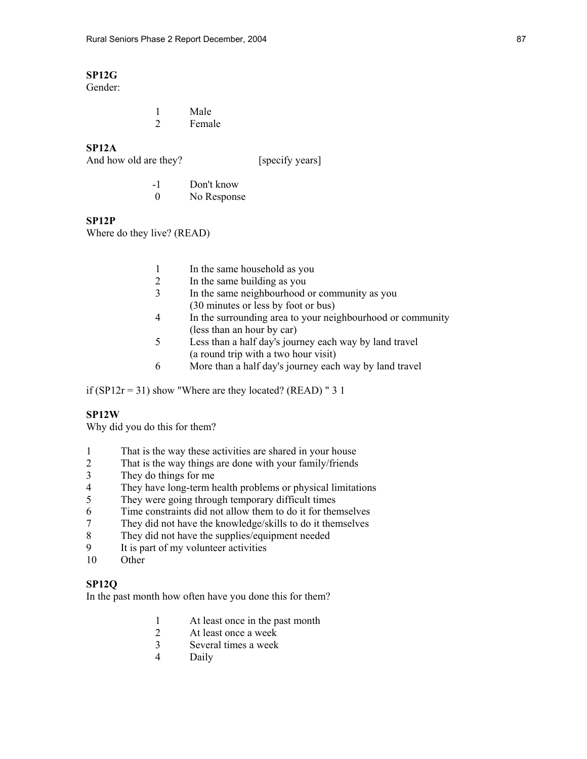**SP12G**
Gender:

1 Male
2 Female

**SP12A**
And how old are they? [specify years]

-1 Don't know
0 No Response

**SP12P**
Where do they live? (READ)

1 In the same household as you
2 In the same building as you
3 In the same neighbourhood or community as you (30 minutes or less by foot or bus)
4 In the surrounding area to your neighbourhood or community (less than an hour by car)
5 Less than a half day's journey each way by land travel (a round trip with a two hour visit)
6 More than a half day's journey each way by land travel

if (SP12r = 31) show "Where are they located? (READ) " 3 1

**SP12W**
Why did you do this for them?

1 That is the way these activities are shared in your house
2 That is the way things are done with your family/friends
3 They do things for me
4 They have long-term health problems or physical limitations
5 They were going through temporary difficult times
6 Time constraints did not allow them to do it for themselves
7 They did not have the knowledge/skills to do it themselves
8 They did not have the supplies/equipment needed
9 It is part of my volunteer activities
10 Other

**SP12Q**
In the past month how often have you done this for them?

1 At least once in the past month
2 At least once a week
3 Several times a week
4 Daily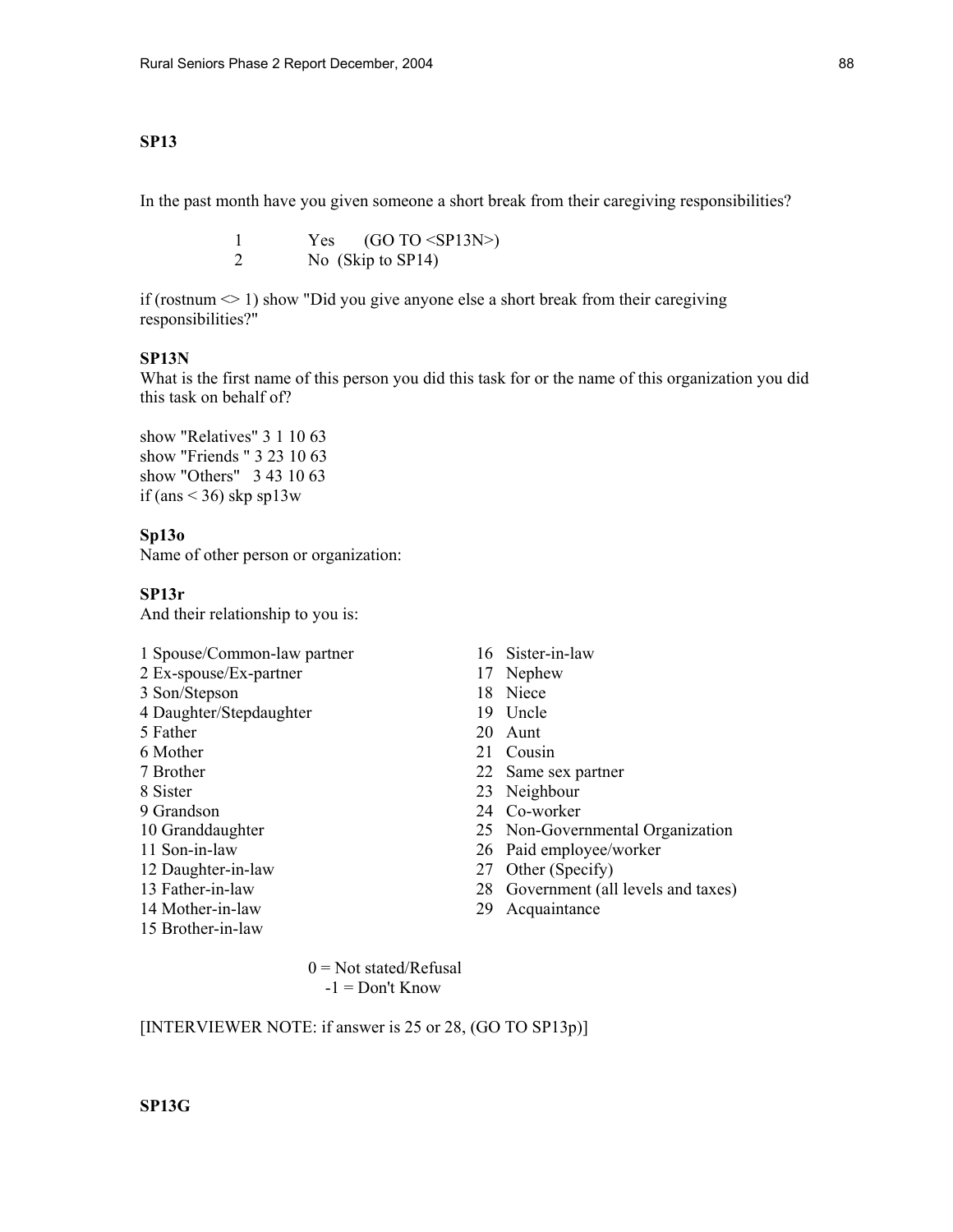**SP13**

In the past month have you given someone a short break from their caregiving responsibilities?

1 Yes (GO TO <SP13N>)
2 No (Skip to SP14)

if (rostnum <> 1) show "Did you give anyone else a short break from their caregiving responsibilities?"

**SP13N**
What is the first name of this person you did this task for or the name of this organization you did this task on behalf of?

show "Relatives" 3 1 10 63
show "Friends " 3 23 10 63
show "Others" 3 43 10 63
if (ans < 36) skp sp13w

**Sp13o**
Name of other person or organization:

**SP13r**
And their relationship to you is:

1 Spouse/Common-law partner
2 Ex-spouse/Ex-partner
3 Son/Stepson
4 Daughter/Stepdaughter
5 Father
6 Mother
7 Brother
8 Sister
9 Grandson
10 Granddaughter
11 Son-in-law
12 Daughter-in-law
13 Father-in-law
14 Mother-in-law
15 Brother-in-law
16 Sister-in-law
17 Nephew
18 Niece
19 Uncle
20 Aunt
21 Cousin
22 Same sex partner
23 Neighbour
24 Co-worker
25 Non-Governmental Organization
26 Paid employee/worker
27 Other (Specify)
28 Government (all levels and taxes)
29 Acquaintance

0 = Not stated/Refusal
-1 = Don't Know

[INTERVIEWER NOTE: if answer is 25 or 28, (GO TO SP13p)]

**SP13G**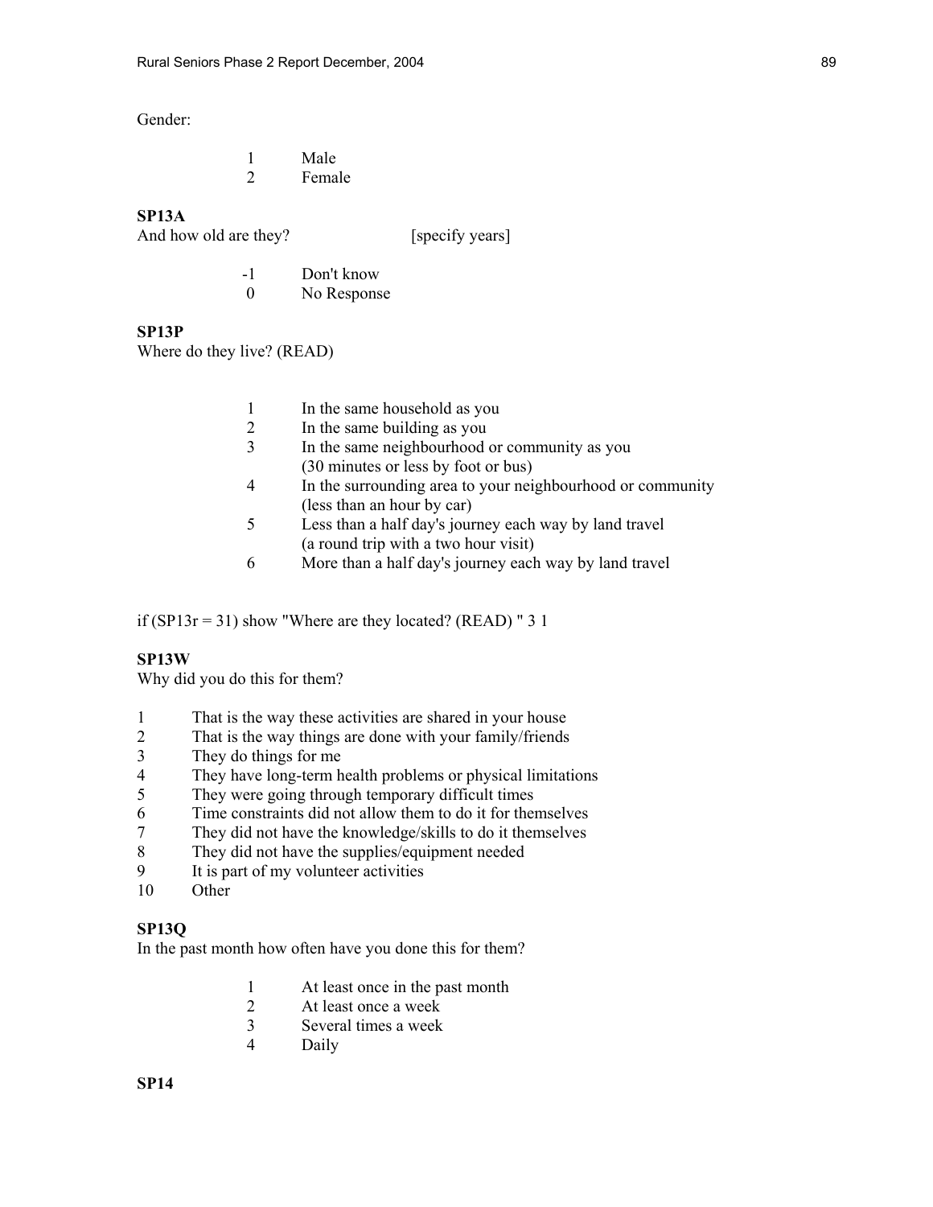Gender:

1 Male
2 Female

**SP13A**
And how old are they? [specify years]

-1 Don't know
0 No Response

**SP13P**
Where do they live? (READ)

1 In the same household as you
2 In the same building as you
3 In the same neighbourhood or community as you (30 minutes or less by foot or bus)
4 In the surrounding area to your neighbourhood or community (less than an hour by car)
5 Less than a half day's journey each way by land travel (a round trip with a two hour visit)
6 More than a half day's journey each way by land travel

if (SP13r = 31) show "Where are they located? (READ) " 3 1

**SP13W**
Why did you do this for them?

1 That is the way these activities are shared in your house
2 That is the way things are done with your family/friends
3 They do things for me
4 They have long-term health problems or physical limitations
5 They were going through temporary difficult times
6 Time constraints did not allow them to do it for themselves
7 They did not have the knowledge/skills to do it themselves
8 They did not have the supplies/equipment needed
9 It is part of my volunteer activities
10 Other

**SP13Q**
In the past month how often have you done this for them?

1 At least once in the past month
2 At least once a week
3 Several times a week
4 Daily

**SP14**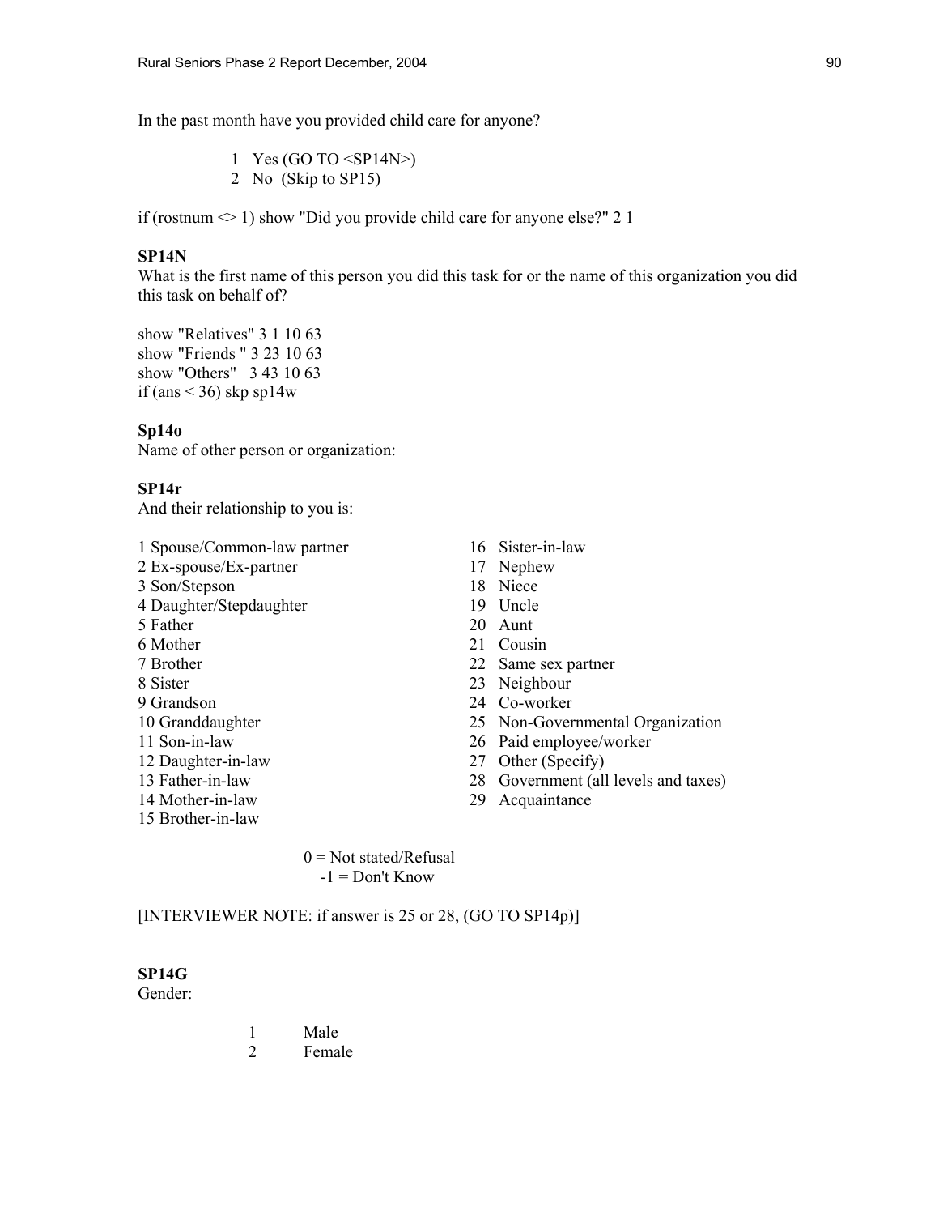In the past month have you provided child care for anyone?

1 Yes (GO TO <SP14N>)
2 No (Skip to SP15)

if (rostnum <> 1) show "Did you provide child care for anyone else?" 2 1

**SP14N**
What is the first name of this person you did this task for or the name of this organization you did this task on behalf of?

show "Relatives" 3 1 10 63
show "Friends " 3 23 10 63
show "Others" 3 43 10 63
if (ans < 36) skp sp14w

**Sp14o**
Name of other person or organization:

**SP14r**
And their relationship to you is:

1 Spouse/Common-law partner
2 Ex-spouse/Ex-partner
3 Son/Stepson
4 Daughter/Stepdaughter
5 Father
6 Mother
7 Brother
8 Sister
9 Grandson
10 Granddaughter
11 Son-in-law
12 Daughter-in-law
13 Father-in-law
14 Mother-in-law
15 Brother-in-law
16 Sister-in-law
17 Nephew
18 Niece
19 Uncle
20 Aunt
21 Cousin
22 Same sex partner
23 Neighbour
24 Co-worker
25 Non-Governmental Organization
26 Paid employee/worker
27 Other (Specify)
28 Government (all levels and taxes)
29 Acquaintance

0 = Not stated/Refusal
-1 = Don't Know

[INTERVIEWER NOTE: if answer is 25 or 28, (GO TO SP14p)]

**SP14G**
Gender:

1 Male
2 Female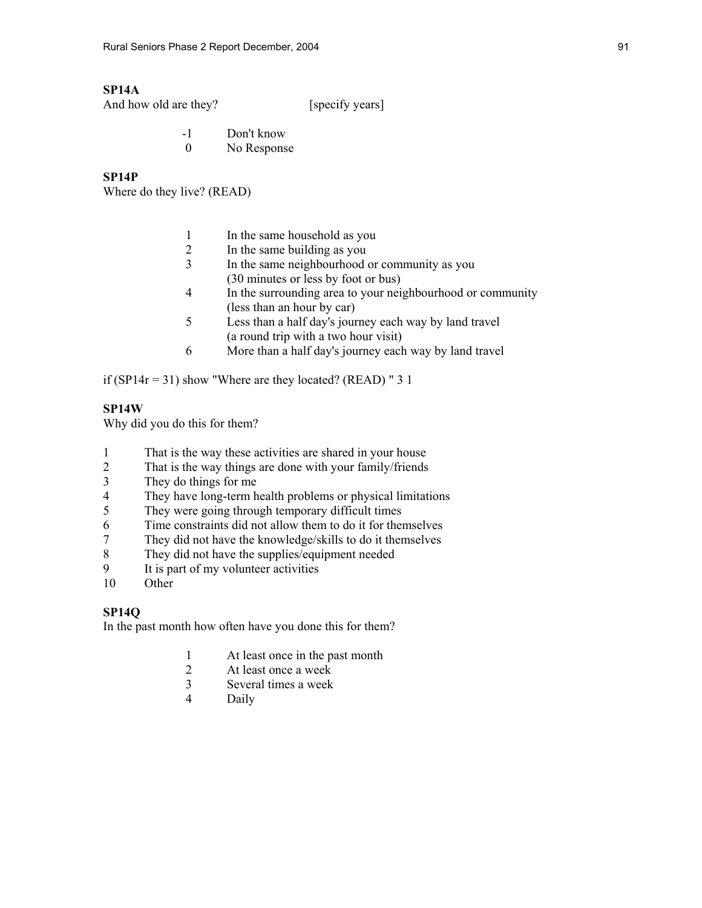**SP14A**
And how old are they? [specify years]

-1 Don't know
0 No Response

**SP14P**
Where do they live? (READ)

1 In the same household as you
2 In the same building as you
3 In the same neighbourhood or community as you
(30 minutes or less by foot or bus)
4 In the surrounding area to your neighbourhood or community
(less than an hour by car)
5 Less than a half day's journey each way by land travel
(a round trip with a two hour visit)
6 More than a half day's journey each way by land travel

if (SP14r = 31) show "Where are they located? (READ) " 3 1

**SP14W**
Why did you do this for them?

1 That is the way these activities are shared in your house
2 That is the way things are done with your family/friends
3 They do things for me
4 They have long-term health problems or physical limitations
5 They were going through temporary difficult times
6 Time constraints did not allow them to do it for themselves
7 They did not have the knowledge/skills to do it themselves
8 They did not have the supplies/equipment needed
9 It is part of my volunteer activities
10 Other

**SP14Q**
In the past month how often have you done this for them?

1 At least once in the past month
2 At least once a week
3 Several times a week
4 Daily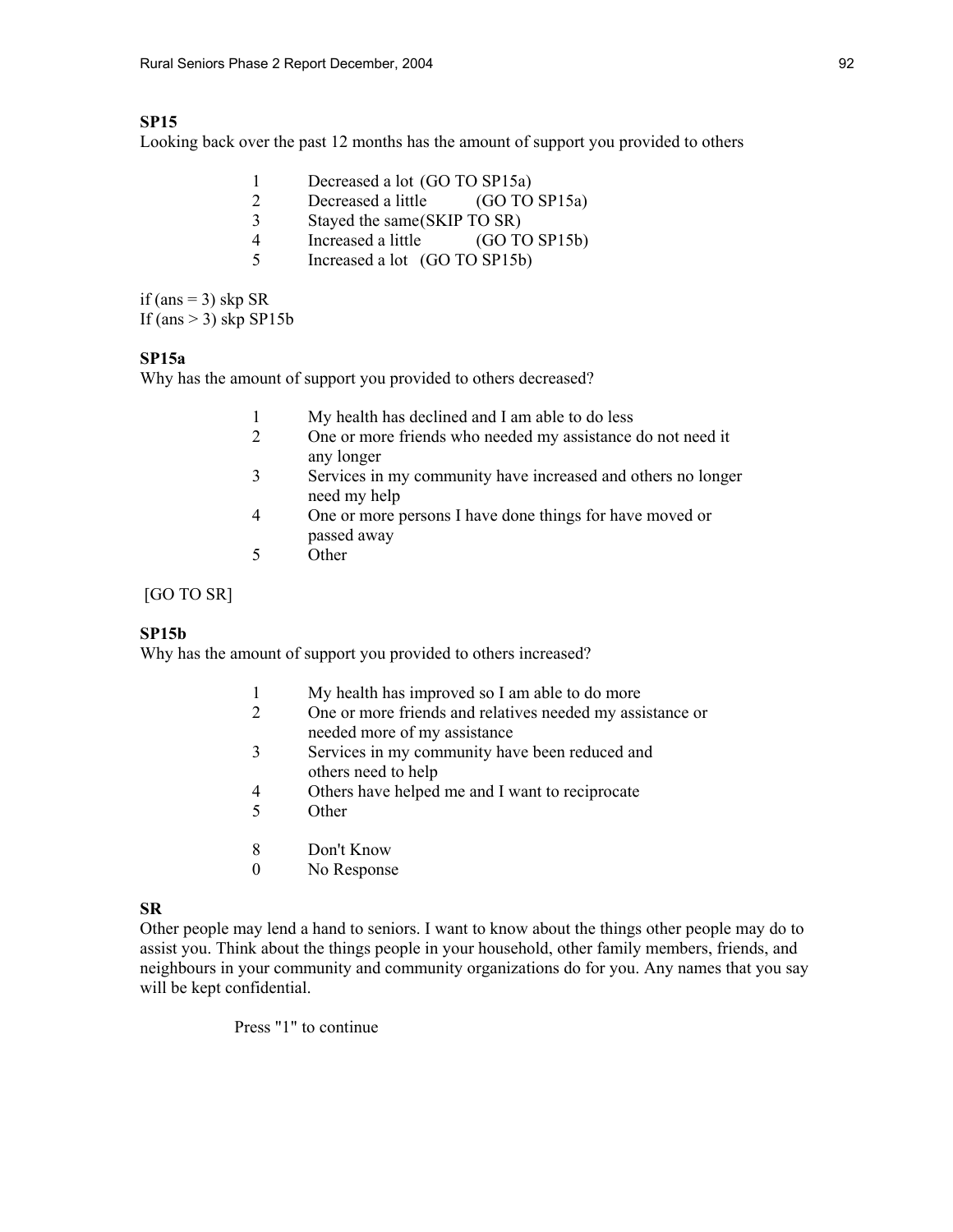**SP15**

Looking back over the past 12 months has the amount of support you provided to others

1 Decreased a lot (GO TO SP15a)
2 Decreased a little (GO TO SP15a)
3 Stayed the same(SKIP TO SR)
4 Increased a little (GO TO SP15b)
5 Increased a lot (GO TO SP15b)

if (ans = 3) skp SR
If (ans > 3) skp SP15b

**SP15a**

Why has the amount of support you provided to others decreased?

1 My health has declined and I am able to do less
2 One or more friends who needed my assistance do not need it any longer
3 Services in my community have increased and others no longer need my help
4 One or more persons I have done things for have moved or passed away
5 Other

[GO TO SR]

**SP15b**

Why has the amount of support you provided to others increased?

1 My health has improved so I am able to do more
2 One or more friends and relatives needed my assistance or needed more of my assistance
3 Services in my community have been reduced and others need to help
4 Others have helped me and I want to reciprocate
5 Other

8 Don't Know
0 No Response

**SR**

Other people may lend a hand to seniors. I want to know about the things other people may do to assist you. Think about the things people in your household, other family members, friends, and neighbours in your community and community organizations do for you. Any names that you say will be kept confidential.

Press "1" to continue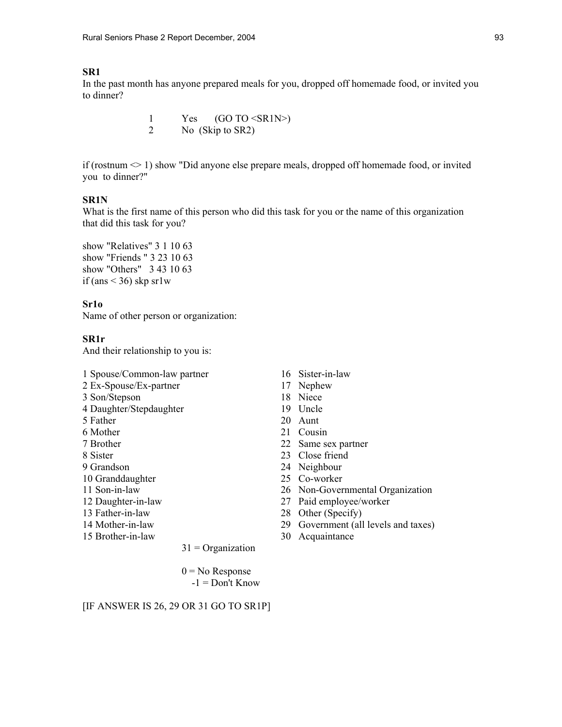**SR1**
In the past month has anyone prepared meals for you, dropped off homemade food, or invited you to dinner?

1 Yes (GO TO <SR1N>)
2 No (Skip to SR2)

if (rostnum <> 1) show "Did anyone else prepare meals, dropped off homemade food, or invited you to dinner?"

**SR1N**
What is the first name of this person who did this task for you or the name of this organization that did this task for you?

show "Relatives" 3 1 10 63
show "Friends " 3 23 10 63
show "Others" 3 43 10 63
if (ans < 36) skp sr1w

**Sr1o**
Name of other person or organization:

**SR1r**
And their relationship to you is:

1 Spouse/Common-law partner
2 Ex-Spouse/Ex-partner
3 Son/Stepson
4 Daughter/Stepdaughter
5 Father
6 Mother
7 Brother
8 Sister
9 Grandson
10 Granddaughter
11 Son-in-law
12 Daughter-in-law
13 Father-in-law
14 Mother-in-law
15 Brother-in-law
16 Sister-in-law
17 Nephew
18 Niece
19 Uncle
20 Aunt
21 Cousin
22 Same sex partner
23 Close friend
24 Neighbour
25 Co-worker
26 Non-Governmental Organization
27 Paid employee/worker
28 Other (Specify)
29 Government (all levels and taxes)
30 Acquaintance
31 = Organization

0 = No Response
-1 = Don't Know

[IF ANSWER IS 26, 29 OR 31 GO TO SR1P]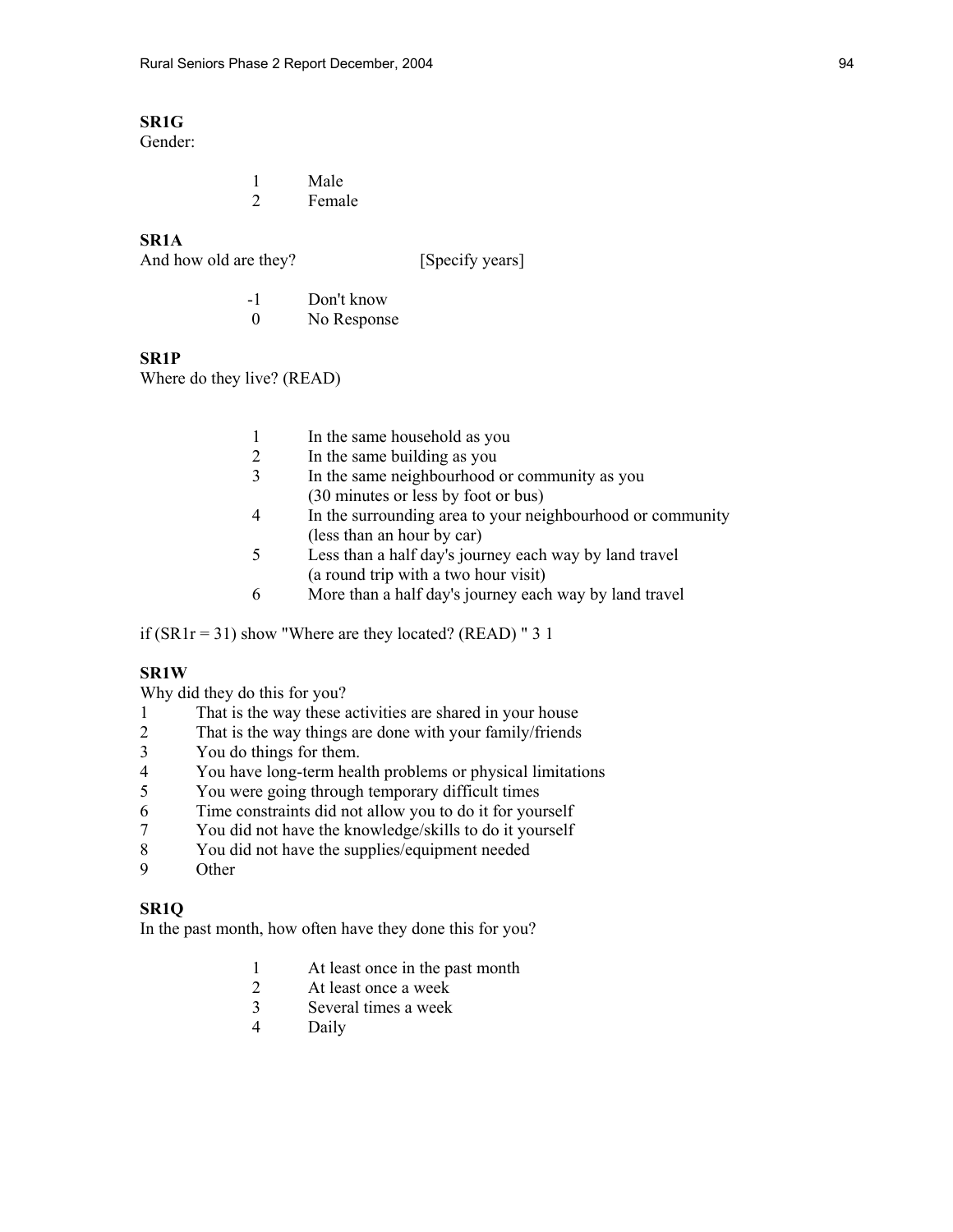**SR1G**
Gender:

1 Male
2 Female

**SR1A**
And how old are they? [Specify years]

-1 Don't know
0 No Response

**SR1P**
Where do they live? (READ)

1 In the same household as you
2 In the same building as you
3 In the same neighbourhood or community as you
(30 minutes or less by foot or bus)
4 In the surrounding area to your neighbourhood or community
(less than an hour by car)
5 Less than a half day's journey each way by land travel
(a round trip with a two hour visit)
6 More than a half day's journey each way by land travel

if (SR1r = 31) show "Where are they located? (READ) " 3 1

**SR1W**
Why did they do this for you?

1 That is the way these activities are shared in your house
2 That is the way things are done with your family/friends
3 You do things for them.
4 You have long-term health problems or physical limitations
5 You were going through temporary difficult times
6 Time constraints did not allow you to do it for yourself
7 You did not have the knowledge/skills to do it yourself
8 You did not have the supplies/equipment needed
9 Other

**SR1Q**
In the past month, how often have they done this for you?

1 At least once in the past month
2 At least once a week
3 Several times a week
4 Daily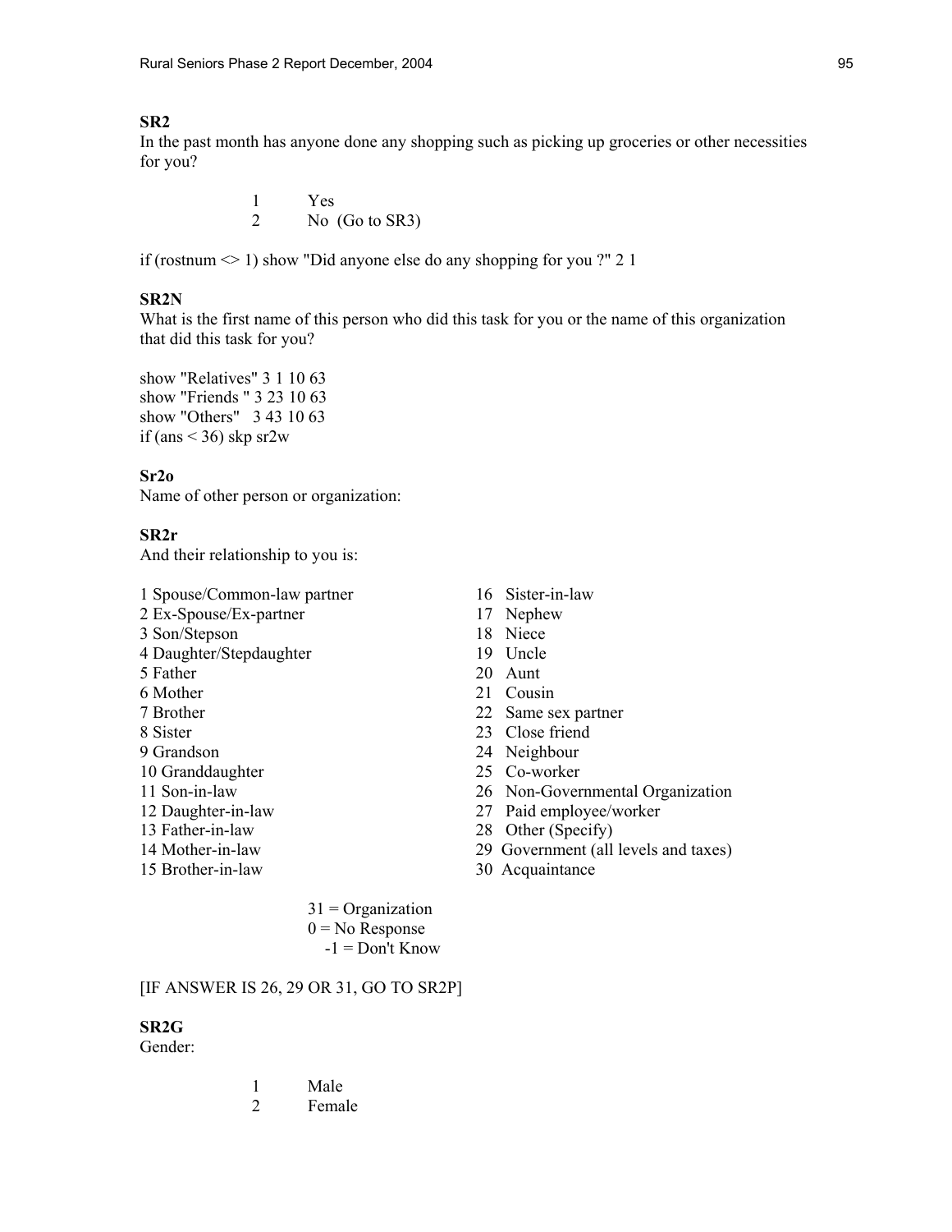**SR2**
In the past month has anyone done any shopping such as picking up groceries or other necessities for you?

1 Yes
2 No (Go to SR3)

if (rostnum <> 1) show "Did anyone else do any shopping for you ?" 2 1

**SR2N**
What is the first name of this person who did this task for you or the name of this organization that did this task for you?

show "Relatives" 3 1 10 63
show "Friends " 3 23 10 63
show "Others" 3 43 10 63
if (ans < 36) skp sr2w

**Sr2o**
Name of other person or organization:

**SR2r**
And their relationship to you is:

1 Spouse/Common-law partner
2 Ex-Spouse/Ex-partner
3 Son/Stepson
4 Daughter/Stepdaughter
5 Father
6 Mother
7 Brother
8 Sister
9 Grandson
10 Granddaughter
11 Son-in-law
12 Daughter-in-law
13 Father-in-law
14 Mother-in-law
15 Brother-in-law
16 Sister-in-law
17 Nephew
18 Niece
19 Uncle
20 Aunt
21 Cousin
22 Same sex partner
23 Close friend
24 Neighbour
25 Co-worker
26 Non-Governmental Organization
27 Paid employee/worker
28 Other (Specify)
29 Government (all levels and taxes)
30 Acquaintance

31 = Organization
0 = No Response
-1 = Don't Know

[IF ANSWER IS 26, 29 OR 31, GO TO SR2P]

**SR2G**
Gender:

1 Male
2 Female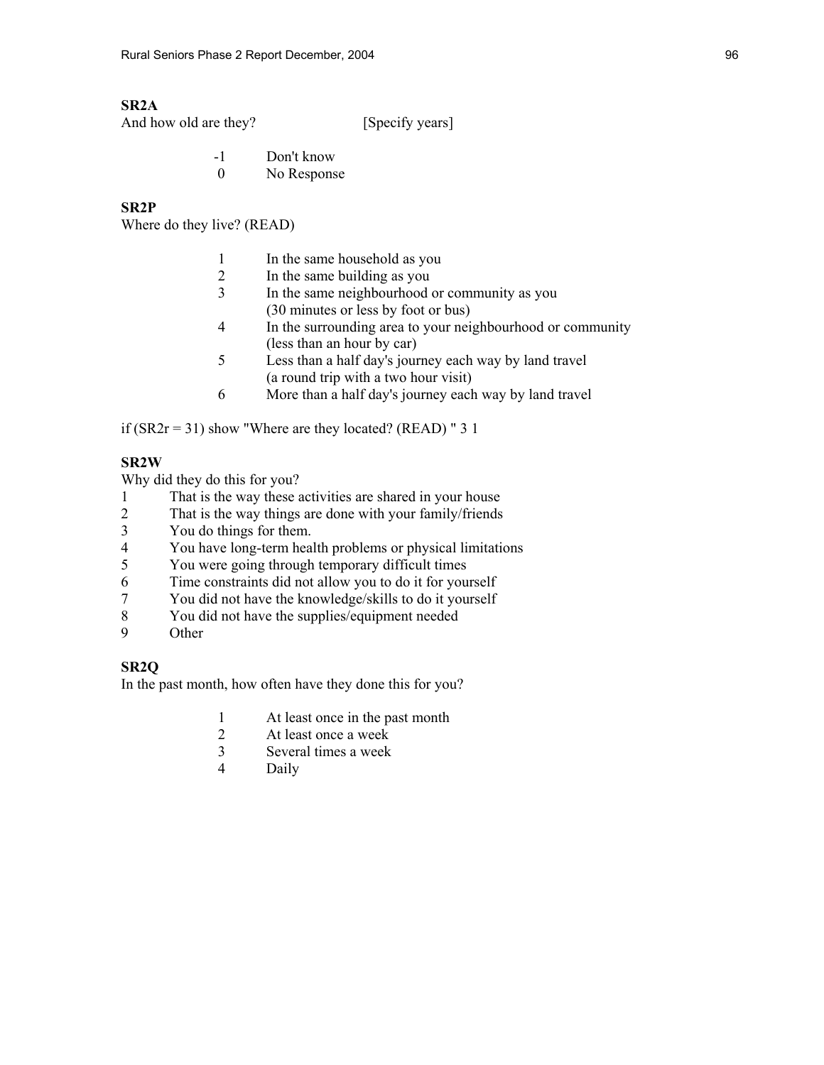**SR2A**

And how old are they? [Specify years]

| | |
|---|---|
| -1 | Don't know |
| 0 | No Response |

**SR2P**

Where do they live? (READ)

| | |
|---|---|
| 1 | In the same household as you |
| 2 | In the same building as you |
| 3 | In the same neighbourhood or community as you (30 minutes or less by foot or bus) |
| 4 | In the surrounding area to your neighbourhood or community (less than an hour by car) |
| 5 | Less than a half day's journey each way by land travel (a round trip with a two hour visit) |
| 6 | More than a half day's journey each way by land travel |

if (SR2r = 31) show "Where are they located? (READ) " 3 1

**SR2W**

Why did they do this for you?

| | |
|---|---|
| 1 | That is the way these activities are shared in your house |
| 2 | That is the way things are done with your family/friends |
| 3 | You do things for them. |
| 4 | You have long-term health problems or physical limitations |
| 5 | You were going through temporary difficult times |
| 6 | Time constraints did not allow you to do it for yourself |
| 7 | You did not have the knowledge/skills to do it yourself |
| 8 | You did not have the supplies/equipment needed |
| 9 | Other |

**SR2Q**

In the past month, how often have they done this for you?

| | |
|---|---|
| 1 | At least once in the past month |
| 2 | At least once a week |
| 3 | Several times a week |
| 4 | Daily |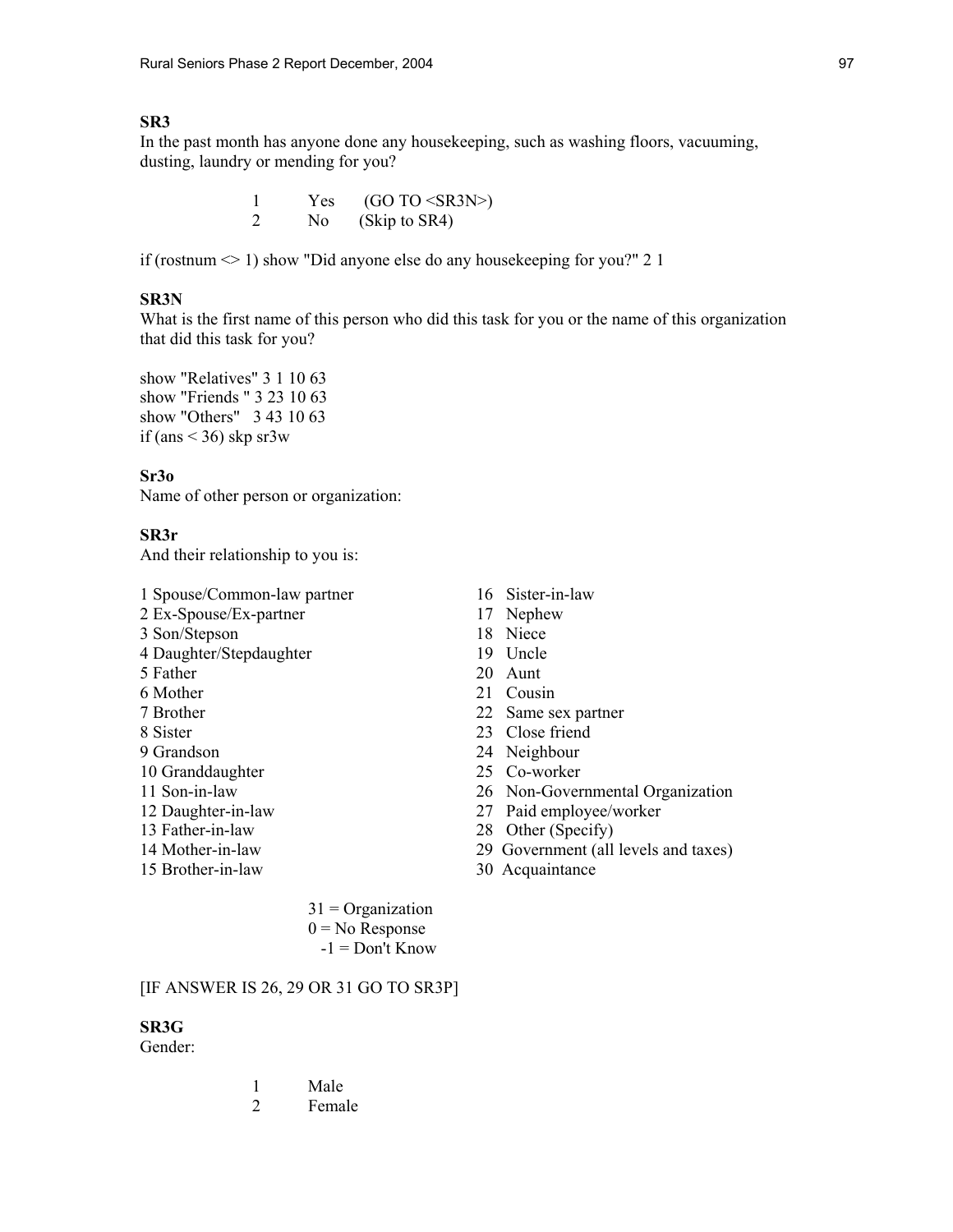**SR3**
In the past month has anyone done any housekeeping, such as washing floors, vacuuming, dusting, laundry or mending for you?

1 Yes (GO TO <SR3N>)
2 No (Skip to SR4)

if (rostnum <> 1) show "Did anyone else do any housekeeping for you?" 2 1

**SR3N**
What is the first name of this person who did this task for you or the name of this organization that did this task for you?

show "Relatives" 3 1 10 63
show "Friends " 3 23 10 63
show "Others" 3 43 10 63
if (ans < 36) skp sr3w

**Sr3o**
Name of other person or organization:

**SR3r**
And their relationship to you is:

1 Spouse/Common-law partner
2 Ex-Spouse/Ex-partner
3 Son/Stepson
4 Daughter/Stepdaughter
5 Father
6 Mother
7 Brother
8 Sister
9 Grandson
10 Granddaughter
11 Son-in-law
12 Daughter-in-law
13 Father-in-law
14 Mother-in-law
15 Brother-in-law
16 Sister-in-law
17 Nephew
18 Niece
19 Uncle
20 Aunt
21 Cousin
22 Same sex partner
23 Close friend
24 Neighbour
25 Co-worker
26 Non-Governmental Organization
27 Paid employee/worker
28 Other (Specify)
29 Government (all levels and taxes)
30 Acquaintance

31 = Organization
0 = No Response
-1 = Don't Know

[IF ANSWER IS 26, 29 OR 31 GO TO SR3P]

**SR3G**
Gender:

1 Male
2 Female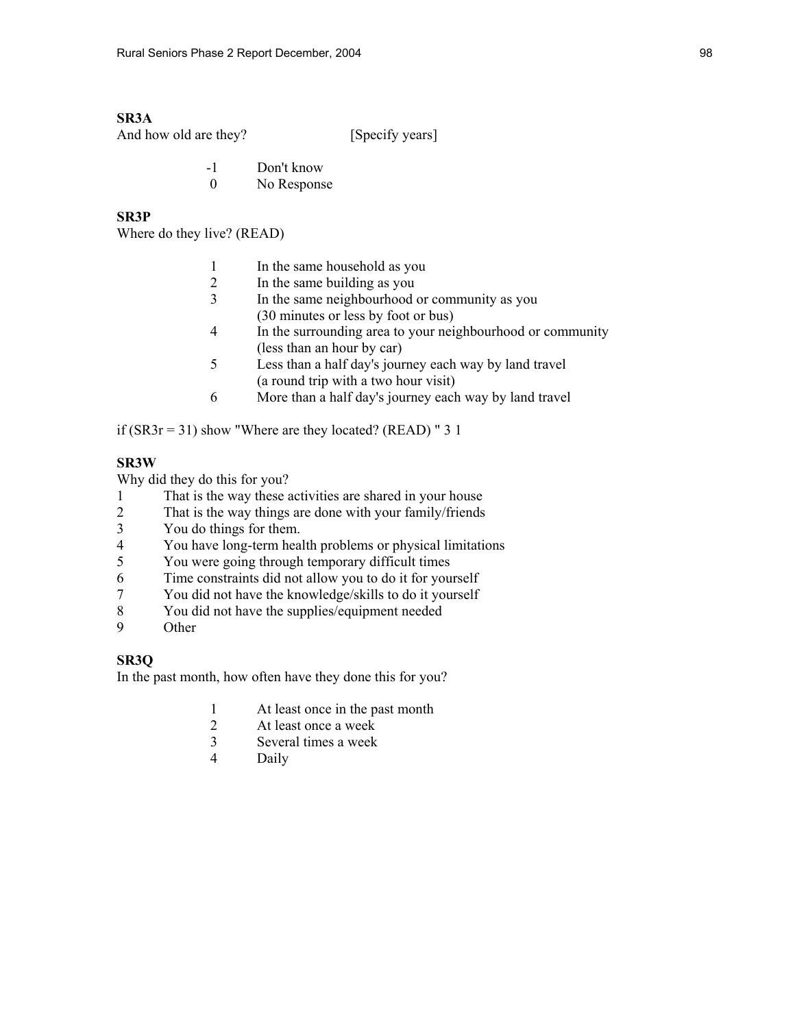**SR3A**

And how old are they? [Specify years]

-1 Don't know
0 No Response

**SR3P**

Where do they live? (READ)

1 In the same household as you
2 In the same building as you
3 In the same neighbourhood or community as you (30 minutes or less by foot or bus)
4 In the surrounding area to your neighbourhood or community (less than an hour by car)
5 Less than a half day's journey each way by land travel (a round trip with a two hour visit)
6 More than a half day's journey each way by land travel

if (SR3r = 31) show "Where are they located? (READ) " 3 1

**SR3W**

Why did they do this for you?

1 That is the way these activities are shared in your house
2 That is the way things are done with your family/friends
3 You do things for them.
4 You have long-term health problems or physical limitations
5 You were going through temporary difficult times
6 Time constraints did not allow you to do it for yourself
7 You did not have the knowledge/skills to do it yourself
8 You did not have the supplies/equipment needed
9 Other

**SR3Q**

In the past month, how often have they done this for you?

1 At least once in the past month
2 At least once a week
3 Several times a week
4 Daily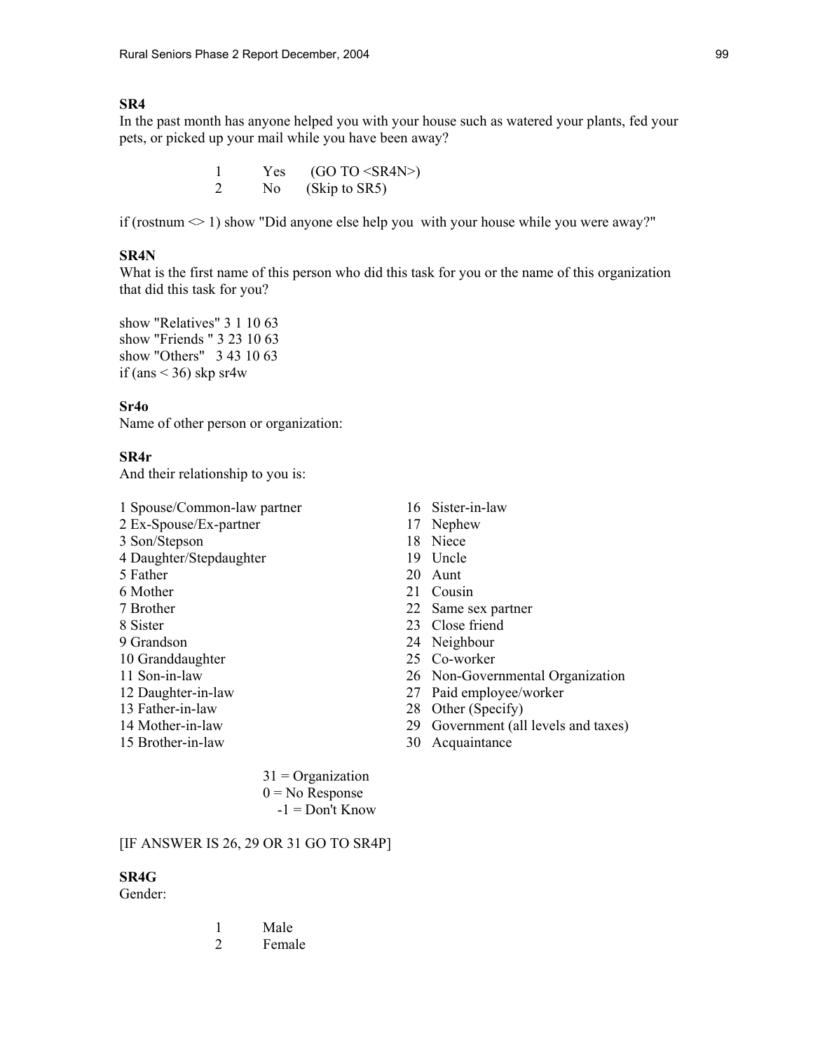**SR4**
In the past month has anyone helped you with your house such as watered your plants, fed your pets, or picked up your mail while you have been away?

1 Yes (GO TO <SR4N>)
2 No (Skip to SR5)

if (rostnum <> 1) show "Did anyone else help you with your house while you were away?"

**SR4N**
What is the first name of this person who did this task for you or the name of this organization that did this task for you?

show "Relatives" 3 1 10 63
show "Friends " 3 23 10 63
show "Others" 3 43 10 63
if (ans < 36) skp sr4w

**Sr4o**
Name of other person or organization:

**SR4r**
And their relationship to you is:

1 Spouse/Common-law partner
2 Ex-Spouse/Ex-partner
3 Son/Stepson
4 Daughter/Stepdaughter
5 Father
6 Mother
7 Brother
8 Sister
9 Grandson
10 Granddaughter
11 Son-in-law
12 Daughter-in-law
13 Father-in-law
14 Mother-in-law
15 Brother-in-law
16 Sister-in-law
17 Nephew
18 Niece
19 Uncle
20 Aunt
21 Cousin
22 Same sex partner
23 Close friend
24 Neighbour
25 Co-worker
26 Non-Governmental Organization
27 Paid employee/worker
28 Other (Specify)
29 Government (all levels and taxes)
30 Acquaintance

31 = Organization
0 = No Response
-1 = Don't Know

[IF ANSWER IS 26, 29 OR 31 GO TO SR4P]

**SR4G**
Gender:

1 Male
2 Female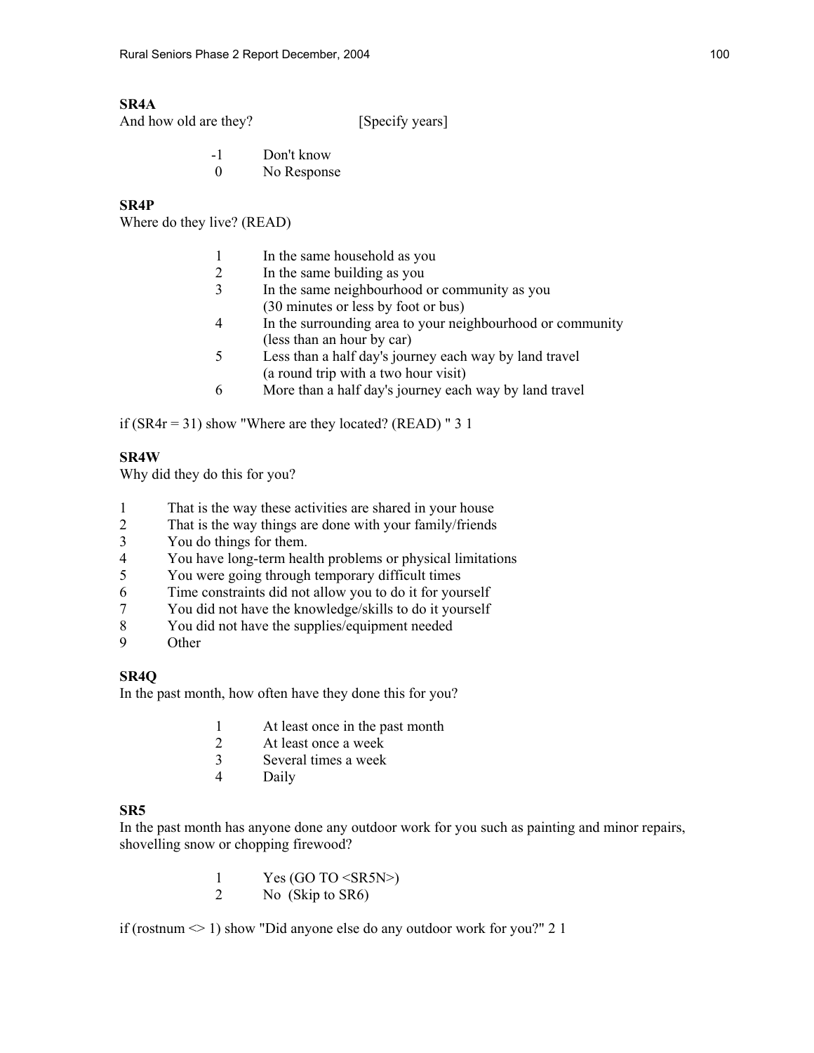**SR4A**
And how old are they? [Specify years]

-1 Don't know
0 No Response

**SR4P**
Where do they live? (READ)

1 In the same household as you
2 In the same building as you
3 In the same neighbourhood or community as you
(30 minutes or less by foot or bus)
4 In the surrounding area to your neighbourhood or community
(less than an hour by car)
5 Less than a half day's journey each way by land travel
(a round trip with a two hour visit)
6 More than a half day's journey each way by land travel

if (SR4r = 31) show "Where are they located? (READ) " 3 1

**SR4W**
Why did they do this for you?

1 That is the way these activities are shared in your house
2 That is the way things are done with your family/friends
3 You do things for them.
4 You have long-term health problems or physical limitations
5 You were going through temporary difficult times
6 Time constraints did not allow you to do it for yourself
7 You did not have the knowledge/skills to do it yourself
8 You did not have the supplies/equipment needed
9 Other

**SR4Q**
In the past month, how often have they done this for you?

1 At least once in the past month
2 At least once a week
3 Several times a week
4 Daily

**SR5**
In the past month has anyone done any outdoor work for you such as painting and minor repairs, shovelling snow or chopping firewood?

1 Yes (GO TO <SR5N>)
2 No (Skip to SR6)

if (rostnum <> 1) show "Did anyone else do any outdoor work for you?" 2 1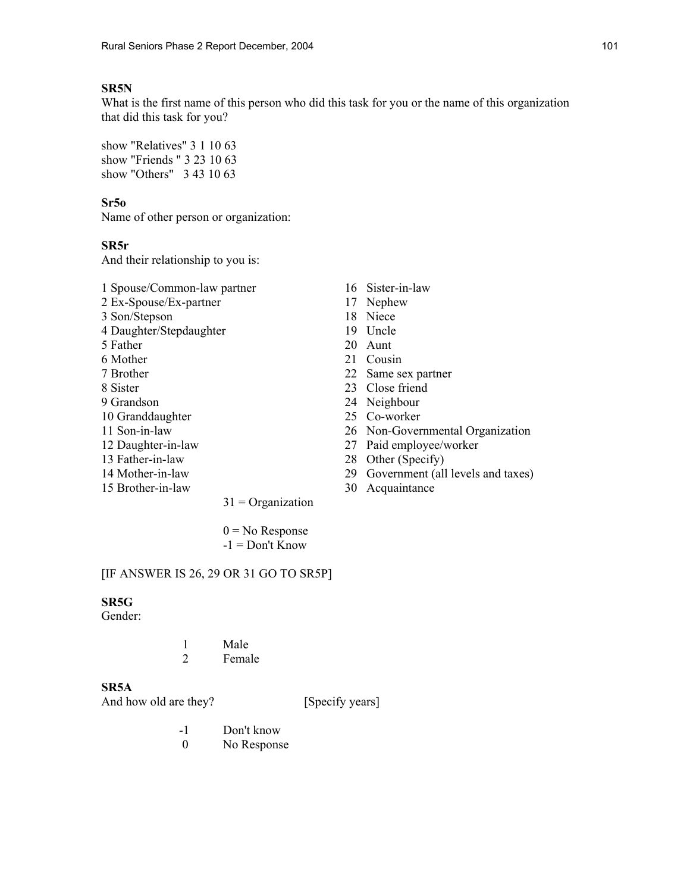**SR5N**
What is the first name of this person who did this task for you or the name of this organization that did this task for you?

show "Relatives" 3 1 10 63
show "Friends " 3 23 10 63
show "Others"   3 43 10 63

**Sr5o**
Name of other person or organization:

**SR5r**
And their relationship to you is:

1 Spouse/Common-law partner
2 Ex-Spouse/Ex-partner
3 Son/Stepson
4 Daughter/Stepdaughter
5 Father
6 Mother
7 Brother
8 Sister
9 Grandson
10 Granddaughter
11 Son-in-law
12 Daughter-in-law
13 Father-in-law
14 Mother-in-law
15 Brother-in-law
16 Sister-in-law
17 Nephew
18 Niece
19 Uncle
20 Aunt
21 Cousin
22 Same sex partner
23 Close friend
24 Neighbour
25 Co-worker
26 Non-Governmental Organization
27 Paid employee/worker
28 Other (Specify)
29 Government (all levels and taxes)
30 Acquaintance
31 = Organization

0 = No Response
-1 = Don't Know

[IF ANSWER IS 26, 29 OR 31 GO TO SR5P]

**SR5G**
Gender:

1 Male
2 Female

**SR5A**
And how old are they? [Specify years]

-1 Don't know
0 No Response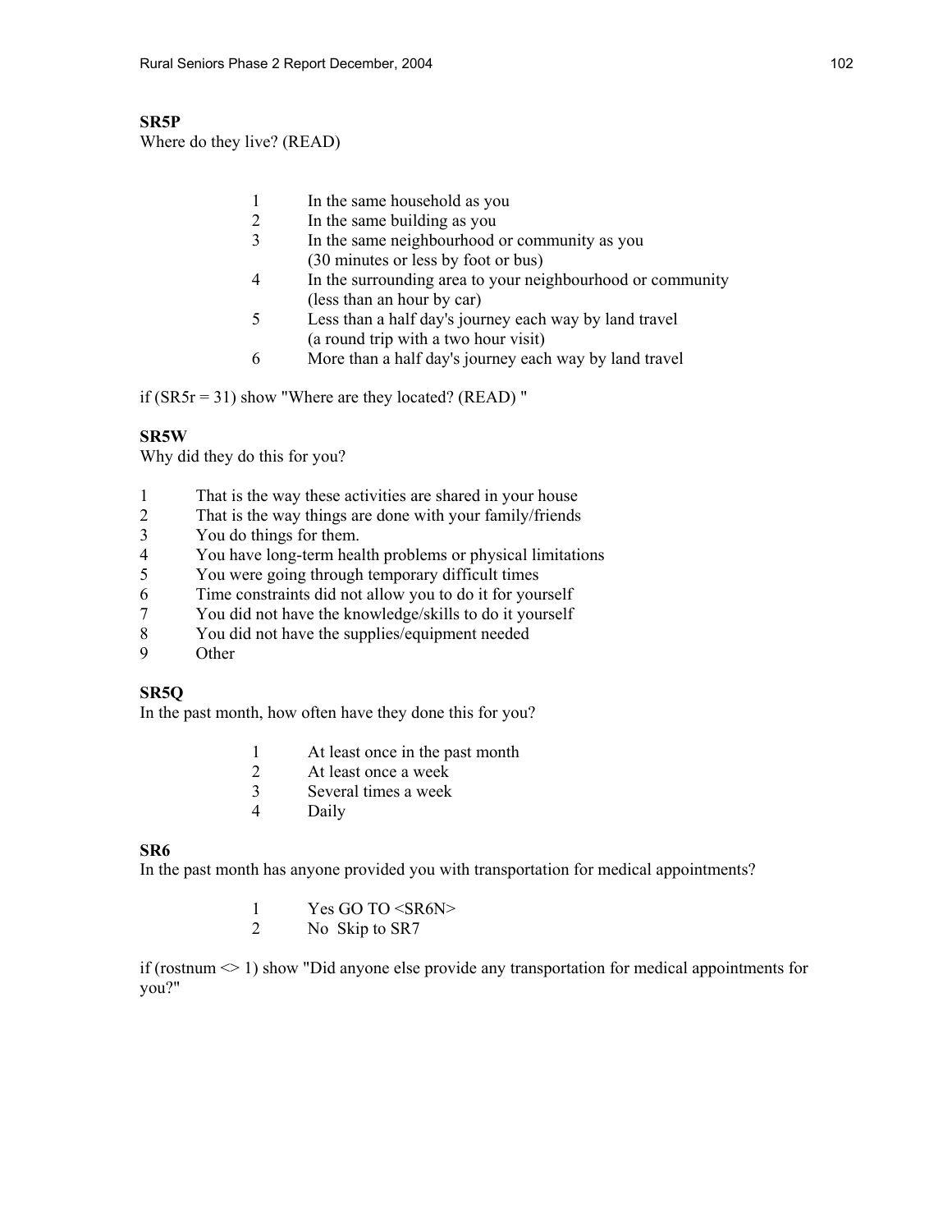**SR5P**
Where do they live? (READ)

1 In the same household as you
2 In the same building as you
3 In the same neighbourhood or community as you (30 minutes or less by foot or bus)
4 In the surrounding area to your neighbourhood or community (less than an hour by car)
5 Less than a half day's journey each way by land travel (a round trip with a two hour visit)
6 More than a half day's journey each way by land travel

if (SR5r = 31) show "Where are they located? (READ) "

**SR5W**
Why did they do this for you?

1 That is the way these activities are shared in your house
2 That is the way things are done with your family/friends
3 You do things for them.
4 You have long-term health problems or physical limitations
5 You were going through temporary difficult times
6 Time constraints did not allow you to do it for yourself
7 You did not have the knowledge/skills to do it yourself
8 You did not have the supplies/equipment needed
9 Other

**SR5Q**
In the past month, how often have they done this for you?

1 At least once in the past month
2 At least once a week
3 Several times a week
4 Daily

**SR6**
In the past month has anyone provided you with transportation for medical appointments?

1 Yes GO TO <SR6N>
2 No Skip to SR7

if (rostnum <> 1) show "Did anyone else provide any transportation for medical appointments for you?"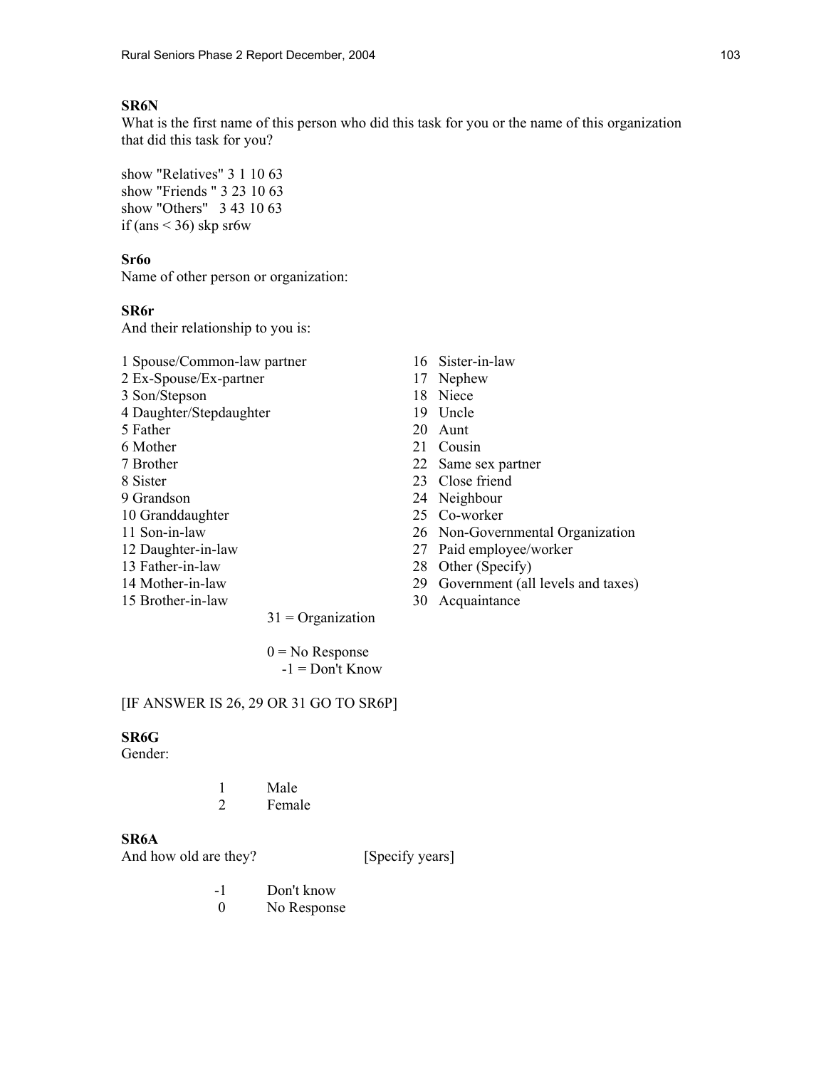**SR6N**
What is the first name of this person who did this task for you or the name of this organization that did this task for you?

```
show "Relatives" 3 1 10 63
show "Friends " 3 23 10 63
show "Others"   3 43 10 63
if (ans < 36) skp sr6w
```

**Sr6o**
Name of other person or organization:

**SR6r**
And their relationship to you is:

1 Spouse/Common-law partner
2 Ex-Spouse/Ex-partner
3 Son/Stepson
4 Daughter/Stepdaughter
5 Father
6 Mother
7 Brother
8 Sister
9 Grandson
10 Granddaughter
11 Son-in-law
12 Daughter-in-law
13 Father-in-law
14 Mother-in-law
15 Brother-in-law
16 Sister-in-law
17 Nephew
18 Niece
19 Uncle
20 Aunt
21 Cousin
22 Same sex partner
23 Close friend
24 Neighbour
25 Co-worker
26 Non-Governmental Organization
27 Paid employee/worker
28 Other (Specify)
29 Government (all levels and taxes)
30 Acquaintance
31 = Organization

0 = No Response
-1 = Don't Know

[IF ANSWER IS 26, 29 OR 31 GO TO SR6P]

**SR6G**
Gender:

1 Male
2 Female

**SR6A**
And how old are they? [Specify years]

-1 Don't know
0 No Response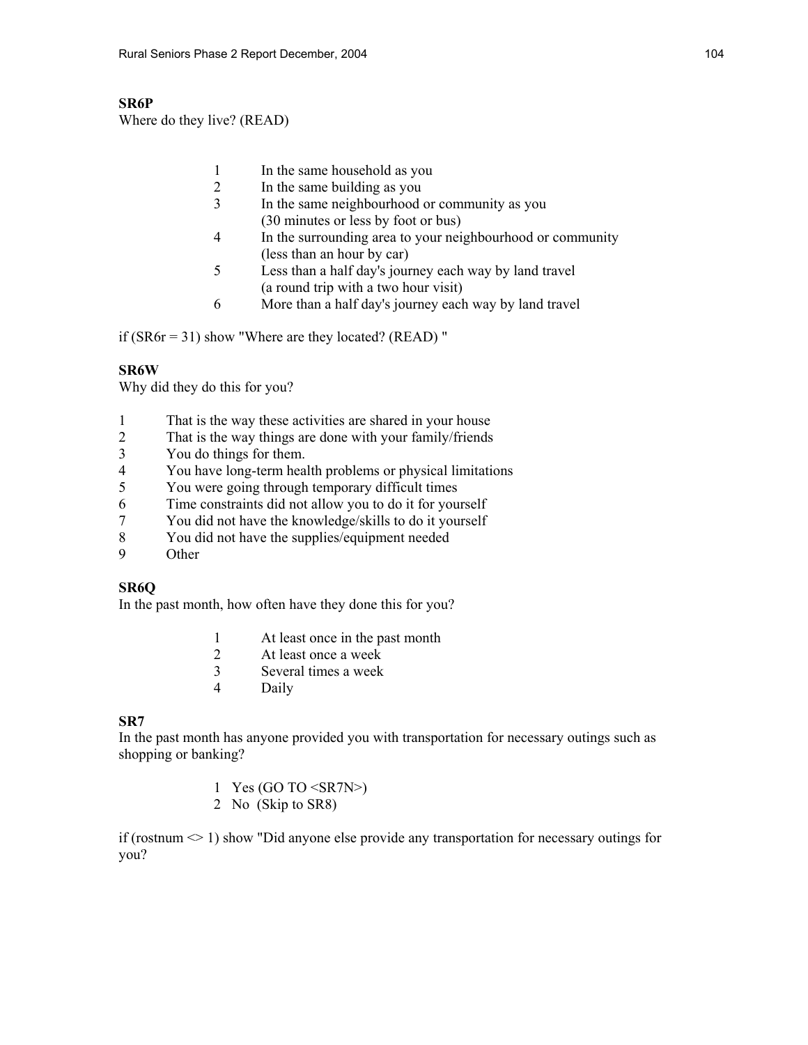**SR6P**
Where do they live? (READ)

1 In the same household as you
2 In the same building as you
3 In the same neighbourhood or community as you (30 minutes or less by foot or bus)
4 In the surrounding area to your neighbourhood or community (less than an hour by car)
5 Less than a half day's journey each way by land travel (a round trip with a two hour visit)
6 More than a half day's journey each way by land travel

if (SR6r = 31) show "Where are they located? (READ) "

**SR6W**
Why did they do this for you?

1 That is the way these activities are shared in your house
2 That is the way things are done with your family/friends
3 You do things for them.
4 You have long-term health problems or physical limitations
5 You were going through temporary difficult times
6 Time constraints did not allow you to do it for yourself
7 You did not have the knowledge/skills to do it yourself
8 You did not have the supplies/equipment needed
9 Other

**SR6Q**
In the past month, how often have they done this for you?

1 At least once in the past month
2 At least once a week
3 Several times a week
4 Daily

**SR7**
In the past month has anyone provided you with transportation for necessary outings such as shopping or banking?

1 Yes (GO TO <SR7N>)
2 No (Skip to SR8)

if (rostnum <> 1) show "Did anyone else provide any transportation for necessary outings for you?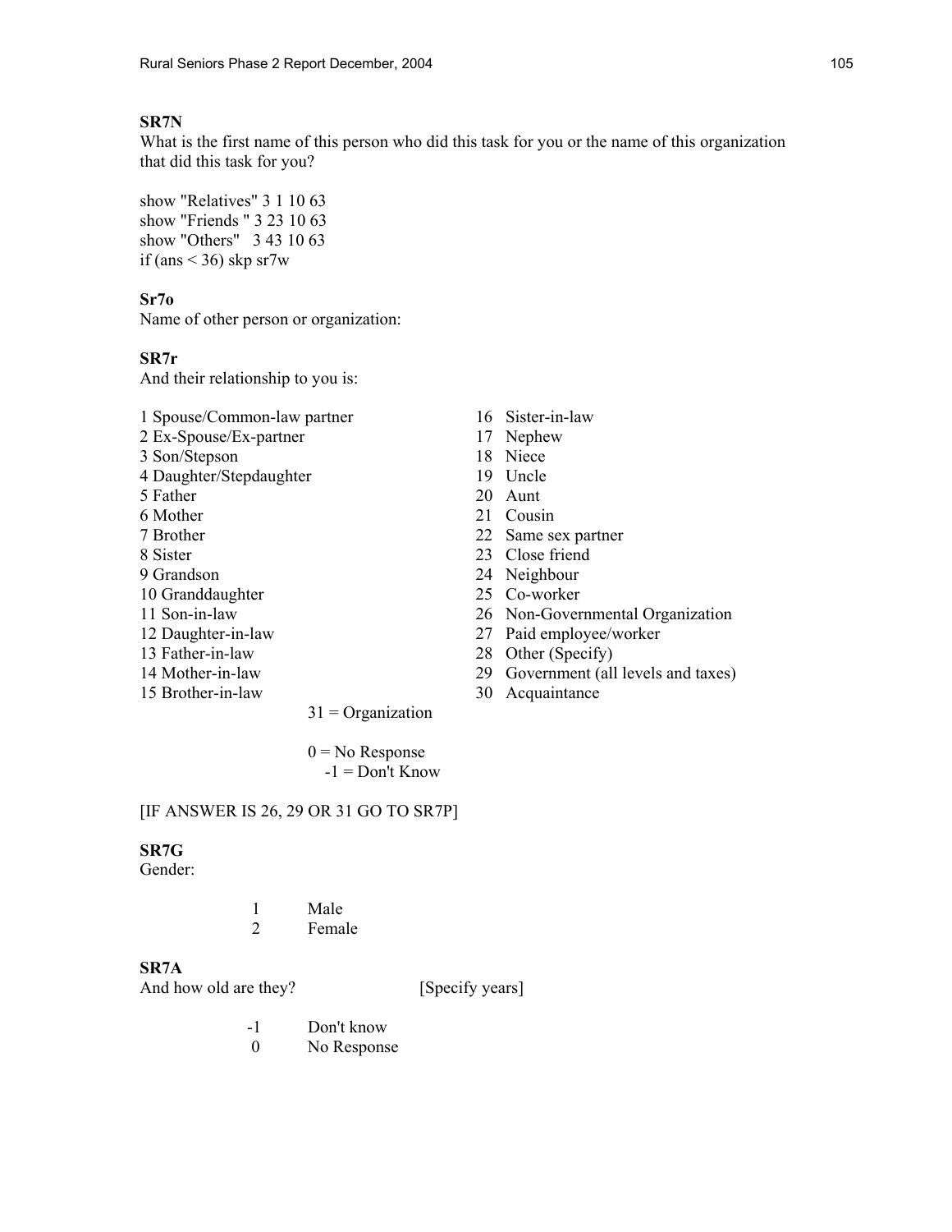**SR7N**
What is the first name of this person who did this task for you or the name of this organization that did this task for you?

```
show "Relatives" 3 1 10 63
show "Friends " 3 23 10 63
show "Others"   3 43 10 63
if (ans < 36) skp sr7w
```

**Sr7o**
Name of other person or organization:

**SR7r**
And their relationship to you is:

1 Spouse/Common-law partner
2 Ex-Spouse/Ex-partner
3 Son/Stepson
4 Daughter/Stepdaughter
5 Father
6 Mother
7 Brother
8 Sister
9 Grandson
10 Granddaughter
11 Son-in-law
12 Daughter-in-law
13 Father-in-law
14 Mother-in-law
15 Brother-in-law
16 Sister-in-law
17 Nephew
18 Niece
19 Uncle
20 Aunt
21 Cousin
22 Same sex partner
23 Close friend
24 Neighbour
25 Co-worker
26 Non-Governmental Organization
27 Paid employee/worker
28 Other (Specify)
29 Government (all levels and taxes)
30 Acquaintance

31 = Organization

0 = No Response
-1 = Don't Know

[IF ANSWER IS 26, 29 OR 31 GO TO SR7P]

**SR7G**
Gender:

1 Male
2 Female

**SR7A**
And how old are they? [Specify years]

-1 Don't know
0 No Response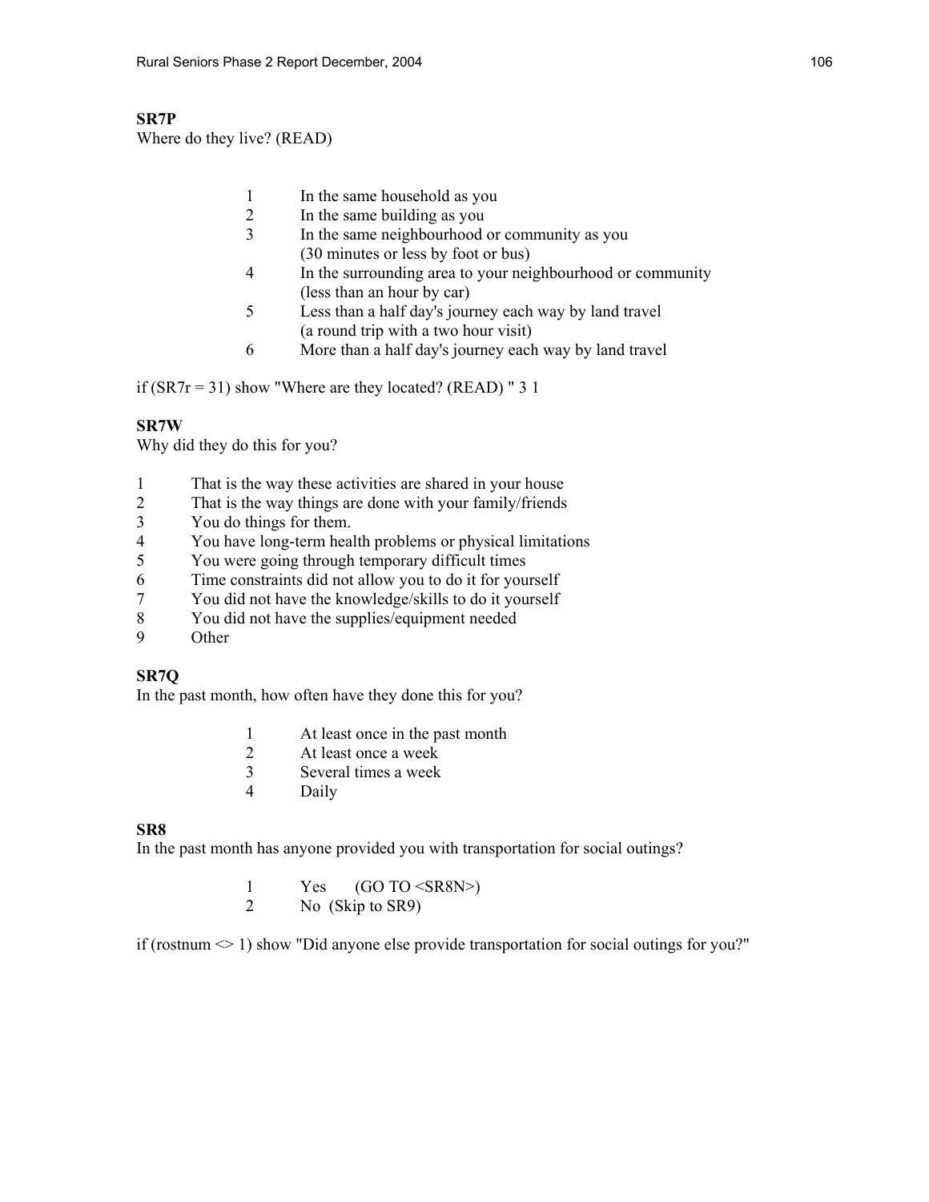**SR7P**
Where do they live? (READ)

1 In the same household as you
2 In the same building as you
3 In the same neighbourhood or community as you
(30 minutes or less by foot or bus)
4 In the surrounding area to your neighbourhood or community
(less than an hour by car)
5 Less than a half day's journey each way by land travel
(a round trip with a two hour visit)
6 More than a half day's journey each way by land travel

if (SR7r = 31) show "Where are they located? (READ) " 3 1

**SR7W**
Why did they do this for you?

1 That is the way these activities are shared in your house
2 That is the way things are done with your family/friends
3 You do things for them.
4 You have long-term health problems or physical limitations
5 You were going through temporary difficult times
6 Time constraints did not allow you to do it for yourself
7 You did not have the knowledge/skills to do it yourself
8 You did not have the supplies/equipment needed
9 Other

**SR7Q**
In the past month, how often have they done this for you?

1 At least once in the past month
2 At least once a week
3 Several times a week
4 Daily

**SR8**
In the past month has anyone provided you with transportation for social outings?

1 Yes (GO TO <SR8N>)
2 No (Skip to SR9)

if (rostnum <> 1) show "Did anyone else provide transportation for social outings for you?"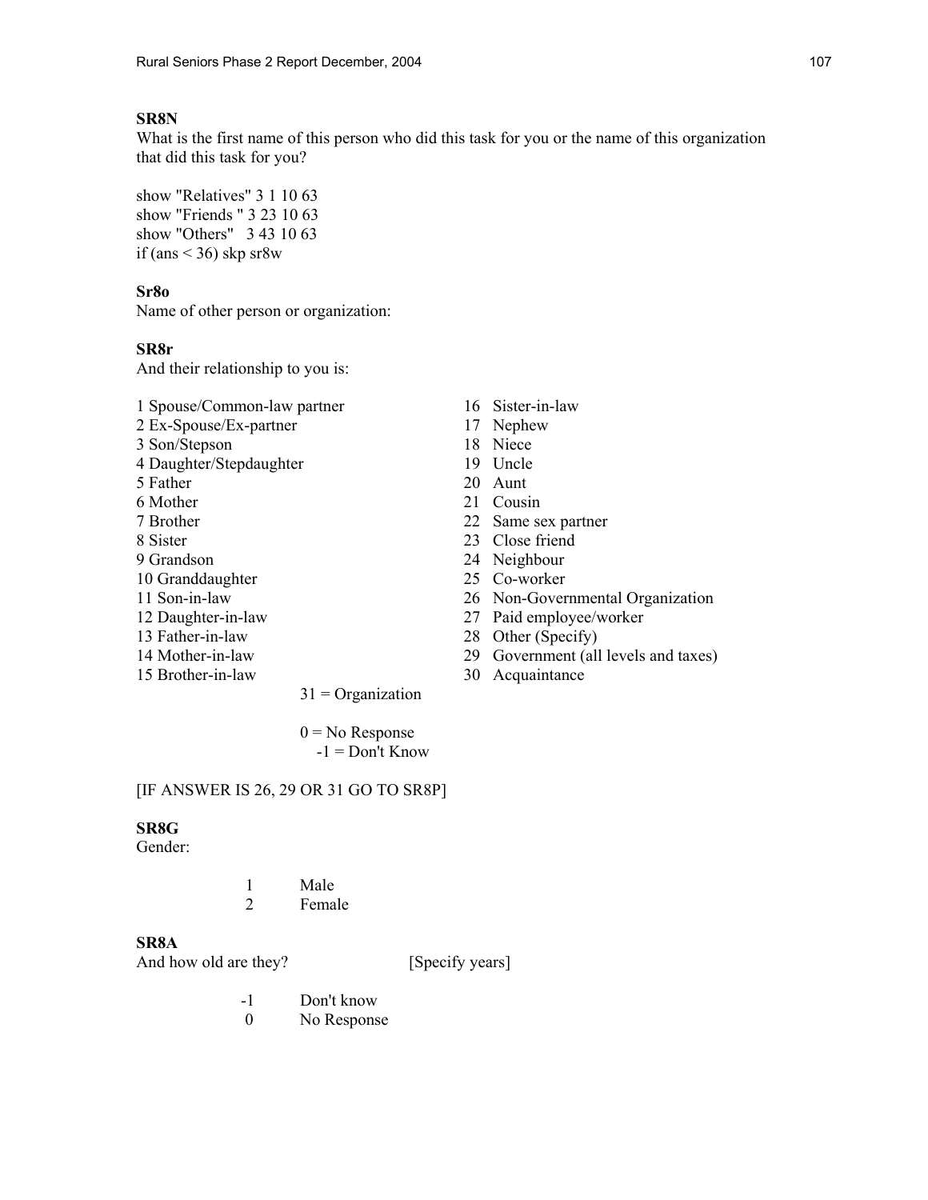**SR8N**
What is the first name of this person who did this task for you or the name of this organization that did this task for you?

```
show "Relatives" 3 1 10 63
show "Friends " 3 23 10 63
show "Others"   3 43 10 63
if (ans < 36) skp sr8w
```

**Sr8o**
Name of other person or organization:

**SR8r**
And their relationship to you is:

1 Spouse/Common-law partner
2 Ex-Spouse/Ex-partner
3 Son/Stepson
4 Daughter/Stepdaughter
5 Father
6 Mother
7 Brother
8 Sister
9 Grandson
10 Granddaughter
11 Son-in-law
12 Daughter-in-law
13 Father-in-law
14 Mother-in-law
15 Brother-in-law
16 Sister-in-law
17 Nephew
18 Niece
19 Uncle
20 Aunt
21 Cousin
22 Same sex partner
23 Close friend
24 Neighbour
25 Co-worker
26 Non-Governmental Organization
27 Paid employee/worker
28 Other (Specify)
29 Government (all levels and taxes)
30 Acquaintance

31 = Organization

0 = No Response
-1 = Don't Know

[IF ANSWER IS 26, 29 OR 31 GO TO SR8P]

**SR8G**
Gender:

1 Male
2 Female

**SR8A**
And how old are they? [Specify years]

-1 Don't know
0 No Response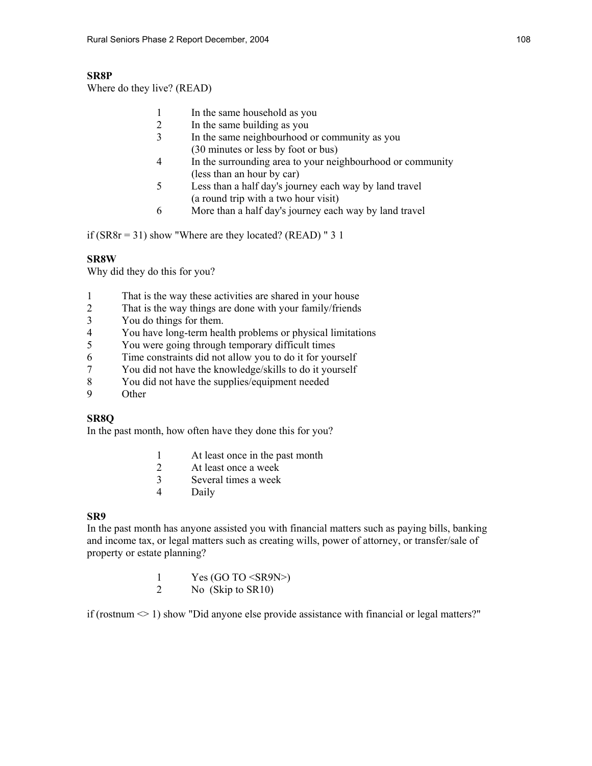**SR8P**
Where do they live? (READ)

1 In the same household as you
2 In the same building as you
3 In the same neighbourhood or community as you
(30 minutes or less by foot or bus)
4 In the surrounding area to your neighbourhood or community
(less than an hour by car)
5 Less than a half day's journey each way by land travel
(a round trip with a two hour visit)
6 More than a half day's journey each way by land travel

if (SR8r = 31) show "Where are they located? (READ) " 3 1

**SR8W**
Why did they do this for you?

1 That is the way these activities are shared in your house
2 That is the way things are done with your family/friends
3 You do things for them.
4 You have long-term health problems or physical limitations
5 You were going through temporary difficult times
6 Time constraints did not allow you to do it for yourself
7 You did not have the knowledge/skills to do it yourself
8 You did not have the supplies/equipment needed
9 Other

**SR8Q**
In the past month, how often have they done this for you?

1 At least once in the past month
2 At least once a week
3 Several times a week
4 Daily

**SR9**
In the past month has anyone assisted you with financial matters such as paying bills, banking and income tax, or legal matters such as creating wills, power of attorney, or transfer/sale of property or estate planning?

1 Yes (GO TO <SR9N>)
2 No (Skip to SR10)

if (rostnum <> 1) show "Did anyone else provide assistance with financial or legal matters?"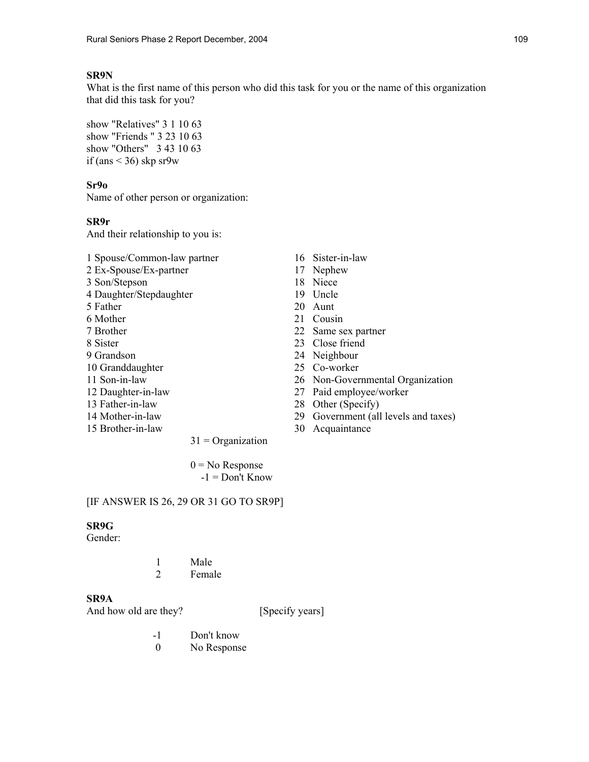**SR9N**
What is the first name of this person who did this task for you or the name of this organization that did this task for you?

```
show "Relatives" 3 1 10 63
show "Friends " 3 23 10 63
show "Others"   3 43 10 63
if (ans < 36) skp sr9w
```

**Sr9o**
Name of other person or organization:

**SR9r**
And their relationship to you is:

1 Spouse/Common-law partner
2 Ex-Spouse/Ex-partner
3 Son/Stepson
4 Daughter/Stepdaughter
5 Father
6 Mother
7 Brother
8 Sister
9 Grandson
10 Granddaughter
11 Son-in-law
12 Daughter-in-law
13 Father-in-law
14 Mother-in-law
15 Brother-in-law
16 Sister-in-law
17 Nephew
18 Niece
19 Uncle
20 Aunt
21 Cousin
22 Same sex partner
23 Close friend
24 Neighbour
25 Co-worker
26 Non-Governmental Organization
27 Paid employee/worker
28 Other (Specify)
29 Government (all levels and taxes)
30 Acquaintance
31 = Organization

0 = No Response
-1 = Don't Know

[IF ANSWER IS 26, 29 OR 31 GO TO SR9P]

**SR9G**
Gender:

1 Male
2 Female

**SR9A**
And how old are they? [Specify years]

-1 Don't know
0 No Response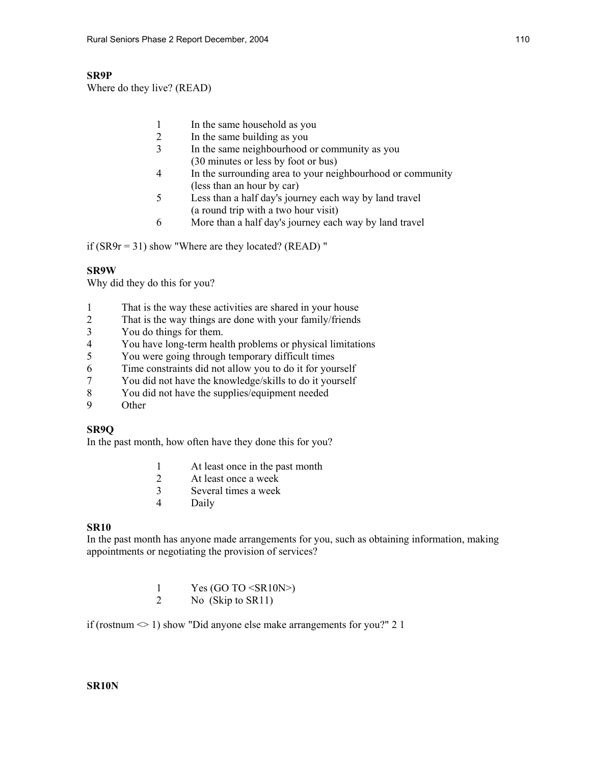**SR9P**
Where do they live? (READ)

1 In the same household as you
2 In the same building as you
3 In the same neighbourhood or community as you
(30 minutes or less by foot or bus)
4 In the surrounding area to your neighbourhood or community
(less than an hour by car)
5 Less than a half day's journey each way by land travel
(a round trip with a two hour visit)
6 More than a half day's journey each way by land travel

if (SR9r = 31) show "Where are they located? (READ) "

**SR9W**
Why did they do this for you?

1 That is the way these activities are shared in your house
2 That is the way things are done with your family/friends
3 You do things for them.
4 You have long-term health problems or physical limitations
5 You were going through temporary difficult times
6 Time constraints did not allow you to do it for yourself
7 You did not have the knowledge/skills to do it yourself
8 You did not have the supplies/equipment needed
9 Other

**SR9Q**
In the past month, how often have they done this for you?

1 At least once in the past month
2 At least once a week
3 Several times a week
4 Daily

**SR10**
In the past month has anyone made arrangements for you, such as obtaining information, making appointments or negotiating the provision of services?

1 Yes (GO TO <SR10N>)
2 No (Skip to SR11)

if (rostnum <> 1) show "Did anyone else make arrangements for you?" 2 1

**SR10N**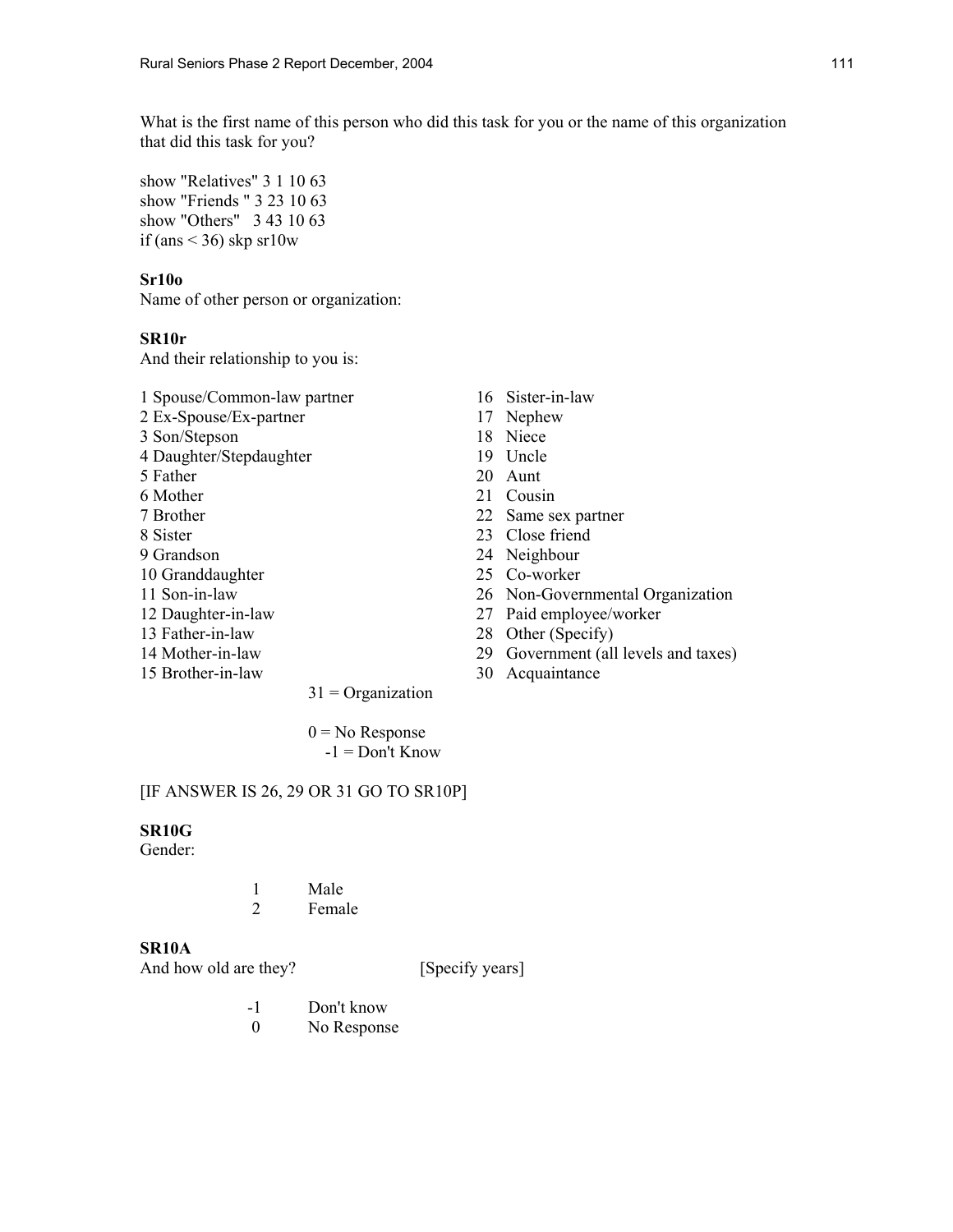What is the first name of this person who did this task for you or the name of this organization that did this task for you?

```
show "Relatives" 3 1 10 63
show "Friends " 3 23 10 63
show "Others"   3 43 10 63
if (ans < 36) skp sr10w
```

**Sr10o**

Name of other person or organization:

**SR10r**

And their relationship to you is:

1 Spouse/Common-law partner
2 Ex-Spouse/Ex-partner
3 Son/Stepson
4 Daughter/Stepdaughter
5 Father
6 Mother
7 Brother
8 Sister
9 Grandson
10 Granddaughter
11 Son-in-law
12 Daughter-in-law
13 Father-in-law
14 Mother-in-law
15 Brother-in-law
16 Sister-in-law
17 Nephew
18 Niece
19 Uncle
20 Aunt
21 Cousin
22 Same sex partner
23 Close friend
24 Neighbour
25 Co-worker
26 Non-Governmental Organization
27 Paid employee/worker
28 Other (Specify)
29 Government (all levels and taxes)
30 Acquaintance

31 = Organization

0 = No Response
-1 = Don't Know

[IF ANSWER IS 26, 29 OR 31 GO TO SR10P]

**SR10G**

Gender:

1 Male
2 Female

**SR10A**

And how old are they? [Specify years]

-1 Don't know
0 No Response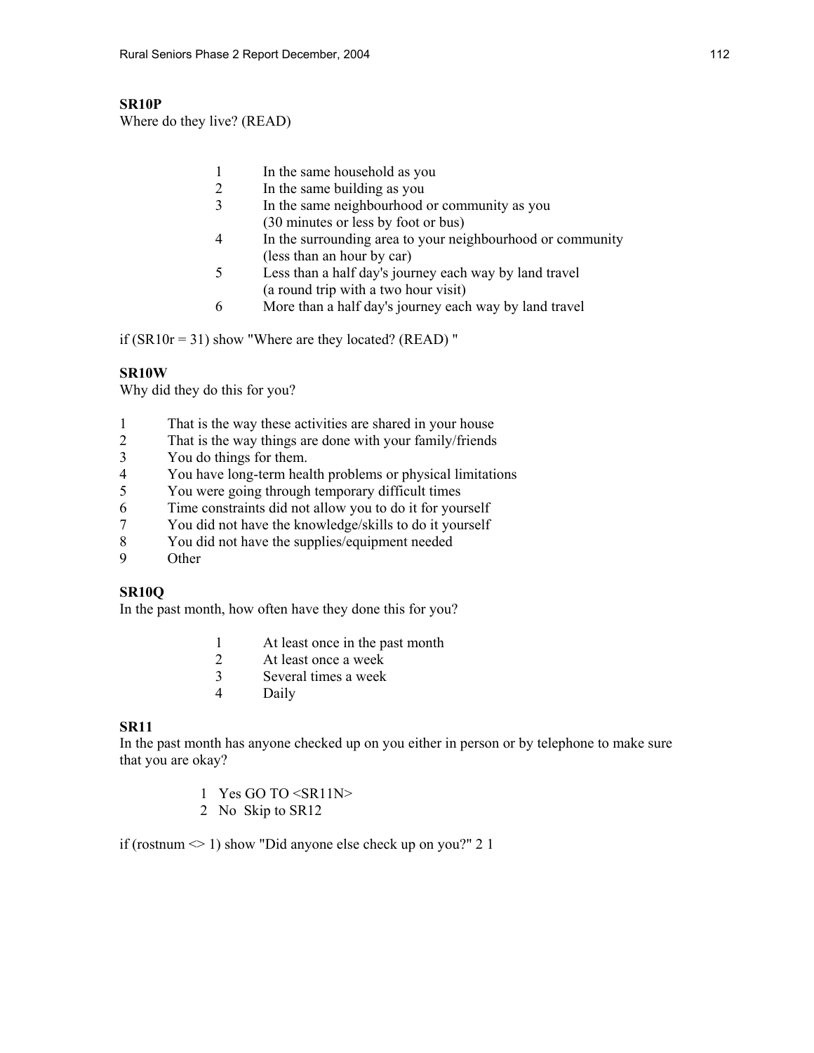**SR10P**
Where do they live? (READ)

1 In the same household as you
2 In the same building as you
3 In the same neighbourhood or community as you
(30 minutes or less by foot or bus)
4 In the surrounding area to your neighbourhood or community
(less than an hour by car)
5 Less than a half day's journey each way by land travel
(a round trip with a two hour visit)
6 More than a half day's journey each way by land travel

if (SR10r = 31) show "Where are they located? (READ) "

**SR10W**
Why did they do this for you?

1 That is the way these activities are shared in your house
2 That is the way things are done with your family/friends
3 You do things for them.
4 You have long-term health problems or physical limitations
5 You were going through temporary difficult times
6 Time constraints did not allow you to do it for yourself
7 You did not have the knowledge/skills to do it yourself
8 You did not have the supplies/equipment needed
9 Other

**SR10Q**
In the past month, how often have they done this for you?

1 At least once in the past month
2 At least once a week
3 Several times a week
4 Daily

**SR11**
In the past month has anyone checked up on you either in person or by telephone to make sure that you are okay?

1 Yes GO TO <SR11N>
2 No Skip to SR12

if (rostnum <> 1) show "Did anyone else check up on you?" 2 1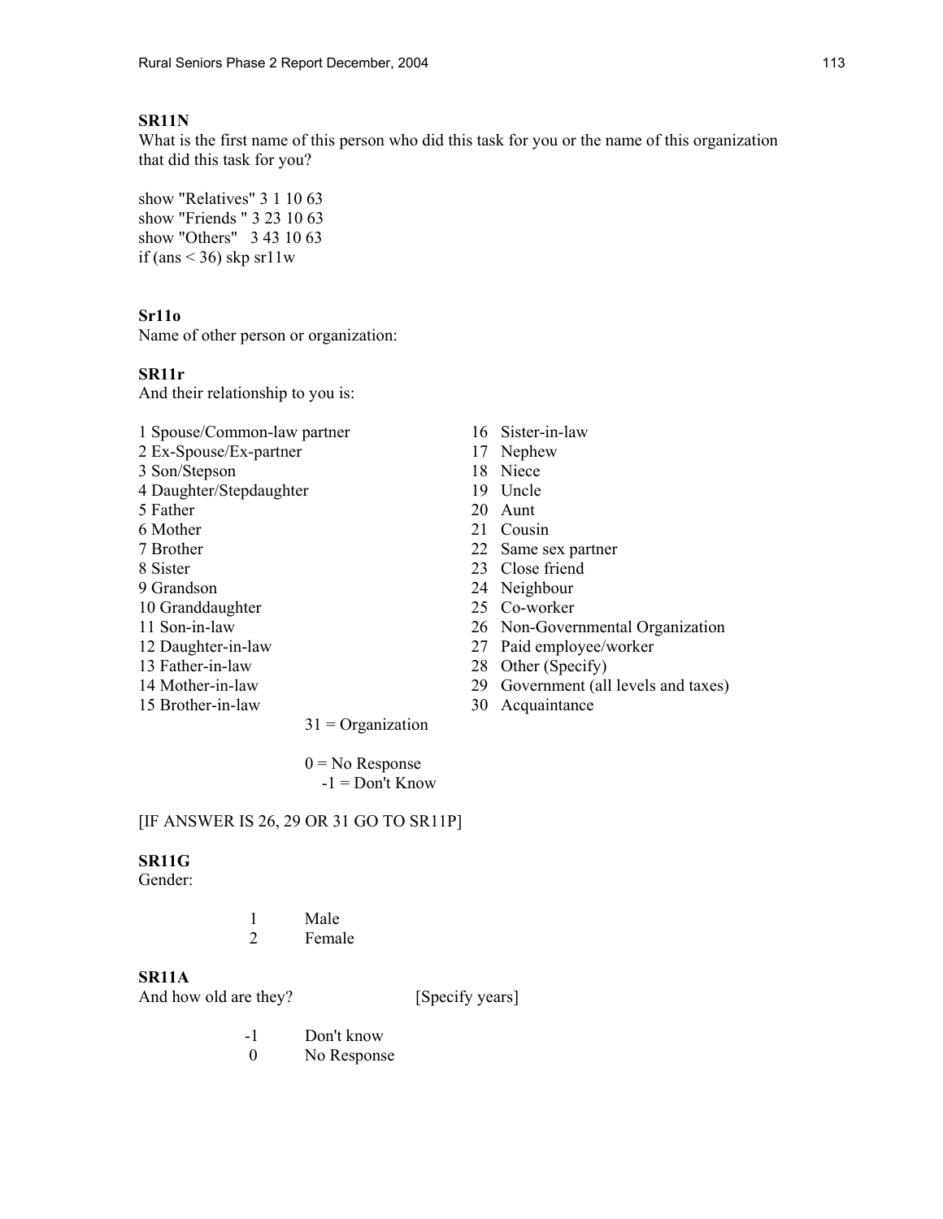**SR11N**
What is the first name of this person who did this task for you or the name of this organization that did this task for you?

```
show "Relatives" 3 1 10 63
show "Friends " 3 23 10 63
show "Others"   3 43 10 63
if (ans < 36) skp sr11w
```

**Sr11o**
Name of other person or organization:

**SR11r**
And their relationship to you is:

1 Spouse/Common-law partner
2 Ex-Spouse/Ex-partner
3 Son/Stepson
4 Daughter/Stepdaughter
5 Father
6 Mother
7 Brother
8 Sister
9 Grandson
10 Granddaughter
11 Son-in-law
12 Daughter-in-law
13 Father-in-law
14 Mother-in-law
15 Brother-in-law
16 Sister-in-law
17 Nephew
18 Niece
19 Uncle
20 Aunt
21 Cousin
22 Same sex partner
23 Close friend
24 Neighbour
25 Co-worker
26 Non-Governmental Organization
27 Paid employee/worker
28 Other (Specify)
29 Government (all levels and taxes)
30 Acquaintance
31 = Organization

0 = No Response
-1 = Don't Know

[IF ANSWER IS 26, 29 OR 31 GO TO SR11P]

**SR11G**
Gender:

1 Male
2 Female

**SR11A**
And how old are they? [Specify years]

-1 Don't know
0 No Response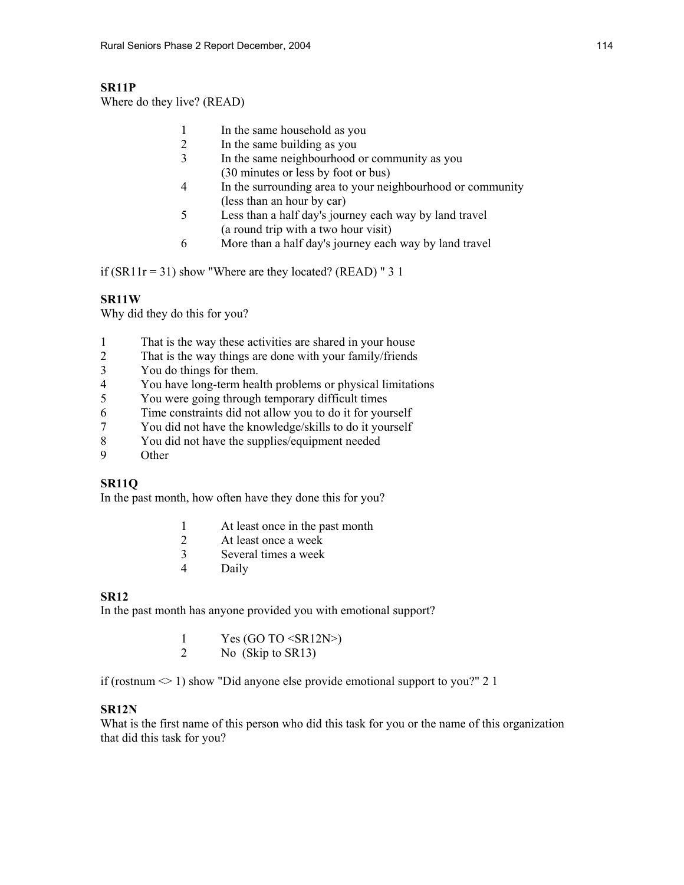**SR11P**
Where do they live? (READ)

1 In the same household as you
2 In the same building as you
3 In the same neighbourhood or community as you
(30 minutes or less by foot or bus)
4 In the surrounding area to your neighbourhood or community
(less than an hour by car)
5 Less than a half day's journey each way by land travel
(a round trip with a two hour visit)
6 More than a half day's journey each way by land travel

if (SR11r = 31) show "Where are they located? (READ) " 3 1

**SR11W**
Why did they do this for you?

1 That is the way these activities are shared in your house
2 That is the way things are done with your family/friends
3 You do things for them.
4 You have long-term health problems or physical limitations
5 You were going through temporary difficult times
6 Time constraints did not allow you to do it for yourself
7 You did not have the knowledge/skills to do it yourself
8 You did not have the supplies/equipment needed
9 Other

**SR11Q**
In the past month, how often have they done this for you?

1 At least once in the past month
2 At least once a week
3 Several times a week
4 Daily

**SR12**
In the past month has anyone provided you with emotional support?

1 Yes (GO TO <SR12N>)
2 No (Skip to SR13)

if (rostnum <> 1) show "Did anyone else provide emotional support to you?" 2 1

**SR12N**
What is the first name of this person who did this task for you or the name of this organization that did this task for you?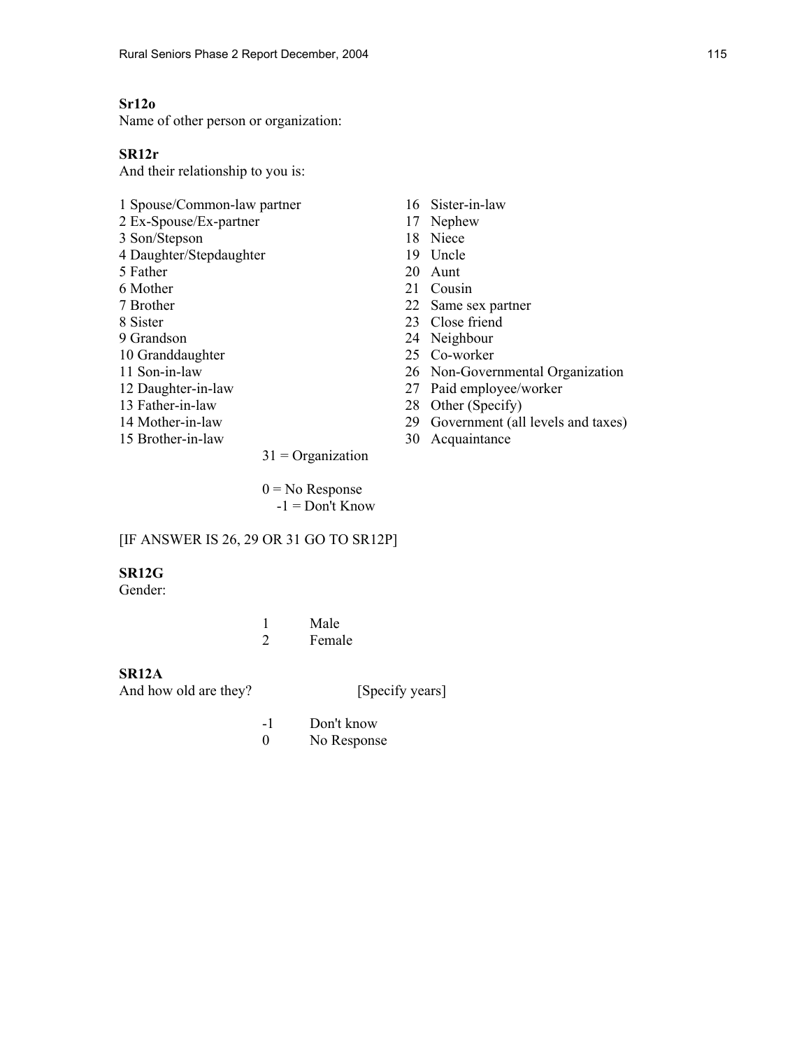**Sr12o**
Name of other person or organization:

**SR12r**
And their relationship to you is:

1 Spouse/Common-law partner
2 Ex-Spouse/Ex-partner
3 Son/Stepson
4 Daughter/Stepdaughter
5 Father
6 Mother
7 Brother
8 Sister
9 Grandson
10 Granddaughter
11 Son-in-law
12 Daughter-in-law
13 Father-in-law
14 Mother-in-law
15 Brother-in-law
16 Sister-in-law
17 Nephew
18 Niece
19 Uncle
20 Aunt
21 Cousin
22 Same sex partner
23 Close friend
24 Neighbour
25 Co-worker
26 Non-Governmental Organization
27 Paid employee/worker
28 Other (Specify)
29 Government (all levels and taxes)
30 Acquaintance
31 = Organization

0 = No Response
-1 = Don't Know

[IF ANSWER IS 26, 29 OR 31 GO TO SR12P]

**SR12G**
Gender:

1 Male
2 Female

**SR12A**
And how old are they? [Specify years]

-1 Don't know
0 No Response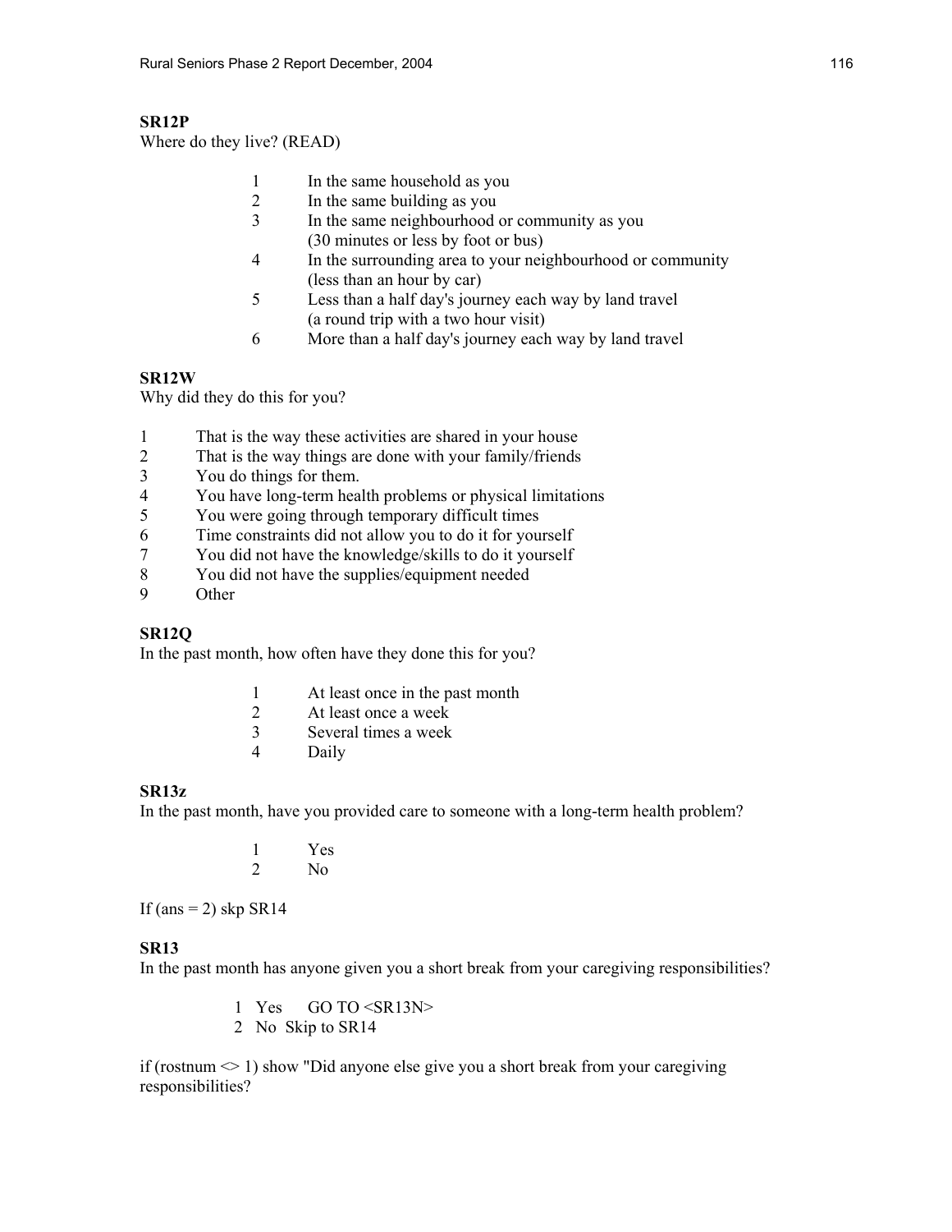**SR12P**
Where do they live? (READ)

1 In the same household as you
2 In the same building as you
3 In the same neighbourhood or community as you
(30 minutes or less by foot or bus)
4 In the surrounding area to your neighbourhood or community
(less than an hour by car)
5 Less than a half day's journey each way by land travel
(a round trip with a two hour visit)
6 More than a half day's journey each way by land travel

**SR12W**
Why did they do this for you?

1 That is the way these activities are shared in your house
2 That is the way things are done with your family/friends
3 You do things for them.
4 You have long-term health problems or physical limitations
5 You were going through temporary difficult times
6 Time constraints did not allow you to do it for yourself
7 You did not have the knowledge/skills to do it yourself
8 You did not have the supplies/equipment needed
9 Other

**SR12Q**
In the past month, how often have they done this for you?

1 At least once in the past month
2 At least once a week
3 Several times a week
4 Daily

**SR13z**
In the past month, have you provided care to someone with a long-term health problem?

1 Yes
2 No

If (ans = 2) skp SR14

**SR13**
In the past month has anyone given you a short break from your caregiving responsibilities?

1 Yes GO TO <SR13N>
2 No Skip to SR14

if (rostnum <> 1) show "Did anyone else give you a short break from your caregiving responsibilities?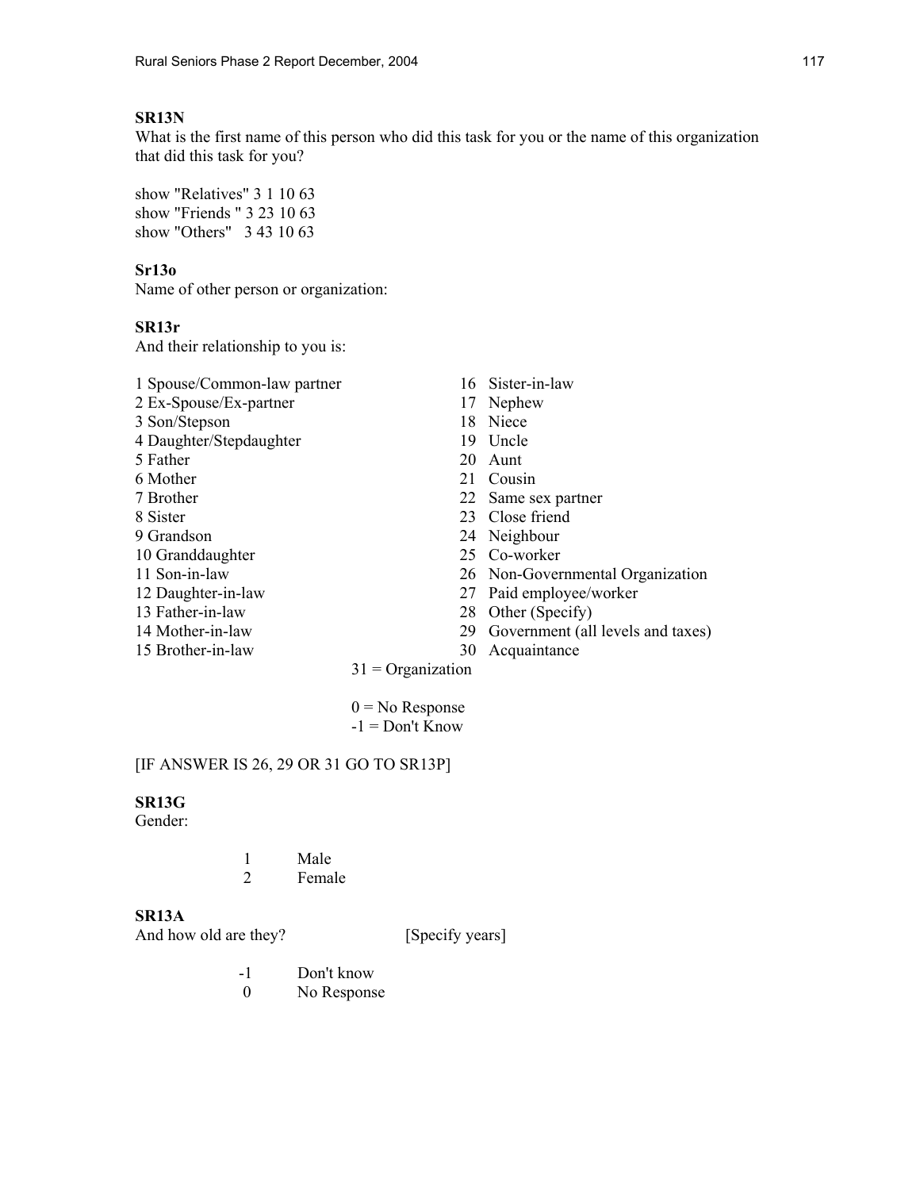**SR13N**
What is the first name of this person who did this task for you or the name of this organization that did this task for you?

show "Relatives" 3 1 10 63
show "Friends " 3 23 10 63
show "Others" 3 43 10 63

**Sr13o**
Name of other person or organization:

**SR13r**
And their relationship to you is:

1 Spouse/Common-law partner
2 Ex-Spouse/Ex-partner
3 Son/Stepson
4 Daughter/Stepdaughter
5 Father
6 Mother
7 Brother
8 Sister
9 Grandson
10 Granddaughter
11 Son-in-law
12 Daughter-in-law
13 Father-in-law
14 Mother-in-law
15 Brother-in-law
16 Sister-in-law
17 Nephew
18 Niece
19 Uncle
20 Aunt
21 Cousin
22 Same sex partner
23 Close friend
24 Neighbour
25 Co-worker
26 Non-Governmental Organization
27 Paid employee/worker
28 Other (Specify)
29 Government (all levels and taxes)
30 Acquaintance
31 = Organization

0 = No Response
-1 = Don't Know

[IF ANSWER IS 26, 29 OR 31 GO TO SR13P]

**SR13G**
Gender:

1 Male
2 Female

**SR13A**
And how old are they? [Specify years]

-1 Don't know
0 No Response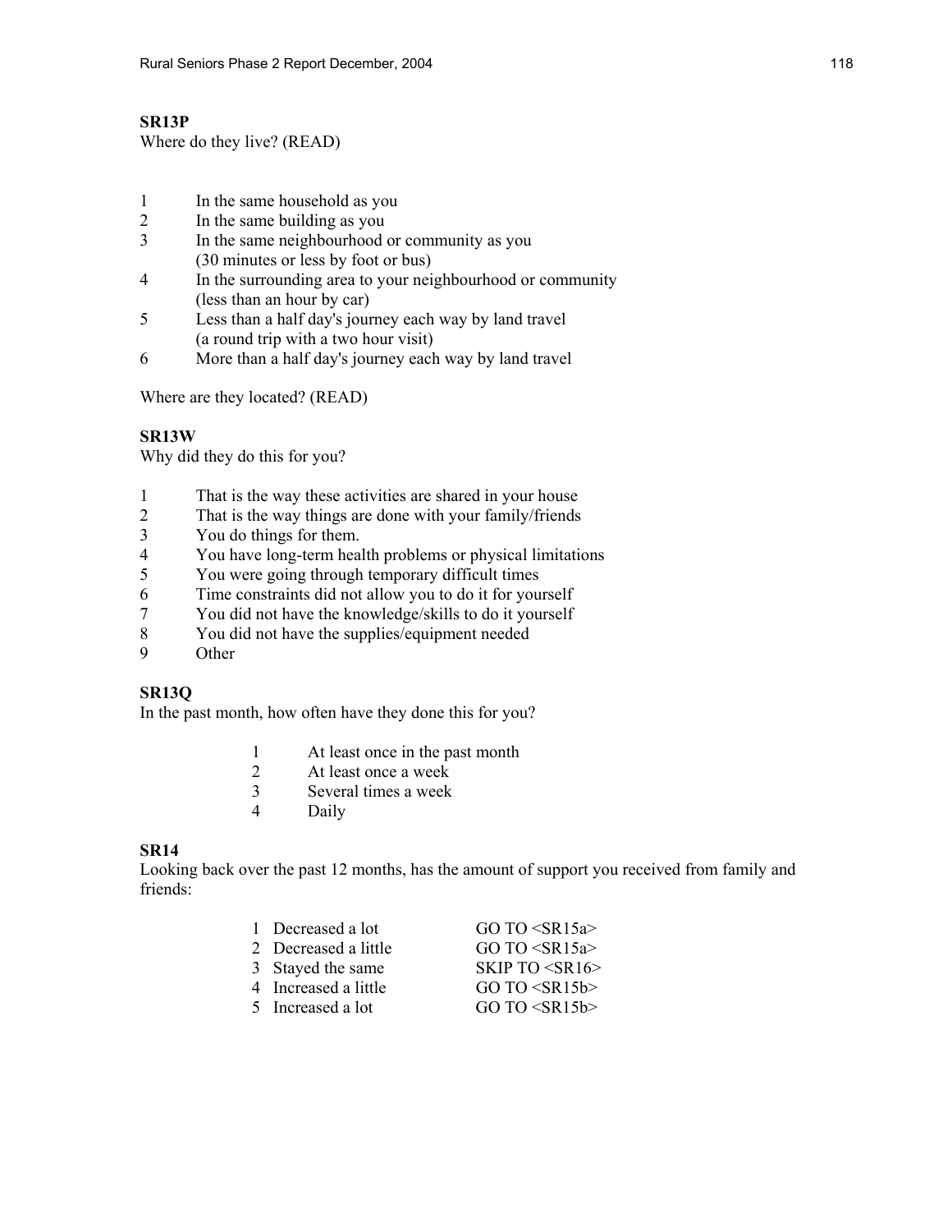**SR13P**
Where do they live? (READ)

1 In the same household as you
2 In the same building as you
3 In the same neighbourhood or community as you
(30 minutes or less by foot or bus)
4 In the surrounding area to your neighbourhood or community
(less than an hour by car)
5 Less than a half day's journey each way by land travel
(a round trip with a two hour visit)
6 More than a half day's journey each way by land travel

Where are they located? (READ)

**SR13W**
Why did they do this for you?

1 That is the way these activities are shared in your house
2 That is the way things are done with your family/friends
3 You do things for them.
4 You have long-term health problems or physical limitations
5 You were going through temporary difficult times
6 Time constraints did not allow you to do it for yourself
7 You did not have the knowledge/skills to do it yourself
8 You did not have the supplies/equipment needed
9 Other

**SR13Q**
In the past month, how often have they done this for you?

1 At least once in the past month
2 At least once a week
3 Several times a week
4 Daily

**SR14**
Looking back over the past 12 months, has the amount of support you received from family and friends:

1 Decreased a lot GO TO <SR15a>
2 Decreased a little GO TO <SR15a>
3 Stayed the same SKIP TO <SR16>
4 Increased a little GO TO <SR15b>
5 Increased a lot GO TO <SR15b>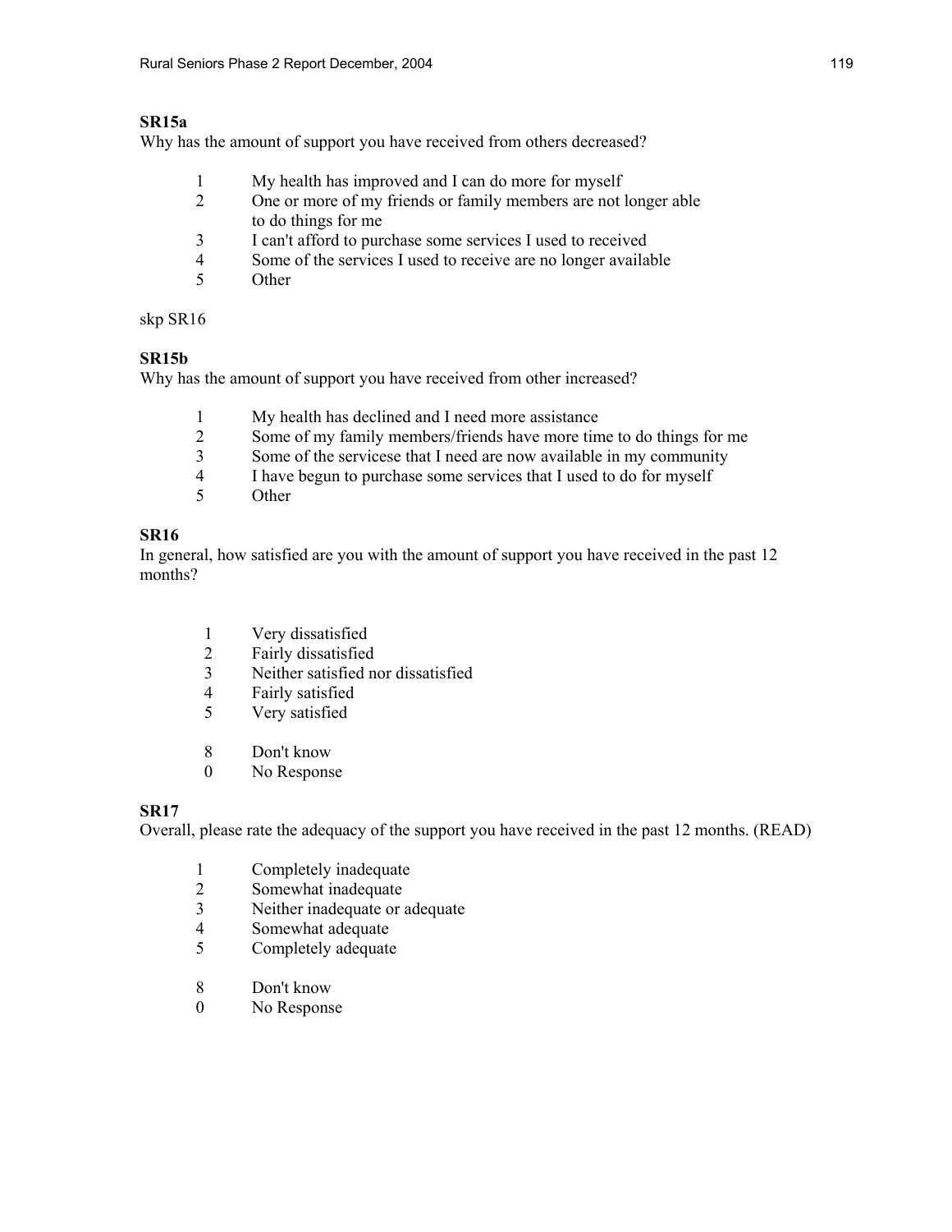**SR15a**
Why has the amount of support you have received from others decreased?

1 My health has improved and I can do more for myself
2 One or more of my friends or family members are not longer able to do things for me
3 I can't afford to purchase some services I used to received
4 Some of the services I used to receive are no longer available
5 Other

skp SR16

**SR15b**
Why has the amount of support you have received from other increased?

1 My health has declined and I need more assistance
2 Some of my family members/friends have more time to do things for me
3 Some of the servicese that I need are now available in my community
4 I have begun to purchase some services that I used to do for myself
5 Other

**SR16**
In general, how satisfied are you with the amount of support you have received in the past 12 months?

1 Very dissatisfied
2 Fairly dissatisfied
3 Neither satisfied nor dissatisfied
4 Fairly satisfied
5 Very satisfied

8 Don't know
0 No Response

**SR17**
Overall, please rate the adequacy of the support you have received in the past 12 months. (READ)

1 Completely inadequate
2 Somewhat inadequate
3 Neither inadequate or adequate
4 Somewhat adequate
5 Completely adequate

8 Don't know
0 No Response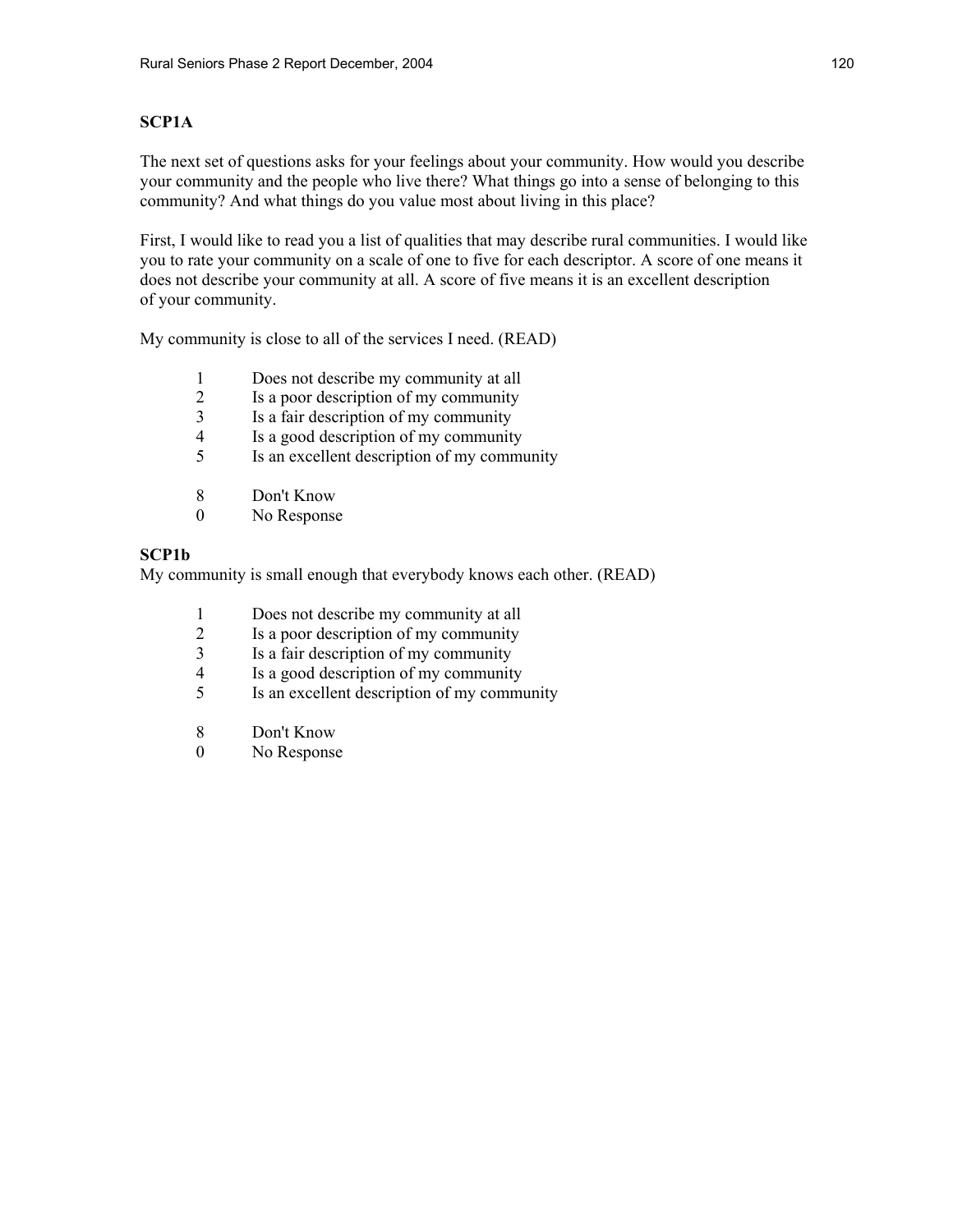**SCP1A**

The next set of questions asks for your feelings about your community. How would you describe your community and the people who live there? What things go into a sense of belonging to this community? And what things do you value most about living in this place?

First, I would like to read you a list of qualities that may describe rural communities. I would like you to rate your community on a scale of one to five for each descriptor. A score of one means it does not describe your community at all. A score of five means it is an excellent description of your community.

My community is close to all of the services I need. (READ)

1 Does not describe my community at all
2 Is a poor description of my community
3 Is a fair description of my community
4 Is a good description of my community
5 Is an excellent description of my community

8 Don't Know
0 No Response

**SCP1b**

My community is small enough that everybody knows each other. (READ)

1 Does not describe my community at all
2 Is a poor description of my community
3 Is a fair description of my community
4 Is a good description of my community
5 Is an excellent description of my community

8 Don't Know
0 No Response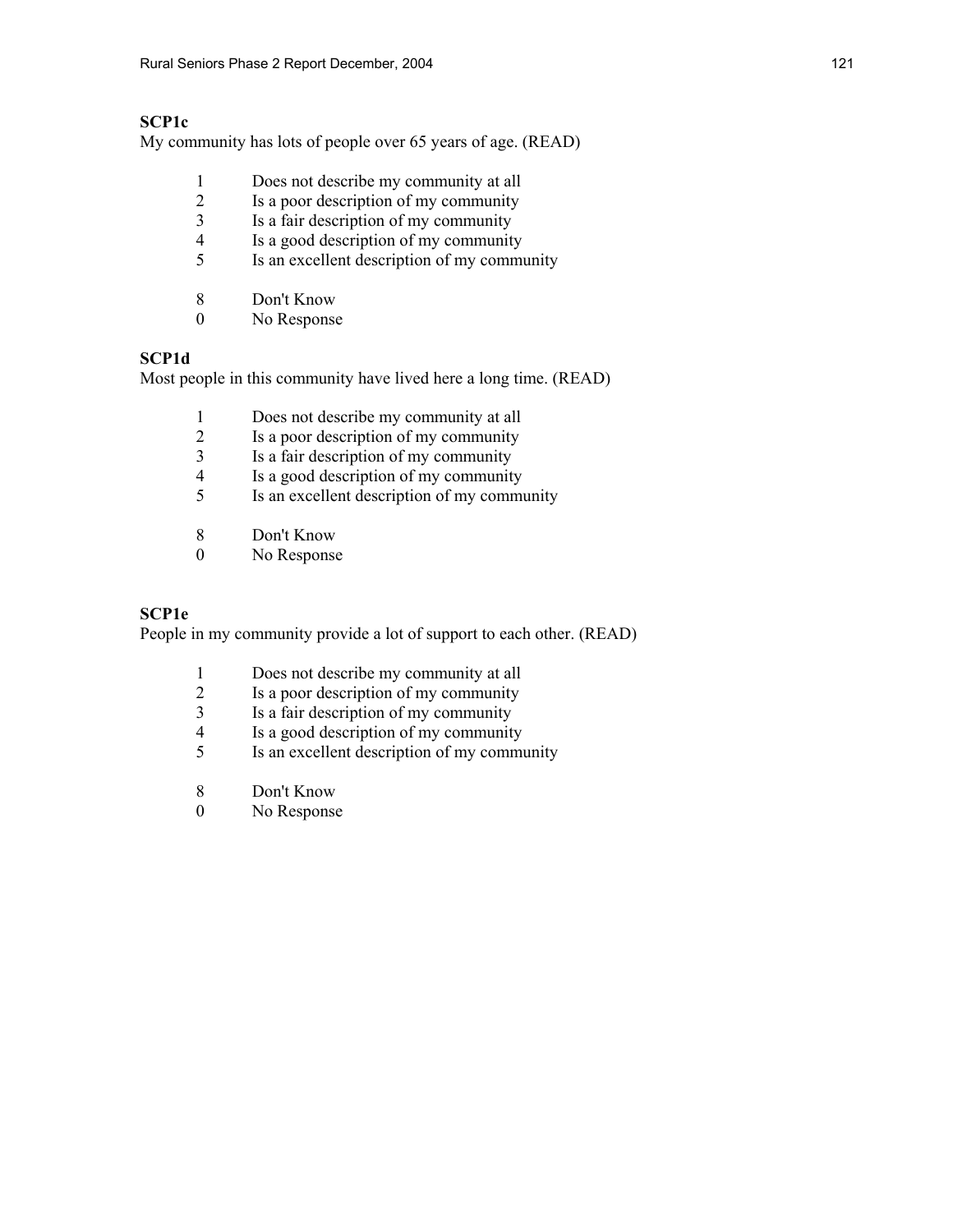**SCP1c**
My community has lots of people over 65 years of age. (READ)

1 Does not describe my community at all
2 Is a poor description of my community
3 Is a fair description of my community
4 Is a good description of my community
5 Is an excellent description of my community

8 Don't Know
0 No Response

**SCP1d**
Most people in this community have lived here a long time. (READ)

1 Does not describe my community at all
2 Is a poor description of my community
3 Is a fair description of my community
4 Is a good description of my community
5 Is an excellent description of my community

8 Don't Know
0 No Response

**SCP1e**
People in my community provide a lot of support to each other. (READ)

1 Does not describe my community at all
2 Is a poor description of my community
3 Is a fair description of my community
4 Is a good description of my community
5 Is an excellent description of my community

8 Don't Know
0 No Response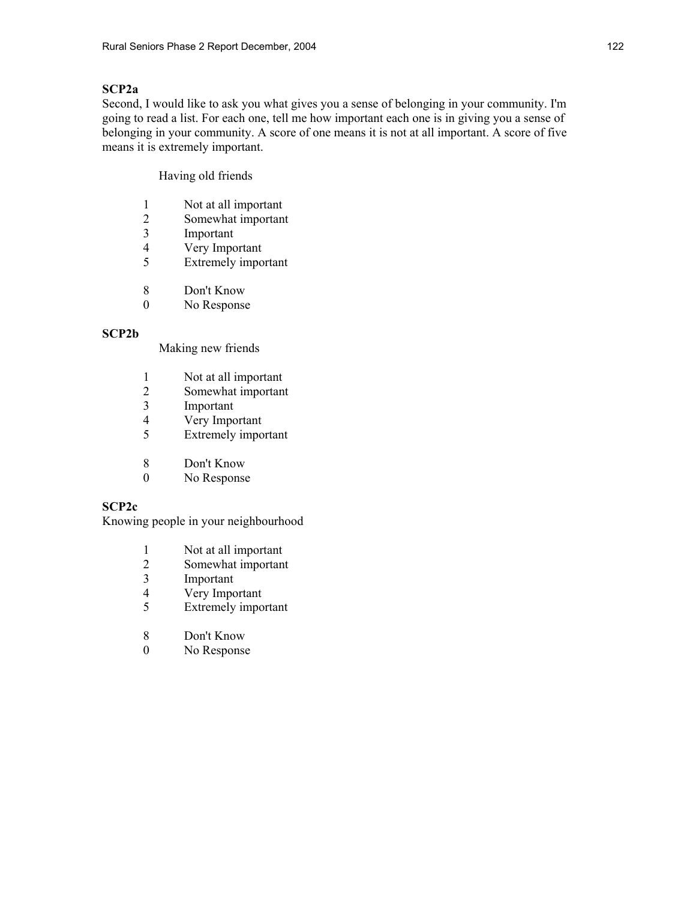**SCP2a**

Second, I would like to ask you what gives you a sense of belonging in your community. I'm going to read a list. For each one, tell me how important each one is in giving you a sense of belonging in your community. A score of one means it is not at all important. A score of five means it is extremely important.

Having old friends

1 Not at all important
2 Somewhat important
3 Important
4 Very Important
5 Extremely important

8 Don't Know
0 No Response

**SCP2b**

Making new friends

1 Not at all important
2 Somewhat important
3 Important
4 Very Important
5 Extremely important

8 Don't Know
0 No Response

**SCP2c**

Knowing people in your neighbourhood

1 Not at all important
2 Somewhat important
3 Important
4 Very Important
5 Extremely important

8 Don't Know
0 No Response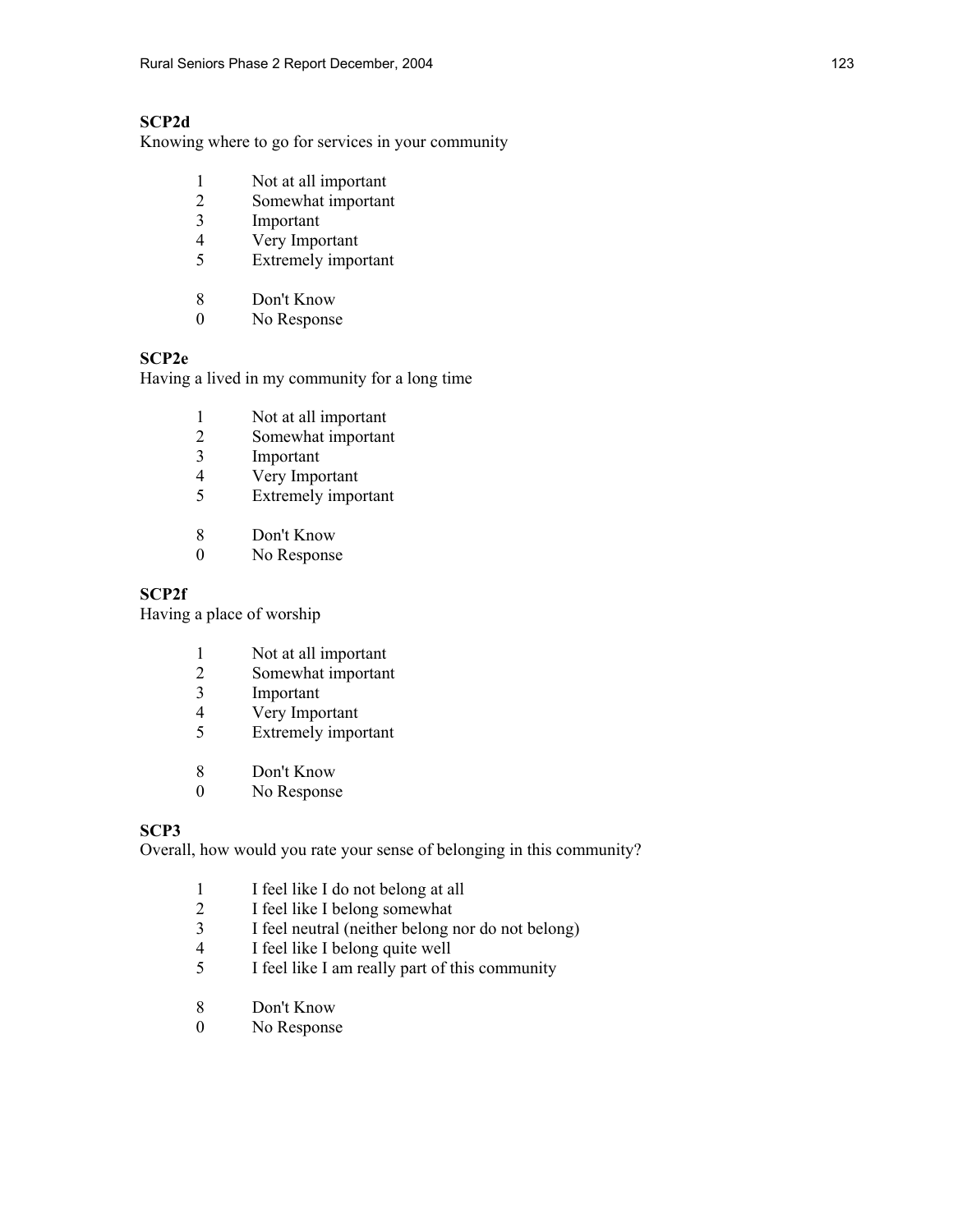**SCP2d**
Knowing where to go for services in your community

1 Not at all important
2 Somewhat important
3 Important
4 Very Important
5 Extremely important

8 Don't Know
0 No Response

**SCP2e**
Having a lived in my community for a long time

1 Not at all important
2 Somewhat important
3 Important
4 Very Important
5 Extremely important

8 Don't Know
0 No Response

**SCP2f**
Having a place of worship

1 Not at all important
2 Somewhat important
3 Important
4 Very Important
5 Extremely important

8 Don't Know
0 No Response

**SCP3**
Overall, how would you rate your sense of belonging in this community?

1 I feel like I do not belong at all
2 I feel like I belong somewhat
3 I feel neutral (neither belong nor do not belong)
4 I feel like I belong quite well
5 I feel like I am really part of this community

8 Don't Know
0 No Response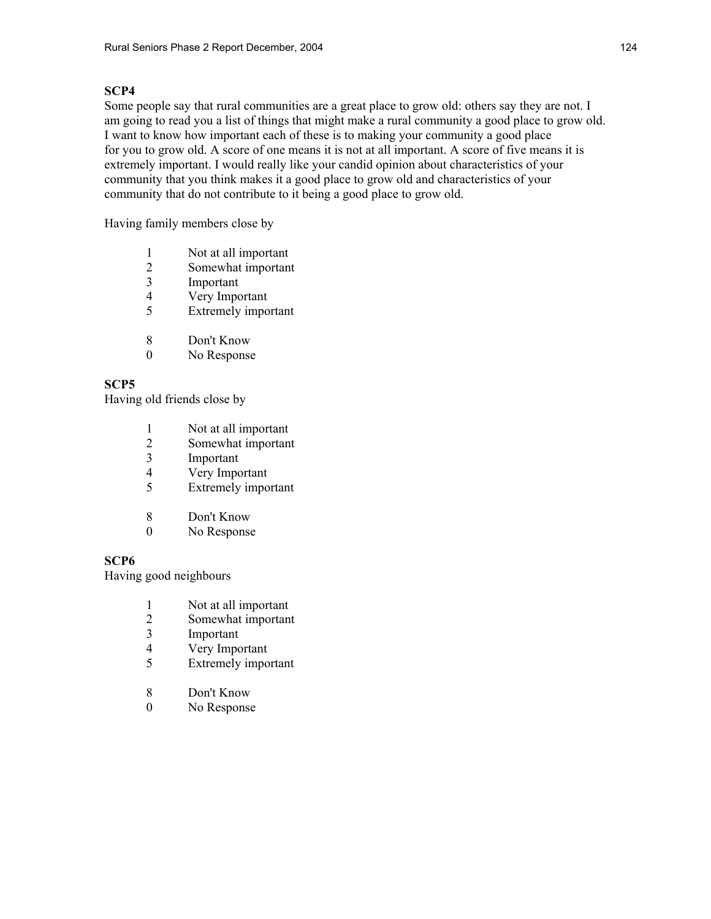**SCP4**

Some people say that rural communities are a great place to grow old: others say they are not. I am going to read you a list of things that might make a rural community a good place to grow old. I want to know how important each of these is to making your community a good place for you to grow old. A score of one means it is not at all important. A score of five means it is extremely important. I would really like your candid opinion about characteristics of your community that you think makes it a good place to grow old and characteristics of your community that do not contribute to it being a good place to grow old.

Having family members close by

1 Not at all important
2 Somewhat important
3 Important
4 Very Important
5 Extremely important

8 Don't Know
0 No Response

**SCP5**

Having old friends close by

1 Not at all important
2 Somewhat important
3 Important
4 Very Important
5 Extremely important

8 Don't Know
0 No Response

**SCP6**

Having good neighbours

1 Not at all important
2 Somewhat important
3 Important
4 Very Important
5 Extremely important

8 Don't Know
0 No Response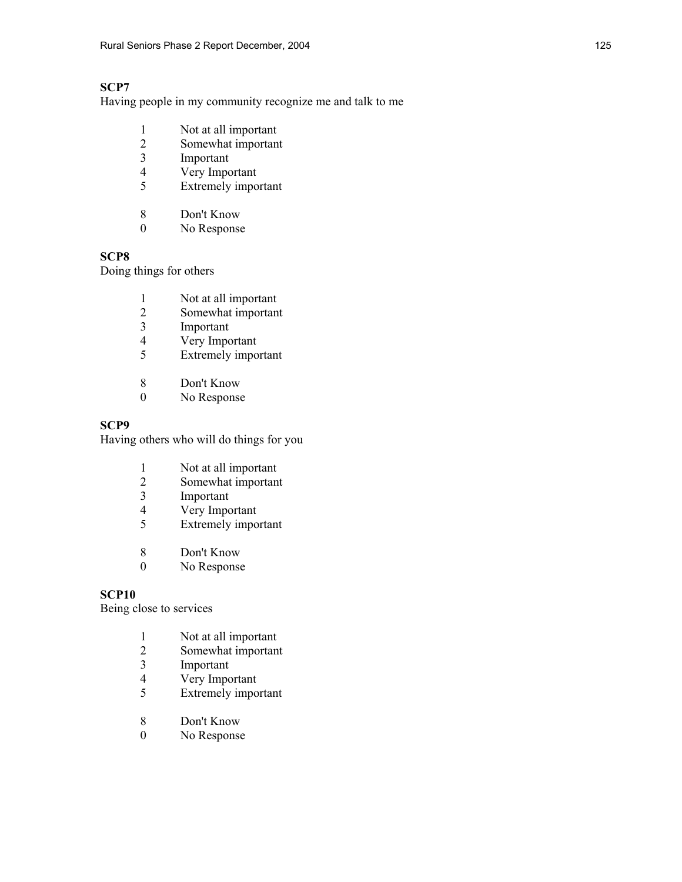**SCP7**
Having people in my community recognize me and talk to me

1 Not at all important
2 Somewhat important
3 Important
4 Very Important
5 Extremely important

8 Don't Know
0 No Response

**SCP8**
Doing things for others

1 Not at all important
2 Somewhat important
3 Important
4 Very Important
5 Extremely important

8 Don't Know
0 No Response

**SCP9**
Having others who will do things for you

1 Not at all important
2 Somewhat important
3 Important
4 Very Important
5 Extremely important

8 Don't Know
0 No Response

**SCP10**
Being close to services

1 Not at all important
2 Somewhat important
3 Important
4 Very Important
5 Extremely important

8 Don't Know
0 No Response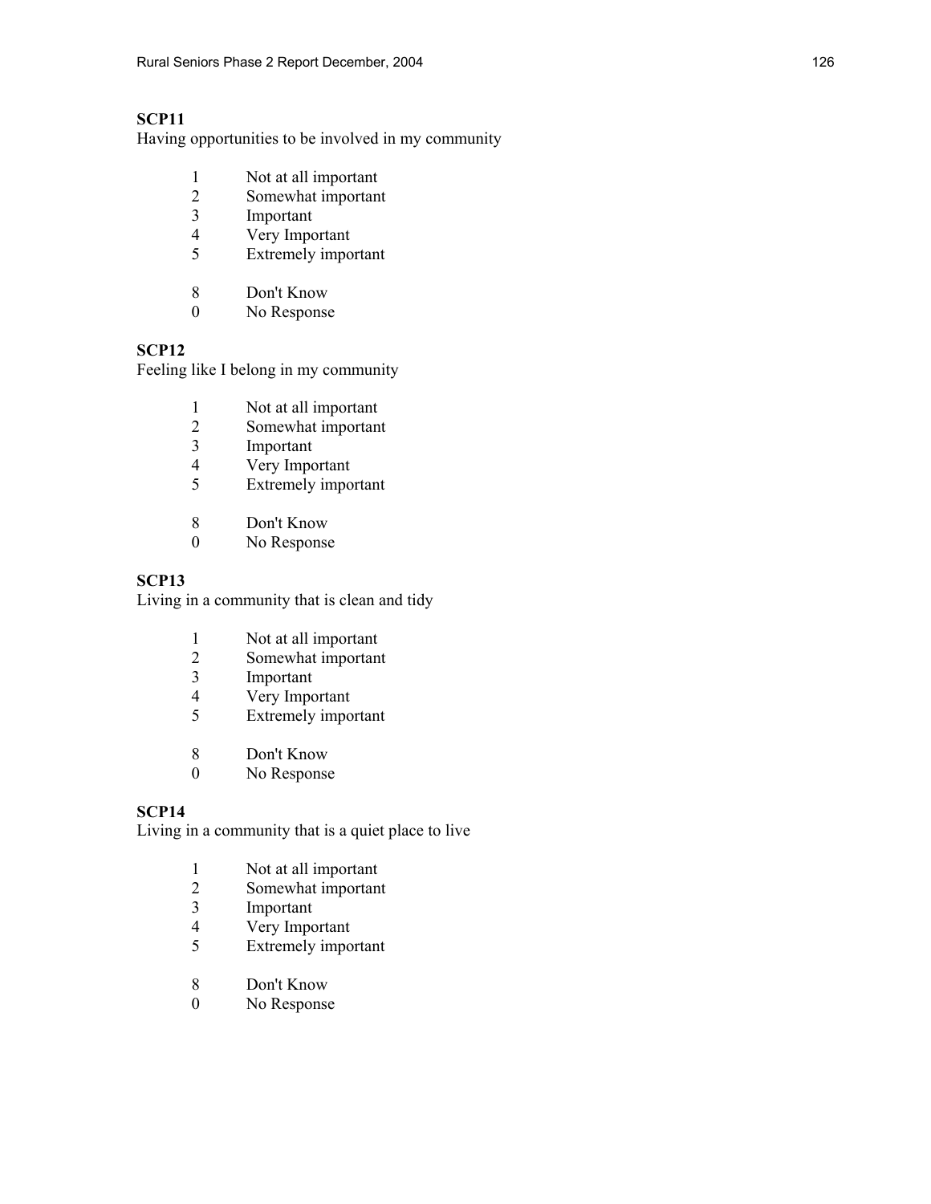**SCP11**
Having opportunities to be involved in my community

1 Not at all important
2 Somewhat important
3 Important
4 Very Important
5 Extremely important

8 Don't Know
0 No Response

**SCP12**
Feeling like I belong in my community

1 Not at all important
2 Somewhat important
3 Important
4 Very Important
5 Extremely important

8 Don't Know
0 No Response

**SCP13**
Living in a community that is clean and tidy

1 Not at all important
2 Somewhat important
3 Important
4 Very Important
5 Extremely important

8 Don't Know
0 No Response

**SCP14**
Living in a community that is a quiet place to live

1 Not at all important
2 Somewhat important
3 Important
4 Very Important
5 Extremely important

8 Don't Know
0 No Response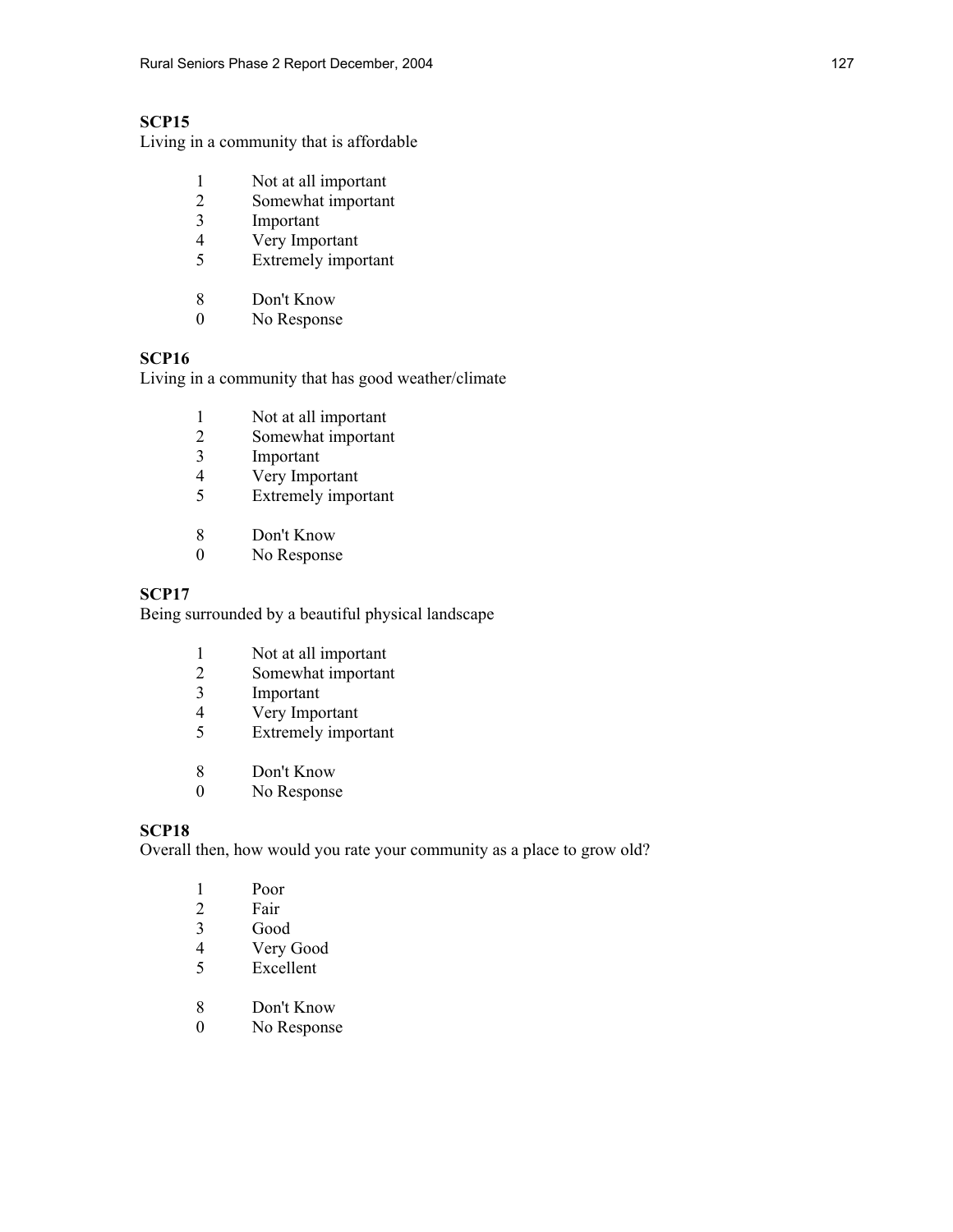**SCP15**
Living in a community that is affordable

1 Not at all important
2 Somewhat important
3 Important
4 Very Important
5 Extremely important

8 Don't Know
0 No Response

**SCP16**
Living in a community that has good weather/climate

1 Not at all important
2 Somewhat important
3 Important
4 Very Important
5 Extremely important

8 Don't Know
0 No Response

**SCP17**
Being surrounded by a beautiful physical landscape

1 Not at all important
2 Somewhat important
3 Important
4 Very Important
5 Extremely important

8 Don't Know
0 No Response

**SCP18**
Overall then, how would you rate your community as a place to grow old?

1 Poor
2 Fair
3 Good
4 Very Good
5 Excellent

8 Don't Know
0 No Response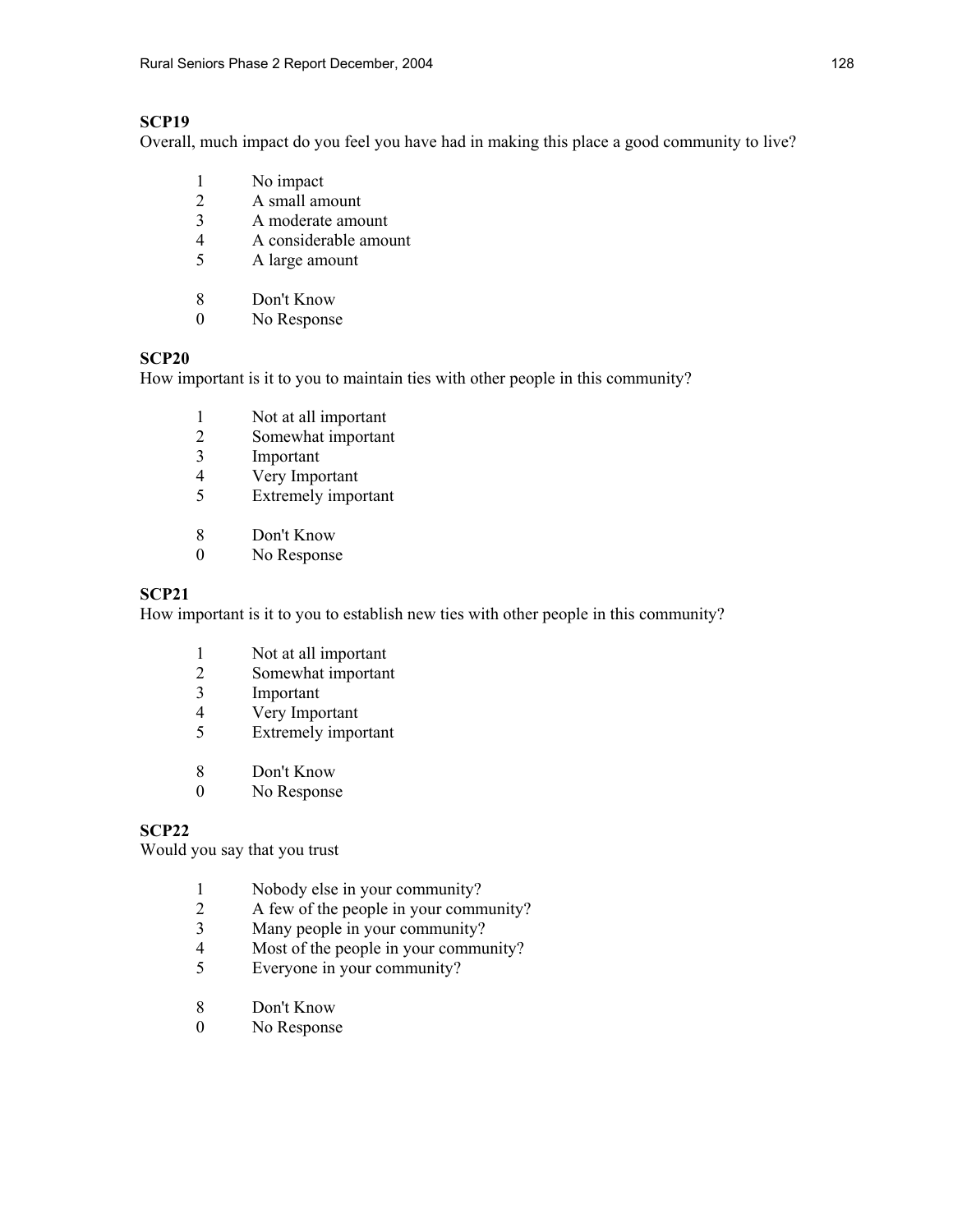**SCP19**

Overall, much impact do you feel you have had in making this place a good community to live?

1 No impact
2 A small amount
3 A moderate amount
4 A considerable amount
5 A large amount

8 Don't Know
0 No Response

**SCP20**

How important is it to you to maintain ties with other people in this community?

1 Not at all important
2 Somewhat important
3 Important
4 Very Important
5 Extremely important

8 Don't Know
0 No Response

**SCP21**

How important is it to you to establish new ties with other people in this community?

1 Not at all important
2 Somewhat important
3 Important
4 Very Important
5 Extremely important

8 Don't Know
0 No Response

**SCP22**

Would you say that you trust

1 Nobody else in your community?
2 A few of the people in your community?
3 Many people in your community?
4 Most of the people in your community?
5 Everyone in your community?

8 Don't Know
0 No Response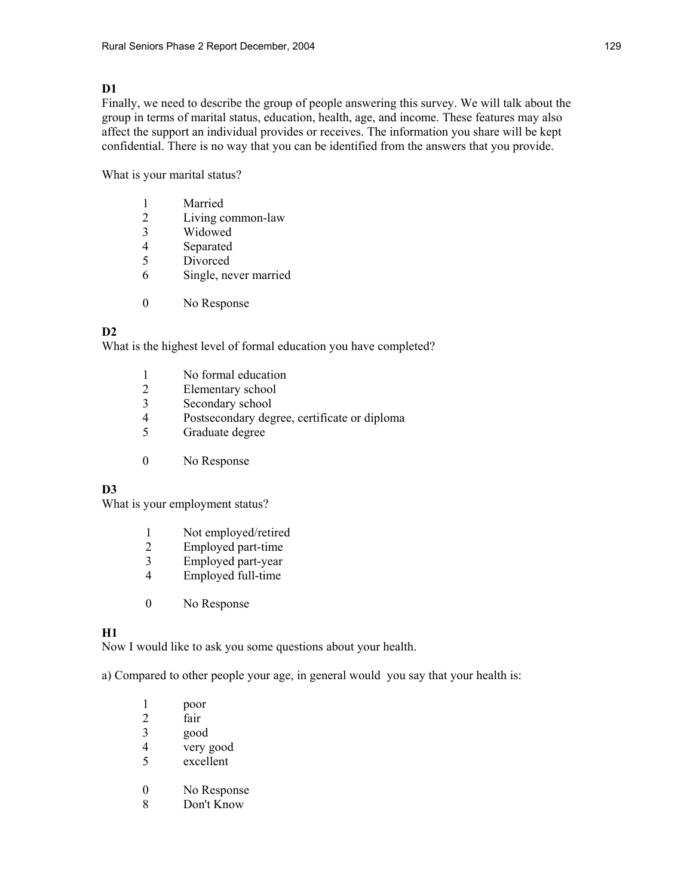**D1**

Finally, we need to describe the group of people answering this survey. We will talk about the group in terms of marital status, education, health, age, and income. These features may also affect the support an individual provides or receives. The information you share will be kept confidential. There is no way that you can be identified from the answers that you provide.

What is your marital status?

1 Married
2 Living common-law
3 Widowed
4 Separated
5 Divorced
6 Single, never married

0 No Response

**D2**

What is the highest level of formal education you have completed?

1 No formal education
2 Elementary school
3 Secondary school
4 Postsecondary degree, certificate or diploma
5 Graduate degree

0 No Response

**D3**

What is your employment status?

1 Not employed/retired
2 Employed part-time
3 Employed part-year
4 Employed full-time

0 No Response

**H1**

Now I would like to ask you some questions about your health.

a) Compared to other people your age, in general would you say that your health is:

1 poor
2 fair
3 good
4 very good
5 excellent

0 No Response
8 Don't Know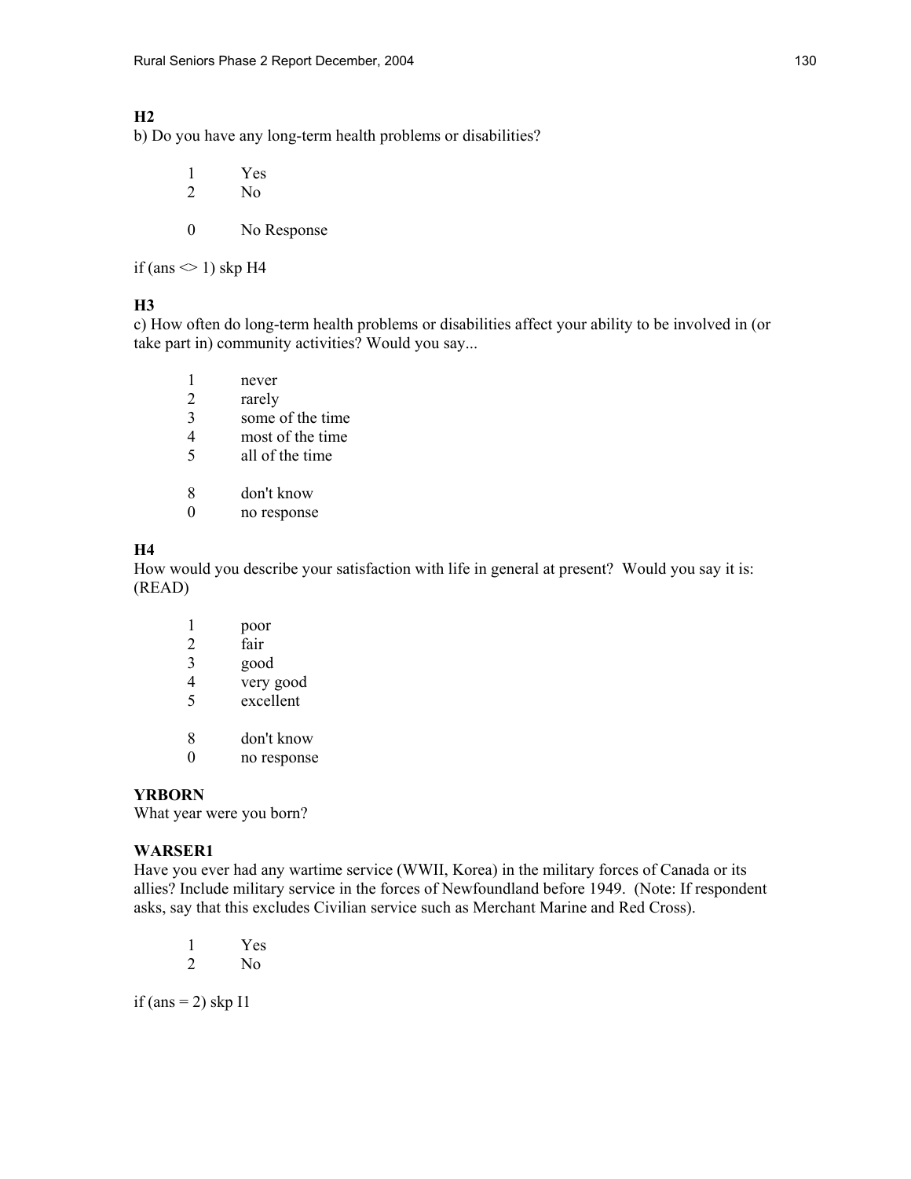**H2**
b) Do you have any long-term health problems or disabilities?

1 Yes
2 No

0 No Response

if (ans <> 1) skp H4

**H3**
c) How often do long-term health problems or disabilities affect your ability to be involved in (or take part in) community activities? Would you say...

1 never
2 rarely
3 some of the time
4 most of the time
5 all of the time

8 don't know
0 no response

**H4**
How would you describe your satisfaction with life in general at present? Would you say it is: (READ)

1 poor
2 fair
3 good
4 very good
5 excellent

8 don't know
0 no response

**YRBORN**
What year were you born?

**WARSER1**
Have you ever had any wartime service (WWII, Korea) in the military forces of Canada or its allies? Include military service in the forces of Newfoundland before 1949. (Note: If respondent asks, say that this excludes Civilian service such as Merchant Marine and Red Cross).

1 Yes
2 No

if (ans = 2) skp I1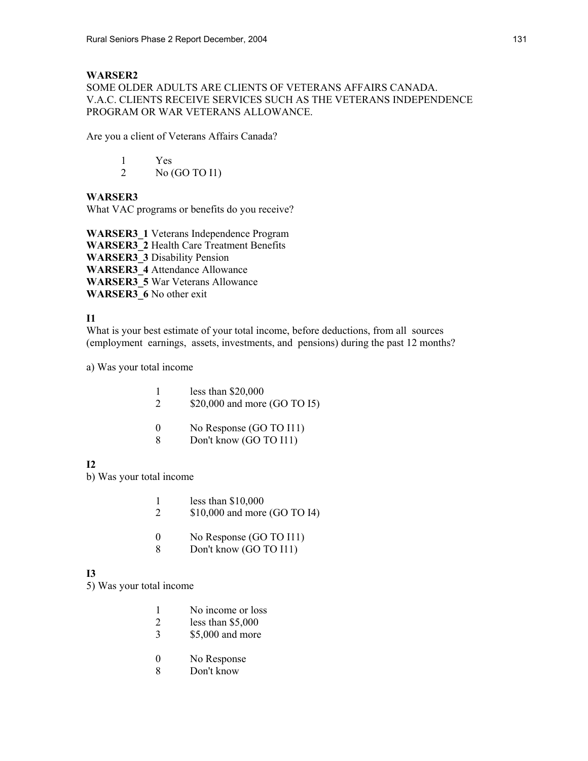**WARSER2**
SOME OLDER ADULTS ARE CLIENTS OF VETERANS AFFAIRS CANADA. V.A.C. CLIENTS RECEIVE SERVICES SUCH AS THE VETERANS INDEPENDENCE PROGRAM OR WAR VETERANS ALLOWANCE.

Are you a client of Veterans Affairs Canada?

1 Yes
2 No (GO TO I1)

**WARSER3**
What VAC programs or benefits do you receive?

**WARSER3_1** Veterans Independence Program
**WARSER3_2** Health Care Treatment Benefits
**WARSER3_3** Disability Pension
**WARSER3_4** Attendance Allowance
**WARSER3_5** War Veterans Allowance
**WARSER3_6** No other exit

**I1**
What is your best estimate of your total income, before deductions, from all sources (employment earnings, assets, investments, and pensions) during the past 12 months?

a) Was your total income

1 less than $20,000
2 $20,000 and more (GO TO I5)

0 No Response (GO TO I11)
8 Don't know (GO TO I11)

**I2**
b) Was your total income

1 less than $10,000
2 $10,000 and more (GO TO I4)

0 No Response (GO TO I11)
8 Don't know (GO TO I11)

**I3**
5) Was your total income

1 No income or loss
2 less than $5,000
3 $5,000 and more

0 No Response
8 Don't know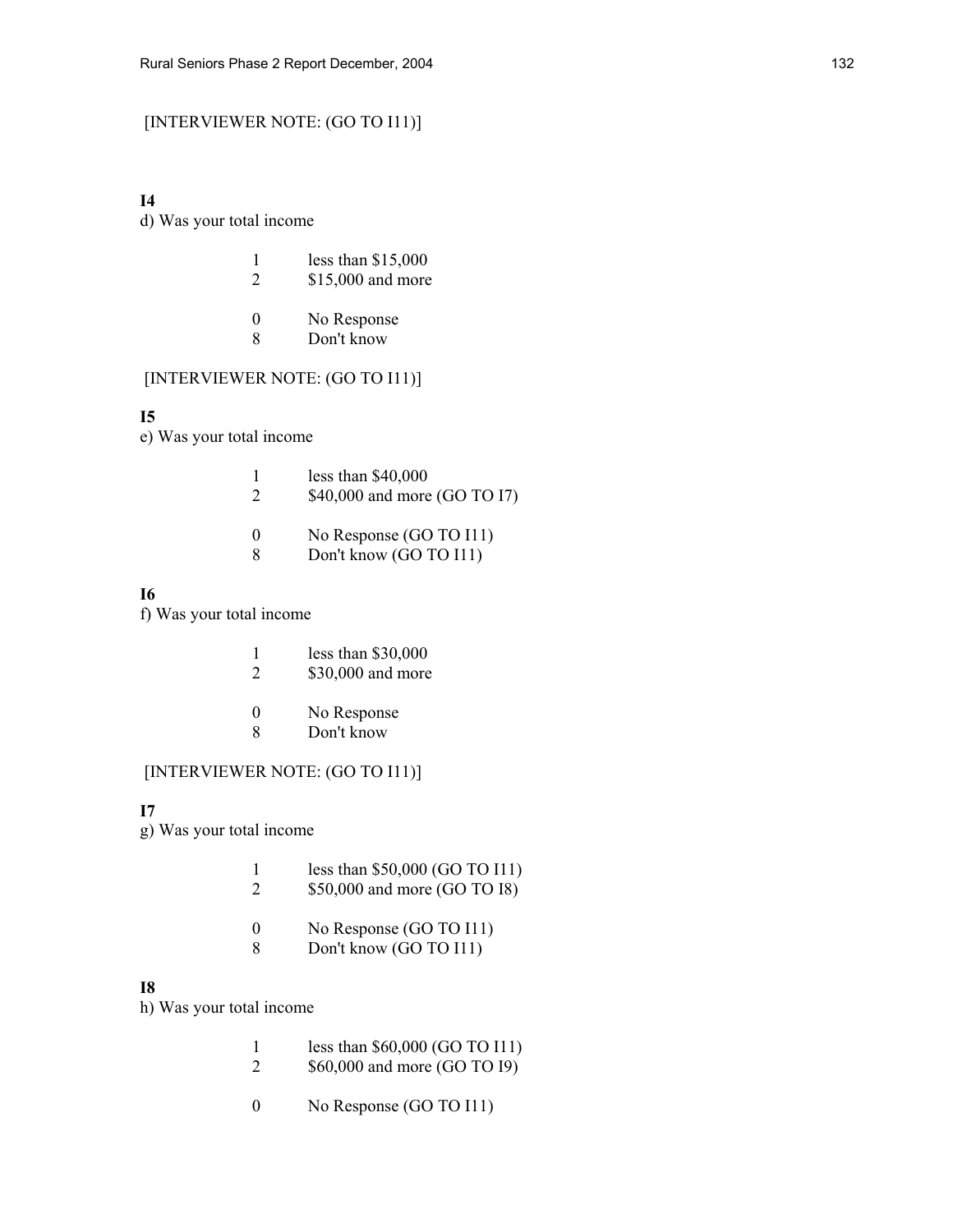[INTERVIEWER NOTE: (GO TO I11)]

**I4**

d) Was your total income

1 less than $15,000
2 $15,000 and more

0 No Response
8 Don't know

[INTERVIEWER NOTE: (GO TO I11)]

**I5**

e) Was your total income

1 less than $40,000
2 $40,000 and more (GO TO I7)

0 No Response (GO TO I11)
8 Don't know (GO TO I11)

**I6**

f) Was your total income

1 less than $30,000
2 $30,000 and more

0 No Response
8 Don't know

[INTERVIEWER NOTE: (GO TO I11)]

**I7**

g) Was your total income

1 less than $50,000 (GO TO I11)
2 $50,000 and more (GO TO I8)

0 No Response (GO TO I11)
8 Don't know (GO TO I11)

**I8**

h) Was your total income

1 less than $60,000 (GO TO I11)
2 $60,000 and more (GO TO I9)

0 No Response (GO TO I11)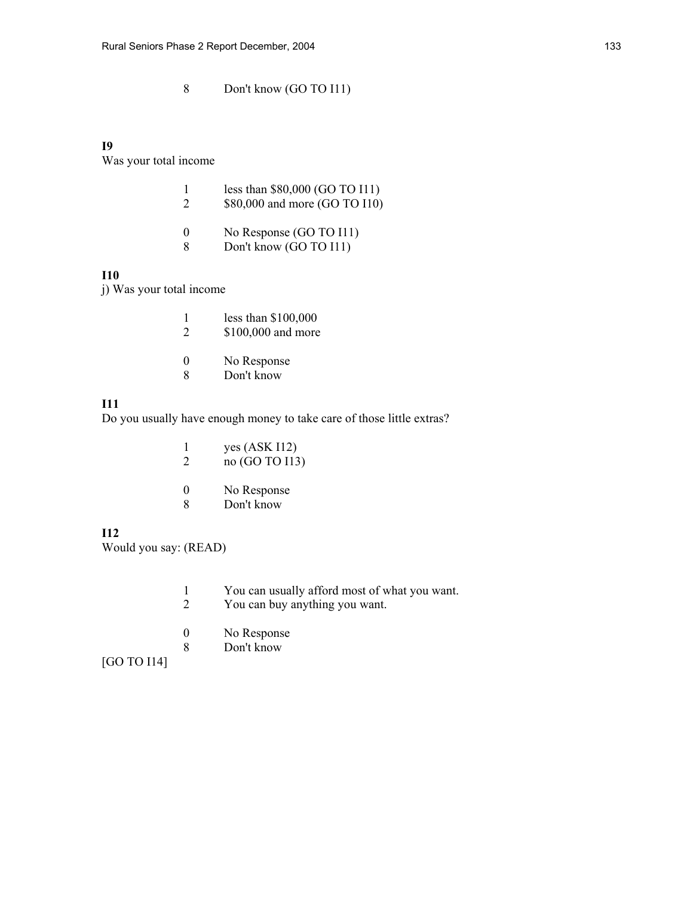8 Don't know (GO TO I11)

**I9**

Was your total income

1 less than $80,000 (GO TO I11)
2 $80,000 and more (GO TO I10)

0 No Response (GO TO I11)
8 Don't know (GO TO I11)

**I10**

j) Was your total income

1 less than $100,000
2 $100,000 and more

0 No Response
8 Don't know

**I11**

Do you usually have enough money to take care of those little extras?

1 yes (ASK I12)
2 no (GO TO I13)

0 No Response
8 Don't know

**I12**

Would you say: (READ)

1 You can usually afford most of what you want.
2 You can buy anything you want.

0 No Response
8 Don't know

[GO TO I14]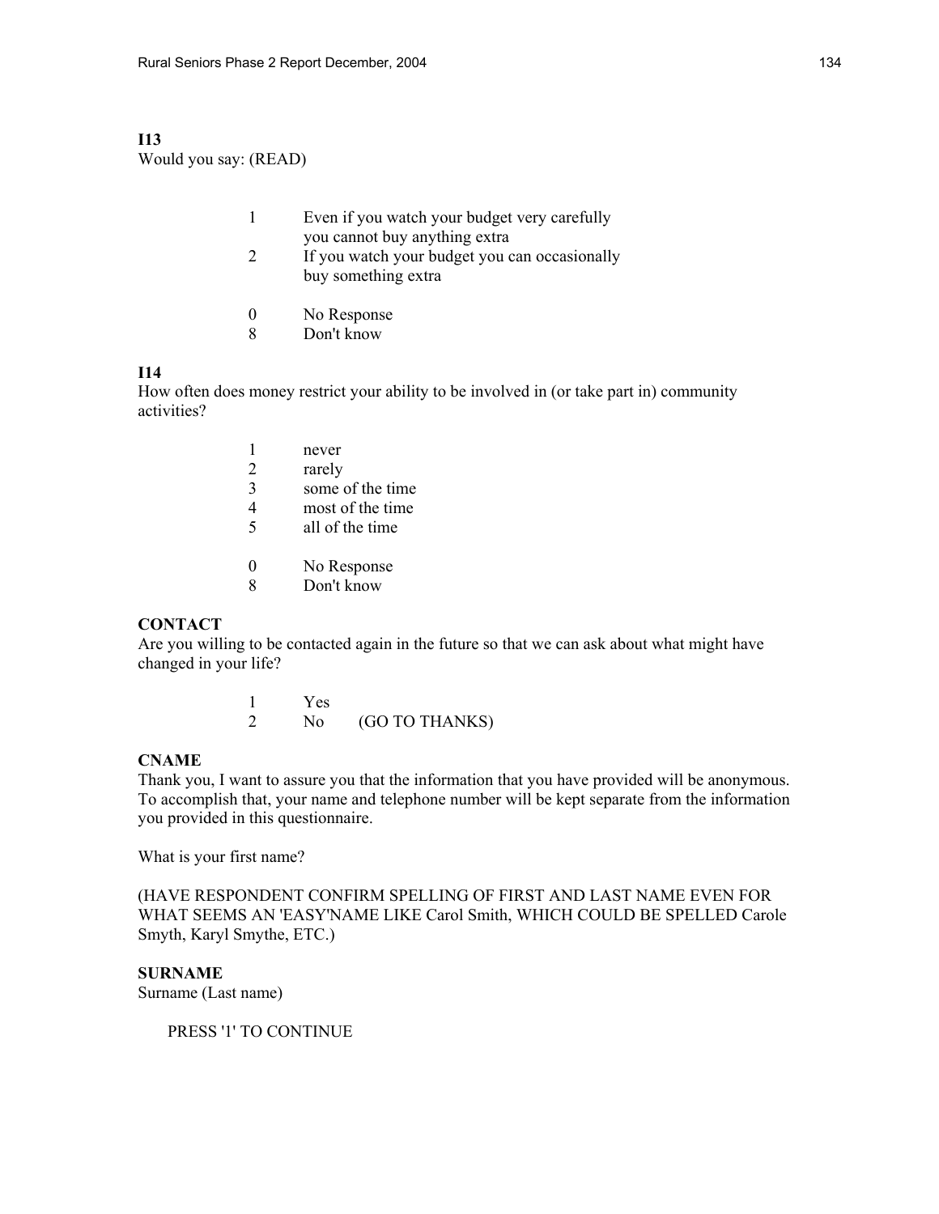**I13**
Would you say: (READ)

| | |
|---|---|
| 1 | Even if you watch your budget very carefully you cannot buy anything extra |
| 2 | If you watch your budget you can occasionally buy something extra |
| 0 | No Response |
| 8 | Don't know |

**I14**
How often does money restrict your ability to be involved in (or take part in) community activities?

| | |
|---|---|
| 1 | never |
| 2 | rarely |
| 3 | some of the time |
| 4 | most of the time |
| 5 | all of the time |
| 0 | No Response |
| 8 | Don't know |

**CONTACT**
Are you willing to be contacted again in the future so that we can ask about what might have changed in your life?

| | | |
|---|---|---|
| 1 | Yes | |
| 2 | No | (GO TO THANKS) |

**CNAME**
Thank you, I want to assure you that the information that you have provided will be anonymous. To accomplish that, your name and telephone number will be kept separate from the information you provided in this questionnaire.

What is your first name?

(HAVE RESPONDENT CONFIRM SPELLING OF FIRST AND LAST NAME EVEN FOR WHAT SEEMS AN 'EASY'NAME LIKE Carol Smith, WHICH COULD BE SPELLED Carole Smyth, Karyl Smythe, ETC.)

**SURNAME**
Surname (Last name)

PRESS '1' TO CONTINUE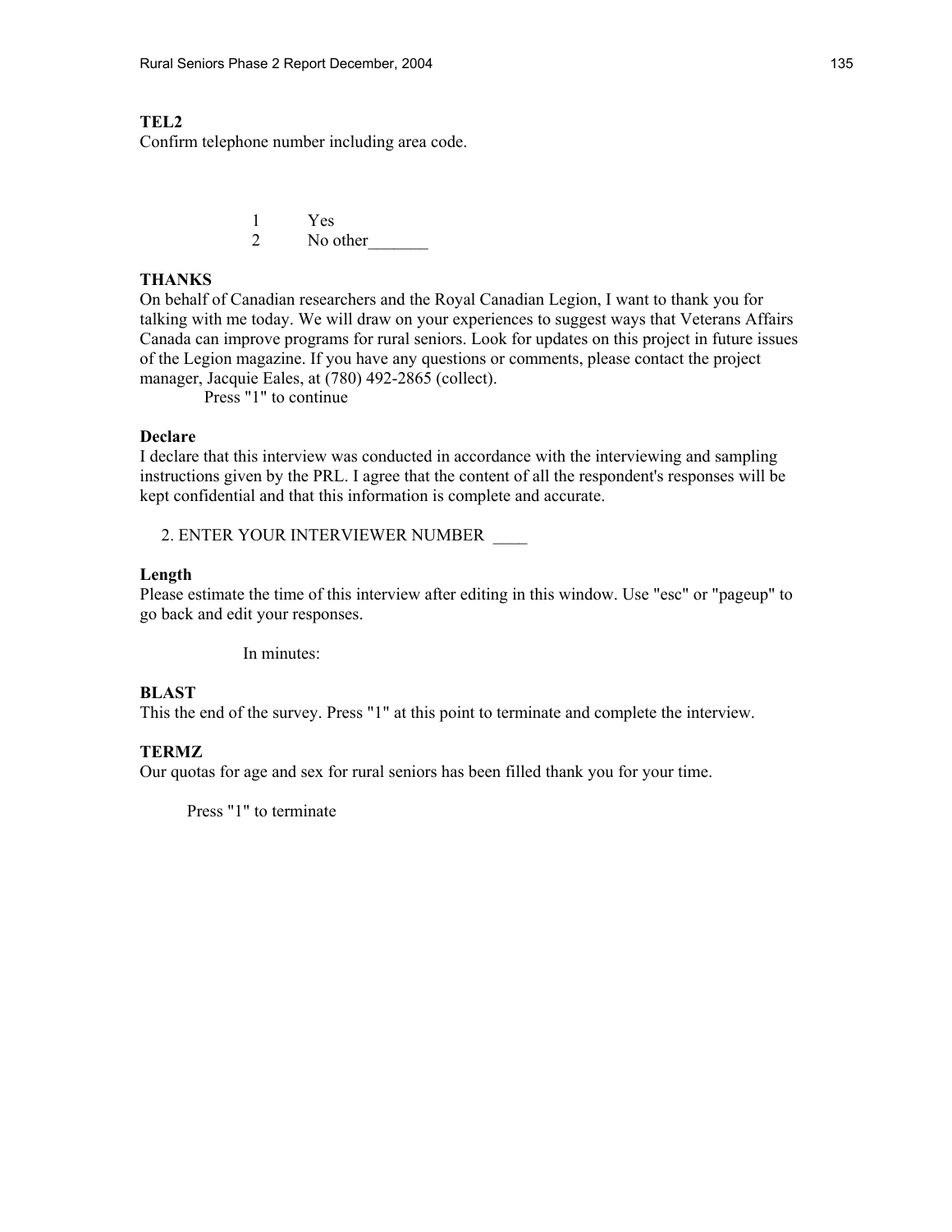**TEL2**

Confirm telephone number including area code.

1 Yes
2 No other_______

**THANKS**

On behalf of Canadian researchers and the Royal Canadian Legion, I want to thank you for talking with me today. We will draw on your experiences to suggest ways that Veterans Affairs Canada can improve programs for rural seniors. Look for updates on this project in future issues of the Legion magazine. If you have any questions or comments, please contact the project manager, Jacquie Eales, at (780) 492-2865 (collect).

Press "1" to continue

**Declare**

I declare that this interview was conducted in accordance with the interviewing and sampling instructions given by the PRL. I agree that the content of all the respondent's responses will be kept confidential and that this information is complete and accurate.

2. ENTER YOUR INTERVIEWER NUMBER ____

**Length**

Please estimate the time of this interview after editing in this window. Use "esc" or "pageup" to go back and edit your responses.

In minutes:

**BLAST**

This the end of the survey. Press "1" at this point to terminate and complete the interview.

**TERMZ**

Our quotas for age and sex for rural seniors has been filled thank you for your time.

Press "1" to terminate